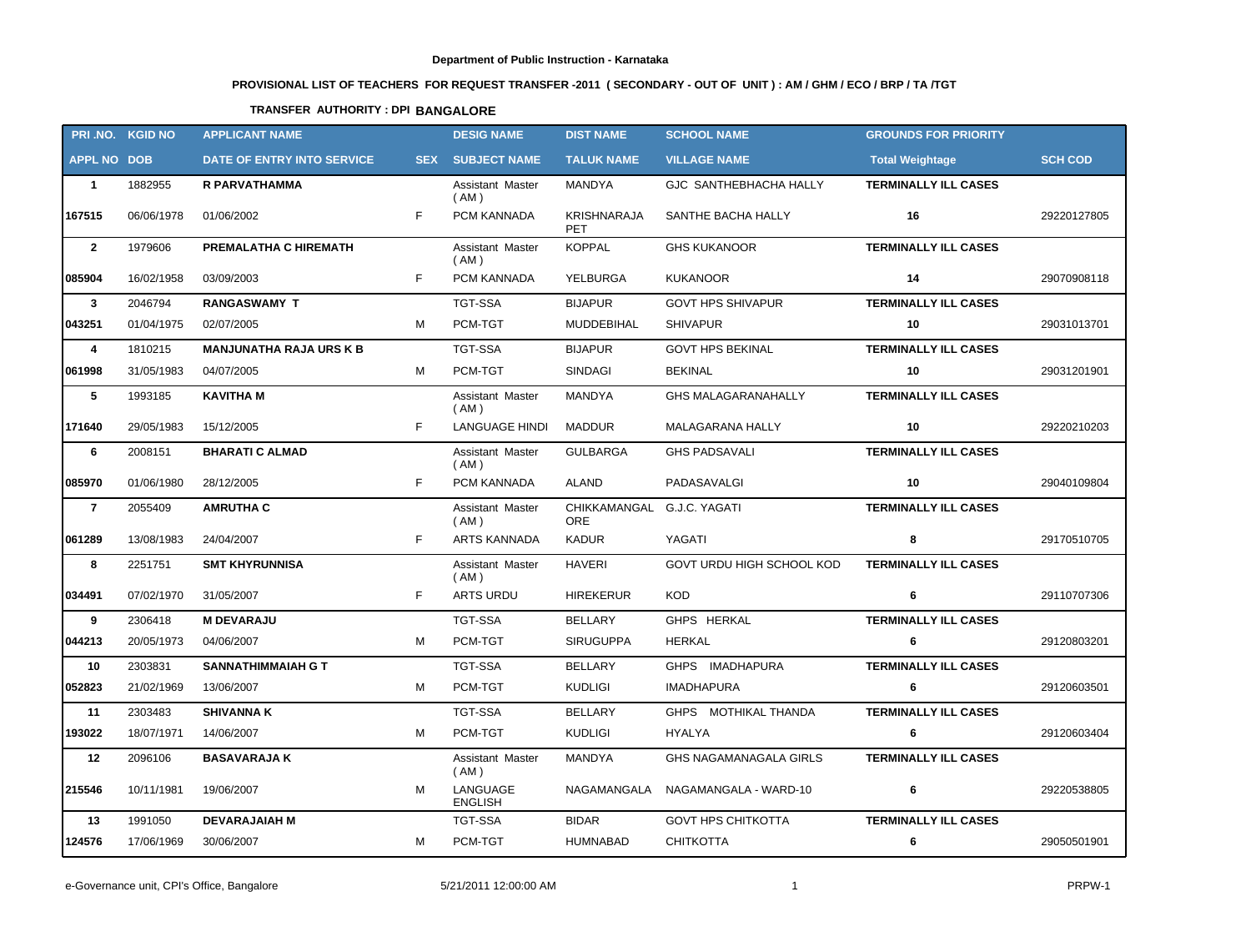Department of Public Instruction - Karnataka

## PROVISIONAL LIST OF TEACHERS FOR REQUEST TRANSFER -2011 ( SECONDARY - OUT OF UNIT ) : AM / GHM / ECO / BRP / TA /TGT

### TRANSFER AUTHORITY : DPI BANGALORE

| PRI .NO. | KGID NO | APPLICANT NAME | | DESIG NAME | DIST NAME | SCHOOL NAME | GROUNDS FOR PRIORITY | |
|---|---|---|---|---|---|---|---|---|
| APPL NO | DOB | DATE OF ENTRY INTO SERVICE | SEX | SUBJECT NAME | TALUK NAME | VILLAGE NAME | Total Weightage | SCH COD |
| 1 | 1882955 | **R PARVATHAMMA** | | Assistant Master ( AM ) | MANDYA | GJC SANTHEBHACHA HALLY | **TERMINALLY ILL CASES** | |
| 167515 | 06/06/1978 | 01/06/2002 | F | PCM KANNADA | KRISHNARAJA PET | SANTHE BACHA HALLY | 16 | 29220127805 |
| 2 | 1979606 | **PREMALATHA C HIREMATH** | | Assistant Master ( AM ) | KOPPAL | GHS KUKANOOR | **TERMINALLY ILL CASES** | |
| 085904 | 16/02/1958 | 03/09/2003 | F | PCM KANNADA | YELBURGA | KUKANOOR | 14 | 29070908118 |
| 3 | 2046794 | **RANGASWAMY T** | | TGT-SSA | BIJAPUR | GOVT HPS SHIVAPUR | **TERMINALLY ILL CASES** | |
| 043251 | 01/04/1975 | 02/07/2005 | M | PCM-TGT | MUDDEBIHAL | SHIVAPUR | 10 | 29031013701 |
| 4 | 1810215 | **MANJUNATHA RAJA URS K B** | | TGT-SSA | BIJAPUR | GOVT HPS BEKINAL | **TERMINALLY ILL CASES** | |
| 061998 | 31/05/1983 | 04/07/2005 | M | PCM-TGT | SINDAGI | BEKINAL | 10 | 29031201901 |
| 5 | 1993185 | **KAVITHA M** | | Assistant Master ( AM ) | MANDYA | GHS MALAGARANAHALLY | **TERMINALLY ILL CASES** | |
| 171640 | 29/05/1983 | 15/12/2005 | F | LANGUAGE HINDI | MADDUR | MALAGARANA HALLY | 10 | 29220210203 |
| 6 | 2008151 | **BHARATI C ALMAD** | | Assistant Master ( AM ) | GULBARGA | GHS PADSAVALI | **TERMINALLY ILL CASES** | |
| 085970 | 01/06/1980 | 28/12/2005 | F | PCM KANNADA | ALAND | PADASAVALGI | 10 | 29040109804 |
| 7 | 2055409 | **AMRUTHA C** | | Assistant Master ( AM ) | CHIKKAMANGALORE | G.J.C. YAGATI | **TERMINALLY ILL CASES** | |
| 061289 | 13/08/1983 | 24/04/2007 | F | ARTS KANNADA | KADUR | YAGATI | 8 | 29170510705 |
| 8 | 2251751 | **SMT KHYRUNNISA** | | Assistant Master ( AM ) | HAVERI | GOVT URDU HIGH SCHOOL KOD | **TERMINALLY ILL CASES** | |
| 034491 | 07/02/1970 | 31/05/2007 | F | ARTS URDU | HIREKERUR | KOD | 6 | 29110707306 |
| 9 | 2306418 | **M DEVARAJU** | | TGT-SSA | BELLARY | GHPS HERKAL | **TERMINALLY ILL CASES** | |
| 044213 | 20/05/1973 | 04/06/2007 | M | PCM-TGT | SIRUGUPPA | HERKAL | 6 | 29120803201 |
| 10 | 2303831 | **SANNATHIMMAIAH G T** | | TGT-SSA | BELLARY | GHPS IMADHAPURA | **TERMINALLY ILL CASES** | |
| 052823 | 21/02/1969 | 13/06/2007 | M | PCM-TGT | KUDLIGI | IMADHAPURA | 6 | 29120603501 |
| 11 | 2303483 | **SHIVANNA K** | | TGT-SSA | BELLARY | GHPS MOTHIKAL THANDA | **TERMINALLY ILL CASES** | |
| 193022 | 18/07/1971 | 14/06/2007 | M | PCM-TGT | KUDLIGI | HYALYA | 6 | 29120603404 |
| 12 | 2096106 | **BASAVARAJA K** | | Assistant Master ( AM ) | MANDYA | GHS NAGAMANAGALA GIRLS | **TERMINALLY ILL CASES** | |
| 215546 | 10/11/1981 | 19/06/2007 | M | LANGUAGE ENGLISH | NAGAMANGALA | NAGAMANGALA - WARD-10 | 6 | 29220538805 |
| 13 | 1991050 | **DEVARAJAIAH M** | | TGT-SSA | BIDAR | GOVT HPS CHITKOTTA | **TERMINALLY ILL CASES** | |
| 124576 | 17/06/1969 | 30/06/2007 | M | PCM-TGT | HUMNABAD | CHITKOTTA | 6 | 29050501901 |

e-Governance unit, CPI's Office, Bangalore 5/21/2011 12:00:00 AM PRPW-1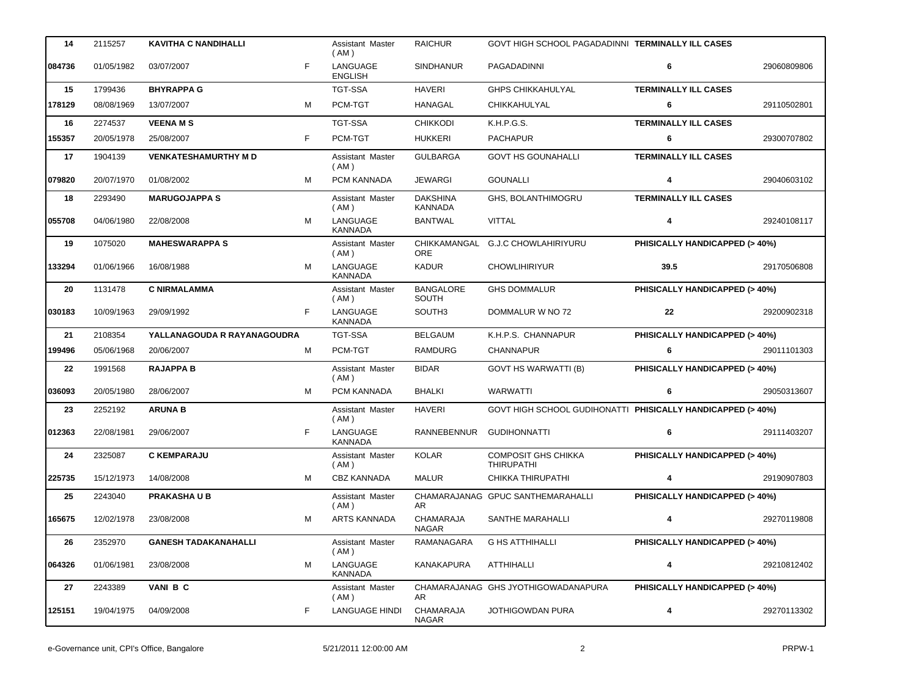| 14 | 2115257 | KAVITHA C NANDIHALLI | | Assistant Master ( AM ) | RAICHUR | GOVT HIGH SCHOOL PAGADADINNI | TERMINALLY ILL CASES | |
|---|---|---|---|---|---|---|---|---|
| 084736 | 01/05/1982 | 03/07/2007 | F | LANGUAGE ENGLISH | SINDHANUR | PAGADADINNI | 6 | 29060809806 |
| 15 | 1799436 | BHYRAPPA G | | TGT-SSA | HAVERI | GHPS CHIKKAHULYAL | TERMINALLY ILL CASES | |
| 178129 | 08/08/1969 | 13/07/2007 | M | PCM-TGT | HANAGAL | CHIKKAHULYAL | 6 | 29110502801 |
| 16 | 2274537 | VEENA M S | | TGT-SSA | CHIKKODI | K.H.P.G.S. | TERMINALLY ILL CASES | |
| 155357 | 20/05/1978 | 25/08/2007 | F | PCM-TGT | HUKKERI | PACHAPUR | 6 | 29300707802 |
| 17 | 1904139 | VENKATESHAMURTHY M D | | Assistant Master ( AM ) | GULBARGA | GOVT HS GOUNAHALLI | TERMINALLY ILL CASES | |
| 079820 | 20/07/1970 | 01/08/2002 | M | PCM KANNADA | JEWARGI | GOUNALLI | 4 | 29040603102 |
| 18 | 2293490 | MARUGOJAPPA S | | Assistant Master ( AM ) | DAKSHINA KANNADA | GHS, BOLANTHIMOGRU | TERMINALLY ILL CASES | |
| 055708 | 04/06/1980 | 22/08/2008 | M | LANGUAGE KANNADA | BANTWAL | VITTAL | 4 | 29240108117 |
| 19 | 1075020 | MAHESWARAPPA S | | Assistant Master ( AM ) | CHIKKAMANGALORE | G.J.C CHOWLAHIRIYURU | PHISICALLY HANDICAPPED (> 40%) | |
| 133294 | 01/06/1966 | 16/08/1988 | M | LANGUAGE KANNADA | KADUR | CHOWLIHIRIYUR | 39.5 | 29170506808 |
| 20 | 1131478 | C NIRMALAMMA | | Assistant Master ( AM ) | BANGALORE SOUTH | GHS DOMMALUR | PHISICALLY HANDICAPPED (> 40%) | |
| 030183 | 10/09/1963 | 29/09/1992 | F | LANGUAGE KANNADA | SOUTH3 | DOMMALUR W NO 72 | 22 | 29200902318 |
| 21 | 2108354 | YALLANAGOUDA R RAYANAGOUDRA | | TGT-SSA | BELGAUM | K.H.P.S. CHANNAPUR | PHISICALLY HANDICAPPED (> 40%) | |
| 199496 | 05/06/1968 | 20/06/2007 | M | PCM-TGT | RAMDURG | CHANNAPUR | 6 | 29011101303 |
| 22 | 1991568 | RAJAPPA B | | Assistant Master ( AM ) | BIDAR | GOVT HS WARWATTI (B) | PHISICALLY HANDICAPPED (> 40%) | |
| 036093 | 20/05/1980 | 28/06/2007 | M | PCM KANNADA | BHALKI | WARWATTI | 6 | 29050313607 |
| 23 | 2252192 | ARUNA B | | Assistant Master ( AM ) | HAVERI | GOVT HIGH SCHOOL GUDIHONATTI | PHISICALLY HANDICAPPED (> 40%) | |
| 012363 | 22/08/1981 | 29/06/2007 | F | LANGUAGE KANNADA | RANNEBENNUR | GUDIHONNATTI | 6 | 29111403207 |
| 24 | 2325087 | C KEMPARAJU | | Assistant Master ( AM ) | KOLAR | COMPOSIT GHS CHIKKA THIRUPATHI | PHISICALLY HANDICAPPED (> 40%) | |
| 225735 | 15/12/1973 | 14/08/2008 | M | CBZ KANNADA | MALUR | CHIKKA THIRUPATHI | 4 | 29190907803 |
| 25 | 2243040 | PRAKASHA U B | | Assistant Master ( AM ) | CHAMARAJANAGAR | GPUC SANTHEMARAHALLI | PHISICALLY HANDICAPPED (> 40%) | |
| 165675 | 12/02/1978 | 23/08/2008 | M | ARTS KANNADA | CHAMARAJA NAGAR | SANTHE MARAHALLI | 4 | 29270119808 |
| 26 | 2352970 | GANESH TADAKANAHALLI | | Assistant Master ( AM ) | RAMANAGARA | G HS ATTHIHALLI | PHISICALLY HANDICAPPED (> 40%) | |
| 064326 | 01/06/1981 | 23/08/2008 | M | LANGUAGE KANNADA | KANAKAPURA | ATTHIHALLI | 4 | 29210812402 |
| 27 | 2243389 | VANI B C | | Assistant Master ( AM ) | CHAMARAJANAGAR | GHS JYOTHIGOWADANAPURA | PHISICALLY HANDICAPPED (> 40%) | |
| 125151 | 19/04/1975 | 04/09/2008 | F | LANGUAGE HINDI | CHAMARAJA NAGAR | JOTHIGOWDAN PURA | 4 | 29270113302 |

e-Governance unit, CPI's Office, Bangalore 5/21/2011 12:00:00 AM PRPW-1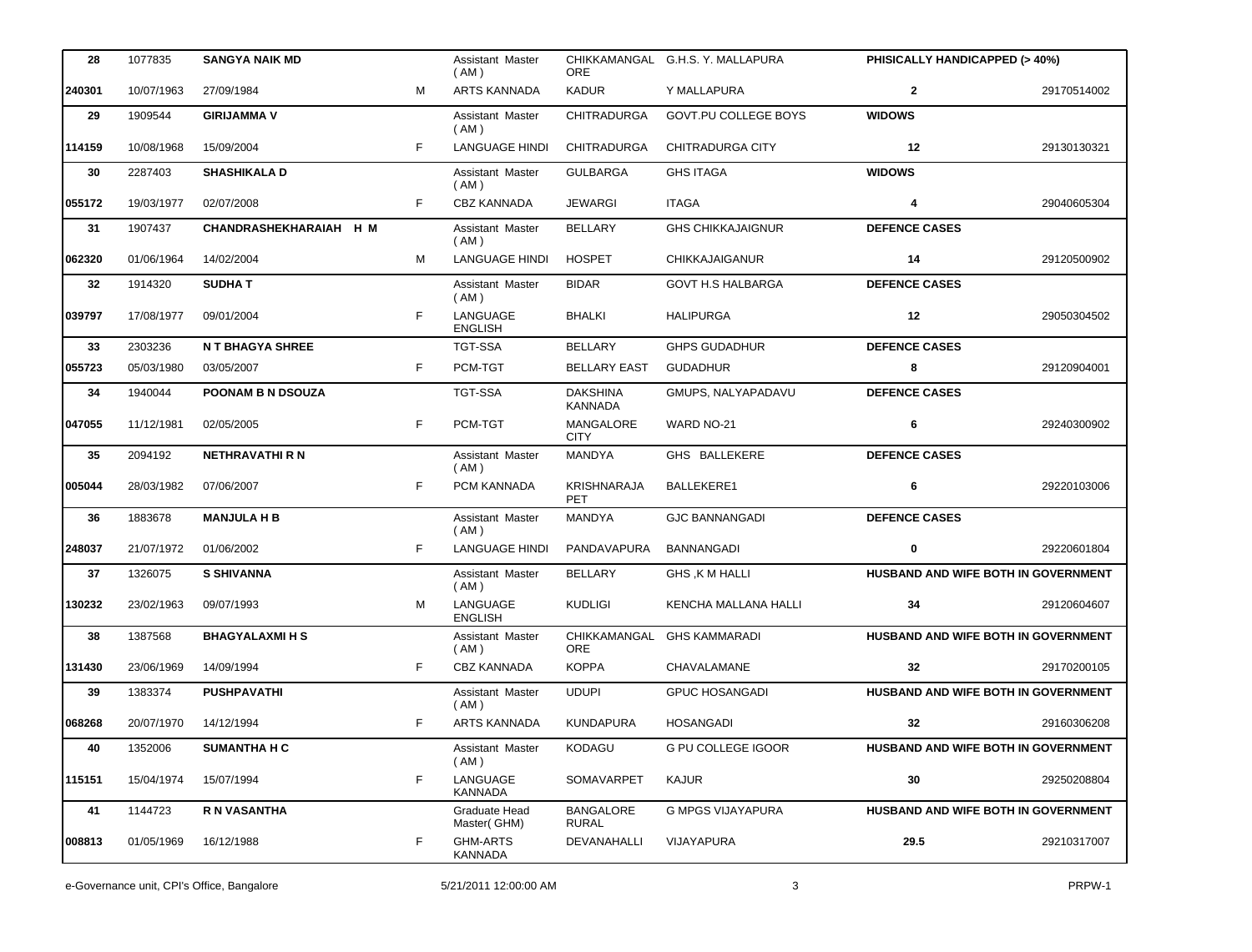| 28 | 1077835 | SANGYA NAIK MD | | Assistant Master ( AM ) | CHIKKAMANGALORE | G.H.S. Y. MALLAPURA | PHISICALLY HANDICAPPED (> 40%) | |
|---|---|---|---|---|---|---|---|---|
| 240301 | 10/07/1963 | 27/09/1984 | M | ARTS KANNADA | KADUR | Y MALLAPURA | 2 | 29170514002 |
| 29 | 1909544 | GIRIJAMMA V | | Assistant Master ( AM ) | CHITRADURGA | GOVT.PU COLLEGE BOYS | WIDOWS | |
| 114159 | 10/08/1968 | 15/09/2004 | F | LANGUAGE HINDI | CHITRADURGA | CHITRADURGA CITY | 12 | 29130130321 |
| 30 | 2287403 | SHASHIKALA D | | Assistant Master ( AM ) | GULBARGA | GHS ITAGA | WIDOWS | |
| 055172 | 19/03/1977 | 02/07/2008 | F | CBZ KANNADA | JEWARGI | ITAGA | 4 | 29040605304 |
| 31 | 1907437 | CHANDRASHEKHARAIAH H M | | Assistant Master ( AM ) | BELLARY | GHS CHIKKAJAIGNUR | DEFENCE CASES | |
| 062320 | 01/06/1964 | 14/02/2004 | M | LANGUAGE HINDI | HOSPET | CHIKKAJAIGANUR | 14 | 29120500902 |
| 32 | 1914320 | SUDHA T | | Assistant Master ( AM ) | BIDAR | GOVT H.S HALBARGA | DEFENCE CASES | |
| 039797 | 17/08/1977 | 09/01/2004 | F | LANGUAGE ENGLISH | BHALKI | HALIPURGA | 12 | 29050304502 |
| 33 | 2303236 | N T BHAGYA SHREE | | TGT-SSA | BELLARY | GHPS GUDADHUR | DEFENCE CASES | |
| 055723 | 05/03/1980 | 03/05/2007 | F | PCM-TGT | BELLARY EAST | GUDADHUR | 8 | 29120904001 |
| 34 | 1940044 | POONAM B N DSOUZA | | TGT-SSA | DAKSHINA KANNADA | GMUPS, NALYAPADAVU | DEFENCE CASES | |
| 047055 | 11/12/1981 | 02/05/2005 | F | PCM-TGT | MANGALORE CITY | WARD NO-21 | 6 | 29240300902 |
| 35 | 2094192 | NETHRAVATHI R N | | Assistant Master ( AM ) | MANDYA | GHS BALLEKERE | DEFENCE CASES | |
| 005044 | 28/03/1982 | 07/06/2007 | F | PCM KANNADA | KRISHNARAJA PET | BALLEKERE1 | 6 | 29220103006 |
| 36 | 1883678 | MANJULA H B | | Assistant Master ( AM ) | MANDYA | GJC BANNANGADI | DEFENCE CASES | |
| 248037 | 21/07/1972 | 01/06/2002 | F | LANGUAGE HINDI | PANDAVAPURA | BANNANGADI | 0 | 29220601804 |
| 37 | 1326075 | S SHIVANNA | | Assistant Master ( AM ) | BELLARY | GHS ,K M HALLI | HUSBAND AND WIFE BOTH IN GOVERNMENT | |
| 130232 | 23/02/1963 | 09/07/1993 | M | LANGUAGE ENGLISH | KUDLIGI | KENCHA MALLANA HALLI | 34 | 29120604607 |
| 38 | 1387568 | BHAGYALAXMI H S | | Assistant Master ( AM ) | CHIKKAMANGALORE | GHS KAMMARADI | HUSBAND AND WIFE BOTH IN GOVERNMENT | |
| 131430 | 23/06/1969 | 14/09/1994 | F | CBZ KANNADA | KOPPA | CHAVALAMANE | 32 | 29170200105 |
| 39 | 1383374 | PUSHPAVATHI | | Assistant Master ( AM ) | UDUPI | GPUC HOSANGADI | HUSBAND AND WIFE BOTH IN GOVERNMENT | |
| 068268 | 20/07/1970 | 14/12/1994 | F | ARTS KANNADA | KUNDAPURA | HOSANGADI | 32 | 29160306208 |
| 40 | 1352006 | SUMANTHA H C | | Assistant Master ( AM ) | KODAGU | G PU COLLEGE IGOOR | HUSBAND AND WIFE BOTH IN GOVERNMENT | |
| 115151 | 15/04/1974 | 15/07/1994 | F | LANGUAGE KANNADA | SOMAVARPET | KAJUR | 30 | 29250208804 |
| 41 | 1144723 | R N VASANTHA | | Graduate Head Master( GHM) | BANGALORE RURAL | G MPGS VIJAYAPURA | HUSBAND AND WIFE BOTH IN GOVERNMENT | |
| 008813 | 01/05/1969 | 16/12/1988 | F | GHM-ARTS KANNADA | DEVANAHALLI | VIJAYAPURA | 29.5 | 29210317007 |

e-Governance unit, CPI's Office, Bangalore 5/21/2011 12:00:00 AM PRPW-1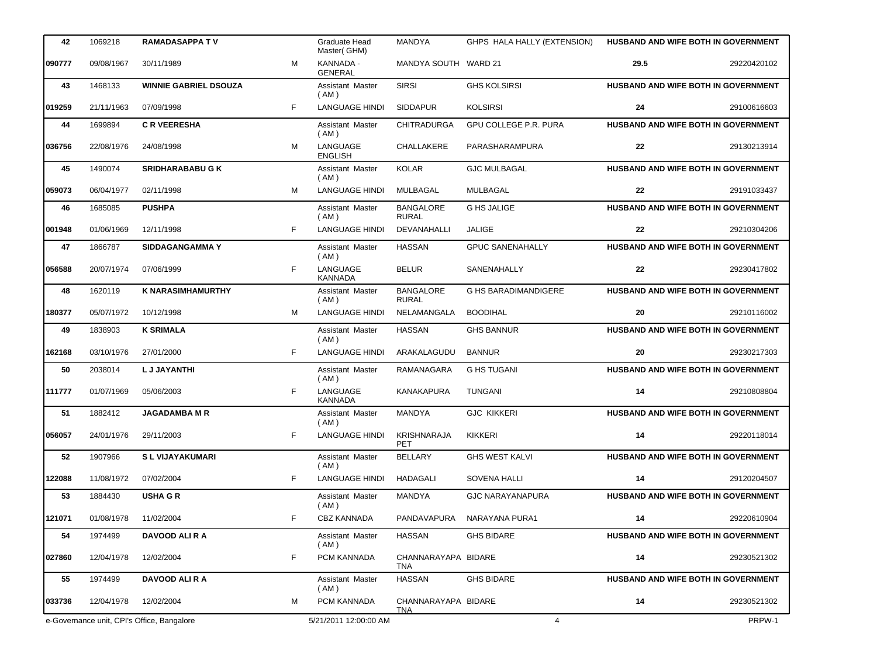| 42 | 1069218 | RAMADASAPPA T V | | Graduate Head Master( GHM) | MANDYA | GHPS HALA HALLY (EXTENSION) | HUSBAND AND WIFE BOTH IN GOVERNMENT | |
|---|---|---|---|---|---|---|---|---|
| 090777 | 09/08/1967 | 30/11/1989 | M | KANNADA - GENERAL | MANDYA SOUTH | WARD 21 | 29.5 | 29220420102 |
| 43 | 1468133 | WINNIE GABRIEL DSOUZA | | Assistant Master ( AM ) | SIRSI | GHS KOLSIRSI | HUSBAND AND WIFE BOTH IN GOVERNMENT | |
| 019259 | 21/11/1963 | 07/09/1998 | F | LANGUAGE HINDI | SIDDAPUR | KOLSIRSI | 24 | 29100616603 |
| 44 | 1699894 | C R VEERESHA | | Assistant Master ( AM ) | CHITRADURGA | GPU COLLEGE P.R. PURA | HUSBAND AND WIFE BOTH IN GOVERNMENT | |
| 036756 | 22/08/1976 | 24/08/1998 | M | LANGUAGE ENGLISH | CHALLAKERE | PARASHARAMPURA | 22 | 29130213914 |
| 45 | 1490074 | SRIDHARABABU G K | | Assistant Master ( AM ) | KOLAR | GJC MULBAGAL | HUSBAND AND WIFE BOTH IN GOVERNMENT | |
| 059073 | 06/04/1977 | 02/11/1998 | M | LANGUAGE HINDI | MULBAGAL | MULBAGAL | 22 | 29191033437 |
| 46 | 1685085 | PUSHPA | | Assistant Master ( AM ) | BANGALORE RURAL | G HS JALIGE | HUSBAND AND WIFE BOTH IN GOVERNMENT | |
| 001948 | 01/06/1969 | 12/11/1998 | F | LANGUAGE HINDI | DEVANAHALLI | JALIGE | 22 | 29210304206 |
| 47 | 1866787 | SIDDAGANGAMMA Y | | Assistant Master ( AM ) | HASSAN | GPUC SANENAHALLY | HUSBAND AND WIFE BOTH IN GOVERNMENT | |
| 056588 | 20/07/1974 | 07/06/1999 | F | LANGUAGE KANNADA | BELUR | SANENAHALLY | 22 | 29230417802 |
| 48 | 1620119 | K NARASIMHAMURTHY | | Assistant Master ( AM ) | BANGALORE RURAL | G HS BARADIMANDIGERE | HUSBAND AND WIFE BOTH IN GOVERNMENT | |
| 180377 | 05/07/1972 | 10/12/1998 | M | LANGUAGE HINDI | NELAMANGALA | BOODIHAL | 20 | 29210116002 |
| 49 | 1838903 | K SRIMALA | | Assistant Master ( AM ) | HASSAN | GHS BANNUR | HUSBAND AND WIFE BOTH IN GOVERNMENT | |
| 162168 | 03/10/1976 | 27/01/2000 | F | LANGUAGE HINDI | ARAKALAGUDU | BANNUR | 20 | 29230217303 |
| 50 | 2038014 | L J JAYANTHI | | Assistant Master ( AM ) | RAMANAGARA | G HS TUGANI | HUSBAND AND WIFE BOTH IN GOVERNMENT | |
| 111777 | 01/07/1969 | 05/06/2003 | F | LANGUAGE KANNADA | KANAKAPURA | TUNGANI | 14 | 29210808804 |
| 51 | 1882412 | JAGADAMBA M R | | Assistant Master ( AM ) | MANDYA | GJC KIKKERI | HUSBAND AND WIFE BOTH IN GOVERNMENT | |
| 056057 | 24/01/1976 | 29/11/2003 | F | LANGUAGE HINDI | KRISHNARAJA PET | KIKKERI | 14 | 29220118014 |
| 52 | 1907966 | S L VIJAYAKUMARI | | Assistant Master ( AM ) | BELLARY | GHS WEST KALVI | HUSBAND AND WIFE BOTH IN GOVERNMENT | |
| 122088 | 11/08/1972 | 07/02/2004 | F | LANGUAGE HINDI | HADAGALI | SOVENA HALLI | 14 | 29120204507 |
| 53 | 1884430 | USHA G R | | Assistant Master ( AM ) | MANDYA | GJC NARAYANAPURA | HUSBAND AND WIFE BOTH IN GOVERNMENT | |
| 121071 | 01/08/1978 | 11/02/2004 | F | CBZ KANNADA | PANDAVAPURA | NARAYANA PURA1 | 14 | 29220610904 |
| 54 | 1974499 | DAVOOD ALI R A | | Assistant Master ( AM ) | HASSAN | GHS BIDARE | HUSBAND AND WIFE BOTH IN GOVERNMENT | |
| 027860 | 12/04/1978 | 12/02/2004 | F | PCM KANNADA | CHANNARAYAPA TNA | BIDARE | 14 | 29230521302 |
| 55 | 1974499 | DAVOOD ALI R A | | Assistant Master ( AM ) | HASSAN | GHS BIDARE | HUSBAND AND WIFE BOTH IN GOVERNMENT | |
| 033736 | 12/04/1978 | 12/02/2004 | M | PCM KANNADA | CHANNARAYAPA TNA | BIDARE | 14 | 29230521302 |

e-Governance unit, CPI's Office, Bangalore 5/21/2011 12:00:00 AM PRPW-1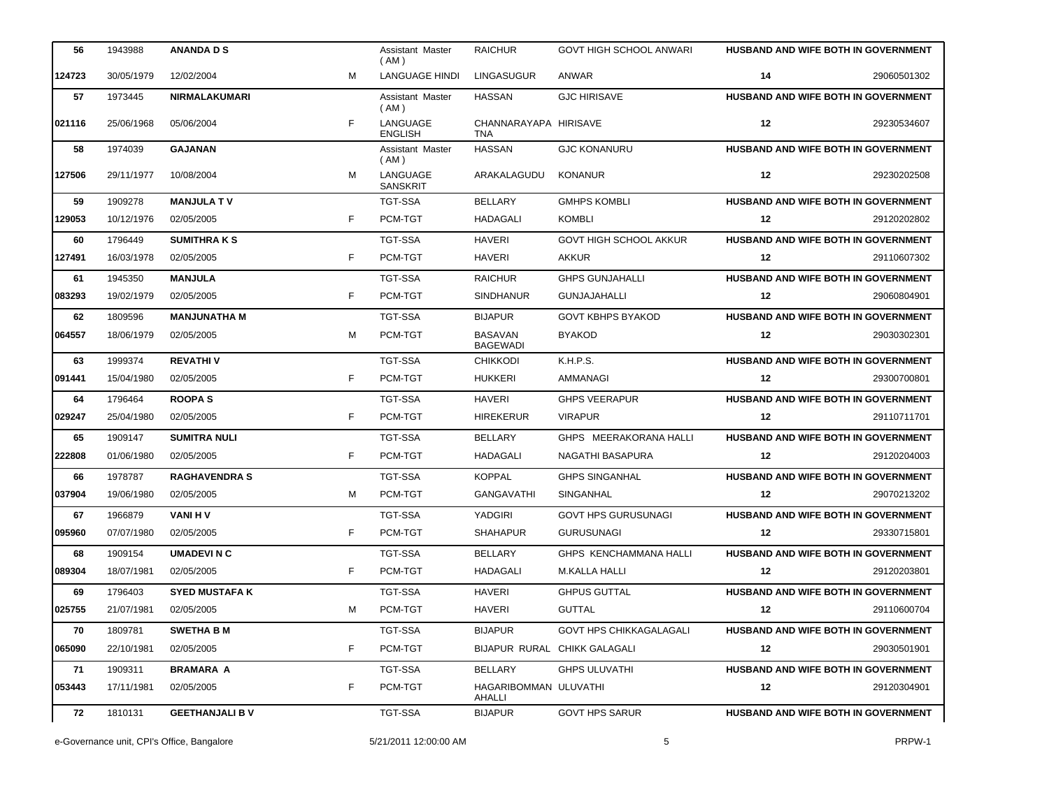| | | | | | | | | |
|---|---|---|---|---|---|---|---|---|
| 56 | 1943988 | ANANDA D S | | Assistant Master ( AM ) | RAICHUR | GOVT HIGH SCHOOL ANWARI | HUSBAND AND WIFE BOTH IN GOVERNMENT | |
| 124723 | 30/05/1979 | 12/02/2004 | M | LANGUAGE HINDI | LINGASUGUR | ANWAR | 14 | 29060501302 |
| 57 | 1973445 | NIRMALAKUMARI | | Assistant Master ( AM ) | HASSAN | GJC HIRISAVE | HUSBAND AND WIFE BOTH IN GOVERNMENT | |
| 021116 | 25/06/1968 | 05/06/2004 | F | LANGUAGE ENGLISH | CHANNARAYAPA TNA | HIRISAVE | 12 | 29230534607 |
| 58 | 1974039 | GAJANAN | | Assistant Master ( AM ) | HASSAN | GJC KONANURU | HUSBAND AND WIFE BOTH IN GOVERNMENT | |
| 127506 | 29/11/1977 | 10/08/2004 | M | LANGUAGE SANSKRIT | ARAKALAGUDU | KONANUR | 12 | 29230202508 |
| 59 | 1909278 | MANJULA T V | | TGT-SSA | BELLARY | GMHPS KOMBLI | HUSBAND AND WIFE BOTH IN GOVERNMENT | |
| 129053 | 10/12/1976 | 02/05/2005 | F | PCM-TGT | HADAGALI | KOMBLI | 12 | 29120202802 |
| 60 | 1796449 | SUMITHRA K S | | TGT-SSA | HAVERI | GOVT HIGH SCHOOL AKKUR | HUSBAND AND WIFE BOTH IN GOVERNMENT | |
| 127491 | 16/03/1978 | 02/05/2005 | F | PCM-TGT | HAVERI | AKKUR | 12 | 29110607302 |
| 61 | 1945350 | MANJULA | | TGT-SSA | RAICHUR | GHPS GUNJAHALLI | HUSBAND AND WIFE BOTH IN GOVERNMENT | |
| 083293 | 19/02/1979 | 02/05/2005 | F | PCM-TGT | SINDHANUR | GUNJAJAHALLI | 12 | 29060804901 |
| 62 | 1809596 | MANJUNATHA M | | TGT-SSA | BIJAPUR | GOVT KBHPS BYAKOD | HUSBAND AND WIFE BOTH IN GOVERNMENT | |
| 064557 | 18/06/1979 | 02/05/2005 | M | PCM-TGT | BASAVAN BAGEWADI | BYAKOD | 12 | 29030302301 |
| 63 | 1999374 | REVATHI V | | TGT-SSA | CHIKKODI | K.H.P.S. | HUSBAND AND WIFE BOTH IN GOVERNMENT | |
| 091441 | 15/04/1980 | 02/05/2005 | F | PCM-TGT | HUKKERI | AMMANAGI | 12 | 29300700801 |
| 64 | 1796464 | ROOPA S | | TGT-SSA | HAVERI | GHPS VEERAPUR | HUSBAND AND WIFE BOTH IN GOVERNMENT | |
| 029247 | 25/04/1980 | 02/05/2005 | F | PCM-TGT | HIREKERUR | VIRAPUR | 12 | 29110711701 |
| 65 | 1909147 | SUMITRA NULI | | TGT-SSA | BELLARY | GHPS MEERAKORANA HALLI | HUSBAND AND WIFE BOTH IN GOVERNMENT | |
| 222808 | 01/06/1980 | 02/05/2005 | F | PCM-TGT | HADAGALI | NAGATHI BASAPURA | 12 | 29120204003 |
| 66 | 1978787 | RAGHAVENDRA S | | TGT-SSA | KOPPAL | GHPS SINGANHAL | HUSBAND AND WIFE BOTH IN GOVERNMENT | |
| 037904 | 19/06/1980 | 02/05/2005 | M | PCM-TGT | GANGAVATHI | SINGANHAL | 12 | 29070213202 |
| 67 | 1966879 | VANI H V | | TGT-SSA | YADGIRI | GOVT HPS GURUSUNAGI | HUSBAND AND WIFE BOTH IN GOVERNMENT | |
| 095960 | 07/07/1980 | 02/05/2005 | F | PCM-TGT | SHAHAPUR | GURUSUNAGI | 12 | 29330715801 |
| 68 | 1909154 | UMADEVI N C | | TGT-SSA | BELLARY | GHPS KENCHAMMANA HALLI | HUSBAND AND WIFE BOTH IN GOVERNMENT | |
| 089304 | 18/07/1981 | 02/05/2005 | F | PCM-TGT | HADAGALI | M.KALLA HALLI | 12 | 29120203801 |
| 69 | 1796403 | SYED MUSTAFA K | | TGT-SSA | HAVERI | GHPUS GUTTAL | HUSBAND AND WIFE BOTH IN GOVERNMENT | |
| 025755 | 21/07/1981 | 02/05/2005 | M | PCM-TGT | HAVERI | GUTTAL | 12 | 29110600704 |
| 70 | 1809781 | SWETHA B M | | TGT-SSA | BIJAPUR | GOVT HPS CHIKKAGALAGALI | HUSBAND AND WIFE BOTH IN GOVERNMENT | |
| 065090 | 22/10/1981 | 02/05/2005 | F | PCM-TGT | BIJAPUR RURAL | CHIKK GALAGALI | 12 | 29030501901 |
| 71 | 1909311 | BRAMARA A | | TGT-SSA | BELLARY | GHPS ULUVATHI | HUSBAND AND WIFE BOTH IN GOVERNMENT | |
| 053443 | 17/11/1981 | 02/05/2005 | F | PCM-TGT | HAGARIBOMMAN AHALLI | ULUVATHI | 12 | 29120304901 |
| 72 | 1810131 | GEETHANJALI B V | | TGT-SSA | BIJAPUR | GOVT HPS SARUR | HUSBAND AND WIFE BOTH IN GOVERNMENT | |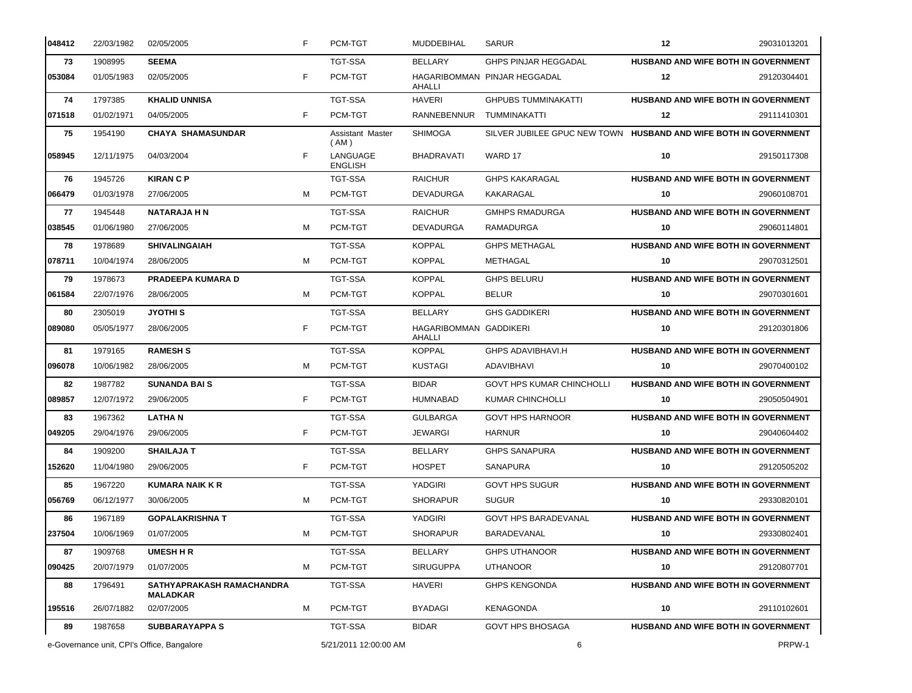| | | | | | | | | |
|---|---|---|---|---|---|---|---|---|
| 048412 | 22/03/1982 | 02/05/2005 | F | PCM-TGT | MUDDEBIHAL | SARUR | 12 | 29031013201 |
| 73 | 1908995 | **SEEMA** | | TGT-SSA | BELLARY | GHPS PINJAR HEGGADAL | **HUSBAND AND WIFE BOTH IN GOVERNMENT** | |
| 053084 | 01/05/1983 | 02/05/2005 | F | PCM-TGT | HAGARIBOMMANAHALLI | PINJAR HEGGADAL | 12 | 29120304401 |
| 74 | 1797385 | **KHALID UNNISA** | | TGT-SSA | HAVERI | GHPUBS TUMMINAKATTI | **HUSBAND AND WIFE BOTH IN GOVERNMENT** | |
| 071518 | 01/02/1971 | 04/05/2005 | F | PCM-TGT | RANNEBENNUR | TUMMINAKATTI | 12 | 29111410301 |
| 75 | 1954190 | **CHAYA SHAMASUNDAR** | | Assistant Master ( AM ) | SHIMOGA | SILVER JUBILEE GPUC NEW TOWN | **HUSBAND AND WIFE BOTH IN GOVERNMENT** | |
| 058945 | 12/11/1975 | 04/03/2004 | F | LANGUAGE ENGLISH | BHADRAVATI | WARD 17 | 10 | 29150117308 |
| 76 | 1945726 | **KIRAN C P** | | TGT-SSA | RAICHUR | GHPS KAKARAGAL | **HUSBAND AND WIFE BOTH IN GOVERNMENT** | |
| 066479 | 01/03/1978 | 27/06/2005 | M | PCM-TGT | DEVADURGA | KAKARAGAL | 10 | 29060108701 |
| 77 | 1945448 | **NATARAJA H N** | | TGT-SSA | RAICHUR | GMHPS RMADURGA | **HUSBAND AND WIFE BOTH IN GOVERNMENT** | |
| 038545 | 01/06/1980 | 27/06/2005 | M | PCM-TGT | DEVADURGA | RAMADURGA | 10 | 29060114801 |
| 78 | 1978689 | **SHIVALINGAIAH** | | TGT-SSA | KOPPAL | GHPS METHAGAL | **HUSBAND AND WIFE BOTH IN GOVERNMENT** | |
| 078711 | 10/04/1974 | 28/06/2005 | M | PCM-TGT | KOPPAL | METHAGAL | 10 | 29070312501 |
| 79 | 1978673 | **PRADEEPA KUMARA D** | | TGT-SSA | KOPPAL | GHPS BELURU | **HUSBAND AND WIFE BOTH IN GOVERNMENT** | |
| 061584 | 22/07/1976 | 28/06/2005 | M | PCM-TGT | KOPPAL | BELUR | 10 | 29070301601 |
| 80 | 2305019 | **JYOTHI S** | | TGT-SSA | BELLARY | GHS GADDIKERI | **HUSBAND AND WIFE BOTH IN GOVERNMENT** | |
| 089080 | 05/05/1977 | 28/06/2005 | F | PCM-TGT | HAGARIBOMMANAHALLI | GADDIKERI | 10 | 29120301806 |
| 81 | 1979165 | **RAMESH S** | | TGT-SSA | KOPPAL | GHPS ADAVIBHAVI.H | **HUSBAND AND WIFE BOTH IN GOVERNMENT** | |
| 096078 | 10/06/1982 | 28/06/2005 | M | PCM-TGT | KUSTAGI | ADAVIBHAVI | 10 | 29070400102 |
| 82 | 1987782 | **SUNANDA BAI S** | | TGT-SSA | BIDAR | GOVT HPS KUMAR CHINCHOLLI | **HUSBAND AND WIFE BOTH IN GOVERNMENT** | |
| 089857 | 12/07/1972 | 29/06/2005 | F | PCM-TGT | HUMNABAD | KUMAR CHINCHOLLI | 10 | 29050504901 |
| 83 | 1967362 | **LATHA N** | | TGT-SSA | GULBARGA | GOVT HPS HARNOOR | **HUSBAND AND WIFE BOTH IN GOVERNMENT** | |
| 049205 | 29/04/1976 | 29/06/2005 | F | PCM-TGT | JEWARGI | HARNUR | 10 | 29040604402 |
| 84 | 1909200 | **SHAILAJA T** | | TGT-SSA | BELLARY | GHPS SANAPURA | **HUSBAND AND WIFE BOTH IN GOVERNMENT** | |
| 152620 | 11/04/1980 | 29/06/2005 | F | PCM-TGT | HOSPET | SANAPURA | 10 | 29120505202 |
| 85 | 1967220 | **KUMARA NAIK K R** | | TGT-SSA | YADGIRI | GOVT HPS SUGUR | **HUSBAND AND WIFE BOTH IN GOVERNMENT** | |
| 056769 | 06/12/1977 | 30/06/2005 | M | PCM-TGT | SHORAPUR | SUGUR | 10 | 29330820101 |
| 86 | 1967189 | **GOPALAKRISHNA T** | | TGT-SSA | YADGIRI | GOVT HPS BARADEVANAL | **HUSBAND AND WIFE BOTH IN GOVERNMENT** | |
| 237504 | 10/06/1969 | 01/07/2005 | M | PCM-TGT | SHORAPUR | BARADEVANAL | 10 | 29330802401 |
| 87 | 1909768 | **UMESH H R** | | TGT-SSA | BELLARY | GHPS UTHANOOR | **HUSBAND AND WIFE BOTH IN GOVERNMENT** | |
| 090425 | 20/07/1979 | 01/07/2005 | M | PCM-TGT | SIRUGUPPA | UTHANOOR | 10 | 29120807701 |
| 88 | 1796491 | **SATHYAPRAKASH RAMACHANDRA MALADKAR** | | TGT-SSA | HAVERI | GHPS KENGONDA | **HUSBAND AND WIFE BOTH IN GOVERNMENT** | |
| 195516 | 26/07/1882 | 02/07/2005 | M | PCM-TGT | BYADAGI | KENAGONDA | 10 | 29110102601 |
| 89 | 1987658 | **SUBBARAYAPPA S** | | TGT-SSA | BIDAR | GOVT HPS BHOSAGA | **HUSBAND AND WIFE BOTH IN GOVERNMENT** | |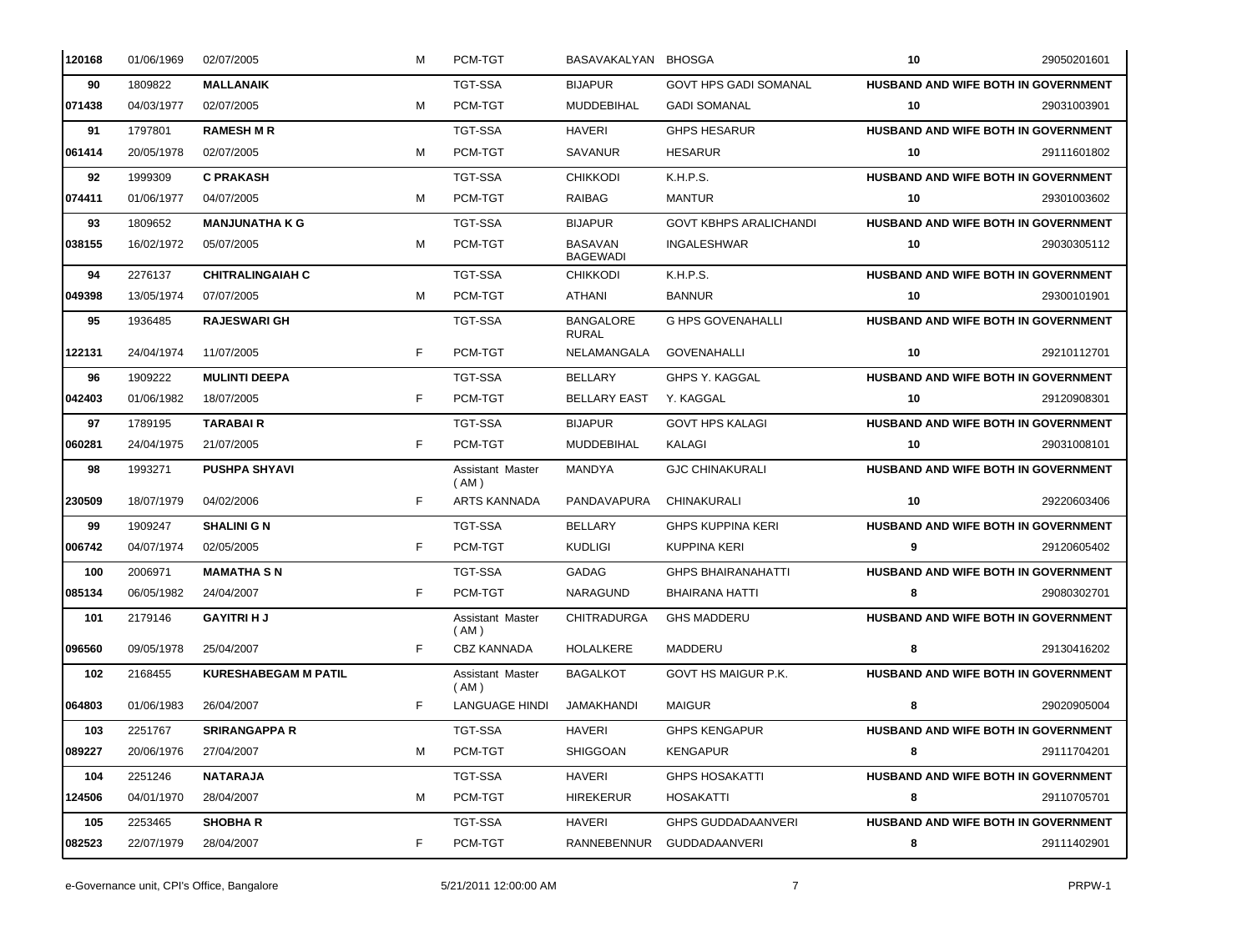| | | | | | | | | |
|---|---|---|---|---|---|---|---|---|
| 120168 | 01/06/1969 | 02/07/2005 | M | PCM-TGT | BASAVAKALYAN | BHOSGA | 10 | 29050201601 |
| 90 | 1809822 | **MALLANAIK** | | TGT-SSA | BIJAPUR | GOVT HPS GADI SOMANAL | **HUSBAND AND WIFE BOTH IN GOVERNMENT** | |
| 071438 | 04/03/1977 | 02/07/2005 | M | PCM-TGT | MUDDEBIHAL | GADI SOMANAL | 10 | 29031003901 |
| 91 | 1797801 | **RAMESH M R** | | TGT-SSA | HAVERI | GHPS HESARUR | **HUSBAND AND WIFE BOTH IN GOVERNMENT** | |
| 061414 | 20/05/1978 | 02/07/2005 | M | PCM-TGT | SAVANUR | HESARUR | 10 | 29111601802 |
| 92 | 1999309 | **C PRAKASH** | | TGT-SSA | CHIKKODI | K.H.P.S. | **HUSBAND AND WIFE BOTH IN GOVERNMENT** | |
| 074411 | 01/06/1977 | 04/07/2005 | M | PCM-TGT | RAIBAG | MANTUR | 10 | 29301003602 |
| 93 | 1809652 | **MANJUNATHA K G** | | TGT-SSA | BIJAPUR | GOVT KBHPS ARALICHANDI | **HUSBAND AND WIFE BOTH IN GOVERNMENT** | |
| 038155 | 16/02/1972 | 05/07/2005 | M | PCM-TGT | BASAVAN BAGEWADI | INGALESHWAR | 10 | 29030305112 |
| 94 | 2276137 | **CHITRALINGAIAH C** | | TGT-SSA | CHIKKODI | K.H.P.S. | **HUSBAND AND WIFE BOTH IN GOVERNMENT** | |
| 049398 | 13/05/1974 | 07/07/2005 | M | PCM-TGT | ATHANI | BANNUR | 10 | 29300101901 |
| 95 | 1936485 | **RAJESWARI GH** | | TGT-SSA | BANGALORE RURAL | G HPS GOVENAHALLI | **HUSBAND AND WIFE BOTH IN GOVERNMENT** | |
| 122131 | 24/04/1974 | 11/07/2005 | F | PCM-TGT | NELAMANGALA | GOVENAHALLI | 10 | 29210112701 |
| 96 | 1909222 | **MULINTI DEEPA** | | TGT-SSA | BELLARY | GHPS Y. KAGGAL | **HUSBAND AND WIFE BOTH IN GOVERNMENT** | |
| 042403 | 01/06/1982 | 18/07/2005 | F | PCM-TGT | BELLARY EAST | Y. KAGGAL | 10 | 29120908301 |
| 97 | 1789195 | **TARABAI R** | | TGT-SSA | BIJAPUR | GOVT HPS KALAGI | **HUSBAND AND WIFE BOTH IN GOVERNMENT** | |
| 060281 | 24/04/1975 | 21/07/2005 | F | PCM-TGT | MUDDEBIHAL | KALAGI | 10 | 29031008101 |
| 98 | 1993271 | **PUSHPA SHYAVI** | | Assistant Master ( AM ) | MANDYA | GJC CHINAKURALI | **HUSBAND AND WIFE BOTH IN GOVERNMENT** | |
| 230509 | 18/07/1979 | 04/02/2006 | F | ARTS KANNADA | PANDAVAPURA | CHINAKURALI | 10 | 29220603406 |
| 99 | 1909247 | **SHALINI G N** | | TGT-SSA | BELLARY | GHPS KUPPINA KERI | **HUSBAND AND WIFE BOTH IN GOVERNMENT** | |
| 006742 | 04/07/1974 | 02/05/2005 | F | PCM-TGT | KUDLIGI | KUPPINA KERI | 9 | 29120605402 |
| 100 | 2006971 | **MAMATHA S N** | | TGT-SSA | GADAG | GHPS BHAIRANAHATTI | **HUSBAND AND WIFE BOTH IN GOVERNMENT** | |
| 085134 | 06/05/1982 | 24/04/2007 | F | PCM-TGT | NARAGUND | BHAIRANA HATTI | 8 | 29080302701 |
| 101 | 2179146 | **GAYITRI H J** | | Assistant Master ( AM ) | CHITRADURGA | GHS MADDERU | **HUSBAND AND WIFE BOTH IN GOVERNMENT** | |
| 096560 | 09/05/1978 | 25/04/2007 | F | CBZ KANNADA | HOLALKERE | MADDERU | 8 | 29130416202 |
| 102 | 2168455 | **KURESHABEGAM M PATIL** | | Assistant Master ( AM ) | BAGALKOT | GOVT HS MAIGUR P.K. | **HUSBAND AND WIFE BOTH IN GOVERNMENT** | |
| 064803 | 01/06/1983 | 26/04/2007 | F | LANGUAGE HINDI | JAMAKHANDI | MAIGUR | 8 | 29020905004 |
| 103 | 2251767 | **SRIRANGAPPA R** | | TGT-SSA | HAVERI | GHPS KENGAPUR | **HUSBAND AND WIFE BOTH IN GOVERNMENT** | |
| 089227 | 20/06/1976 | 27/04/2007 | M | PCM-TGT | SHIGGOAN | KENGAPUR | 8 | 29111704201 |
| 104 | 2251246 | **NATARAJA** | | TGT-SSA | HAVERI | GHPS HOSAKATTI | **HUSBAND AND WIFE BOTH IN GOVERNMENT** | |
| 124506 | 04/01/1970 | 28/04/2007 | M | PCM-TGT | HIREKERUR | HOSAKATTI | 8 | 29110705701 |
| 105 | 2253465 | **SHOBHA R** | | TGT-SSA | HAVERI | GHPS GUDDADAANVERI | **HUSBAND AND WIFE BOTH IN GOVERNMENT** | |
| 082523 | 22/07/1979 | 28/04/2007 | F | PCM-TGT | RANNEBENNUR | GUDDADAANVERI | 8 | 29111402901 |

e-Governance unit, CPI's Office, Bangalore 5/21/2011 12:00:00 AM PRPW-1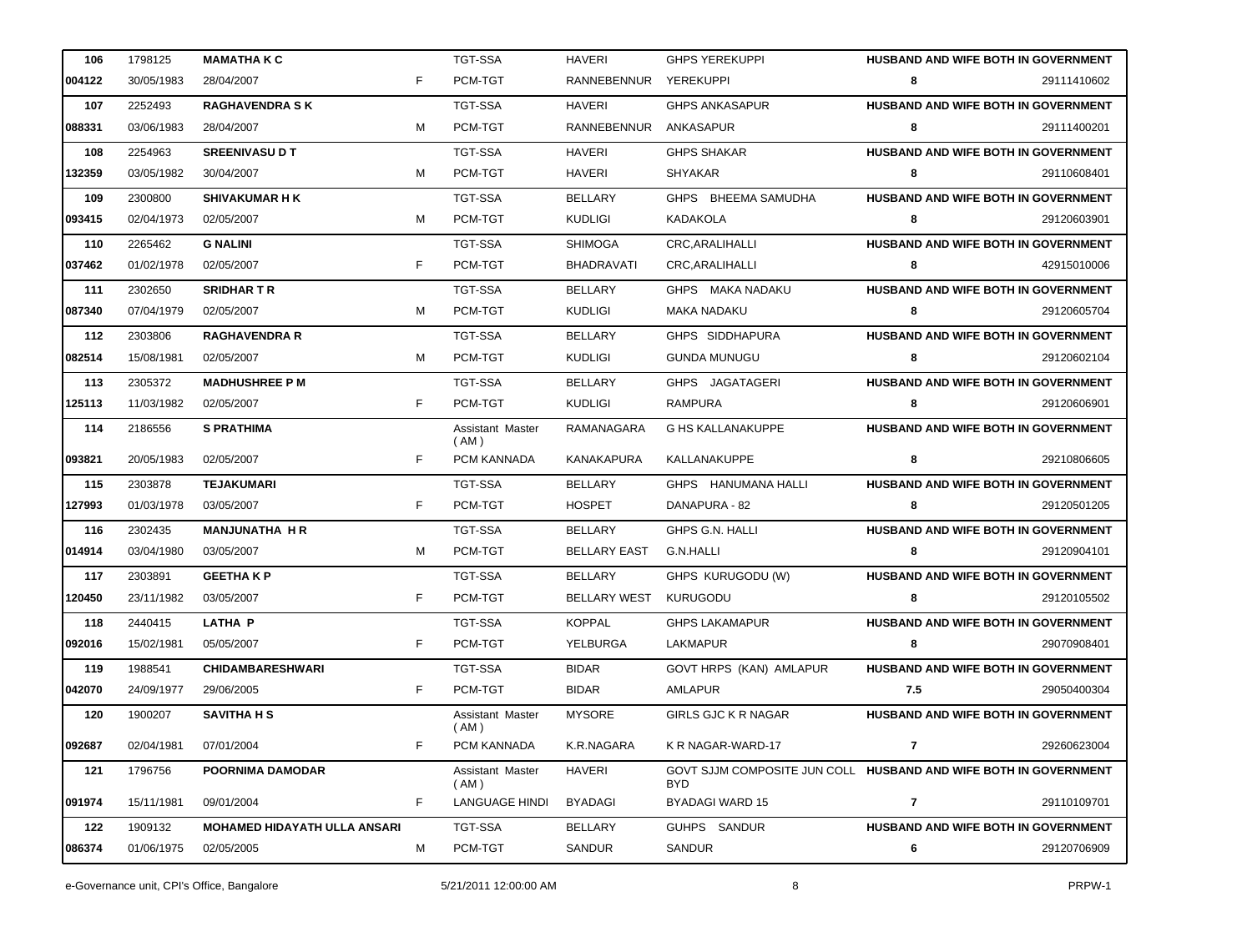| | | | | | | | | |
|---|---|---|---|---|---|---|---|---|
| 106 | 1798125 | **MAMATHA K C** | | TGT-SSA | HAVERI | GHPS YEREKUPPI | HUSBAND AND WIFE BOTH IN GOVERNMENT | |
| 004122 | 30/05/1983 | 28/04/2007 | F | PCM-TGT | RANNEBENNUR | YEREKUPPI | 8 | 29111410602 |
| 107 | 2252493 | **RAGHAVENDRA S K** | | TGT-SSA | HAVERI | GHPS ANKASAPUR | HUSBAND AND WIFE BOTH IN GOVERNMENT | |
| 088331 | 03/06/1983 | 28/04/2007 | M | PCM-TGT | RANNEBENNUR | ANKASAPUR | 8 | 29111400201 |
| 108 | 2254963 | **SREENIVASU D T** | | TGT-SSA | HAVERI | GHPS SHAKAR | HUSBAND AND WIFE BOTH IN GOVERNMENT | |
| 132359 | 03/05/1982 | 30/04/2007 | M | PCM-TGT | HAVERI | SHYAKAR | 8 | 29110608401 |
| 109 | 2300800 | **SHIVAKUMAR H K** | | TGT-SSA | BELLARY | GHPS BHEEMA SAMUDHA | HUSBAND AND WIFE BOTH IN GOVERNMENT | |
| 093415 | 02/04/1973 | 02/05/2007 | M | PCM-TGT | KUDLIGI | KADAKOLA | 8 | 29120603901 |
| 110 | 2265462 | **G NALINI** | | TGT-SSA | SHIMOGA | CRC,ARALIHALLI | HUSBAND AND WIFE BOTH IN GOVERNMENT | |
| 037462 | 01/02/1978 | 02/05/2007 | F | PCM-TGT | BHADRAVATI | CRC,ARALIHALLI | 8 | 42915010006 |
| 111 | 2302650 | **SRIDHAR T R** | | TGT-SSA | BELLARY | GHPS MAKA NADAKU | HUSBAND AND WIFE BOTH IN GOVERNMENT | |
| 087340 | 07/04/1979 | 02/05/2007 | M | PCM-TGT | KUDLIGI | MAKA NADAKU | 8 | 29120605704 |
| 112 | 2303806 | **RAGHAVENDRA R** | | TGT-SSA | BELLARY | GHPS SIDDHAPURA | HUSBAND AND WIFE BOTH IN GOVERNMENT | |
| 082514 | 15/08/1981 | 02/05/2007 | M | PCM-TGT | KUDLIGI | GUNDA MUNUGU | 8 | 29120602104 |
| 113 | 2305372 | **MADHUSHREE P M** | | TGT-SSA | BELLARY | GHPS JAGATAGERI | HUSBAND AND WIFE BOTH IN GOVERNMENT | |
| 125113 | 11/03/1982 | 02/05/2007 | F | PCM-TGT | KUDLIGI | RAMPURA | 8 | 29120606901 |
| 114 | 2186556 | **S PRATHIMA** | | Assistant Master ( AM ) | RAMANAGARA | G HS KALLANAKUPPE | HUSBAND AND WIFE BOTH IN GOVERNMENT | |
| 093821 | 20/05/1983 | 02/05/2007 | F | PCM KANNADA | KANAKAPURA | KALLANAKUPPE | 8 | 29210806605 |
| 115 | 2303878 | **TEJAKUMARI** | | TGT-SSA | BELLARY | GHPS HANUMANA HALLI | HUSBAND AND WIFE BOTH IN GOVERNMENT | |
| 127993 | 01/03/1978 | 03/05/2007 | F | PCM-TGT | HOSPET | DANAPURA - 82 | 8 | 29120501205 |
| 116 | 2302435 | **MANJUNATHA H R** | | TGT-SSA | BELLARY | GHPS G.N. HALLI | HUSBAND AND WIFE BOTH IN GOVERNMENT | |
| 014914 | 03/04/1980 | 03/05/2007 | M | PCM-TGT | BELLARY EAST | G.N.HALLI | 8 | 29120904101 |
| 117 | 2303891 | **GEETHA K P** | | TGT-SSA | BELLARY | GHPS KURUGODU (W) | HUSBAND AND WIFE BOTH IN GOVERNMENT | |
| 120450 | 23/11/1982 | 03/05/2007 | F | PCM-TGT | BELLARY WEST | KURUGODU | 8 | 29120105502 |
| 118 | 2440415 | **LATHA P** | | TGT-SSA | KOPPAL | GHPS LAKAMAPUR | HUSBAND AND WIFE BOTH IN GOVERNMENT | |
| 092016 | 15/02/1981 | 05/05/2007 | F | PCM-TGT | YELBURGA | LAKMAPUR | 8 | 29070908401 |
| 119 | 1988541 | **CHIDAMBARESHWARI** | | TGT-SSA | BIDAR | GOVT HRPS (KAN) AMLAPUR | HUSBAND AND WIFE BOTH IN GOVERNMENT | |
| 042070 | 24/09/1977 | 29/06/2005 | F | PCM-TGT | BIDAR | AMLAPUR | 7.5 | 29050400304 |
| 120 | 1900207 | **SAVITHA H S** | | Assistant Master ( AM ) | MYSORE | GIRLS GJC K R NAGAR | HUSBAND AND WIFE BOTH IN GOVERNMENT | |
| 092687 | 02/04/1981 | 07/01/2004 | F | PCM KANNADA | K.R.NAGARA | K R NAGAR-WARD-17 | 7 | 29260623004 |
| 121 | 1796756 | **POORNIMA DAMODAR** | | Assistant Master ( AM ) | HAVERI | GOVT SJJM COMPOSITE JUN COLL BYD | HUSBAND AND WIFE BOTH IN GOVERNMENT | |
| 091974 | 15/11/1981 | 09/01/2004 | F | LANGUAGE HINDI | BYADAGI | BYADAGI WARD 15 | 7 | 29110109701 |
| 122 | 1909132 | **MOHAMED HIDAYATH ULLA ANSARI** | | TGT-SSA | BELLARY | GUHPS SANDUR | HUSBAND AND WIFE BOTH IN GOVERNMENT | |
| 086374 | 01/06/1975 | 02/05/2005 | M | PCM-TGT | SANDUR | SANDUR | 6 | 29120706909 |

e-Governance unit, CPI's Office, Bangalore    5/21/2011 12:00:00 AM    PRPW-1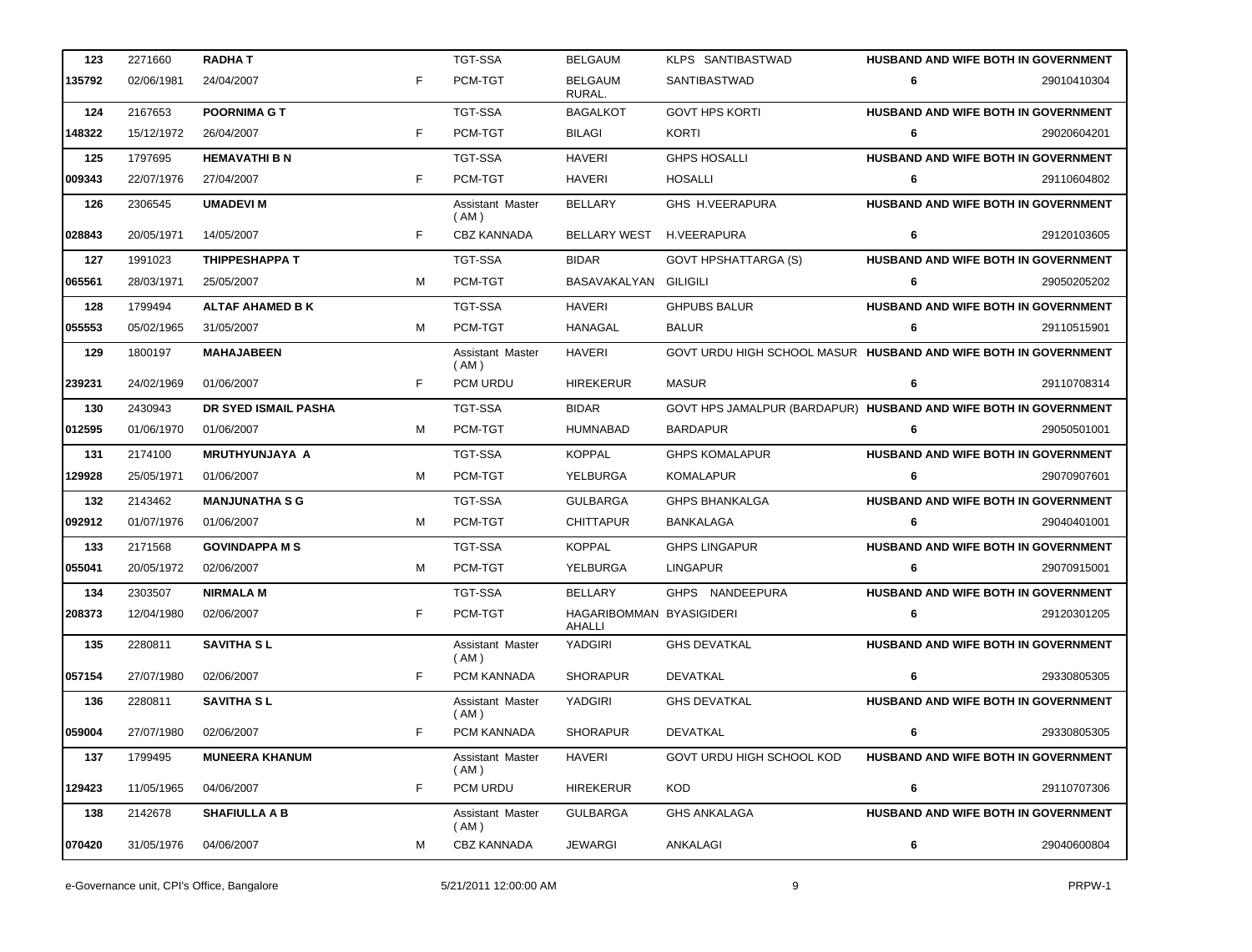| | | | | | | | | |
|---|---|---|---|---|---|---|---|---|
| **123** | 2271660 | **RADHA T** | | TGT-SSA | BELGAUM | KLPS SANTIBASTWAD | **HUSBAND AND WIFE BOTH IN GOVERNMENT** | |
| **135792** | 02/06/1981 | 24/04/2007 | F | PCM-TGT | BELGAUM RURAL. | SANTIBASTWAD | **6** | 29010410304 |
| **124** | 2167653 | **POORNIMA G T** | | TGT-SSA | BAGALKOT | GOVT HPS KORTI | **HUSBAND AND WIFE BOTH IN GOVERNMENT** | |
| **148322** | 15/12/1972 | 26/04/2007 | F | PCM-TGT | BILAGI | KORTI | **6** | 29020604201 |
| **125** | 1797695 | **HEMAVATHI B N** | | TGT-SSA | HAVERI | GHPS HOSALLI | **HUSBAND AND WIFE BOTH IN GOVERNMENT** | |
| **009343** | 22/07/1976 | 27/04/2007 | F | PCM-TGT | HAVERI | HOSALLI | **6** | 29110604802 |
| **126** | 2306545 | **UMADEVI M** | | Assistant Master ( AM ) | BELLARY | GHS H.VEERAPURA | **HUSBAND AND WIFE BOTH IN GOVERNMENT** | |
| **028843** | 20/05/1971 | 14/05/2007 | F | CBZ KANNADA | BELLARY WEST | H.VEERAPURA | **6** | 29120103605 |
| **127** | 1991023 | **THIPPESHAPPA T** | | TGT-SSA | BIDAR | GOVT HPSHATTARGA (S) | **HUSBAND AND WIFE BOTH IN GOVERNMENT** | |
| **065561** | 28/03/1971 | 25/05/2007 | M | PCM-TGT | BASAVAKALYAN | GILIGILI | **6** | 29050205202 |
| **128** | 1799494 | **ALTAF AHAMED B K** | | TGT-SSA | HAVERI | GHPUBS BALUR | **HUSBAND AND WIFE BOTH IN GOVERNMENT** | |
| **055553** | 05/02/1965 | 31/05/2007 | M | PCM-TGT | HANAGAL | BALUR | **6** | 29110515901 |
| **129** | 1800197 | **MAHAJABEEN** | | Assistant Master ( AM ) | HAVERI | GOVT URDU HIGH SCHOOL MASUR | **HUSBAND AND WIFE BOTH IN GOVERNMENT** | |
| **239231** | 24/02/1969 | 01/06/2007 | F | PCM URDU | HIREKERUR | MASUR | **6** | 29110708314 |
| **130** | 2430943 | **DR SYED ISMAIL PASHA** | | TGT-SSA | BIDAR | GOVT HPS JAMALPUR (BARDAPUR) | **HUSBAND AND WIFE BOTH IN GOVERNMENT** | |
| **012595** | 01/06/1970 | 01/06/2007 | M | PCM-TGT | HUMNABAD | BARDAPUR | **6** | 29050501001 |
| **131** | 2174100 | **MRUTHYUNJAYA A** | | TGT-SSA | KOPPAL | GHPS KOMALAPUR | **HUSBAND AND WIFE BOTH IN GOVERNMENT** | |
| **129928** | 25/05/1971 | 01/06/2007 | M | PCM-TGT | YELBURGA | KOMALAPUR | **6** | 29070907601 |
| **132** | 2143462 | **MANJUNATHA S G** | | TGT-SSA | GULBARGA | GHPS BHANKALGA | **HUSBAND AND WIFE BOTH IN GOVERNMENT** | |
| **092912** | 01/07/1976 | 01/06/2007 | M | PCM-TGT | CHITTAPUR | BANKALAGA | **6** | 29040401001 |
| **133** | 2171568 | **GOVINDAPPA M S** | | TGT-SSA | KOPPAL | GHPS LINGAPUR | **HUSBAND AND WIFE BOTH IN GOVERNMENT** | |
| **055041** | 20/05/1972 | 02/06/2007 | M | PCM-TGT | YELBURGA | LINGAPUR | **6** | 29070915001 |
| **134** | 2303507 | **NIRMALA M** | | TGT-SSA | BELLARY | GHPS NANDEEPURA | **HUSBAND AND WIFE BOTH IN GOVERNMENT** | |
| **208373** | 12/04/1980 | 02/06/2007 | F | PCM-TGT | HAGARIBOMMAN AHALLI | BYASIGIDERI | **6** | 29120301205 |
| **135** | 2280811 | **SAVITHA S L** | | Assistant Master ( AM ) | YADGIRI | GHS DEVATKAL | **HUSBAND AND WIFE BOTH IN GOVERNMENT** | |
| **057154** | 27/07/1980 | 02/06/2007 | F | PCM KANNADA | SHORAPUR | DEVATKAL | **6** | 29330805305 |
| **136** | 2280811 | **SAVITHA S L** | | Assistant Master ( AM ) | YADGIRI | GHS DEVATKAL | **HUSBAND AND WIFE BOTH IN GOVERNMENT** | |
| **059004** | 27/07/1980 | 02/06/2007 | F | PCM KANNADA | SHORAPUR | DEVATKAL | **6** | 29330805305 |
| **137** | 1799495 | **MUNEERA KHANUM** | | Assistant Master ( AM ) | HAVERI | GOVT URDU HIGH SCHOOL KOD | **HUSBAND AND WIFE BOTH IN GOVERNMENT** | |
| **129423** | 11/05/1965 | 04/06/2007 | F | PCM URDU | HIREKERUR | KOD | **6** | 29110707306 |
| **138** | 2142678 | **SHAFIULLA A B** | | Assistant Master ( AM ) | GULBARGA | GHS ANKALAGA | **HUSBAND AND WIFE BOTH IN GOVERNMENT** | |
| **070420** | 31/05/1976 | 04/06/2007 | M | CBZ KANNADA | JEWARGI | ANKALAGI | **6** | 29040600804 |

e-Governance unit, CPI's Office, Bangalore 5/21/2011 12:00:00 AM PRPW-1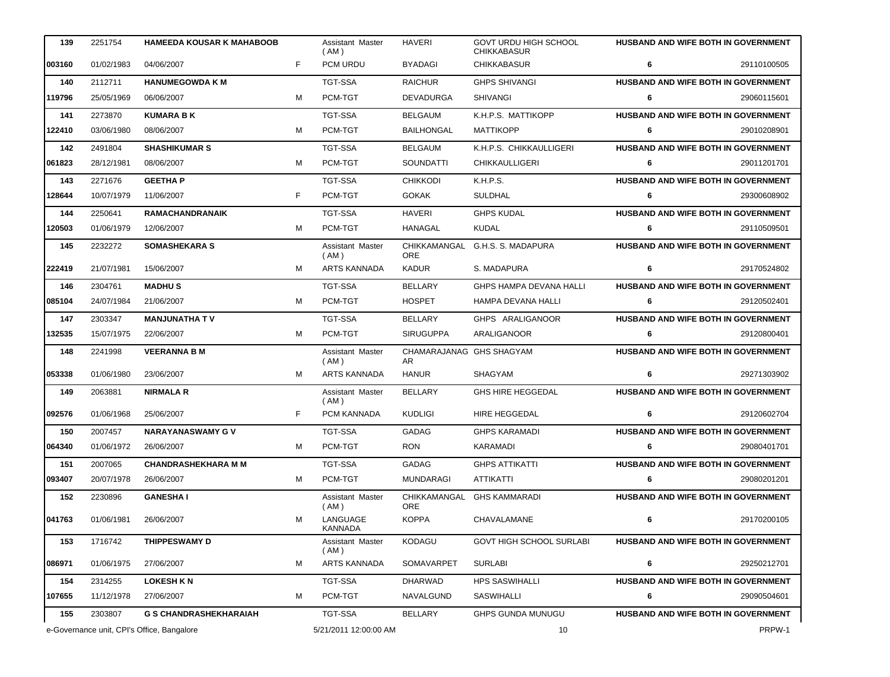| | | | | | | | | |
|---|---|---|---|---|---|---|---|---|
| 139 | 2251754 | HAMEEDA KOUSAR K MAHABOOB | | Assistant Master ( AM ) | HAVERI | GOVT URDU HIGH SCHOOL CHIKKABASUR | HUSBAND AND WIFE BOTH IN GOVERNMENT | |
| 003160 | 01/02/1983 | 04/06/2007 | F | PCM URDU | BYADAGI | CHIKKABASUR | 6 | 29110100505 |
| 140 | 2112711 | HANUMEGOWDA K M | | TGT-SSA | RAICHUR | GHPS SHIVANGI | HUSBAND AND WIFE BOTH IN GOVERNMENT | |
| 119796 | 25/05/1969 | 06/06/2007 | M | PCM-TGT | DEVADURGA | SHIVANGI | 6 | 29060115601 |
| 141 | 2273870 | KUMARA B K | | TGT-SSA | BELGAUM | K.H.P.S. MATTIKOPP | HUSBAND AND WIFE BOTH IN GOVERNMENT | |
| 122410 | 03/06/1980 | 08/06/2007 | M | PCM-TGT | BAILHONGAL | MATTIKOPP | 6 | 29010208901 |
| 142 | 2491804 | SHASHIKUMAR S | | TGT-SSA | BELGAUM | K.H.P.S. CHIKKAULLIGERI | HUSBAND AND WIFE BOTH IN GOVERNMENT | |
| 061823 | 28/12/1981 | 08/06/2007 | M | PCM-TGT | SOUNDATTI | CHIKKAULLIGERI | 6 | 29011201701 |
| 143 | 2271676 | GEETHA P | | TGT-SSA | CHIKKODI | K.H.P.S. | HUSBAND AND WIFE BOTH IN GOVERNMENT | |
| 128644 | 10/07/1979 | 11/06/2007 | F | PCM-TGT | GOKAK | SULDHAL | 6 | 29300608902 |
| 144 | 2250641 | RAMACHANDRANAIK | | TGT-SSA | HAVERI | GHPS KUDAL | HUSBAND AND WIFE BOTH IN GOVERNMENT | |
| 120503 | 01/06/1979 | 12/06/2007 | M | PCM-TGT | HANAGAL | KUDAL | 6 | 29110509501 |
| 145 | 2232272 | SOMASHEKARA S | | Assistant Master ( AM ) | CHIKKAMANGAL ORE | G.H.S. S. MADAPURA | HUSBAND AND WIFE BOTH IN GOVERNMENT | |
| 222419 | 21/07/1981 | 15/06/2007 | M | ARTS KANNADA | KADUR | S. MADAPURA | 6 | 29170524802 |
| 146 | 2304761 | MADHU S | | TGT-SSA | BELLARY | GHPS HAMPA DEVANA HALLI | HUSBAND AND WIFE BOTH IN GOVERNMENT | |
| 085104 | 24/07/1984 | 21/06/2007 | M | PCM-TGT | HOSPET | HAMPA DEVANA HALLI | 6 | 29120502401 |
| 147 | 2303347 | MANJUNATHA T V | | TGT-SSA | BELLARY | GHPS ARALIGANOOR | HUSBAND AND WIFE BOTH IN GOVERNMENT | |
| 132535 | 15/07/1975 | 22/06/2007 | M | PCM-TGT | SIRUGUPPA | ARALIGANOOR | 6 | 29120800401 |
| 148 | 2241998 | VEERANNA B M | | Assistant Master ( AM ) | CHAMARAJANAG AR | GHS SHAGYAM | HUSBAND AND WIFE BOTH IN GOVERNMENT | |
| 053338 | 01/06/1980 | 23/06/2007 | M | ARTS KANNADA | HANUR | SHAGYAM | 6 | 29271303902 |
| 149 | 2063881 | NIRMALA R | | Assistant Master ( AM ) | BELLARY | GHS HIRE HEGGEDAL | HUSBAND AND WIFE BOTH IN GOVERNMENT | |
| 092576 | 01/06/1968 | 25/06/2007 | F | PCM KANNADA | KUDLIGI | HIRE HEGGEDAL | 6 | 29120602704 |
| 150 | 2007457 | NARAYANASWAMY G V | | TGT-SSA | GADAG | GHPS KARAMADI | HUSBAND AND WIFE BOTH IN GOVERNMENT | |
| 064340 | 01/06/1972 | 26/06/2007 | M | PCM-TGT | RON | KARAMADI | 6 | 29080401701 |
| 151 | 2007065 | CHANDRASHEKHARA M M | | TGT-SSA | GADAG | GHPS ATTIKATTI | HUSBAND AND WIFE BOTH IN GOVERNMENT | |
| 093407 | 20/07/1978 | 26/06/2007 | M | PCM-TGT | MUNDARAGI | ATTIKATTI | 6 | 29080201201 |
| 152 | 2230896 | GANESHA I | | Assistant Master ( AM ) | CHIKKAMANGAL ORE | GHS KAMMARADI | HUSBAND AND WIFE BOTH IN GOVERNMENT | |
| 041763 | 01/06/1981 | 26/06/2007 | M | LANGUAGE KANNADA | KOPPA | CHAVALAMANE | 6 | 29170200105 |
| 153 | 1716742 | THIPPESWAMY D | | Assistant Master ( AM ) | KODAGU | GOVT HIGH SCHOOL SURLABI | HUSBAND AND WIFE BOTH IN GOVERNMENT | |
| 086971 | 01/06/1975 | 27/06/2007 | M | ARTS KANNADA | SOMAVARPET | SURLABI | 6 | 29250212701 |
| 154 | 2314255 | LOKESH K N | | TGT-SSA | DHARWAD | HPS SASWIHALLI | HUSBAND AND WIFE BOTH IN GOVERNMENT | |
| 107655 | 11/12/1978 | 27/06/2007 | M | PCM-TGT | NAVALGUND | SASWIHALLI | 6 | 29090504601 |
| 155 | 2303807 | G S CHANDRASHEKHARAIAH | | TGT-SSA | BELLARY | GHPS GUNDA MUNUGU | HUSBAND AND WIFE BOTH IN GOVERNMENT | |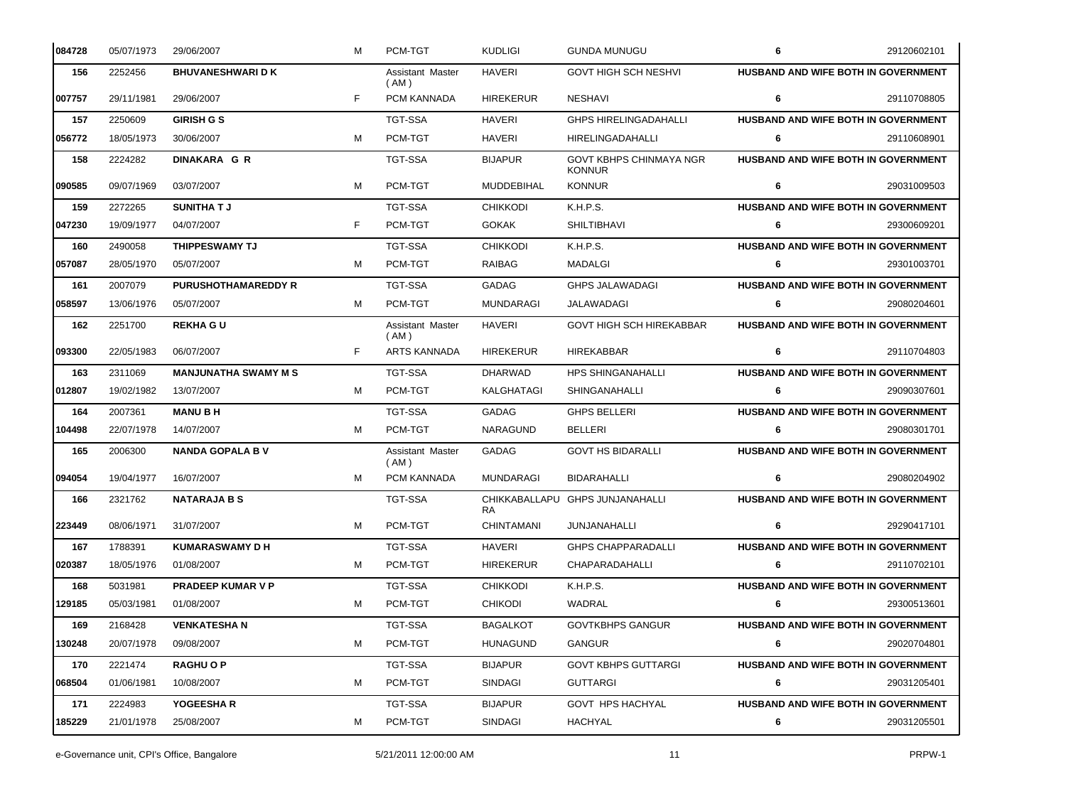| | | | | | | | | |
|---|---|---|---|---|---|---|---|---|
| 084728 | 05/07/1973 | 29/06/2007 | M | PCM-TGT | KUDLIGI | GUNDA MUNUGU | 6 | 29120602101 |
| 156 | 2252456 | BHUVANESHWARI D K | | Assistant Master ( AM ) | HAVERI | GOVT HIGH SCH NESHVI | HUSBAND AND WIFE BOTH IN GOVERNMENT | |
| 007757 | 29/11/1981 | 29/06/2007 | F | PCM KANNADA | HIREKERUR | NESHAVI | 6 | 29110708805 |
| 157 | 2250609 | GIRISH G S | | TGT-SSA | HAVERI | GHPS HIRELINGADAHALLI | HUSBAND AND WIFE BOTH IN GOVERNMENT | |
| 056772 | 18/05/1973 | 30/06/2007 | M | PCM-TGT | HAVERI | HIRELINGADAHALLI | 6 | 29110608901 |
| 158 | 2224282 | DINAKARA G R | | TGT-SSA | BIJAPUR | GOVT KBHPS CHINMAYA NGR KONNUR | HUSBAND AND WIFE BOTH IN GOVERNMENT | |
| 090585 | 09/07/1969 | 03/07/2007 | M | PCM-TGT | MUDDEBIHAL | KONNUR | 6 | 29031009503 |
| 159 | 2272265 | SUNITHA T J | | TGT-SSA | CHIKKODI | K.H.P.S. | HUSBAND AND WIFE BOTH IN GOVERNMENT | |
| 047230 | 19/09/1977 | 04/07/2007 | F | PCM-TGT | GOKAK | SHILTIBHAVI | 6 | 29300609201 |
| 160 | 2490058 | THIPPESWAMY TJ | | TGT-SSA | CHIKKODI | K.H.P.S. | HUSBAND AND WIFE BOTH IN GOVERNMENT | |
| 057087 | 28/05/1970 | 05/07/2007 | M | PCM-TGT | RAIBAG | MADALGI | 6 | 29301003701 |
| 161 | 2007079 | PURUSHOTHAMAREDDY R | | TGT-SSA | GADAG | GHPS JALAWADAGI | HUSBAND AND WIFE BOTH IN GOVERNMENT | |
| 058597 | 13/06/1976 | 05/07/2007 | M | PCM-TGT | MUNDARAGI | JALAWADAGI | 6 | 29080204601 |
| 162 | 2251700 | REKHA G U | | Assistant Master ( AM ) | HAVERI | GOVT HIGH SCH HIREKABBAR | HUSBAND AND WIFE BOTH IN GOVERNMENT | |
| 093300 | 22/05/1983 | 06/07/2007 | F | ARTS KANNADA | HIREKERUR | HIREKABBAR | 6 | 29110704803 |
| 163 | 2311069 | MANJUNATHA SWAMY M S | | TGT-SSA | DHARWAD | HPS SHINGANAHALLI | HUSBAND AND WIFE BOTH IN GOVERNMENT | |
| 012807 | 19/02/1982 | 13/07/2007 | M | PCM-TGT | KALGHATAGI | SHINGANAHALLI | 6 | 29090307601 |
| 164 | 2007361 | MANU B H | | TGT-SSA | GADAG | GHPS BELLERI | HUSBAND AND WIFE BOTH IN GOVERNMENT | |
| 104498 | 22/07/1978 | 14/07/2007 | M | PCM-TGT | NARAGUND | BELLERI | 6 | 29080301701 |
| 165 | 2006300 | NANDA GOPALA B V | | Assistant Master ( AM ) | GADAG | GOVT HS BIDARALLI | HUSBAND AND WIFE BOTH IN GOVERNMENT | |
| 094054 | 19/04/1977 | 16/07/2007 | M | PCM KANNADA | MUNDARAGI | BIDARAHALLI | 6 | 29080204902 |
| 166 | 2321762 | NATARAJA B S | | TGT-SSA | CHIKKABALLAPURA | GHPS JUNJANAHALLI | HUSBAND AND WIFE BOTH IN GOVERNMENT | |
| 223449 | 08/06/1971 | 31/07/2007 | M | PCM-TGT | CHINTAMANI | JUNJANAHALLI | 6 | 29290417101 |
| 167 | 1788391 | KUMARASWAMY D H | | TGT-SSA | HAVERI | GHPS CHAPPARADALLI | HUSBAND AND WIFE BOTH IN GOVERNMENT | |
| 020387 | 18/05/1976 | 01/08/2007 | M | PCM-TGT | HIREKERUR | CHAPARADAHALLI | 6 | 29110702101 |
| 168 | 5031981 | PRADEEP KUMAR V P | | TGT-SSA | CHIKKODI | K.H.P.S. | HUSBAND AND WIFE BOTH IN GOVERNMENT | |
| 129185 | 05/03/1981 | 01/08/2007 | M | PCM-TGT | CHIKODI | WADRAL | 6 | 29300513601 |
| 169 | 2168428 | VENKATESHA N | | TGT-SSA | BAGALKOT | GOVTKBHPS GANGUR | HUSBAND AND WIFE BOTH IN GOVERNMENT | |
| 130248 | 20/07/1978 | 09/08/2007 | M | PCM-TGT | HUNAGUND | GANGUR | 6 | 29020704801 |
| 170 | 2221474 | RAGHU O P | | TGT-SSA | BIJAPUR | GOVT KBHPS GUTTARGI | HUSBAND AND WIFE BOTH IN GOVERNMENT | |
| 068504 | 01/06/1981 | 10/08/2007 | M | PCM-TGT | SINDAGI | GUTTARGI | 6 | 29031205401 |
| 171 | 2224983 | YOGEESHA R | | TGT-SSA | BIJAPUR | GOVT HPS HACHYAL | HUSBAND AND WIFE BOTH IN GOVERNMENT | |
| 185229 | 21/01/1978 | 25/08/2007 | M | PCM-TGT | SINDAGI | HACHYAL | 6 | 29031205501 |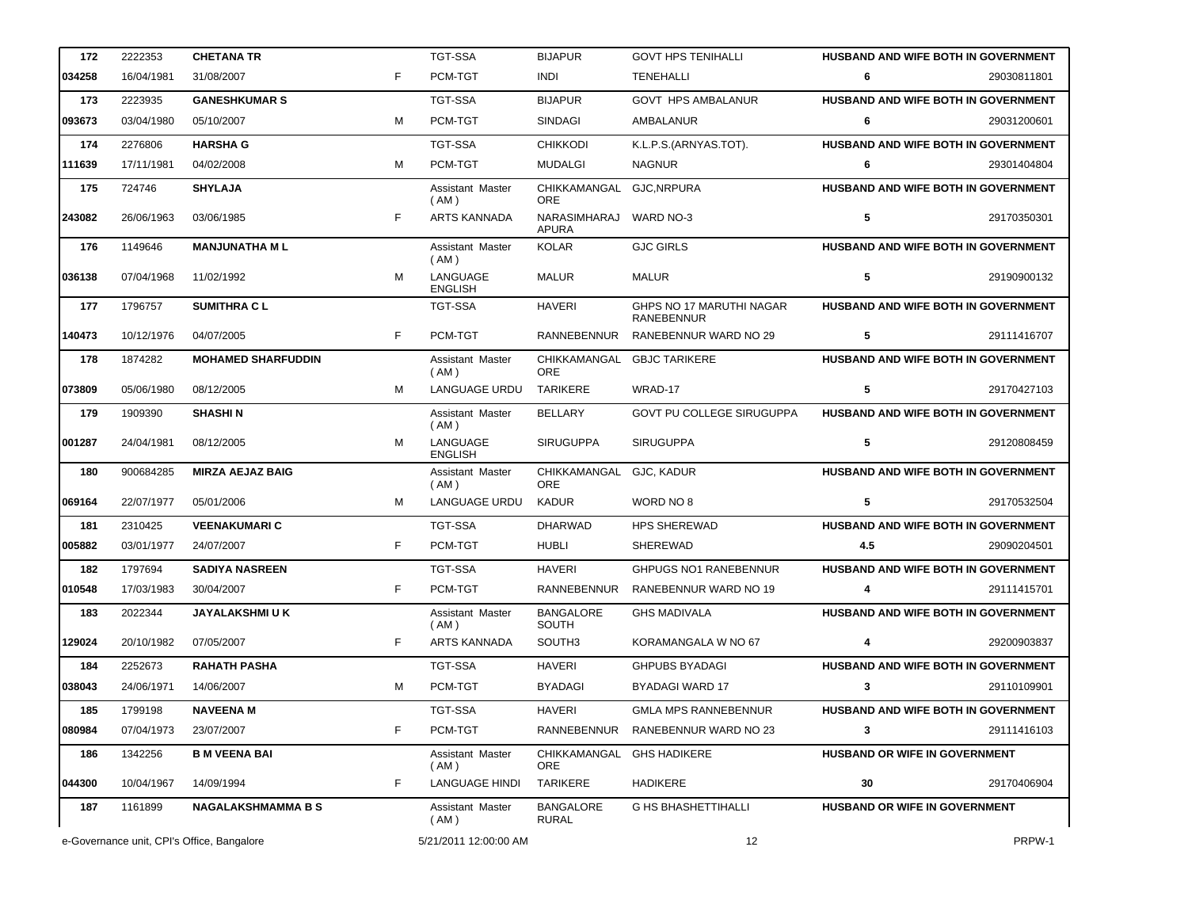| | | | | | | | | |
|---|---|---|---|---|---|---|---|---|
| 172 | 2222353 | **CHETANA TR** | | TGT-SSA | BIJAPUR | GOVT HPS TENIHALLI | **HUSBAND AND WIFE BOTH IN GOVERNMENT** | |
| 034258 | 16/04/1981 | 31/08/2007 | F | PCM-TGT | INDI | TENEHALLI | **6** | 29030811801 |
| 173 | 2223935 | **GANESHKUMAR S** | | TGT-SSA | BIJAPUR | GOVT HPS AMBALANUR | **HUSBAND AND WIFE BOTH IN GOVERNMENT** | |
| 093673 | 03/04/1980 | 05/10/2007 | M | PCM-TGT | SINDAGI | AMBALANUR | **6** | 29031200601 |
| 174 | 2276806 | **HARSHA G** | | TGT-SSA | CHIKKODI | K.L.P.S.(ARNYAS.TOT). | **HUSBAND AND WIFE BOTH IN GOVERNMENT** | |
| 111639 | 17/11/1981 | 04/02/2008 | M | PCM-TGT | MUDALGI | NAGNUR | **6** | 29301404804 |
| 175 | 724746 | **SHYLAJA** | | Assistant Master ( AM ) | CHIKKAMANGALORE | GJC,NRPURA | **HUSBAND AND WIFE BOTH IN GOVERNMENT** | |
| 243082 | 26/06/1963 | 03/06/1985 | F | ARTS KANNADA | NARASIMHARAJAPURA | WARD NO-3 | **5** | 29170350301 |
| 176 | 1149646 | **MANJUNATHA M L** | | Assistant Master ( AM ) | KOLAR | GJC GIRLS | **HUSBAND AND WIFE BOTH IN GOVERNMENT** | |
| 036138 | 07/04/1968 | 11/02/1992 | M | LANGUAGE ENGLISH | MALUR | MALUR | **5** | 29190900132 |
| 177 | 1796757 | **SUMITHRA C L** | | TGT-SSA | HAVERI | GHPS NO 17 MARUTHI NAGAR RANEBENNUR | **HUSBAND AND WIFE BOTH IN GOVERNMENT** | |
| 140473 | 10/12/1976 | 04/07/2005 | F | PCM-TGT | RANNEBENNUR | RANEBENNUR WARD NO 29 | **5** | 29111416707 |
| 178 | 1874282 | **MOHAMED SHARFUDDIN** | | Assistant Master ( AM ) | CHIKKAMANGALORE | GBJC TARIKERE | **HUSBAND AND WIFE BOTH IN GOVERNMENT** | |
| 073809 | 05/06/1980 | 08/12/2005 | M | LANGUAGE URDU | TARIKERE | WRAD-17 | **5** | 29170427103 |
| 179 | 1909390 | **SHASHI N** | | Assistant Master ( AM ) | BELLARY | GOVT PU COLLEGE SIRUGUPPA | **HUSBAND AND WIFE BOTH IN GOVERNMENT** | |
| 001287 | 24/04/1981 | 08/12/2005 | M | LANGUAGE ENGLISH | SIRUGUPPA | SIRUGUPPA | **5** | 29120808459 |
| 180 | 900684285 | **MIRZA AEJAZ BAIG** | | Assistant Master ( AM ) | CHIKKAMANGALORE | GJC, KADUR | **HUSBAND AND WIFE BOTH IN GOVERNMENT** | |
| 069164 | 22/07/1977 | 05/01/2006 | M | LANGUAGE URDU | KADUR | WORD NO 8 | **5** | 29170532504 |
| 181 | 2310425 | **VEENAKUMARI C** | | TGT-SSA | DHARWAD | HPS SHEREWAD | **HUSBAND AND WIFE BOTH IN GOVERNMENT** | |
| 005882 | 03/01/1977 | 24/07/2007 | F | PCM-TGT | HUBLI | SHEREWAD | **4.5** | 29090204501 |
| 182 | 1797694 | **SADIYA NASREEN** | | TGT-SSA | HAVERI | GHPUGS NO1 RANEBENNUR | **HUSBAND AND WIFE BOTH IN GOVERNMENT** | |
| 010548 | 17/03/1983 | 30/04/2007 | F | PCM-TGT | RANNEBENNUR | RANEBENNUR WARD NO 19 | **4** | 29111415701 |
| 183 | 2022344 | **JAYALAKSHMI U K** | | Assistant Master ( AM ) | BANGALORE SOUTH | GHS MADIVALA | **HUSBAND AND WIFE BOTH IN GOVERNMENT** | |
| 129024 | 20/10/1982 | 07/05/2007 | F | ARTS KANNADA | SOUTH3 | KORAMANGALA W NO 67 | **4** | 29200903837 |
| 184 | 2252673 | **RAHATH PASHA** | | TGT-SSA | HAVERI | GHPUBS BYADAGI | **HUSBAND AND WIFE BOTH IN GOVERNMENT** | |
| 038043 | 24/06/1971 | 14/06/2007 | M | PCM-TGT | BYADAGI | BYADAGI WARD 17 | **3** | 29110109901 |
| 185 | 1799198 | **NAVEENA M** | | TGT-SSA | HAVERI | GMLA MPS RANNEBENNUR | **HUSBAND AND WIFE BOTH IN GOVERNMENT** | |
| 080984 | 07/04/1973 | 23/07/2007 | F | PCM-TGT | RANNEBENNUR | RANEBENNUR WARD NO 23 | **3** | 29111416103 |
| 186 | 1342256 | **B M VEENA BAI** | | Assistant Master ( AM ) | CHIKKAMANGALORE | GHS HADIKERE | **HUSBAND OR WIFE IN GOVERNMENT** | |
| 044300 | 10/04/1967 | 14/09/1994 | F | LANGUAGE HINDI | TARIKERE | HADIKERE | **30** | 29170406904 |
| 187 | 1161899 | **NAGALAKSHMAMMA B S** | | Assistant Master ( AM ) | BANGALORE RURAL | G HS BHASHETTIHALLI | **HUSBAND OR WIFE IN GOVERNMENT** | |

e-Governance unit, CPI's Office, Bangalore | 5/21/2011 12:00:00 AM | PRPW-1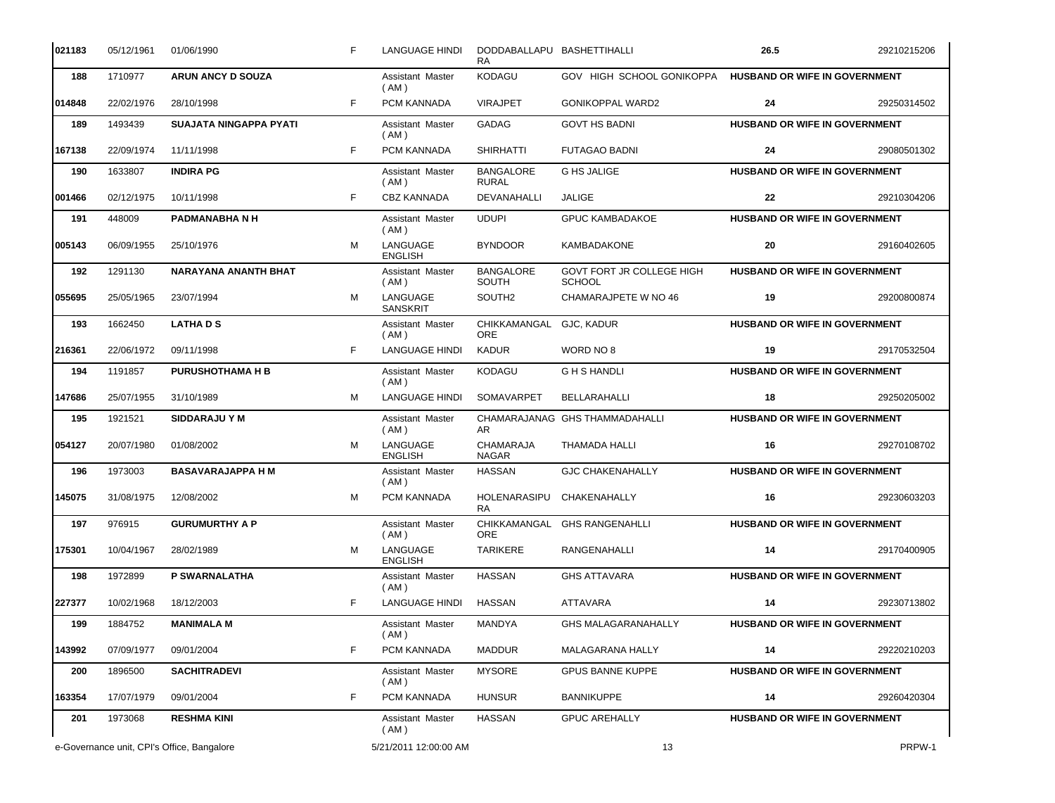| | | | | | | | | | |
|---|---|---|---|---|---|---|---|---|---|
| 021183 | 05/12/1961 | 01/06/1990 | F | LANGUAGE HINDI | DODDABALLAPURA | BASHETTIHALLI | **26.5** | | 29210215206 |
| **188** | 1710977 | **ARUN ANCY D SOUZA** | | Assistant Master (AM) | KODAGU | GOV HIGH SCHOOL GONIKOPPA | **HUSBAND OR WIFE IN GOVERNMENT** | | |
| **014848** | 22/02/1976 | 28/10/1998 | F | PCM KANNADA | VIRAJPET | GONIKOPPAL WARD2 | **24** | | 29250314502 |
| **189** | 1493439 | **SUAJATA NINGAPPA PYATI** | | Assistant Master (AM) | GADAG | GOVT HS BADNI | **HUSBAND OR WIFE IN GOVERNMENT** | | |
| **167138** | 22/09/1974 | 11/11/1998 | F | PCM KANNADA | SHIRHATTI | FUTAGAO BADNI | **24** | | 29080501302 |
| **190** | 1633807 | **INDIRA PG** | | Assistant Master (AM) | BANGALORE RURAL | G HS JALIGE | **HUSBAND OR WIFE IN GOVERNMENT** | | |
| **001466** | 02/12/1975 | 10/11/1998 | F | CBZ KANNADA | DEVANAHALLI | JALIGE | **22** | | 29210304206 |
| **191** | 448009 | **PADMANABHA N H** | | Assistant Master (AM) | UDUPI | GPUC KAMBADAKOE | **HUSBAND OR WIFE IN GOVERNMENT** | | |
| **005143** | 06/09/1955 | 25/10/1976 | M | LANGUAGE ENGLISH | BYNDOOR | KAMBADAKONE | **20** | | 29160402605 |
| **192** | 1291130 | **NARAYANA ANANTH BHAT** | | Assistant Master (AM) | BANGALORE SOUTH | GOVT FORT JR COLLEGE HIGH SCHOOL | **HUSBAND OR WIFE IN GOVERNMENT** | | |
| **055695** | 25/05/1965 | 23/07/1994 | M | LANGUAGE SANSKRIT | SOUTH2 | CHAMARAJPETE W NO 46 | **19** | | 29200800874 |
| **193** | 1662450 | **LATHA D S** | | Assistant Master (AM) | CHIKKAMANGALORE | GJC, KADUR | **HUSBAND OR WIFE IN GOVERNMENT** | | |
| **216361** | 22/06/1972 | 09/11/1998 | F | LANGUAGE HINDI | KADUR | WORD NO 8 | **19** | | 29170532504 |
| **194** | 1191857 | **PURUSHOTHAMA H B** | | Assistant Master (AM) | KODAGU | G H S HANDLI | **HUSBAND OR WIFE IN GOVERNMENT** | | |
| **147686** | 25/07/1955 | 31/10/1989 | M | LANGUAGE HINDI | SOMAVARPET | BELLARAHALLI | **18** | | 29250205002 |
| **195** | 1921521 | **SIDDARAJU Y M** | | Assistant Master (AM) | CHAMARAJANAGAR | GHS THAMMADAHALLI | **HUSBAND OR WIFE IN GOVERNMENT** | | |
| **054127** | 20/07/1980 | 01/08/2002 | M | LANGUAGE ENGLISH | CHAMARAJA NAGAR | THAMADA HALLI | **16** | | 29270108702 |
| **196** | 1973003 | **BASAVARAJAPPA H M** | | Assistant Master (AM) | HASSAN | GJC CHAKENAHALLY | **HUSBAND OR WIFE IN GOVERNMENT** | | |
| **145075** | 31/08/1975 | 12/08/2002 | M | PCM KANNADA | HOLENARASIPURA | CHAKENAHALLY | **16** | | 29230603203 |
| **197** | 976915 | **GURUMURTHY A P** | | Assistant Master (AM) | CHIKKAMANGALORE | GHS RANGENAHLLI | **HUSBAND OR WIFE IN GOVERNMENT** | | |
| **175301** | 10/04/1967 | 28/02/1989 | M | LANGUAGE ENGLISH | TARIKERE | RANGENAHALLI | **14** | | 29170400905 |
| **198** | 1972899 | **P SWARNALATHA** | | Assistant Master (AM) | HASSAN | GHS ATTAVARA | **HUSBAND OR WIFE IN GOVERNMENT** | | |
| **227377** | 10/02/1968 | 18/12/2003 | F | LANGUAGE HINDI | HASSAN | ATTAVARA | **14** | | 29230713802 |
| **199** | 1884752 | **MANIMALA M** | | Assistant Master (AM) | MANDYA | GHS MALAGARANAHALLY | **HUSBAND OR WIFE IN GOVERNMENT** | | |
| **143992** | 07/09/1977 | 09/01/2004 | F | PCM KANNADA | MADDUR | MALAGARANA HALLY | **14** | | 29220210203 |
| **200** | 1896500 | **SACHITRADEVI** | | Assistant Master (AM) | MYSORE | GPUS BANNE KUPPE | **HUSBAND OR WIFE IN GOVERNMENT** | | |
| **163354** | 17/07/1979 | 09/01/2004 | F | PCM KANNADA | HUNSUR | BANNIKUPPE | **14** | | 29260420304 |
| **201** | 1973068 | **RESHMA KINI** | | Assistant Master (AM) | HASSAN | GPUC AREHALLY | **HUSBAND OR WIFE IN GOVERNMENT** | | |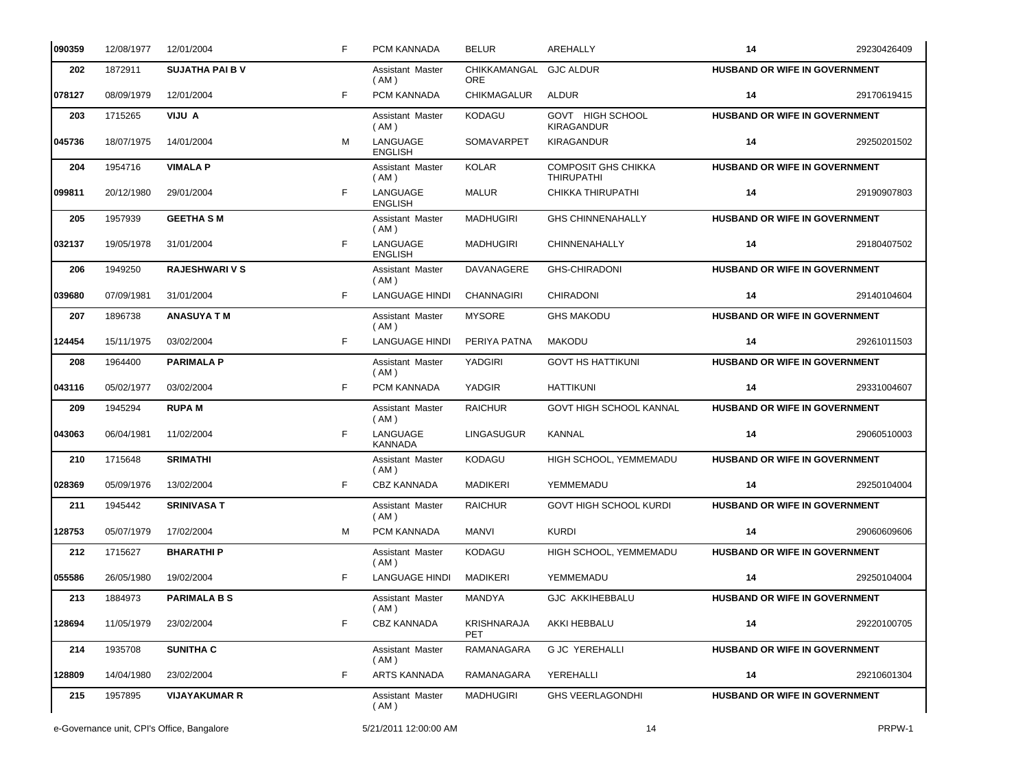| | | | | | | | | |
|---|---|---|---|---|---|---|---|---|
| 090359 | 12/08/1977 | 12/01/2004 | F | PCM KANNADA | BELUR | AREHALLY | 14 | 29230426409 |
| 202 | 1872911 | **SUJATHA PAI B V** | | Assistant Master ( AM ) | CHIKKAMANGALORE | GJC ALDUR | **HUSBAND OR WIFE IN GOVERNMENT** | |
| 078127 | 08/09/1979 | 12/01/2004 | F | PCM KANNADA | CHIKMAGALUR | ALDUR | 14 | 29170619415 |
| 203 | 1715265 | **VIJU A** | | Assistant Master ( AM ) | KODAGU | GOVT HIGH SCHOOL KIRAGANDUR | **HUSBAND OR WIFE IN GOVERNMENT** | |
| 045736 | 18/07/1975 | 14/01/2004 | M | LANGUAGE ENGLISH | SOMAVARPET | KIRAGANDUR | 14 | 29250201502 |
| 204 | 1954716 | **VIMALA P** | | Assistant Master ( AM ) | KOLAR | COMPOSIT GHS CHIKKA THIRUPATHI | **HUSBAND OR WIFE IN GOVERNMENT** | |
| 099811 | 20/12/1980 | 29/01/2004 | F | LANGUAGE ENGLISH | MALUR | CHIKKA THIRUPATHI | 14 | 29190907803 |
| 205 | 1957939 | **GEETHA S M** | | Assistant Master ( AM ) | MADHUGIRI | GHS CHINNENAHALLY | **HUSBAND OR WIFE IN GOVERNMENT** | |
| 032137 | 19/05/1978 | 31/01/2004 | F | LANGUAGE ENGLISH | MADHUGIRI | CHINNENAHALLY | 14 | 29180407502 |
| 206 | 1949250 | **RAJESHWARI V S** | | Assistant Master ( AM ) | DAVANAGERE | GHS-CHIRADONI | **HUSBAND OR WIFE IN GOVERNMENT** | |
| 039680 | 07/09/1981 | 31/01/2004 | F | LANGUAGE HINDI | CHANNAGIRI | CHIRADONI | 14 | 29140104604 |
| 207 | 1896738 | **ANASUYA T M** | | Assistant Master ( AM ) | MYSORE | GHS MAKODU | **HUSBAND OR WIFE IN GOVERNMENT** | |
| 124454 | 15/11/1975 | 03/02/2004 | F | LANGUAGE HINDI | PERIYA PATNA | MAKODU | 14 | 29261011503 |
| 208 | 1964400 | **PARIMALA P** | | Assistant Master ( AM ) | YADGIRI | GOVT HS HATTIKUNI | **HUSBAND OR WIFE IN GOVERNMENT** | |
| 043116 | 05/02/1977 | 03/02/2004 | F | PCM KANNADA | YADGIR | HATTIKUNI | 14 | 29331004607 |
| 209 | 1945294 | **RUPA M** | | Assistant Master ( AM ) | RAICHUR | GOVT HIGH SCHOOL KANNAL | **HUSBAND OR WIFE IN GOVERNMENT** | |
| 043063 | 06/04/1981 | 11/02/2004 | F | LANGUAGE KANNADA | LINGASUGUR | KANNAL | 14 | 29060510003 |
| 210 | 1715648 | **SRIMATHI** | | Assistant Master ( AM ) | KODAGU | HIGH SCHOOL, YEMMEMADU | **HUSBAND OR WIFE IN GOVERNMENT** | |
| 028369 | 05/09/1976 | 13/02/2004 | F | CBZ KANNADA | MADIKERI | YEMMEMADU | 14 | 29250104004 |
| 211 | 1945442 | **SRINIVASA T** | | Assistant Master ( AM ) | RAICHUR | GOVT HIGH SCHOOL KURDI | **HUSBAND OR WIFE IN GOVERNMENT** | |
| 128753 | 05/07/1979 | 17/02/2004 | M | PCM KANNADA | MANVI | KURDI | 14 | 29060609606 |
| 212 | 1715627 | **BHARATHI P** | | Assistant Master ( AM ) | KODAGU | HIGH SCHOOL, YEMMEMADU | **HUSBAND OR WIFE IN GOVERNMENT** | |
| 055586 | 26/05/1980 | 19/02/2004 | F | LANGUAGE HINDI | MADIKERI | YEMMEMADU | 14 | 29250104004 |
| 213 | 1884973 | **PARIMALA B S** | | Assistant Master ( AM ) | MANDYA | GJC AKKIHEBBALU | **HUSBAND OR WIFE IN GOVERNMENT** | |
| 128694 | 11/05/1979 | 23/02/2004 | F | CBZ KANNADA | KRISHNARAJA PET | AKKI HEBBALU | 14 | 29220100705 |
| 214 | 1935708 | **SUNITHA C** | | Assistant Master ( AM ) | RAMANAGARA | G JC YEREHALLI | **HUSBAND OR WIFE IN GOVERNMENT** | |
| 128809 | 14/04/1980 | 23/02/2004 | F | ARTS KANNADA | RAMANAGARA | YEREHALLI | 14 | 29210601304 |
| 215 | 1957895 | **VIJAYAKUMAR R** | | Assistant Master ( AM ) | MADHUGIRI | GHS VEERLAGONDHI | **HUSBAND OR WIFE IN GOVERNMENT** | |

e-Governance unit, CPI's Office, Bangalore 5/21/2011 12:00:00 AM PRPW-1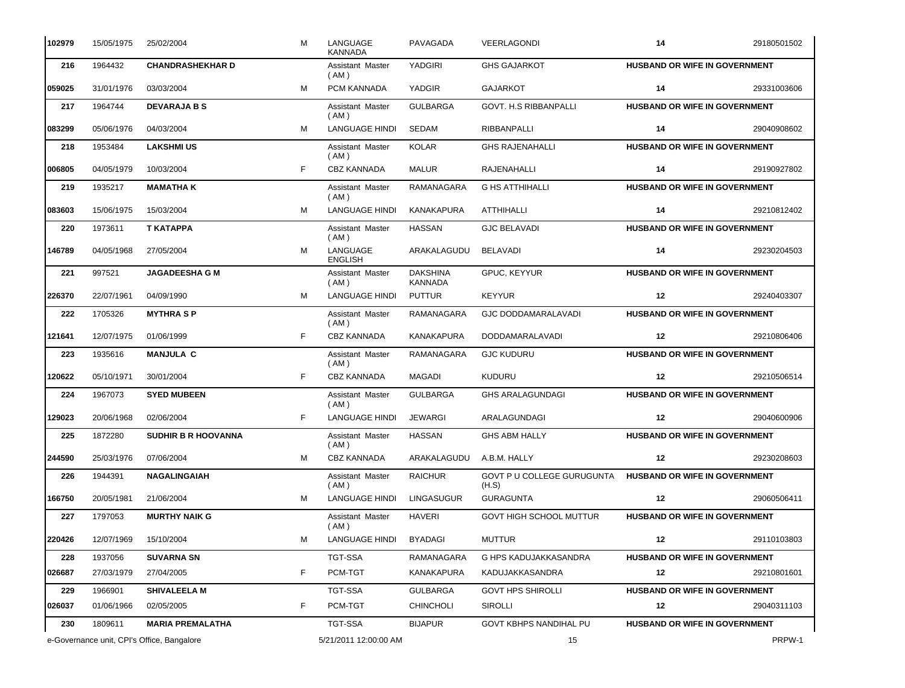| | | | | | | | | |
|---|---|---|---|---|---|---|---|---|
| 102979 | 15/05/1975 | 25/02/2004 | M | LANGUAGE KANNADA | PAVAGADA | VEERLAGONDI | 14 | 29180501502 |
| 216 | 1964432 | CHANDRASHEKHAR D | | Assistant Master ( AM ) | YADGIRI | GHS GAJARKOT | HUSBAND OR WIFE IN GOVERNMENT | |
| 059025 | 31/01/1976 | 03/03/2004 | M | PCM KANNADA | YADGIR | GAJARKOT | 14 | 29331003606 |
| 217 | 1964744 | DEVARAJA B S | | Assistant Master ( AM ) | GULBARGA | GOVT. H.S RIBBANPALLI | HUSBAND OR WIFE IN GOVERNMENT | |
| 083299 | 05/06/1976 | 04/03/2004 | M | LANGUAGE HINDI | SEDAM | RIBBANPALLI | 14 | 29040908602 |
| 218 | 1953484 | LAKSHMI US | | Assistant Master ( AM ) | KOLAR | GHS RAJENAHALLI | HUSBAND OR WIFE IN GOVERNMENT | |
| 006805 | 04/05/1979 | 10/03/2004 | F | CBZ KANNADA | MALUR | RAJENAHALLI | 14 | 29190927802 |
| 219 | 1935217 | MAMATHA K | | Assistant Master ( AM ) | RAMANAGARA | G HS ATTHIHALLI | HUSBAND OR WIFE IN GOVERNMENT | |
| 083603 | 15/06/1975 | 15/03/2004 | M | LANGUAGE HINDI | KANAKAPURA | ATTHIHALLI | 14 | 29210812402 |
| 220 | 1973611 | T KATAPPA | | Assistant Master ( AM ) | HASSAN | GJC BELAVADI | HUSBAND OR WIFE IN GOVERNMENT | |
| 146789 | 04/05/1968 | 27/05/2004 | M | LANGUAGE ENGLISH | ARAKALAGUDU | BELAVADI | 14 | 29230204503 |
| 221 | 997521 | JAGADEESHA G M | | Assistant Master ( AM ) | DAKSHINA KANNADA | GPUC, KEYYUR | HUSBAND OR WIFE IN GOVERNMENT | |
| 226370 | 22/07/1961 | 04/09/1990 | M | LANGUAGE HINDI | PUTTUR | KEYYUR | 12 | 29240403307 |
| 222 | 1705326 | MYTHRA S P | | Assistant Master ( AM ) | RAMANAGARA | GJC DODDAMARALAVADI | HUSBAND OR WIFE IN GOVERNMENT | |
| 121641 | 12/07/1975 | 01/06/1999 | F | CBZ KANNADA | KANAKAPURA | DODDAMARALAVADI | 12 | 29210806406 |
| 223 | 1935616 | MANJULA C | | Assistant Master ( AM ) | RAMANAGARA | GJC KUDURU | HUSBAND OR WIFE IN GOVERNMENT | |
| 120622 | 05/10/1971 | 30/01/2004 | F | CBZ KANNADA | MAGADI | KUDURU | 12 | 29210506514 |
| 224 | 1967073 | SYED MUBEEN | | Assistant Master ( AM ) | GULBARGA | GHS ARALAGUNDAGI | HUSBAND OR WIFE IN GOVERNMENT | |
| 129023 | 20/06/1968 | 02/06/2004 | F | LANGUAGE HINDI | JEWARGI | ARALAGUNDAGI | 12 | 29040600906 |
| 225 | 1872280 | SUDHIR B R HOOVANNA | | Assistant Master ( AM ) | HASSAN | GHS ABM HALLY | HUSBAND OR WIFE IN GOVERNMENT | |
| 244590 | 25/03/1976 | 07/06/2004 | M | CBZ KANNADA | ARAKALAGUDU | A.B.M. HALLY | 12 | 29230208603 |
| 226 | 1944391 | NAGALINGAIAH | | Assistant Master ( AM ) | RAICHUR | GOVT P U COLLEGE GURUGUNTA (H.S) | HUSBAND OR WIFE IN GOVERNMENT | |
| 166750 | 20/05/1981 | 21/06/2004 | M | LANGUAGE HINDI | LINGASUGUR | GURAGUNTA | 12 | 29060506411 |
| 227 | 1797053 | MURTHY NAIK G | | Assistant Master ( AM ) | HAVERI | GOVT HIGH SCHOOL MUTTUR | HUSBAND OR WIFE IN GOVERNMENT | |
| 220426 | 12/07/1969 | 15/10/2004 | M | LANGUAGE HINDI | BYADAGI | MUTTUR | 12 | 29110103803 |
| 228 | 1937056 | SUVARNA SN | | TGT-SSA | RAMANAGARA | G HPS KADUJAKKASANDRA | HUSBAND OR WIFE IN GOVERNMENT | |
| 026687 | 27/03/1979 | 27/04/2005 | F | PCM-TGT | KANAKAPURA | KADUJAKKASANDRA | 12 | 29210801601 |
| 229 | 1966901 | SHIVALEELA M | | TGT-SSA | GULBARGA | GOVT HPS SHIROLLI | HUSBAND OR WIFE IN GOVERNMENT | |
| 026037 | 01/06/1966 | 02/05/2005 | F | PCM-TGT | CHINCHOLI | SIROLLI | 12 | 29040311103 |
| 230 | 1809611 | MARIA PREMALATHA | | TGT-SSA | BIJAPUR | GOVT KBHPS NANDIHAL PU | HUSBAND OR WIFE IN GOVERNMENT | |

e-Governance unit, CPI's Office, Bangalore    5/21/2011 12:00:00 AM    PRPW-1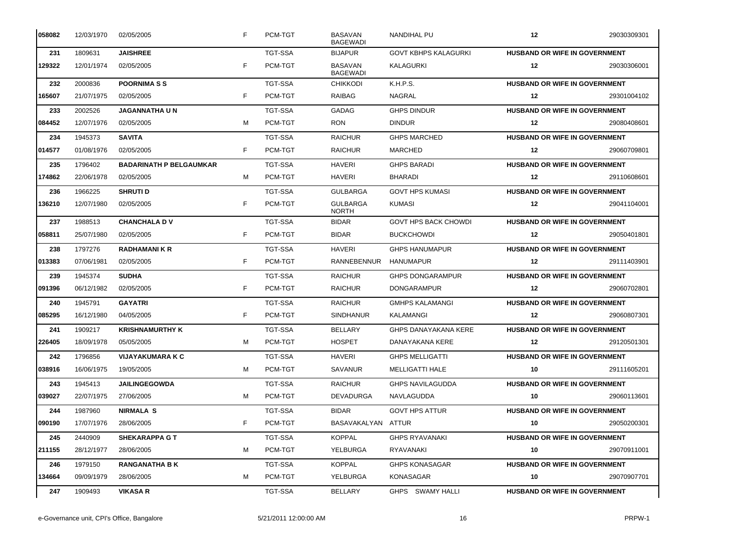| | | | | | | | | |
|---|---|---|---|---|---|---|---|---|
| **058082** | 12/03/1970 | 02/05/2005 | F | PCM-TGT | BASAVAN BAGEWADI | NANDIHAL PU | **12** | 29030309301 |
| **231** | 1809631 | **JAISHREE** | | TGT-SSA | BIJAPUR | GOVT KBHPS KALAGURKI | **HUSBAND OR WIFE IN GOVERNMENT** | |
| **129322** | 12/01/1974 | 02/05/2005 | F | PCM-TGT | BASAVAN BAGEWADI | KALAGURKI | **12** | 29030306001 |
| **232** | 2000836 | **POORNIMA S S** | | TGT-SSA | CHIKKODI | K.H.P.S. | **HUSBAND OR WIFE IN GOVERNMENT** | |
| **165607** | 21/07/1975 | 02/05/2005 | F | PCM-TGT | RAIBAG | NAGRAL | **12** | 29301004102 |
| **233** | 2002526 | **JAGANNATHA U N** | | TGT-SSA | GADAG | GHPS DINDUR | **HUSBAND OR WIFE IN GOVERNMENT** | |
| **084452** | 12/07/1976 | 02/05/2005 | M | PCM-TGT | RON | DINDUR | **12** | 29080408601 |
| **234** | 1945373 | **SAVITA** | | TGT-SSA | RAICHUR | GHPS MARCHED | **HUSBAND OR WIFE IN GOVERNMENT** | |
| **014577** | 01/08/1976 | 02/05/2005 | F | PCM-TGT | RAICHUR | MARCHED | **12** | 29060709801 |
| **235** | 1796402 | **BADARINATH P BELGAUMKAR** | | TGT-SSA | HAVERI | GHPS BARADI | **HUSBAND OR WIFE IN GOVERNMENT** | |
| **174862** | 22/06/1978 | 02/05/2005 | M | PCM-TGT | HAVERI | BHARADI | **12** | 29110608601 |
| **236** | 1966225 | **SHRUTI D** | | TGT-SSA | GULBARGA | GOVT HPS KUMASI | **HUSBAND OR WIFE IN GOVERNMENT** | |
| **136210** | 12/07/1980 | 02/05/2005 | F | PCM-TGT | GULBARGA NORTH | KUMASI | **12** | 29041104001 |
| **237** | 1988513 | **CHANCHALA D V** | | TGT-SSA | BIDAR | GOVT HPS BACK CHOWDI | **HUSBAND OR WIFE IN GOVERNMENT** | |
| **058811** | 25/07/1980 | 02/05/2005 | F | PCM-TGT | BIDAR | BUCKCHOWDI | **12** | 29050401801 |
| **238** | 1797276 | **RADHAMANI K R** | | TGT-SSA | HAVERI | GHPS HANUMAPUR | **HUSBAND OR WIFE IN GOVERNMENT** | |
| **013383** | 07/06/1981 | 02/05/2005 | F | PCM-TGT | RANNEBENNUR | HANUMAPUR | **12** | 29111403901 |
| **239** | 1945374 | **SUDHA** | | TGT-SSA | RAICHUR | GHPS DONGARAMPUR | **HUSBAND OR WIFE IN GOVERNMENT** | |
| **091396** | 06/12/1982 | 02/05/2005 | F | PCM-TGT | RAICHUR | DONGARAMPUR | **12** | 29060702801 |
| **240** | 1945791 | **GAYATRI** | | TGT-SSA | RAICHUR | GMHPS KALAMANGI | **HUSBAND OR WIFE IN GOVERNMENT** | |
| **085295** | 16/12/1980 | 04/05/2005 | F | PCM-TGT | SINDHANUR | KALAMANGI | **12** | 29060807301 |
| **241** | 1909217 | **KRISHNAMURTHY K** | | TGT-SSA | BELLARY | GHPS DANAYAKANA KERE | **HUSBAND OR WIFE IN GOVERNMENT** | |
| **226405** | 18/09/1978 | 05/05/2005 | M | PCM-TGT | HOSPET | DANAYAKANA KERE | **12** | 29120501301 |
| **242** | 1796856 | **VIJAYAKUMARA K C** | | TGT-SSA | HAVERI | GHPS MELLIGATTI | **HUSBAND OR WIFE IN GOVERNMENT** | |
| **038916** | 16/06/1975 | 19/05/2005 | M | PCM-TGT | SAVANUR | MELLIGATTI HALE | **10** | 29111605201 |
| **243** | 1945413 | **JAILINGEGOWDA** | | TGT-SSA | RAICHUR | GHPS NAVILAGUDDA | **HUSBAND OR WIFE IN GOVERNMENT** | |
| **039027** | 22/07/1975 | 27/06/2005 | M | PCM-TGT | DEVADURGA | NAVLAGUDDA | **10** | 29060113601 |
| **244** | 1987960 | **NIRMALA S** | | TGT-SSA | BIDAR | GOVT HPS ATTUR | **HUSBAND OR WIFE IN GOVERNMENT** | |
| **090190** | 17/07/1976 | 28/06/2005 | F | PCM-TGT | BASAVAKALYAN | ATTUR | **10** | 29050200301 |
| **245** | 2440909 | **SHEKARAPPA G T** | | TGT-SSA | KOPPAL | GHPS RYAVANAKI | **HUSBAND OR WIFE IN GOVERNMENT** | |
| **211155** | 28/12/1977 | 28/06/2005 | M | PCM-TGT | YELBURGA | RYAVANAKI | **10** | 29070911001 |
| **246** | 1979150 | **RANGANATHA B K** | | TGT-SSA | KOPPAL | GHPS KONASAGAR | **HUSBAND OR WIFE IN GOVERNMENT** | |
| **134664** | 09/09/1979 | 28/06/2005 | M | PCM-TGT | YELBURGA | KONASAGAR | **10** | 29070907701 |
| **247** | 1909493 | **VIKASA R** | | TGT-SSA | BELLARY | GHPS SWAMY HALLI | **HUSBAND OR WIFE IN GOVERNMENT** | |

e-Governance unit, CPI's Office, Bangalore 5/21/2011 12:00:00 AM PRPW-1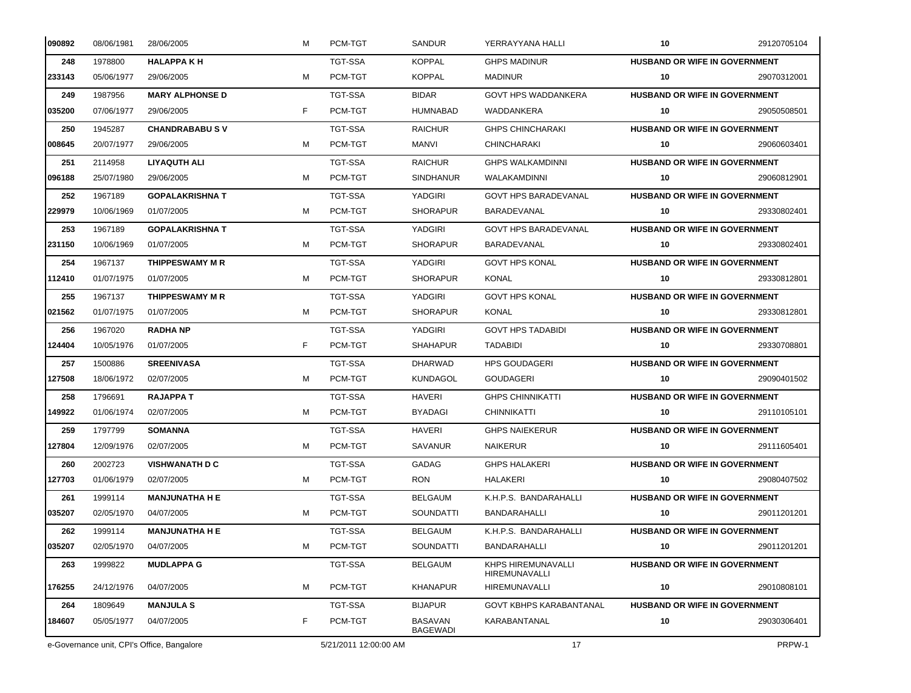| | | | | | | | | |
|---|---|---|---|---|---|---|---|---|
| 090892 | 08/06/1981 | 28/06/2005 | M | PCM-TGT | SANDUR | YERRAYYANA HALLI | 10 | 29120705104 |
| 248 | 1978800 | **HALAPPA K H** | | TGT-SSA | KOPPAL | GHPS MADINUR | **HUSBAND OR WIFE IN GOVERNMENT** | |
| 233143 | 05/06/1977 | 29/06/2005 | M | PCM-TGT | KOPPAL | MADINUR | 10 | 29070312001 |
| 249 | 1987956 | **MARY ALPHONSE D** | | TGT-SSA | BIDAR | GOVT HPS WADDANKERA | **HUSBAND OR WIFE IN GOVERNMENT** | |
| 035200 | 07/06/1977 | 29/06/2005 | F | PCM-TGT | HUMNABAD | WADDANKERA | 10 | 29050508501 |
| 250 | 1945287 | **CHANDRABABU S V** | | TGT-SSA | RAICHUR | GHPS CHINCHARAKI | **HUSBAND OR WIFE IN GOVERNMENT** | |
| 008645 | 20/07/1977 | 29/06/2005 | M | PCM-TGT | MANVI | CHINCHARAKI | 10 | 29060603401 |
| 251 | 2114958 | **LIYAQUTH ALI** | | TGT-SSA | RAICHUR | GHPS WALKAMDINNI | **HUSBAND OR WIFE IN GOVERNMENT** | |
| 096188 | 25/07/1980 | 29/06/2005 | M | PCM-TGT | SINDHANUR | WALAKAMDINNI | 10 | 29060812901 |
| 252 | 1967189 | **GOPALAKRISHNA T** | | TGT-SSA | YADGIRI | GOVT HPS BARADEVANAL | **HUSBAND OR WIFE IN GOVERNMENT** | |
| 229979 | 10/06/1969 | 01/07/2005 | M | PCM-TGT | SHORAPUR | BARADEVANAL | 10 | 29330802401 |
| 253 | 1967189 | **GOPALAKRISHNA T** | | TGT-SSA | YADGIRI | GOVT HPS BARADEVANAL | **HUSBAND OR WIFE IN GOVERNMENT** | |
| 231150 | 10/06/1969 | 01/07/2005 | M | PCM-TGT | SHORAPUR | BARADEVANAL | 10 | 29330802401 |
| 254 | 1967137 | **THIPPESWAMY M R** | | TGT-SSA | YADGIRI | GOVT HPS KONAL | **HUSBAND OR WIFE IN GOVERNMENT** | |
| 112410 | 01/07/1975 | 01/07/2005 | M | PCM-TGT | SHORAPUR | KONAL | 10 | 29330812801 |
| 255 | 1967137 | **THIPPESWAMY M R** | | TGT-SSA | YADGIRI | GOVT HPS KONAL | **HUSBAND OR WIFE IN GOVERNMENT** | |
| 021562 | 01/07/1975 | 01/07/2005 | M | PCM-TGT | SHORAPUR | KONAL | 10 | 29330812801 |
| 256 | 1967020 | **RADHA NP** | | TGT-SSA | YADGIRI | GOVT HPS TADABIDI | **HUSBAND OR WIFE IN GOVERNMENT** | |
| 124404 | 10/05/1976 | 01/07/2005 | F | PCM-TGT | SHAHAPUR | TADABIDI | 10 | 29330708801 |
| 257 | 1500886 | **SREENIVASA** | | TGT-SSA | DHARWAD | HPS GOUDAGERI | **HUSBAND OR WIFE IN GOVERNMENT** | |
| 127508 | 18/06/1972 | 02/07/2005 | M | PCM-TGT | KUNDAGOL | GOUDAGERI | 10 | 29090401502 |
| 258 | 1796691 | **RAJAPPA T** | | TGT-SSA | HAVERI | GHPS CHINNIKATTI | **HUSBAND OR WIFE IN GOVERNMENT** | |
| 149922 | 01/06/1974 | 02/07/2005 | M | PCM-TGT | BYADAGI | CHINNIKATTI | 10 | 29110105101 |
| 259 | 1797799 | **SOMANNA** | | TGT-SSA | HAVERI | GHPS NAIEKERUR | **HUSBAND OR WIFE IN GOVERNMENT** | |
| 127804 | 12/09/1976 | 02/07/2005 | M | PCM-TGT | SAVANUR | NAIKERUR | 10 | 29111605401 |
| 260 | 2002723 | **VISHWANATH D C** | | TGT-SSA | GADAG | GHPS HALAKERI | **HUSBAND OR WIFE IN GOVERNMENT** | |
| 127703 | 01/06/1979 | 02/07/2005 | M | PCM-TGT | RON | HALAKERI | 10 | 29080407502 |
| 261 | 1999114 | **MANJUNATHA H E** | | TGT-SSA | BELGAUM | K.H.P.S. BANDARAHALLI | **HUSBAND OR WIFE IN GOVERNMENT** | |
| 035207 | 02/05/1970 | 04/07/2005 | M | PCM-TGT | SOUNDATTI | BANDARAHALLI | 10 | 29011201201 |
| 262 | 1999114 | **MANJUNATHA H E** | | TGT-SSA | BELGAUM | K.H.P.S. BANDARAHALLI | **HUSBAND OR WIFE IN GOVERNMENT** | |
| 035207 | 02/05/1970 | 04/07/2005 | M | PCM-TGT | SOUNDATTI | BANDARAHALLI | 10 | 29011201201 |
| 263 | 1999822 | **MUDLAPPA G** | | TGT-SSA | BELGAUM | KHPS HIREMUNAVALLI HIREMUNAVALLI | **HUSBAND OR WIFE IN GOVERNMENT** | |
| 176255 | 24/12/1976 | 04/07/2005 | M | PCM-TGT | KHANAPUR | HIREMUNAVALLI | 10 | 29010808101 |
| 264 | 1809649 | **MANJULA S** | | TGT-SSA | BIJAPUR | GOVT KBHPS KARABANTANAL | **HUSBAND OR WIFE IN GOVERNMENT** | |
| 184607 | 05/05/1977 | 04/07/2005 | F | PCM-TGT | BASAVAN BAGEWADI | KARABANTANAL | 10 | 29030306401 |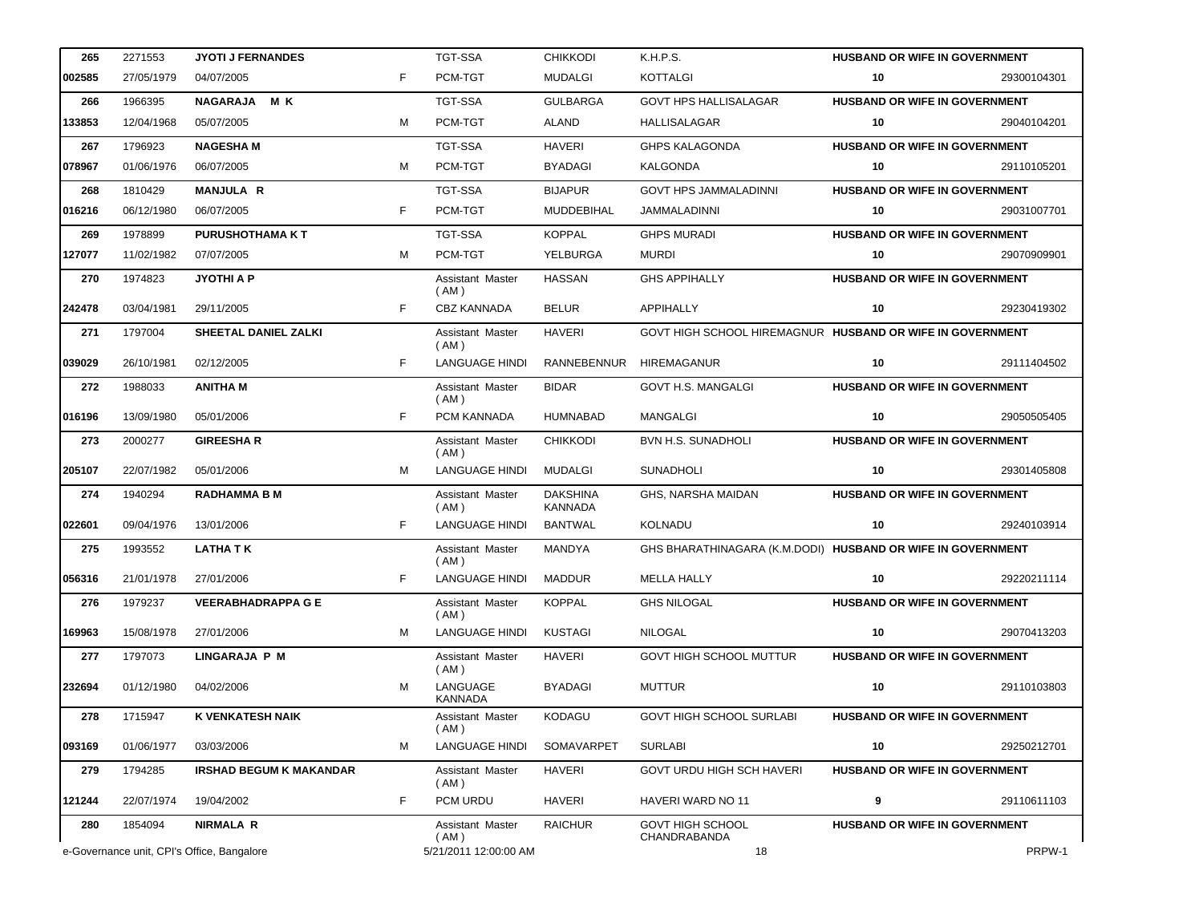| | | | | | | | | |
|---|---|---|---|---|---|---|---|---|
| 265 | 2271553 | JYOTI J FERNANDES | | TGT-SSA | CHIKKODI | K.H.P.S. | HUSBAND OR WIFE IN GOVERNMENT | |
| 002585 | 27/05/1979 | 04/07/2005 | F | PCM-TGT | MUDALGI | KOTTALGI | 10 | 29300104301 |
| 266 | 1966395 | NAGARAJA M K | | TGT-SSA | GULBARGA | GOVT HPS HALLISALAGAR | HUSBAND OR WIFE IN GOVERNMENT | |
| 133853 | 12/04/1968 | 05/07/2005 | M | PCM-TGT | ALAND | HALLISALAGAR | 10 | 29040104201 |
| 267 | 1796923 | NAGESHA M | | TGT-SSA | HAVERI | GHPS KALAGONDA | HUSBAND OR WIFE IN GOVERNMENT | |
| 078967 | 01/06/1976 | 06/07/2005 | M | PCM-TGT | BYADAGI | KALGONDA | 10 | 29110105201 |
| 268 | 1810429 | MANJULA R | | TGT-SSA | BIJAPUR | GOVT HPS JAMMALADINNI | HUSBAND OR WIFE IN GOVERNMENT | |
| 016216 | 06/12/1980 | 06/07/2005 | F | PCM-TGT | MUDDEBIHAL | JAMMALADINNI | 10 | 29031007701 |
| 269 | 1978899 | PURUSHOTHAMA K T | | TGT-SSA | KOPPAL | GHPS MURADI | HUSBAND OR WIFE IN GOVERNMENT | |
| 127077 | 11/02/1982 | 07/07/2005 | M | PCM-TGT | YELBURGA | MURDI | 10 | 29070909901 |
| 270 | 1974823 | JYOTHI A P | | Assistant Master ( AM ) | HASSAN | GHS APPIHALLY | HUSBAND OR WIFE IN GOVERNMENT | |
| 242478 | 03/04/1981 | 29/11/2005 | F | CBZ KANNADA | BELUR | APPIHALLY | 10 | 29230419302 |
| 271 | 1797004 | SHEETAL DANIEL ZALKI | | Assistant Master ( AM ) | HAVERI | GOVT HIGH SCHOOL HIREMAGNUR | HUSBAND OR WIFE IN GOVERNMENT | |
| 039029 | 26/10/1981 | 02/12/2005 | F | LANGUAGE HINDI | RANNEBENNUR | HIREMAGANUR | 10 | 29111404502 |
| 272 | 1988033 | ANITHA M | | Assistant Master ( AM ) | BIDAR | GOVT H.S. MANGALGI | HUSBAND OR WIFE IN GOVERNMENT | |
| 016196 | 13/09/1980 | 05/01/2006 | F | PCM KANNADA | HUMNABAD | MANGALGI | 10 | 29050505405 |
| 273 | 2000277 | GIREESHA R | | Assistant Master ( AM ) | CHIKKODI | BVN H.S. SUNADHOLI | HUSBAND OR WIFE IN GOVERNMENT | |
| 205107 | 22/07/1982 | 05/01/2006 | M | LANGUAGE HINDI | MUDALGI | SUNADHOLI | 10 | 29301405808 |
| 274 | 1940294 | RADHAMMA B M | | Assistant Master ( AM ) | DAKSHINA KANNADA | GHS, NARSHA MAIDAN | HUSBAND OR WIFE IN GOVERNMENT | |
| 022601 | 09/04/1976 | 13/01/2006 | F | LANGUAGE HINDI | BANTWAL | KOLNADU | 10 | 29240103914 |
| 275 | 1993552 | LATHA T K | | Assistant Master ( AM ) | MANDYA | GHS BHARATHINAGARA (K.M.DODI) | HUSBAND OR WIFE IN GOVERNMENT | |
| 056316 | 21/01/1978 | 27/01/2006 | F | LANGUAGE HINDI | MADDUR | MELLA HALLY | 10 | 29220211114 |
| 276 | 1979237 | VEERABHADRAPPA G E | | Assistant Master ( AM ) | KOPPAL | GHS NILOGAL | HUSBAND OR WIFE IN GOVERNMENT | |
| 169963 | 15/08/1978 | 27/01/2006 | M | LANGUAGE HINDI | KUSTAGI | NILOGAL | 10 | 29070413203 |
| 277 | 1797073 | LINGARAJA P M | | Assistant Master ( AM ) | HAVERI | GOVT HIGH SCHOOL MUTTUR | HUSBAND OR WIFE IN GOVERNMENT | |
| 232694 | 01/12/1980 | 04/02/2006 | M | LANGUAGE KANNADA | BYADAGI | MUTTUR | 10 | 29110103803 |
| 278 | 1715947 | K VENKATESH NAIK | | Assistant Master ( AM ) | KODAGU | GOVT HIGH SCHOOL SURLABI | HUSBAND OR WIFE IN GOVERNMENT | |
| 093169 | 01/06/1977 | 03/03/2006 | M | LANGUAGE HINDI | SOMAVARPET | SURLABI | 10 | 29250212701 |
| 279 | 1794285 | IRSHAD BEGUM K MAKANDAR | | Assistant Master ( AM ) | HAVERI | GOVT URDU HIGH SCH HAVERI | HUSBAND OR WIFE IN GOVERNMENT | |
| 121244 | 22/07/1974 | 19/04/2002 | F | PCM URDU | HAVERI | HAVERI WARD NO 11 | 9 | 29110611103 |
| 280 | 1854094 | NIRMALA R | | Assistant Master ( AM ) | RAICHUR | GOVT HIGH SCHOOL CHANDRABANDA | HUSBAND OR WIFE IN GOVERNMENT | |

e-Governance unit, CPI's Office, Bangalore 5/21/2011 12:00:00 AM PRPW-1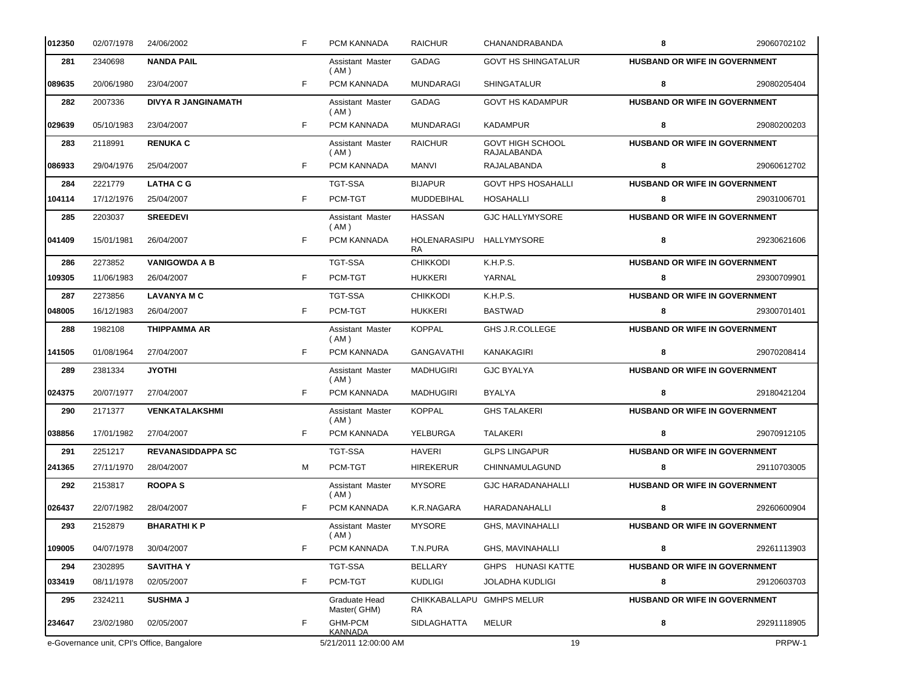| | | | | | | | | |
|---|---|---|---|---|---|---|---|---|
| 012350 | 02/07/1978 | 24/06/2002 | F | PCM KANNADA | RAICHUR | CHANANDRABANDA | 8 | 29060702102 |
| 281 | 2340698 | **NANDA PAIL** | | Assistant Master ( AM ) | GADAG | GOVT HS SHINGATALUR | **HUSBAND OR WIFE IN GOVERNMENT** | |
| 089635 | 20/06/1980 | 23/04/2007 | F | PCM KANNADA | MUNDARAGI | SHINGATALUR | 8 | 29080205404 |
| 282 | 2007336 | **DIVYA R JANGINAMATH** | | Assistant Master ( AM ) | GADAG | GOVT HS KADAMPUR | **HUSBAND OR WIFE IN GOVERNMENT** | |
| 029639 | 05/10/1983 | 23/04/2007 | F | PCM KANNADA | MUNDARAGI | KADAMPUR | 8 | 29080200203 |
| 283 | 2118991 | **RENUKA C** | | Assistant Master ( AM ) | RAICHUR | GOVT HIGH SCHOOL RAJALABANDA | **HUSBAND OR WIFE IN GOVERNMENT** | |
| 086933 | 29/04/1976 | 25/04/2007 | F | PCM KANNADA | MANVI | RAJALABANDA | 8 | 29060612702 |
| 284 | 2221779 | **LATHA C G** | | TGT-SSA | BIJAPUR | GOVT HPS HOSAHALLI | **HUSBAND OR WIFE IN GOVERNMENT** | |
| 104114 | 17/12/1976 | 25/04/2007 | F | PCM-TGT | MUDDEBIHAL | HOSAHALLI | 8 | 29031006701 |
| 285 | 2203037 | **SREEDEVI** | | Assistant Master ( AM ) | HASSAN | GJC HALLYMYSORE | **HUSBAND OR WIFE IN GOVERNMENT** | |
| 041409 | 15/01/1981 | 26/04/2007 | F | PCM KANNADA | HOLENARASIPURA | HALLYMYSORE | 8 | 29230621606 |
| 286 | 2273852 | **VANIGOWDA A B** | | TGT-SSA | CHIKKODI | K.H.P.S. | **HUSBAND OR WIFE IN GOVERNMENT** | |
| 109305 | 11/06/1983 | 26/04/2007 | F | PCM-TGT | HUKKERI | YARNAL | 8 | 29300709901 |
| 287 | 2273856 | **LAVANYA M C** | | TGT-SSA | CHIKKODI | K.H.P.S. | **HUSBAND OR WIFE IN GOVERNMENT** | |
| 048005 | 16/12/1983 | 26/04/2007 | F | PCM-TGT | HUKKERI | BASTWAD | 8 | 29300701401 |
| 288 | 1982108 | **THIPPAMMA AR** | | Assistant Master ( AM ) | KOPPAL | GHS J.R.COLLEGE | **HUSBAND OR WIFE IN GOVERNMENT** | |
| 141505 | 01/08/1964 | 27/04/2007 | F | PCM KANNADA | GANGAVATHI | KANAKAGIRI | 8 | 29070208414 |
| 289 | 2381334 | **JYOTHI** | | Assistant Master ( AM ) | MADHUGIRI | GJC BYALYA | **HUSBAND OR WIFE IN GOVERNMENT** | |
| 024375 | 20/07/1977 | 27/04/2007 | F | PCM KANNADA | MADHUGIRI | BYALYA | 8 | 29180421204 |
| 290 | 2171377 | **VENKATALAKSHMI** | | Assistant Master ( AM ) | KOPPAL | GHS TALAKERI | **HUSBAND OR WIFE IN GOVERNMENT** | |
| 038856 | 17/01/1982 | 27/04/2007 | F | PCM KANNADA | YELBURGA | TALAKERI | 8 | 29070912105 |
| 291 | 2251217 | **REVANASIDDAPPA SC** | | TGT-SSA | HAVERI | GLPS LINGAPUR | **HUSBAND OR WIFE IN GOVERNMENT** | |
| 241365 | 27/11/1970 | 28/04/2007 | M | PCM-TGT | HIREKERUR | CHINNAMULAGUND | 8 | 29110703005 |
| 292 | 2153817 | **ROOPA S** | | Assistant Master ( AM ) | MYSORE | GJC HARADANAHALLI | **HUSBAND OR WIFE IN GOVERNMENT** | |
| 026437 | 22/07/1982 | 28/04/2007 | F | PCM KANNADA | K.R.NAGARA | HARADANAHALLI | 8 | 29260600904 |
| 293 | 2152879 | **BHARATHI K P** | | Assistant Master ( AM ) | MYSORE | GHS, MAVINAHALLI | **HUSBAND OR WIFE IN GOVERNMENT** | |
| 109005 | 04/07/1978 | 30/04/2007 | F | PCM KANNADA | T.N.PURA | GHS, MAVINAHALLI | 8 | 29261113903 |
| 294 | 2302895 | **SAVITHA Y** | | TGT-SSA | BELLARY | GHPS HUNASI KATTE | **HUSBAND OR WIFE IN GOVERNMENT** | |
| 033419 | 08/11/1978 | 02/05/2007 | F | PCM-TGT | KUDLIGI | JOLADHA KUDLIGI | 8 | 29120603703 |
| 295 | 2324211 | **SUSHMA J** | | Graduate Head Master( GHM) | CHIKKABALLAPURA | GMHPS MELUR | **HUSBAND OR WIFE IN GOVERNMENT** | |
| 234647 | 23/02/1980 | 02/05/2007 | F | GHM-PCM KANNADA | SIDLAGHATTA | MELUR | 8 | 29291118905 |

e-Governance unit, CPI's Office, Bangalore 5/21/2011 12:00:00 AM PRPW-1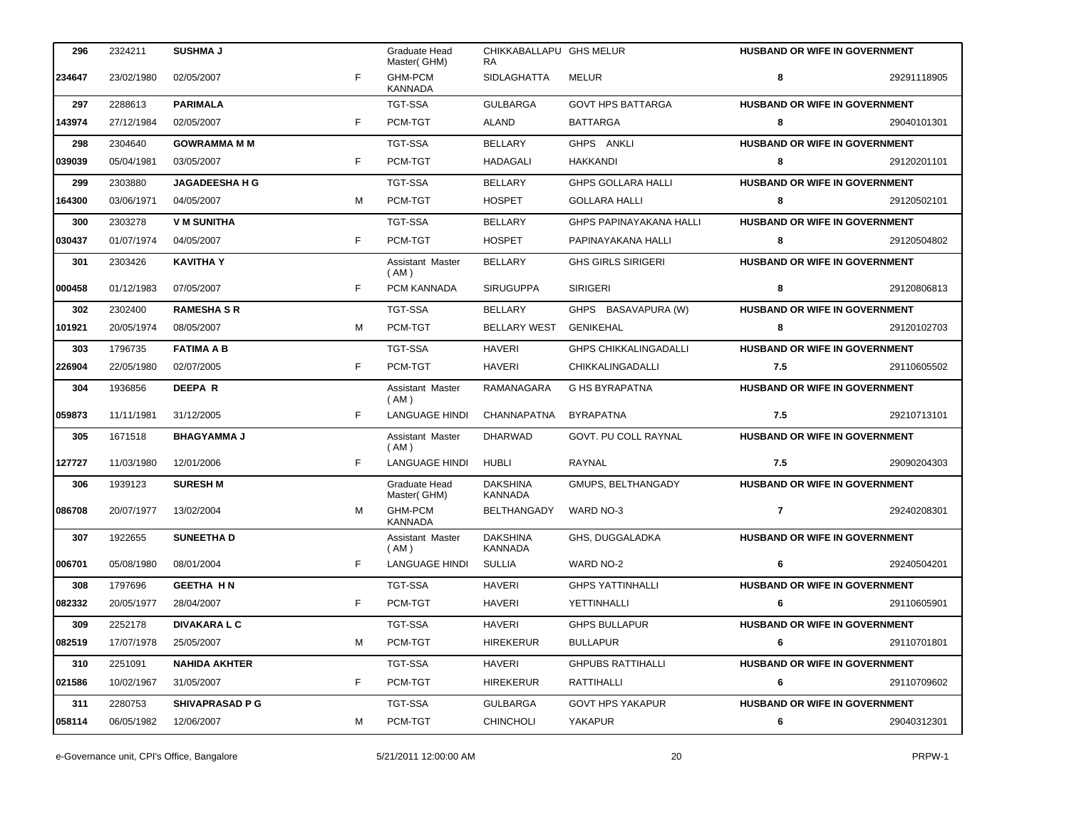| 296 | 2324211 | SUSHMA J | | Graduate Head Master( GHM) | CHIKKABALLAPURA | GHS MELUR | HUSBAND OR WIFE IN GOVERNMENT | |
|---|---|---|---|---|---|---|---|---|
| 234647 | 23/02/1980 | 02/05/2007 | F | GHM-PCM KANNADA | SIDLAGHATTA | MELUR | 8 | 29291118905 |
| 297 | 2288613 | PARIMALA | | TGT-SSA | GULBARGA | GOVT HPS BATTARGA | HUSBAND OR WIFE IN GOVERNMENT | |
| 143974 | 27/12/1984 | 02/05/2007 | F | PCM-TGT | ALAND | BATTARGA | 8 | 29040101301 |
| 298 | 2304640 | GOWRAMMA M M | | TGT-SSA | BELLARY | GHPS ANKLI | HUSBAND OR WIFE IN GOVERNMENT | |
| 039039 | 05/04/1981 | 03/05/2007 | F | PCM-TGT | HADAGALI | HAKKANDI | 8 | 29120201101 |
| 299 | 2303880 | JAGADEESHA H G | | TGT-SSA | BELLARY | GHPS GOLLARA HALLI | HUSBAND OR WIFE IN GOVERNMENT | |
| 164300 | 03/06/1971 | 04/05/2007 | M | PCM-TGT | HOSPET | GOLLARA HALLI | 8 | 29120502101 |
| 300 | 2303278 | V M SUNITHA | | TGT-SSA | BELLARY | GHPS PAPINAYAKANA HALLI | HUSBAND OR WIFE IN GOVERNMENT | |
| 030437 | 01/07/1974 | 04/05/2007 | F | PCM-TGT | HOSPET | PAPINAYAKANA HALLI | 8 | 29120504802 |
| 301 | 2303426 | KAVITHA Y | | Assistant Master ( AM ) | BELLARY | GHS GIRLS SIRIGERI | HUSBAND OR WIFE IN GOVERNMENT | |
| 000458 | 01/12/1983 | 07/05/2007 | F | PCM KANNADA | SIRUGUPPA | SIRIGERI | 8 | 29120806813 |
| 302 | 2302400 | RAMESHA S R | | TGT-SSA | BELLARY | GHPS BASAVAPURA (W) | HUSBAND OR WIFE IN GOVERNMENT | |
| 101921 | 20/05/1974 | 08/05/2007 | M | PCM-TGT | BELLARY WEST | GENIKEHAL | 8 | 29120102703 |
| 303 | 1796735 | FATIMA A B | | TGT-SSA | HAVERI | GHPS CHIKKALINGADALLI | HUSBAND OR WIFE IN GOVERNMENT | |
| 226904 | 22/05/1980 | 02/07/2005 | F | PCM-TGT | HAVERI | CHIKKALINGADALLI | 7.5 | 29110605502 |
| 304 | 1936856 | DEEPA R | | Assistant Master ( AM ) | RAMANAGARA | G HS BYRAPATNA | HUSBAND OR WIFE IN GOVERNMENT | |
| 059873 | 11/11/1981 | 31/12/2005 | F | LANGUAGE HINDI | CHANNAPATNA | BYRAPATNA | 7.5 | 29210713101 |
| 305 | 1671518 | BHAGYAMMA J | | Assistant Master ( AM ) | DHARWAD | GOVT. PU COLL RAYNAL | HUSBAND OR WIFE IN GOVERNMENT | |
| 127727 | 11/03/1980 | 12/01/2006 | F | LANGUAGE HINDI | HUBLI | RAYNAL | 7.5 | 29090204303 |
| 306 | 1939123 | SURESH M | | Graduate Head Master( GHM) | DAKSHINA KANNADA | GMUPS, BELTHANGADY | HUSBAND OR WIFE IN GOVERNMENT | |
| 086708 | 20/07/1977 | 13/02/2004 | M | GHM-PCM KANNADA | BELTHANGADY | WARD NO-3 | 7 | 29240208301 |
| 307 | 1922655 | SUNEETHA D | | Assistant Master ( AM ) | DAKSHINA KANNADA | GHS, DUGGALADKA | HUSBAND OR WIFE IN GOVERNMENT | |
| 006701 | 05/08/1980 | 08/01/2004 | F | LANGUAGE HINDI | SULLIA | WARD NO-2 | 6 | 29240504201 |
| 308 | 1797696 | GEETHA H N | | TGT-SSA | HAVERI | GHPS YATTINHALLI | HUSBAND OR WIFE IN GOVERNMENT | |
| 082332 | 20/05/1977 | 28/04/2007 | F | PCM-TGT | HAVERI | YETTINHALLI | 6 | 29110605901 |
| 309 | 2252178 | DIVAKARA L C | | TGT-SSA | HAVERI | GHPS BULLAPUR | HUSBAND OR WIFE IN GOVERNMENT | |
| 082519 | 17/07/1978 | 25/05/2007 | M | PCM-TGT | HIREKERUR | BULLAPUR | 6 | 29110701801 |
| 310 | 2251091 | NAHIDA AKHTER | | TGT-SSA | HAVERI | GHPUBS RATTIHALLI | HUSBAND OR WIFE IN GOVERNMENT | |
| 021586 | 10/02/1967 | 31/05/2007 | F | PCM-TGT | HIREKERUR | RATTIHALLI | 6 | 29110709602 |
| 311 | 2280753 | SHIVAPRASAD P G | | TGT-SSA | GULBARGA | GOVT HPS YAKAPUR | HUSBAND OR WIFE IN GOVERNMENT | |
| 058114 | 06/05/1982 | 12/06/2007 | M | PCM-TGT | CHINCHOLI | YAKAPUR | 6 | 29040312301 |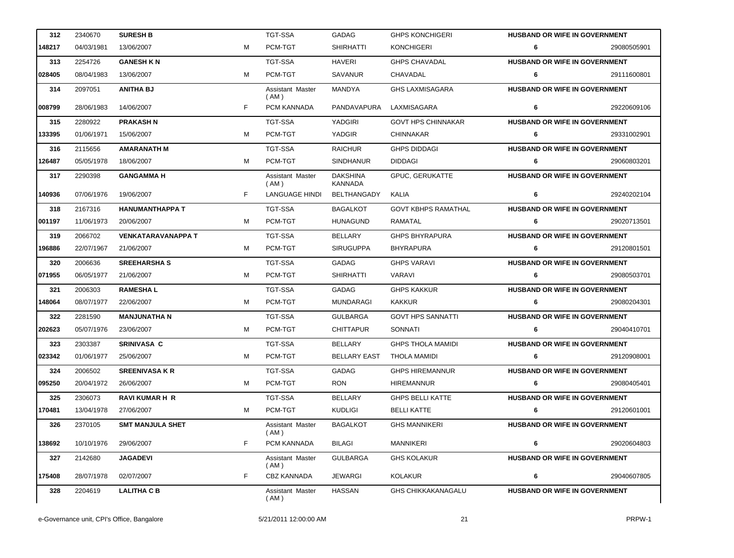| | | | | | | | | |
|---|---|---|---|---|---|---|---|---|
| **312** | 2340670 | **SURESH B** | | TGT-SSA | GADAG | GHPS KONCHIGERI | **HUSBAND OR WIFE IN GOVERNMENT** | |
| **148217** | 04/03/1981 | 13/06/2007 | M | PCM-TGT | SHIRHATTI | KONCHIGERI | **6** | 29080505901 |
| **313** | 2254726 | **GANESH K N** | | TGT-SSA | HAVERI | GHPS CHAVADAL | **HUSBAND OR WIFE IN GOVERNMENT** | |
| **028405** | 08/04/1983 | 13/06/2007 | M | PCM-TGT | SAVANUR | CHAVADAL | **6** | 29111600801 |
| **314** | 2097051 | **ANITHA BJ** | | Assistant Master ( AM ) | MANDYA | GHS LAXMISAGARA | **HUSBAND OR WIFE IN GOVERNMENT** | |
| **008799** | 28/06/1983 | 14/06/2007 | F | PCM KANNADA | PANDAVAPURA | LAXMISAGARA | **6** | 29220609106 |
| **315** | 2280922 | **PRAKASH N** | | TGT-SSA | YADGIRI | GOVT HPS CHINNAKAR | **HUSBAND OR WIFE IN GOVERNMENT** | |
| **133395** | 01/06/1971 | 15/06/2007 | M | PCM-TGT | YADGIR | CHINNAKAR | **6** | 29331002901 |
| **316** | 2115656 | **AMARANATH M** | | TGT-SSA | RAICHUR | GHPS DIDDAGI | **HUSBAND OR WIFE IN GOVERNMENT** | |
| **126487** | 05/05/1978 | 18/06/2007 | M | PCM-TGT | SINDHANUR | DIDDAGI | **6** | 29060803201 |
| **317** | 2290398 | **GANGAMMA H** | | Assistant Master ( AM ) | DAKSHINA KANNADA | GPUC, GERUKATTE | **HUSBAND OR WIFE IN GOVERNMENT** | |
| **140936** | 07/06/1976 | 19/06/2007 | F | LANGUAGE HINDI | BELTHANGADY | KALIA | **6** | 29240202104 |
| **318** | 2167316 | **HANUMANTHAPPA T** | | TGT-SSA | BAGALKOT | GOVT KBHPS RAMATHAL | **HUSBAND OR WIFE IN GOVERNMENT** | |
| **001197** | 11/06/1973 | 20/06/2007 | M | PCM-TGT | HUNAGUND | RAMATAL | **6** | 29020713501 |
| **319** | 2066702 | **VENKATARAVANAPPA T** | | TGT-SSA | BELLARY | GHPS BHYRAPURA | **HUSBAND OR WIFE IN GOVERNMENT** | |
| **196886** | 22/07/1967 | 21/06/2007 | M | PCM-TGT | SIRUGUPPA | BHYRAPURA | **6** | 29120801501 |
| **320** | 2006636 | **SREEHARSHA S** | | TGT-SSA | GADAG | GHPS VARAVI | **HUSBAND OR WIFE IN GOVERNMENT** | |
| **071955** | 06/05/1977 | 21/06/2007 | M | PCM-TGT | SHIRHATTI | VARAVI | **6** | 29080503701 |
| **321** | 2006303 | **RAMESHA L** | | TGT-SSA | GADAG | GHPS KAKKUR | **HUSBAND OR WIFE IN GOVERNMENT** | |
| **148064** | 08/07/1977 | 22/06/2007 | M | PCM-TGT | MUNDARAGI | KAKKUR | **6** | 29080204301 |
| **322** | 2281590 | **MANJUNATHA N** | | TGT-SSA | GULBARGA | GOVT HPS SANNATTI | **HUSBAND OR WIFE IN GOVERNMENT** | |
| **202623** | 05/07/1976 | 23/06/2007 | M | PCM-TGT | CHITTAPUR | SONNATI | **6** | 29040410701 |
| **323** | 2303387 | **SRINIVASA C** | | TGT-SSA | BELLARY | GHPS THOLA MAMIDI | **HUSBAND OR WIFE IN GOVERNMENT** | |
| **023342** | 01/06/1977 | 25/06/2007 | M | PCM-TGT | BELLARY EAST | THOLA MAMIDI | **6** | 29120908001 |
| **324** | 2006502 | **SREENIVASA K R** | | TGT-SSA | GADAG | GHPS HIREMANNUR | **HUSBAND OR WIFE IN GOVERNMENT** | |
| **095250** | 20/04/1972 | 26/06/2007 | M | PCM-TGT | RON | HIREMANNUR | **6** | 29080405401 |
| **325** | 2306073 | **RAVI KUMAR H R** | | TGT-SSA | BELLARY | GHPS BELLI KATTE | **HUSBAND OR WIFE IN GOVERNMENT** | |
| **170481** | 13/04/1978 | 27/06/2007 | M | PCM-TGT | KUDLIGI | BELLI KATTE | **6** | 29120601001 |
| **326** | 2370105 | **SMT MANJULA SHET** | | Assistant Master ( AM ) | BAGALKOT | GHS MANNIKERI | **HUSBAND OR WIFE IN GOVERNMENT** | |
| **138692** | 10/10/1976 | 29/06/2007 | F | PCM KANNADA | BILAGI | MANNIKERI | **6** | 29020604803 |
| **327** | 2142680 | **JAGADEVI** | | Assistant Master ( AM ) | GULBARGA | GHS KOLAKUR | **HUSBAND OR WIFE IN GOVERNMENT** | |
| **175408** | 28/07/1978 | 02/07/2007 | F | CBZ KANNADA | JEWARGI | KOLAKUR | **6** | 29040607805 |
| **328** | 2204619 | **LALITHA C B** | | Assistant Master ( AM ) | HASSAN | GHS CHIKKAKANAGALU | **HUSBAND OR WIFE IN GOVERNMENT** | |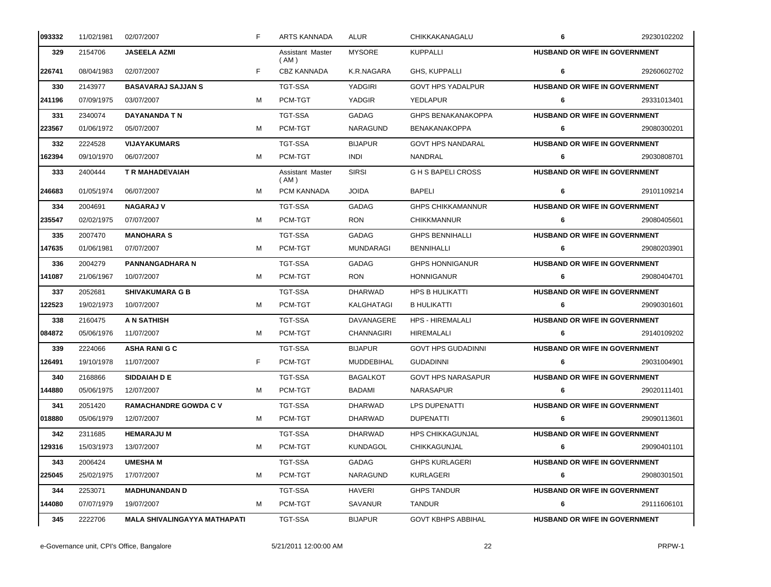| | | | | | | | | |
|---|---|---|---|---|---|---|---|---|
| 093332 | 11/02/1981 | 02/07/2007 | F | ARTS KANNADA | ALUR | CHIKKAKANAGALU | 6 | 29230102202 |
| 329 | 2154706 | **JASEELA AZMI** | | Assistant Master ( AM ) | MYSORE | KUPPALLI | **HUSBAND OR WIFE IN GOVERNMENT** | |
| 226741 | 08/04/1983 | 02/07/2007 | F | CBZ KANNADA | K.R.NAGARA | GHS, KUPPALLI | 6 | 29260602702 |
| 330 | 2143977 | **BASAVARAJ SAJJAN S** | | TGT-SSA | YADGIRI | GOVT HPS YADALPUR | **HUSBAND OR WIFE IN GOVERNMENT** | |
| 241196 | 07/09/1975 | 03/07/2007 | M | PCM-TGT | YADGIR | YEDLAPUR | 6 | 29331013401 |
| 331 | 2340074 | **DAYANANDA T N** | | TGT-SSA | GADAG | GHPS BENAKANAKOPPA | **HUSBAND OR WIFE IN GOVERNMENT** | |
| 223567 | 01/06/1972 | 05/07/2007 | M | PCM-TGT | NARAGUND | BENAKANAKOPPA | 6 | 29080300201 |
| 332 | 2224528 | **VIJAYAKUMARS** | | TGT-SSA | BIJAPUR | GOVT HPS NANDARAL | **HUSBAND OR WIFE IN GOVERNMENT** | |
| 162394 | 09/10/1970 | 06/07/2007 | M | PCM-TGT | INDI | NANDRAL | 6 | 29030808701 |
| 333 | 2400444 | **T R MAHADEVAIAH** | | Assistant Master ( AM ) | SIRSI | G H S BAPELI CROSS | **HUSBAND OR WIFE IN GOVERNMENT** | |
| 246683 | 01/05/1974 | 06/07/2007 | M | PCM KANNADA | JOIDA | BAPELI | 6 | 29101109214 |
| 334 | 2004691 | **NAGARAJ V** | | TGT-SSA | GADAG | GHPS CHIKKAMANNUR | **HUSBAND OR WIFE IN GOVERNMENT** | |
| 235547 | 02/02/1975 | 07/07/2007 | M | PCM-TGT | RON | CHIKKMANNUR | 6 | 29080405601 |
| 335 | 2007470 | **MANOHARA S** | | TGT-SSA | GADAG | GHPS BENNIHALLI | **HUSBAND OR WIFE IN GOVERNMENT** | |
| 147635 | 01/06/1981 | 07/07/2007 | M | PCM-TGT | MUNDARAGI | BENNIHALLI | 6 | 29080203901 |
| 336 | 2004279 | **PANNANGADHARA N** | | TGT-SSA | GADAG | GHPS HONNIGANUR | **HUSBAND OR WIFE IN GOVERNMENT** | |
| 141087 | 21/06/1967 | 10/07/2007 | M | PCM-TGT | RON | HONNIGANUR | 6 | 29080404701 |
| 337 | 2052681 | **SHIVAKUMARA G B** | | TGT-SSA | DHARWAD | HPS B HULIKATTI | **HUSBAND OR WIFE IN GOVERNMENT** | |
| 122523 | 19/02/1973 | 10/07/2007 | M | PCM-TGT | KALGHATAGI | B HULIKATTI | 6 | 29090301601 |
| 338 | 2160475 | **A N SATHISH** | | TGT-SSA | DAVANAGERE | HPS - HIREMALALI | **HUSBAND OR WIFE IN GOVERNMENT** | |
| 084872 | 05/06/1976 | 11/07/2007 | M | PCM-TGT | CHANNAGIRI | HIREMALALI | 6 | 29140109202 |
| 339 | 2224066 | **ASHA RANI G C** | | TGT-SSA | BIJAPUR | GOVT HPS GUDADINNI | **HUSBAND OR WIFE IN GOVERNMENT** | |
| 126491 | 19/10/1978 | 11/07/2007 | F | PCM-TGT | MUDDEBIHAL | GUDADINNI | 6 | 29031004901 |
| 340 | 2168866 | **SIDDAIAH D E** | | TGT-SSA | BAGALKOT | GOVT HPS NARASAPUR | **HUSBAND OR WIFE IN GOVERNMENT** | |
| 144880 | 05/06/1975 | 12/07/2007 | M | PCM-TGT | BADAMI | NARASAPUR | 6 | 29020111401 |
| 341 | 2051420 | **RAMACHANDRE GOWDA C V** | | TGT-SSA | DHARWAD | LPS DUPENATTI | **HUSBAND OR WIFE IN GOVERNMENT** | |
| 018880 | 05/06/1979 | 12/07/2007 | M | PCM-TGT | DHARWAD | DUPENATTI | 6 | 29090113601 |
| 342 | 2311685 | **HEMARAJU M** | | TGT-SSA | DHARWAD | HPS CHIKKAGUNJAL | **HUSBAND OR WIFE IN GOVERNMENT** | |
| 129316 | 15/03/1973 | 13/07/2007 | M | PCM-TGT | KUNDAGOL | CHIKKAGUNJAL | 6 | 29090401101 |
| 343 | 2006424 | **UMESHA M** | | TGT-SSA | GADAG | GHPS KURLAGERI | **HUSBAND OR WIFE IN GOVERNMENT** | |
| 225045 | 25/02/1975 | 17/07/2007 | M | PCM-TGT | NARAGUND | KURLAGERI | 6 | 29080301501 |
| 344 | 2253071 | **MADHUNANDAN D** | | TGT-SSA | HAVERI | GHPS TANDUR | **HUSBAND OR WIFE IN GOVERNMENT** | |
| 144080 | 07/07/1979 | 19/07/2007 | M | PCM-TGT | SAVANUR | TANDUR | 6 | 29111606101 |
| 345 | 2222706 | **MALA SHIVALINGAYYA MATHAPATI** | | TGT-SSA | BIJAPUR | GOVT KBHPS ABBIHAL | **HUSBAND OR WIFE IN GOVERNMENT** | |

e-Governance unit, CPI's Office, Bangalore 5/21/2011 12:00:00 AM PRPW-1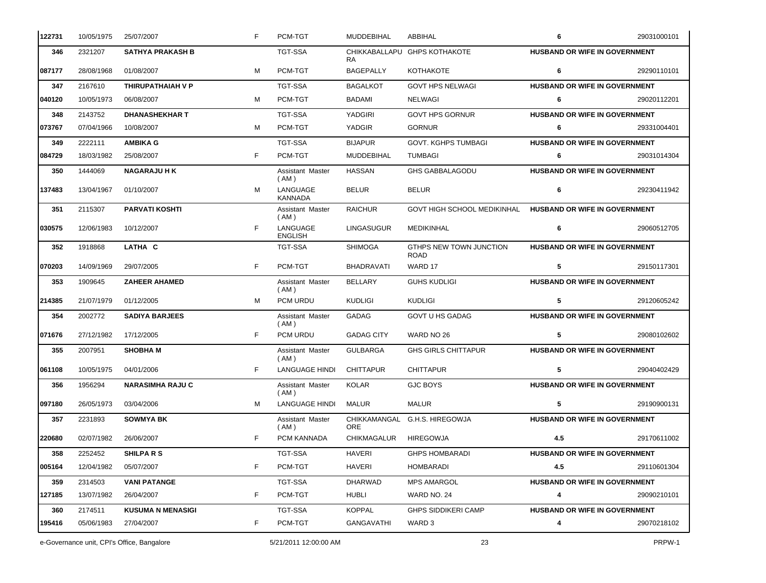| | | | | | | | | |
|---|---|---|---|---|---|---|---|---|
| 122731 | 10/05/1975 | 25/07/2007 | F | PCM-TGT | MUDDEBIHAL | ABBIHAL | 6 | 29031000101 |
| 346 | 2321207 | **SATHYA PRAKASH B** | | TGT-SSA | CHIKKABALLAPURA | GHPS KOTHAKOTE | **HUSBAND OR WIFE IN GOVERNMENT** | |
| 087177 | 28/08/1968 | 01/08/2007 | M | PCM-TGT | BAGEPALLY | KOTHAKOTE | 6 | 29290110101 |
| 347 | 2167610 | **THIRUPATHAIAH V P** | | TGT-SSA | BAGALKOT | GOVT HPS NELWAGI | **HUSBAND OR WIFE IN GOVERNMENT** | |
| 040120 | 10/05/1973 | 06/08/2007 | M | PCM-TGT | BADAMI | NELWAGI | 6 | 29020112201 |
| 348 | 2143752 | **DHANASHEKHAR T** | | TGT-SSA | YADGIRI | GOVT HPS GORNUR | **HUSBAND OR WIFE IN GOVERNMENT** | |
| 073767 | 07/04/1966 | 10/08/2007 | M | PCM-TGT | YADGIR | GORNUR | 6 | 29331004401 |
| 349 | 2222111 | **AMBIKA G** | | TGT-SSA | BIJAPUR | GOVT. KGHPS TUMBAGI | **HUSBAND OR WIFE IN GOVERNMENT** | |
| 084729 | 18/03/1982 | 25/08/2007 | F | PCM-TGT | MUDDEBIHAL | TUMBAGI | 6 | 29031014304 |
| 350 | 1444069 | **NAGARAJU H K** | | Assistant Master ( AM ) | HASSAN | GHS GABBALAGODU | **HUSBAND OR WIFE IN GOVERNMENT** | |
| 137483 | 13/04/1967 | 01/10/2007 | M | LANGUAGE KANNADA | BELUR | BELUR | 6 | 29230411942 |
| 351 | 2115307 | **PARVATI KOSHTI** | | Assistant Master ( AM ) | RAICHUR | GOVT HIGH SCHOOL MEDIKINHAL | **HUSBAND OR WIFE IN GOVERNMENT** | |
| 030575 | 12/06/1983 | 10/12/2007 | F | LANGUAGE ENGLISH | LINGASUGUR | MEDIKINHAL | 6 | 29060512705 |
| 352 | 1918868 | **LATHA C** | | TGT-SSA | SHIMOGA | GTHPS NEW TOWN JUNCTION ROAD | **HUSBAND OR WIFE IN GOVERNMENT** | |
| 070203 | 14/09/1969 | 29/07/2005 | F | PCM-TGT | BHADRAVATI | WARD 17 | 5 | 29150117301 |
| 353 | 1909645 | **ZAHEER AHAMED** | | Assistant Master ( AM ) | BELLARY | GUHS KUDLIGI | **HUSBAND OR WIFE IN GOVERNMENT** | |
| 214385 | 21/07/1979 | 01/12/2005 | M | PCM URDU | KUDLIGI | KUDLIGI | 5 | 29120605242 |
| 354 | 2002772 | **SADIYA BARJEES** | | Assistant Master ( AM ) | GADAG | GOVT U HS GADAG | **HUSBAND OR WIFE IN GOVERNMENT** | |
| 071676 | 27/12/1982 | 17/12/2005 | F | PCM URDU | GADAG CITY | WARD NO 26 | 5 | 29080102602 |
| 355 | 2007951 | **SHOBHA M** | | Assistant Master ( AM ) | GULBARGA | GHS GIRLS CHITTAPUR | **HUSBAND OR WIFE IN GOVERNMENT** | |
| 061108 | 10/05/1975 | 04/01/2006 | F | LANGUAGE HINDI | CHITTAPUR | CHITTAPUR | 5 | 29040402429 |
| 356 | 1956294 | **NARASIMHA RAJU C** | | Assistant Master ( AM ) | KOLAR | GJC BOYS | **HUSBAND OR WIFE IN GOVERNMENT** | |
| 097180 | 26/05/1973 | 03/04/2006 | M | LANGUAGE HINDI | MALUR | MALUR | 5 | 29190900131 |
| 357 | 2231893 | **SOWMYA BK** | | Assistant Master ( AM ) | CHIKKAMANGALORE | G.H.S. HIREGOWJA | **HUSBAND OR WIFE IN GOVERNMENT** | |
| 220680 | 02/07/1982 | 26/06/2007 | F | PCM KANNADA | CHIKMAGALUR | HIREGOWJA | 4.5 | 29170611002 |
| 358 | 2252452 | **SHILPA R S** | | TGT-SSA | HAVERI | GHPS HOMBARADI | **HUSBAND OR WIFE IN GOVERNMENT** | |
| 005164 | 12/04/1982 | 05/07/2007 | F | PCM-TGT | HAVERI | HOMBARADI | 4.5 | 29110601304 |
| 359 | 2314503 | **VANI PATANGE** | | TGT-SSA | DHARWAD | MPS AMARGOL | **HUSBAND OR WIFE IN GOVERNMENT** | |
| 127185 | 13/07/1982 | 26/04/2007 | F | PCM-TGT | HUBLI | WARD NO. 24 | 4 | 29090210101 |
| 360 | 2174511 | **KUSUMA N MENASIGI** | | TGT-SSA | KOPPAL | GHPS SIDDIKERI CAMP | **HUSBAND OR WIFE IN GOVERNMENT** | |
| 195416 | 05/06/1983 | 27/04/2007 | F | PCM-TGT | GANGAVATHI | WARD 3 | 4 | 29070218102 |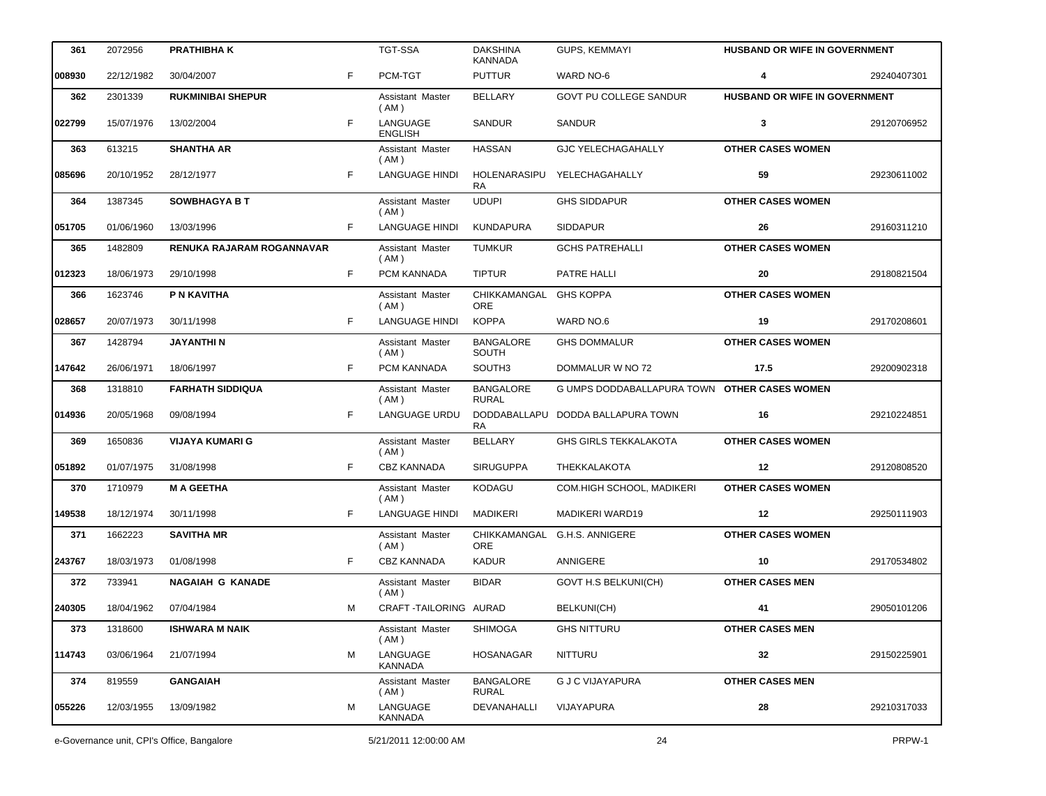| 361 | 2072956 | **PRATHIBHA K** | | TGT-SSA | DAKSHINA KANNADA | GUPS, KEMMAYI | **HUSBAND OR WIFE IN GOVERNMENT** | |
|---|---|---|---|---|---|---|---|---|
| **008930** | 22/12/1982 | 30/04/2007 | F | PCM-TGT | PUTTUR | WARD NO-6 | **4** | 29240407301 |
| **362** | 2301339 | **RUKMINIBAI SHEPUR** | | Assistant Master ( AM ) | BELLARY | GOVT PU COLLEGE SANDUR | **HUSBAND OR WIFE IN GOVERNMENT** | |
| **022799** | 15/07/1976 | 13/02/2004 | F | LANGUAGE ENGLISH | SANDUR | SANDUR | **3** | 29120706952 |
| **363** | 613215 | **SHANTHA AR** | | Assistant Master ( AM ) | HASSAN | GJC YELECHAGAHALLY | **OTHER CASES WOMEN** | |
| **085696** | 20/10/1952 | 28/12/1977 | F | LANGUAGE HINDI | HOLENARASIPURA | YELECHAGAHALLY | **59** | 29230611002 |
| **364** | 1387345 | **SOWBHAGYA B T** | | Assistant Master ( AM ) | UDUPI | GHS SIDDAPUR | **OTHER CASES WOMEN** | |
| **051705** | 01/06/1960 | 13/03/1996 | F | LANGUAGE HINDI | KUNDAPURA | SIDDAPUR | **26** | 29160311210 |
| **365** | 1482809 | **RENUKA RAJARAM ROGANNAVAR** | | Assistant Master ( AM ) | TUMKUR | GCHS PATREHALLI | **OTHER CASES WOMEN** | |
| **012323** | 18/06/1973 | 29/10/1998 | F | PCM KANNADA | TIPTUR | PATRE HALLI | **20** | 29180821504 |
| **366** | 1623746 | **P N KAVITHA** | | Assistant Master ( AM ) | CHIKKAMANGALORE | GHS KOPPA | **OTHER CASES WOMEN** | |
| **028657** | 20/07/1973 | 30/11/1998 | F | LANGUAGE HINDI | KOPPA | WARD NO.6 | **19** | 29170208601 |
| **367** | 1428794 | **JAYANTHI N** | | Assistant Master ( AM ) | BANGALORE SOUTH | GHS DOMMALUR | **OTHER CASES WOMEN** | |
| **147642** | 26/06/1971 | 18/06/1997 | F | PCM KANNADA | SOUTH3 | DOMMALUR W NO 72 | **17.5** | 29200902318 |
| **368** | 1318810 | **FARHATH SIDDIQUA** | | Assistant Master ( AM ) | BANGALORE RURAL | G UMPS DODDABALLAPURA TOWN | **OTHER CASES WOMEN** | |
| **014936** | 20/05/1968 | 09/08/1994 | F | LANGUAGE URDU | DODDABALLAPURA | DODDA BALLAPURA TOWN | **16** | 29210224851 |
| **369** | 1650836 | **VIJAYA KUMARI G** | | Assistant Master ( AM ) | BELLARY | GHS GIRLS TEKKALAKOTA | **OTHER CASES WOMEN** | |
| **051892** | 01/07/1975 | 31/08/1998 | F | CBZ KANNADA | SIRUGUPPA | THEKKALAKOTA | **12** | 29120808520 |
| **370** | 1710979 | **M A GEETHA** | | Assistant Master ( AM ) | KODAGU | COM.HIGH SCHOOL, MADIKERI | **OTHER CASES WOMEN** | |
| **149538** | 18/12/1974 | 30/11/1998 | F | LANGUAGE HINDI | MADIKERI | MADIKERI WARD19 | **12** | 29250111903 |
| **371** | 1662223 | **SAVITHA MR** | | Assistant Master ( AM ) | CHIKKAMANGALORE | G.H.S. ANNIGERE | **OTHER CASES WOMEN** | |
| **243767** | 18/03/1973 | 01/08/1998 | F | CBZ KANNADA | KADUR | ANNIGERE | **10** | 29170534802 |
| **372** | 733941 | **NAGAIAH G KANADE** | | Assistant Master ( AM ) | BIDAR | GOVT H.S BELKUNI(CH) | **OTHER CASES MEN** | |
| **240305** | 18/04/1962 | 07/04/1984 | M | CRAFT -TAILORING | AURAD | BELKUNI(CH) | **41** | 29050101206 |
| **373** | 1318600 | **ISHWARA M NAIK** | | Assistant Master ( AM ) | SHIMOGA | GHS NITTURU | **OTHER CASES MEN** | |
| **114743** | 03/06/1964 | 21/07/1994 | M | LANGUAGE KANNADA | HOSANAGAR | NITTURU | **32** | 29150225901 |
| **374** | 819559 | **GANGAIAH** | | Assistant Master ( AM ) | BANGALORE RURAL | G J C VIJAYAPURA | **OTHER CASES MEN** | |
| **055226** | 12/03/1955 | 13/09/1982 | M | LANGUAGE KANNADA | DEVANAHALLI | VIJAYAPURA | **28** | 29210317033 |

e-Governance unit, CPI's Office, Bangalore    5/21/2011 12:00:00 AM    PRPW-1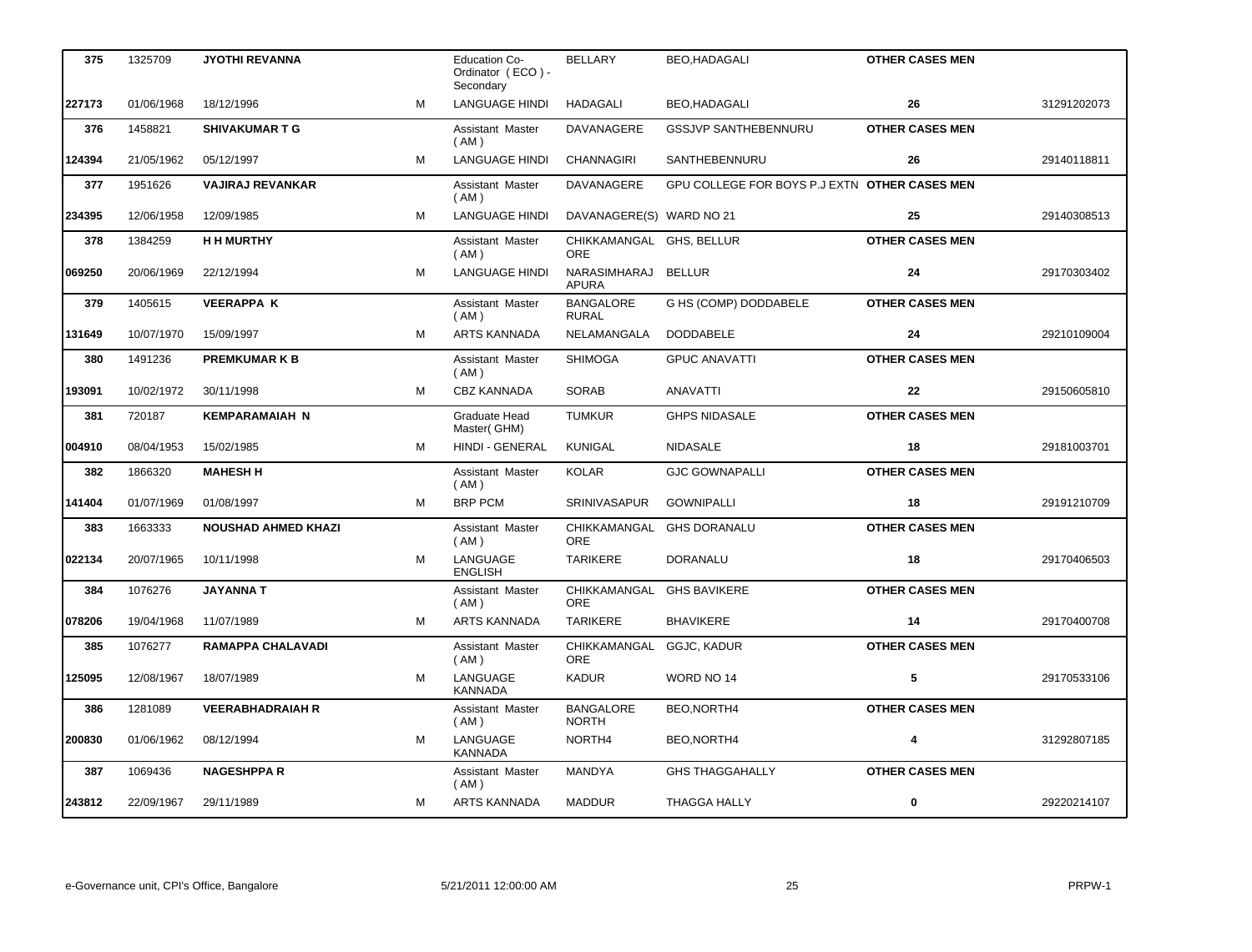| | | | | | | | | |
|---|---|---|---|---|---|---|---|---|
| **375** | 1325709 | **JYOTHI REVANNA** | | Education Co-Ordinator ( ECO ) - Secondary | BELLARY | BEO,HADAGALI | **OTHER CASES MEN** | |
| **227173** | 01/06/1968 | 18/12/1996 | M | LANGUAGE HINDI | HADAGALI | BEO,HADAGALI | **26** | 31291202073 |
| **376** | 1458821 | **SHIVAKUMAR T G** | | Assistant Master ( AM ) | DAVANAGERE | GSSJVP SANTHEBENNURU | **OTHER CASES MEN** | |
| **124394** | 21/05/1962 | 05/12/1997 | M | LANGUAGE HINDI | CHANNAGIRI | SANTHEBENNURU | **26** | 29140118811 |
| **377** | 1951626 | **VAJIRAJ REVANKAR** | | Assistant Master ( AM ) | DAVANAGERE | GPU COLLEGE FOR BOYS P.J EXTN | **OTHER CASES MEN** | |
| **234395** | 12/06/1958 | 12/09/1985 | M | LANGUAGE HINDI | DAVANAGERE(S) | WARD NO 21 | **25** | 29140308513 |
| **378** | 1384259 | **H H MURTHY** | | Assistant Master ( AM ) | CHIKKAMANGALORE | GHS, BELLUR | **OTHER CASES MEN** | |
| **069250** | 20/06/1969 | 22/12/1994 | M | LANGUAGE HINDI | NARASIMHARAJAPURA | BELLUR | **24** | 29170303402 |
| **379** | 1405615 | **VEERAPPA K** | | Assistant Master ( AM ) | BANGALORE RURAL | G HS (COMP) DODDABELE | **OTHER CASES MEN** | |
| **131649** | 10/07/1970 | 15/09/1997 | M | ARTS KANNADA | NELAMANGALA | DODDABELE | **24** | 29210109004 |
| **380** | 1491236 | **PREMKUMAR K B** | | Assistant Master ( AM ) | SHIMOGA | GPUC ANAVATTI | **OTHER CASES MEN** | |
| **193091** | 10/02/1972 | 30/11/1998 | M | CBZ KANNADA | SORAB | ANAVATTI | **22** | 29150605810 |
| **381** | 720187 | **KEMPARAMAIAH N** | | Graduate Head Master( GHM) | TUMKUR | GHPS NIDASALE | **OTHER CASES MEN** | |
| **004910** | 08/04/1953 | 15/02/1985 | M | HINDI - GENERAL | KUNIGAL | NIDASALE | **18** | 29181003701 |
| **382** | 1866320 | **MAHESH H** | | Assistant Master ( AM ) | KOLAR | GJC GOWNAPALLI | **OTHER CASES MEN** | |
| **141404** | 01/07/1969 | 01/08/1997 | M | BRP PCM | SRINIVASAPUR | GOWNIPALLI | **18** | 29191210709 |
| **383** | 1663333 | **NOUSHAD AHMED KHAZI** | | Assistant Master ( AM ) | CHIKKAMANGALORE | GHS DORANALU | **OTHER CASES MEN** | |
| **022134** | 20/07/1965 | 10/11/1998 | M | LANGUAGE ENGLISH | TARIKERE | DORANALU | **18** | 29170406503 |
| **384** | 1076276 | **JAYANNA T** | | Assistant Master ( AM ) | CHIKKAMANGALORE | GHS BAVIKERE | **OTHER CASES MEN** | |
| **078206** | 19/04/1968 | 11/07/1989 | M | ARTS KANNADA | TARIKERE | BHAVIKERE | **14** | 29170400708 |
| **385** | 1076277 | **RAMAPPA CHALAVADI** | | Assistant Master ( AM ) | CHIKKAMANGALORE | GGJC, KADUR | **OTHER CASES MEN** | |
| **125095** | 12/08/1967 | 18/07/1989 | M | LANGUAGE KANNADA | KADUR | WORD NO 14 | **5** | 29170533106 |
| **386** | 1281089 | **VEERABHADRAIAH R** | | Assistant Master ( AM ) | BANGALORE NORTH | BEO,NORTH4 | **OTHER CASES MEN** | |
| **200830** | 01/06/1962 | 08/12/1994 | M | LANGUAGE KANNADA | NORTH4 | BEO,NORTH4 | **4** | 31292807185 |
| **387** | 1069436 | **NAGESHPPA R** | | Assistant Master ( AM ) | MANDYA | GHS THAGGAHALLY | **OTHER CASES MEN** | |
| **243812** | 22/09/1967 | 29/11/1989 | M | ARTS KANNADA | MADDUR | THAGGA HALLY | **0** | 29220214107 |

e-Governance unit, CPI's Office, Bangalore 5/21/2011 12:00:00 AM PRPW-1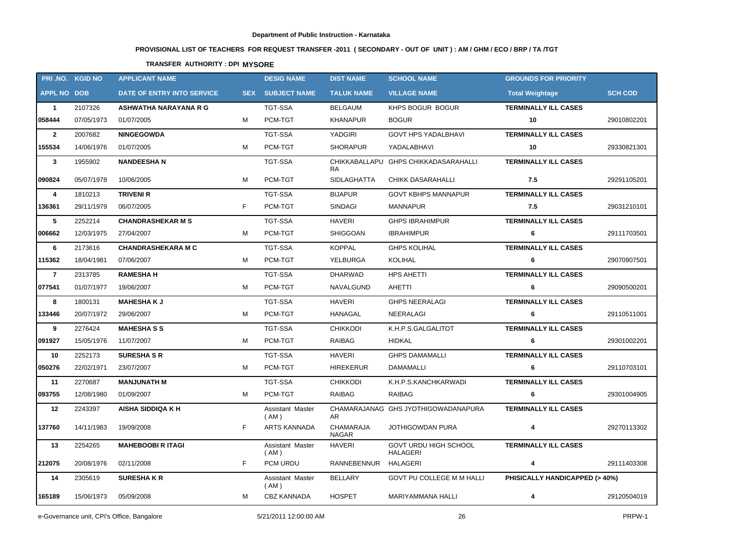Department of Public Instruction - Karnataka

PROVISIONAL LIST OF TEACHERS FOR REQUEST TRANSFER -2011 ( SECONDARY - OUT OF UNIT ) : AM / GHM / ECO / BRP / TA /TGT

TRANSFER AUTHORITY : DPI **MYSORE**

| PRI .NO. | KGID NO | APPLICANT NAME | | DESIG NAME | DIST NAME | SCHOOL NAME | GROUNDS FOR PRIORITY | |
|---|---|---|---|---|---|---|---|---|
| APPL NO | DOB | DATE OF ENTRY INTO SERVICE | SEX | SUBJECT NAME | TALUK NAME | VILLAGE NAME | Total Weightage | SCH COD |
| 1 | 2107326 | ASHWATHA NARAYANA R G | | TGT-SSA | BELGAUM | KHPS BOGUR BOGUR | TERMINALLY ILL CASES | |
| 058444 | 07/05/1973 | 01/07/2005 | M | PCM-TGT | KHANAPUR | BOGUR | 10 | 29010802201 |
| 2 | 2007682 | NINGEGOWDA | | TGT-SSA | YADGIRI | GOVT HPS YADALBHAVI | TERMINALLY ILL CASES | |
| 155534 | 14/06/1976 | 01/07/2005 | M | PCM-TGT | SHORAPUR | YADALABHAVI | 10 | 29330821301 |
| 3 | 1955902 | NANDEESHA N | | TGT-SSA | CHIKKABALLAPURA | GHPS CHIKKADASARAHALLI | TERMINALLY ILL CASES | |
| 090824 | 05/07/1978 | 10/06/2005 | M | PCM-TGT | SIDLAGHATTA | CHIKK DASARAHALLI | 7.5 | 29291105201 |
| 4 | 1810213 | TRIVENI R | | TGT-SSA | BIJAPUR | GOVT KBHPS MANNAPUR | TERMINALLY ILL CASES | |
| 136361 | 29/11/1979 | 06/07/2005 | F | PCM-TGT | SINDAGI | MANNAPUR | 7.5 | 29031210101 |
| 5 | 2252214 | CHANDRASHEKAR M S | | TGT-SSA | HAVERI | GHPS IBRAHIMPUR | TERMINALLY ILL CASES | |
| 006662 | 12/03/1975 | 27/04/2007 | M | PCM-TGT | SHIGGOAN | IBRAHIMPUR | 6 | 29111703501 |
| 6 | 2173616 | CHANDRASHEKARA M C | | TGT-SSA | KOPPAL | GHPS KOLIHAL | TERMINALLY ILL CASES | |
| 115362 | 18/04/1981 | 07/06/2007 | M | PCM-TGT | YELBURGA | KOLIHAL | 6 | 29070907501 |
| 7 | 2313785 | RAMESHA H | | TGT-SSA | DHARWAD | HPS AHETTI | TERMINALLY ILL CASES | |
| 077541 | 01/07/1977 | 19/06/2007 | M | PCM-TGT | NAVALGUND | AHETTI | 6 | 29090500201 |
| 8 | 1800131 | MAHESHA K J | | TGT-SSA | HAVERI | GHPS NEERALAGI | TERMINALLY ILL CASES | |
| 133446 | 20/07/1972 | 29/06/2007 | M | PCM-TGT | HANAGAL | NEERALAGI | 6 | 29110511001 |
| 9 | 2276424 | MAHESHA S S | | TGT-SSA | CHIKKODI | K.H.P.S.GALGALITOT | TERMINALLY ILL CASES | |
| 091927 | 15/05/1976 | 11/07/2007 | M | PCM-TGT | RAIBAG | HIDKAL | 6 | 29301002201 |
| 10 | 2252173 | SURESHA S R | | TGT-SSA | HAVERI | GHPS DAMAMALLI | TERMINALLY ILL CASES | |
| 050276 | 22/02/1971 | 23/07/2007 | M | PCM-TGT | HIREKERUR | DAMAMALLI | 6 | 29110703101 |
| 11 | 2270687 | MANJUNATH M | | TGT-SSA | CHIKKODI | K.H.P.S.KANCHKARWADI | TERMINALLY ILL CASES | |
| 093755 | 12/08/1980 | 01/09/2007 | M | PCM-TGT | RAIBAG | RAIBAG | 6 | 29301004905 |
| 12 | 2243397 | AISHA SIDDIQA K H | | Assistant Master ( AM ) | CHAMARAJANAGAR | GHS JYOTHIGOWADANAPURA | TERMINALLY ILL CASES | |
| 137760 | 14/11/1983 | 19/09/2008 | F | ARTS KANNADA | CHAMARAJA NAGAR | JOTHIGOWDAN PURA | 4 | 29270113302 |
| 13 | 2254265 | MAHEBOOBI R ITAGI | | Assistant Master ( AM ) | HAVERI | GOVT URDU HIGH SCHOOL HALAGERI | TERMINALLY ILL CASES | |
| 212075 | 20/08/1976 | 02/11/2008 | F | PCM URDU | RANNEBENNUR | HALAGERI | 4 | 29111403308 |
| 14 | 2305619 | SURESHA K R | | Assistant Master ( AM ) | BELLARY | GOVT PU COLLEGE M M HALLI | PHISICALLY HANDICAPPED (> 40%) | |
| 165189 | 15/06/1973 | 05/09/2008 | M | CBZ KANNADA | HOSPET | MARIYAMMANA HALLI | 4 | 29120504019 |

e-Governance unit, CPI's Office, Bangalore 5/21/2011 12:00:00 AM PRPW-1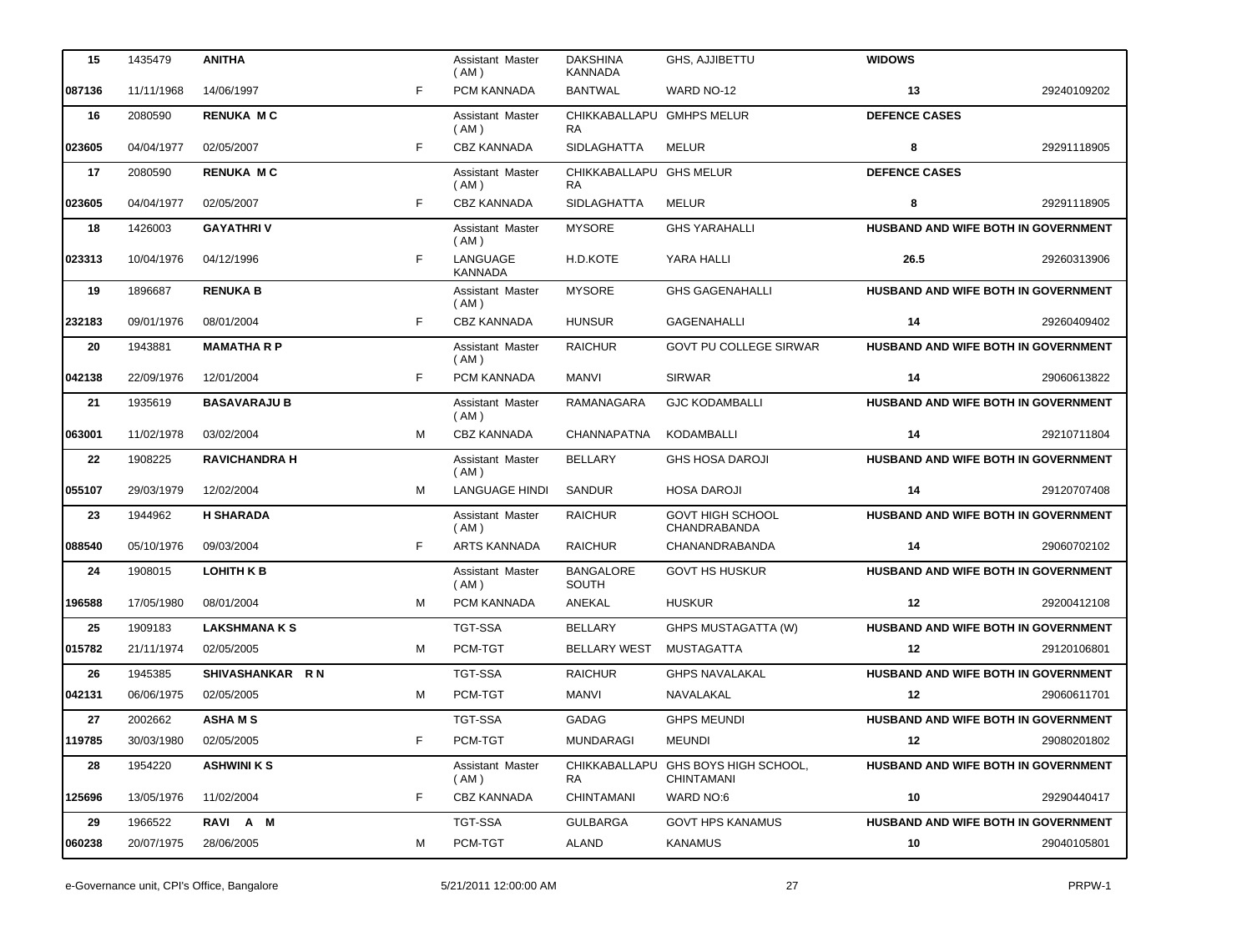| | | | | | | | | |
|---|---|---|---|---|---|---|---|---|
| 15 | 1435479 | ANITHA | | Assistant Master ( AM ) | DAKSHINA KANNADA | GHS, AJJIBETTU | WIDOWS | |
| 087136 | 11/11/1968 | 14/06/1997 | F | PCM KANNADA | BANTWAL | WARD NO-12 | 13 | 29240109202 |
| 16 | 2080590 | RENUKA M C | | Assistant Master ( AM ) | CHIKKABALLAPURA | GMHPS MELUR | DEFENCE CASES | |
| 023605 | 04/04/1977 | 02/05/2007 | F | CBZ KANNADA | SIDLAGHATTA | MELUR | 8 | 29291118905 |
| 17 | 2080590 | RENUKA M C | | Assistant Master ( AM ) | CHIKKABALLAPURA | GHS MELUR | DEFENCE CASES | |
| 023605 | 04/04/1977 | 02/05/2007 | F | CBZ KANNADA | SIDLAGHATTA | MELUR | 8 | 29291118905 |
| 18 | 1426003 | GAYATHRI V | | Assistant Master ( AM ) | MYSORE | GHS YARAHALLI | HUSBAND AND WIFE BOTH IN GOVERNMENT | |
| 023313 | 10/04/1976 | 04/12/1996 | F | LANGUAGE KANNADA | H.D.KOTE | YARA HALLI | 26.5 | 29260313906 |
| 19 | 1896687 | RENUKA B | | Assistant Master ( AM ) | MYSORE | GHS GAGENAHALLI | HUSBAND AND WIFE BOTH IN GOVERNMENT | |
| 232183 | 09/01/1976 | 08/01/2004 | F | CBZ KANNADA | HUNSUR | GAGENAHALLI | 14 | 29260409402 |
| 20 | 1943881 | MAMATHA R P | | Assistant Master ( AM ) | RAICHUR | GOVT PU COLLEGE SIRWAR | HUSBAND AND WIFE BOTH IN GOVERNMENT | |
| 042138 | 22/09/1976 | 12/01/2004 | F | PCM KANNADA | MANVI | SIRWAR | 14 | 29060613822 |
| 21 | 1935619 | BASAVARAJU B | | Assistant Master ( AM ) | RAMANAGARA | GJC KODAMBALLI | HUSBAND AND WIFE BOTH IN GOVERNMENT | |
| 063001 | 11/02/1978 | 03/02/2004 | M | CBZ KANNADA | CHANNAPATNA | KODAMBALLI | 14 | 29210711804 |
| 22 | 1908225 | RAVICHANDRA H | | Assistant Master ( AM ) | BELLARY | GHS HOSA DAROJI | HUSBAND AND WIFE BOTH IN GOVERNMENT | |
| 055107 | 29/03/1979 | 12/02/2004 | M | LANGUAGE HINDI | SANDUR | HOSA DAROJI | 14 | 29120707408 |
| 23 | 1944962 | H SHARADA | | Assistant Master ( AM ) | RAICHUR | GOVT HIGH SCHOOL CHANDRABANDA | HUSBAND AND WIFE BOTH IN GOVERNMENT | |
| 088540 | 05/10/1976 | 09/03/2004 | F | ARTS KANNADA | RAICHUR | CHANANDRABANDA | 14 | 29060702102 |
| 24 | 1908015 | LOHITH K B | | Assistant Master ( AM ) | BANGALORE SOUTH | GOVT HS HUSKUR | HUSBAND AND WIFE BOTH IN GOVERNMENT | |
| 196588 | 17/05/1980 | 08/01/2004 | M | PCM KANNADA | ANEKAL | HUSKUR | 12 | 29200412108 |
| 25 | 1909183 | LAKSHMANA K S | | TGT-SSA | BELLARY | GHPS MUSTAGATTA (W) | HUSBAND AND WIFE BOTH IN GOVERNMENT | |
| 015782 | 21/11/1974 | 02/05/2005 | M | PCM-TGT | BELLARY WEST | MUSTAGATTA | 12 | 29120106801 |
| 26 | 1945385 | SHIVASHANKAR R N | | TGT-SSA | RAICHUR | GHPS NAVALAKAL | HUSBAND AND WIFE BOTH IN GOVERNMENT | |
| 042131 | 06/06/1975 | 02/05/2005 | M | PCM-TGT | MANVI | NAVALAKAL | 12 | 29060611701 |
| 27 | 2002662 | ASHA M S | | TGT-SSA | GADAG | GHPS MEUNDI | HUSBAND AND WIFE BOTH IN GOVERNMENT | |
| 119785 | 30/03/1980 | 02/05/2005 | F | PCM-TGT | MUNDARAGI | MEUNDI | 12 | 29080201802 |
| 28 | 1954220 | ASHWINI K S | | Assistant Master ( AM ) | CHIKKABALLAPURA | GHS BOYS HIGH SCHOOL, CHINTAMANI | HUSBAND AND WIFE BOTH IN GOVERNMENT | |
| 125696 | 13/05/1976 | 11/02/2004 | F | CBZ KANNADA | CHINTAMANI | WARD NO:6 | 10 | 29290440417 |
| 29 | 1966522 | RAVI A M | | TGT-SSA | GULBARGA | GOVT HPS KANAMUS | HUSBAND AND WIFE BOTH IN GOVERNMENT | |
| 060238 | 20/07/1975 | 28/06/2005 | M | PCM-TGT | ALAND | KANAMUS | 10 | 29040105801 |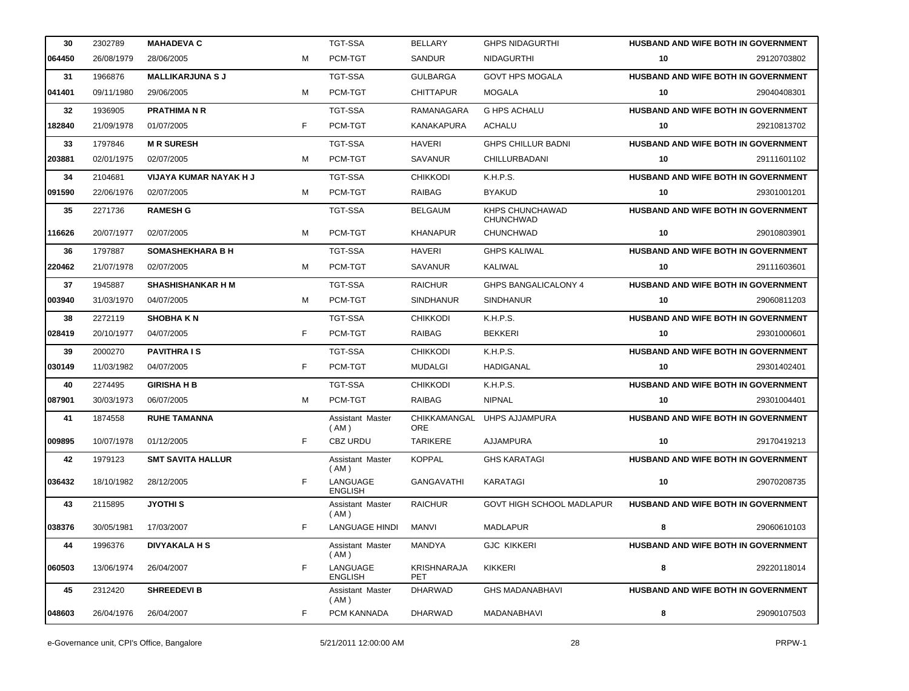| | | | | | | | | |
|---|---|---|---|---|---|---|---|---|
| 30 | 2302789 | MAHADEVA C | | TGT-SSA | BELLARY | GHPS NIDAGURTHI | HUSBAND AND WIFE BOTH IN GOVERNMENT | |
| 064450 | 26/08/1979 | 28/06/2005 | M | PCM-TGT | SANDUR | NIDAGURTHI | 10 | 29120703802 |
| 31 | 1966876 | MALLIKARJUNA S J | | TGT-SSA | GULBARGA | GOVT HPS MOGALA | HUSBAND AND WIFE BOTH IN GOVERNMENT | |
| 041401 | 09/11/1980 | 29/06/2005 | M | PCM-TGT | CHITTAPUR | MOGALA | 10 | 29040408301 |
| 32 | 1936905 | PRATHIMA N R | | TGT-SSA | RAMANAGARA | G HPS ACHALU | HUSBAND AND WIFE BOTH IN GOVERNMENT | |
| 182840 | 21/09/1978 | 01/07/2005 | F | PCM-TGT | KANAKAPURA | ACHALU | 10 | 29210813702 |
| 33 | 1797846 | M R SURESH | | TGT-SSA | HAVERI | GHPS CHILLUR BADNI | HUSBAND AND WIFE BOTH IN GOVERNMENT | |
| 203881 | 02/01/1975 | 02/07/2005 | M | PCM-TGT | SAVANUR | CHILLURBADANI | 10 | 29111601102 |
| 34 | 2104681 | VIJAYA KUMAR NAYAK H J | | TGT-SSA | CHIKKODI | K.H.P.S. | HUSBAND AND WIFE BOTH IN GOVERNMENT | |
| 091590 | 22/06/1976 | 02/07/2005 | M | PCM-TGT | RAIBAG | BYAKUD | 10 | 29301001201 |
| 35 | 2271736 | RAMESH G | | TGT-SSA | BELGAUM | KHPS CHUNCHAWAD CHUNCHWAD | HUSBAND AND WIFE BOTH IN GOVERNMENT | |
| 116626 | 20/07/1977 | 02/07/2005 | M | PCM-TGT | KHANAPUR | CHUNCHWAD | 10 | 29010803901 |
| 36 | 1797887 | SOMASHEKHARA B H | | TGT-SSA | HAVERI | GHPS KALIWAL | HUSBAND AND WIFE BOTH IN GOVERNMENT | |
| 220462 | 21/07/1978 | 02/07/2005 | M | PCM-TGT | SAVANUR | KALIWAL | 10 | 29111603601 |
| 37 | 1945887 | SHASHISHANKAR H M | | TGT-SSA | RAICHUR | GHPS BANGALICALONY 4 | HUSBAND AND WIFE BOTH IN GOVERNMENT | |
| 003940 | 31/03/1970 | 04/07/2005 | M | PCM-TGT | SINDHANUR | SINDHANUR | 10 | 29060811203 |
| 38 | 2272119 | SHOBHA K N | | TGT-SSA | CHIKKODI | K.H.P.S. | HUSBAND AND WIFE BOTH IN GOVERNMENT | |
| 028419 | 20/10/1977 | 04/07/2005 | F | PCM-TGT | RAIBAG | BEKKERI | 10 | 29301000601 |
| 39 | 2000270 | PAVITHRA I S | | TGT-SSA | CHIKKODI | K.H.P.S. | HUSBAND AND WIFE BOTH IN GOVERNMENT | |
| 030149 | 11/03/1982 | 04/07/2005 | F | PCM-TGT | MUDALGI | HADIGANAL | 10 | 29301402401 |
| 40 | 2274495 | GIRISHA H B | | TGT-SSA | CHIKKODI | K.H.P.S. | HUSBAND AND WIFE BOTH IN GOVERNMENT | |
| 087901 | 30/03/1973 | 06/07/2005 | M | PCM-TGT | RAIBAG | NIPNAL | 10 | 29301004401 |
| 41 | 1874558 | RUHE TAMANNA | | Assistant Master ( AM ) | CHIKKAMANGALORE | UHPS AJJAMPURA | HUSBAND AND WIFE BOTH IN GOVERNMENT | |
| 009895 | 10/07/1978 | 01/12/2005 | F | CBZ URDU | TARIKERE | AJJAMPURA | 10 | 29170419213 |
| 42 | 1979123 | SMT SAVITA HALLUR | | Assistant Master ( AM ) | KOPPAL | GHS KARATAGI | HUSBAND AND WIFE BOTH IN GOVERNMENT | |
| 036432 | 18/10/1982 | 28/12/2005 | F | LANGUAGE ENGLISH | GANGAVATHI | KARATAGI | 10 | 29070208735 |
| 43 | 2115895 | JYOTHI S | | Assistant Master ( AM ) | RAICHUR | GOVT HIGH SCHOOL MADLAPUR | HUSBAND AND WIFE BOTH IN GOVERNMENT | |
| 038376 | 30/05/1981 | 17/03/2007 | F | LANGUAGE HINDI | MANVI | MADLAPUR | 8 | 29060610103 |
| 44 | 1996376 | DIVYAKALA H S | | Assistant Master ( AM ) | MANDYA | GJC KIKKERI | HUSBAND AND WIFE BOTH IN GOVERNMENT | |
| 060503 | 13/06/1974 | 26/04/2007 | F | LANGUAGE ENGLISH | KRISHNARAJA PET | KIKKERI | 8 | 29220118014 |
| 45 | 2312420 | SHREEDEVI B | | Assistant Master ( AM ) | DHARWAD | GHS MADANABHAVI | HUSBAND AND WIFE BOTH IN GOVERNMENT | |
| 048603 | 26/04/1976 | 26/04/2007 | F | PCM KANNADA | DHARWAD | MADANABHAVI | 8 | 29090107503 |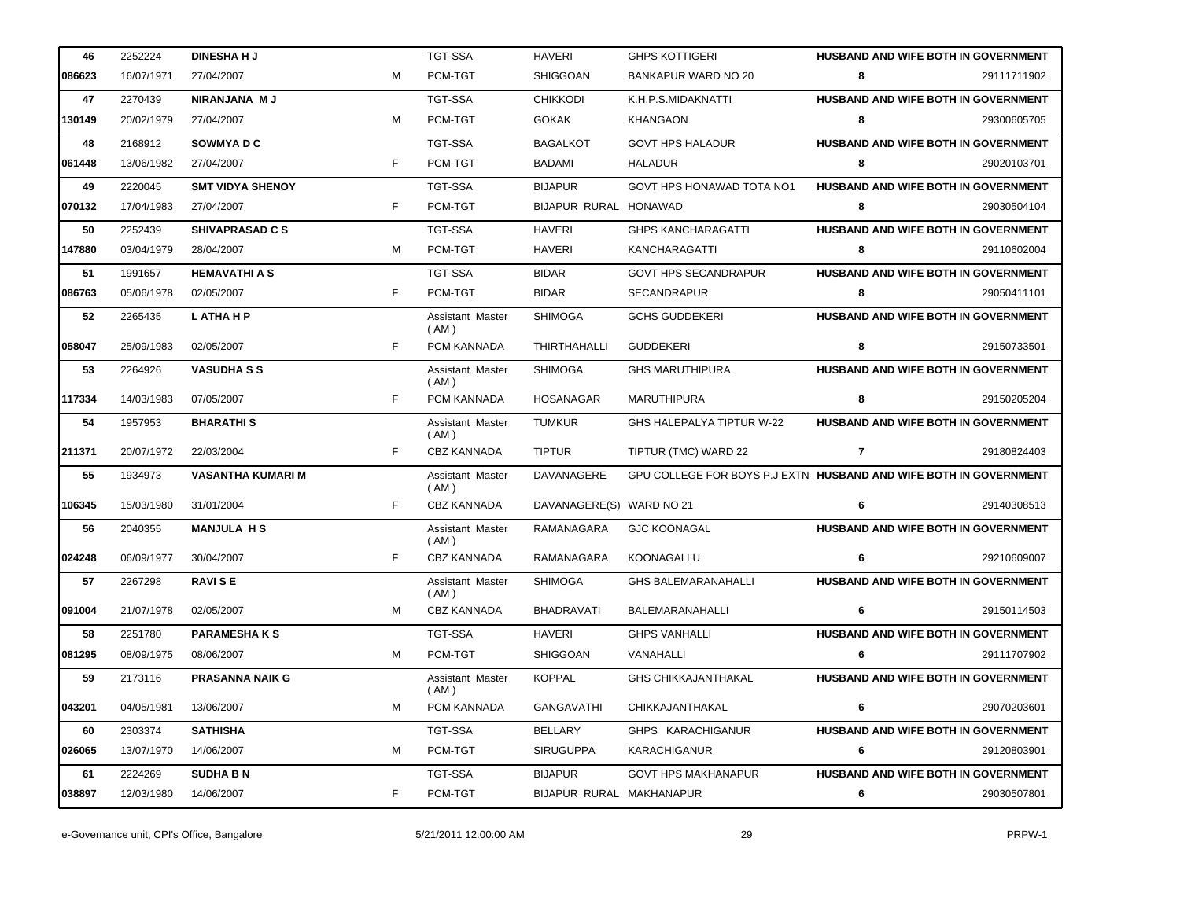| | | | | | | | | |
|---|---|---|---|---|---|---|---|---|
| 46 | 2252224 | DINESHA H J | | TGT-SSA | HAVERI | GHPS KOTTIGERI | HUSBAND AND WIFE BOTH IN GOVERNMENT | |
| 086623 | 16/07/1971 | 27/04/2007 | M | PCM-TGT | SHIGGOAN | BANKAPUR WARD NO 20 | 8 | 29111711902 |
| 47 | 2270439 | NIRANJANA M J | | TGT-SSA | CHIKKODI | K.H.P.S.MIDAKNATTI | HUSBAND AND WIFE BOTH IN GOVERNMENT | |
| 130149 | 20/02/1979 | 27/04/2007 | M | PCM-TGT | GOKAK | KHANGAON | 8 | 29300605705 |
| 48 | 2168912 | SOWMYA D C | | TGT-SSA | BAGALKOT | GOVT HPS HALADUR | HUSBAND AND WIFE BOTH IN GOVERNMENT | |
| 061448 | 13/06/1982 | 27/04/2007 | F | PCM-TGT | BADAMI | HALADUR | 8 | 29020103701 |
| 49 | 2220045 | SMT VIDYA SHENOY | | TGT-SSA | BIJAPUR | GOVT HPS HONAWAD TOTA NO1 | HUSBAND AND WIFE BOTH IN GOVERNMENT | |
| 070132 | 17/04/1983 | 27/04/2007 | F | PCM-TGT | BIJAPUR RURAL | HONAWAD | 8 | 29030504104 |
| 50 | 2252439 | SHIVAPRASAD C S | | TGT-SSA | HAVERI | GHPS KANCHARAGATTI | HUSBAND AND WIFE BOTH IN GOVERNMENT | |
| 147880 | 03/04/1979 | 28/04/2007 | M | PCM-TGT | HAVERI | KANCHARAGATTI | 8 | 29110602004 |
| 51 | 1991657 | HEMAVATHI A S | | TGT-SSA | BIDAR | GOVT HPS SECANDRAPUR | HUSBAND AND WIFE BOTH IN GOVERNMENT | |
| 086763 | 05/06/1978 | 02/05/2007 | F | PCM-TGT | BIDAR | SECANDRAPUR | 8 | 29050411101 |
| 52 | 2265435 | L ATHA H P | | Assistant Master ( AM ) | SHIMOGA | GCHS GUDDEKERI | HUSBAND AND WIFE BOTH IN GOVERNMENT | |
| 058047 | 25/09/1983 | 02/05/2007 | F | PCM KANNADA | THIRTHAHALLI | GUDDEKERI | 8 | 29150733501 |
| 53 | 2264926 | VASUDHA S S | | Assistant Master ( AM ) | SHIMOGA | GHS MARUTHIPURA | HUSBAND AND WIFE BOTH IN GOVERNMENT | |
| 117334 | 14/03/1983 | 07/05/2007 | F | PCM KANNADA | HOSANAGAR | MARUTHIPURA | 8 | 29150205204 |
| 54 | 1957953 | BHARATHI S | | Assistant Master ( AM ) | TUMKUR | GHS HALEPALYA TIPTUR W-22 | HUSBAND AND WIFE BOTH IN GOVERNMENT | |
| 211371 | 20/07/1972 | 22/03/2004 | F | CBZ KANNADA | TIPTUR | TIPTUR (TMC) WARD 22 | 7 | 29180824403 |
| 55 | 1934973 | VASANTHA KUMARI M | | Assistant Master ( AM ) | DAVANAGERE | GPU COLLEGE FOR BOYS P.J EXTN | HUSBAND AND WIFE BOTH IN GOVERNMENT | |
| 106345 | 15/03/1980 | 31/01/2004 | F | CBZ KANNADA | DAVANAGERE(S) | WARD NO 21 | 6 | 29140308513 |
| 56 | 2040355 | MANJULA H S | | Assistant Master ( AM ) | RAMANAGARA | GJC KOONAGAL | HUSBAND AND WIFE BOTH IN GOVERNMENT | |
| 024248 | 06/09/1977 | 30/04/2007 | F | CBZ KANNADA | RAMANAGARA | KOONAGALLU | 6 | 29210609007 |
| 57 | 2267298 | RAVI S E | | Assistant Master ( AM ) | SHIMOGA | GHS BALEMARANAHALLI | HUSBAND AND WIFE BOTH IN GOVERNMENT | |
| 091004 | 21/07/1978 | 02/05/2007 | M | CBZ KANNADA | BHADRAVATI | BALEMARANAHALLI | 6 | 29150114503 |
| 58 | 2251780 | PARAMESHA K S | | TGT-SSA | HAVERI | GHPS VANHALLI | HUSBAND AND WIFE BOTH IN GOVERNMENT | |
| 081295 | 08/09/1975 | 08/06/2007 | M | PCM-TGT | SHIGGOAN | VANAHALLI | 6 | 29111707902 |
| 59 | 2173116 | PRASANNA NAIK G | | Assistant Master ( AM ) | KOPPAL | GHS CHIKKAJANTHAKAL | HUSBAND AND WIFE BOTH IN GOVERNMENT | |
| 043201 | 04/05/1981 | 13/06/2007 | M | PCM KANNADA | GANGAVATHI | CHIKKAJANTHAKAL | 6 | 29070203601 |
| 60 | 2303374 | SATHISHA | | TGT-SSA | BELLARY | GHPS KARACHIGANUR | HUSBAND AND WIFE BOTH IN GOVERNMENT | |
| 026065 | 13/07/1970 | 14/06/2007 | M | PCM-TGT | SIRUGUPPA | KARACHIGANUR | 6 | 29120803901 |
| 61 | 2224269 | SUDHA B N | | TGT-SSA | BIJAPUR | GOVT HPS MAKHANAPUR | HUSBAND AND WIFE BOTH IN GOVERNMENT | |
| 038897 | 12/03/1980 | 14/06/2007 | F | PCM-TGT | BIJAPUR RURAL | MAKHANAPUR | 6 | 29030507801 |

e-Governance unit, CPI's Office, Bangalore 5/21/2011 12:00:00 AM PRPW-1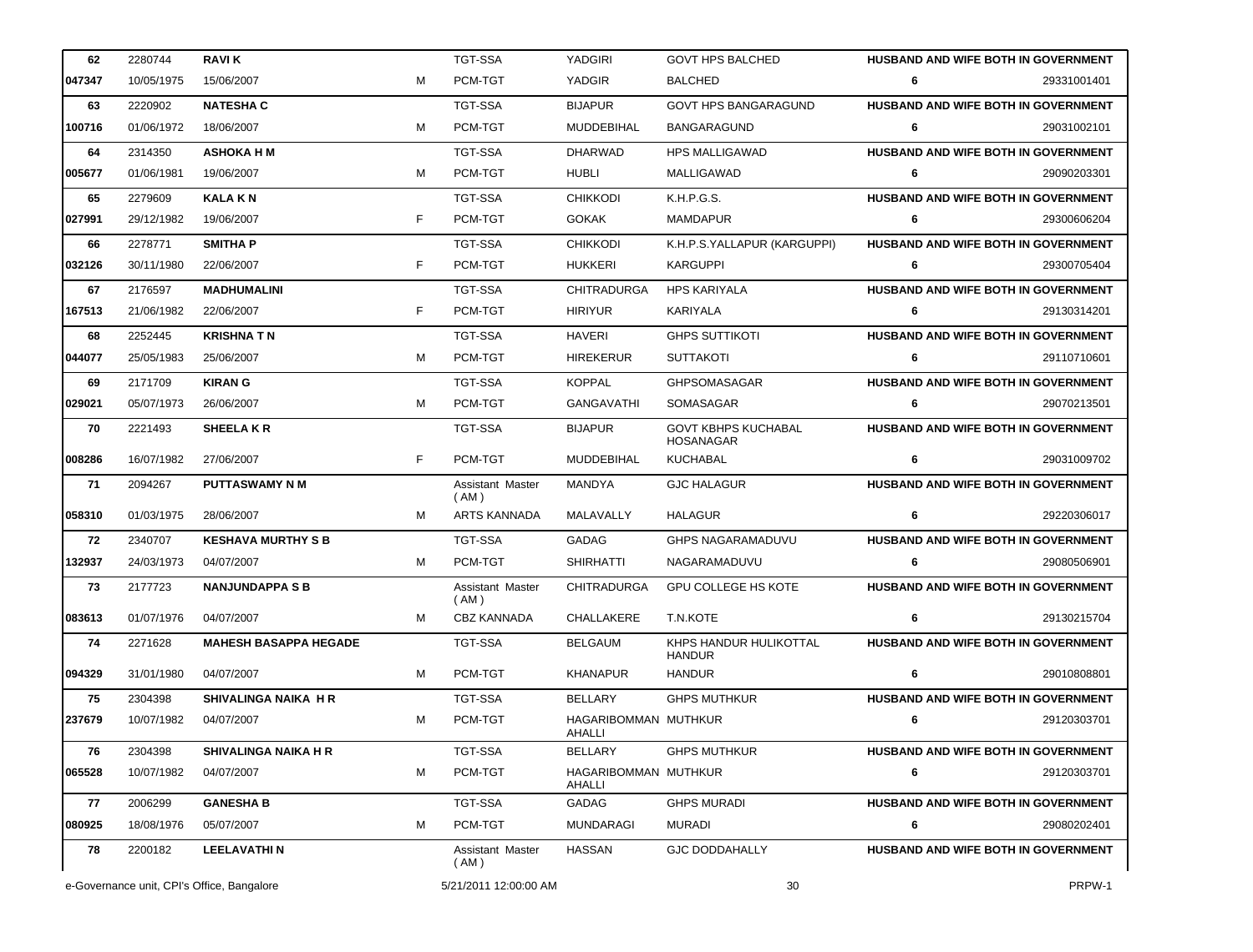| | | | | | | | | |
|---|---|---|---|---|---|---|---|---|
| **62** | 2280744 | **RAVI K** | | TGT-SSA | YADGIRI | GOVT HPS BALCHED | **HUSBAND AND WIFE BOTH IN GOVERNMENT** | |
| **047347** | 10/05/1975 | 15/06/2007 | M | PCM-TGT | YADGIR | BALCHED | **6** | 29331001401 |
| **63** | 2220902 | **NATESHA C** | | TGT-SSA | BIJAPUR | GOVT HPS BANGARAGUND | **HUSBAND AND WIFE BOTH IN GOVERNMENT** | |
| **100716** | 01/06/1972 | 18/06/2007 | M | PCM-TGT | MUDDEBIHAL | BANGARAGUND | **6** | 29031002101 |
| **64** | 2314350 | **ASHOKA H M** | | TGT-SSA | DHARWAD | HPS MALLIGAWAD | **HUSBAND AND WIFE BOTH IN GOVERNMENT** | |
| **005677** | 01/06/1981 | 19/06/2007 | M | PCM-TGT | HUBLI | MALLIGAWAD | **6** | 29090203301 |
| **65** | 2279609 | **KALA K N** | | TGT-SSA | CHIKKODI | K.H.P.G.S. | **HUSBAND AND WIFE BOTH IN GOVERNMENT** | |
| **027991** | 29/12/1982 | 19/06/2007 | F | PCM-TGT | GOKAK | MAMDAPUR | **6** | 29300606204 |
| **66** | 2278771 | **SMITHA P** | | TGT-SSA | CHIKKODI | K.H.P.S.YALLAPUR (KARGUPPI) | **HUSBAND AND WIFE BOTH IN GOVERNMENT** | |
| **032126** | 30/11/1980 | 22/06/2007 | F | PCM-TGT | HUKKERI | KARGUPPI | **6** | 29300705404 |
| **67** | 2176597 | **MADHUMALINI** | | TGT-SSA | CHITRADURGA | HPS KARIYALA | **HUSBAND AND WIFE BOTH IN GOVERNMENT** | |
| **167513** | 21/06/1982 | 22/06/2007 | F | PCM-TGT | HIRIYUR | KARIYALA | **6** | 29130314201 |
| **68** | 2252445 | **KRISHNA T N** | | TGT-SSA | HAVERI | GHPS SUTTIKOTI | **HUSBAND AND WIFE BOTH IN GOVERNMENT** | |
| **044077** | 25/05/1983 | 25/06/2007 | M | PCM-TGT | HIREKERUR | SUTTAKOTI | **6** | 29110710601 |
| **69** | 2171709 | **KIRAN G** | | TGT-SSA | KOPPAL | GHPSOMASAGAR | **HUSBAND AND WIFE BOTH IN GOVERNMENT** | |
| **029021** | 05/07/1973 | 26/06/2007 | M | PCM-TGT | GANGAVATHI | SOMASAGAR | **6** | 29070213501 |
| **70** | 2221493 | **SHEELA K R** | | TGT-SSA | BIJAPUR | GOVT KBHPS KUCHABAL HOSANAGAR | **HUSBAND AND WIFE BOTH IN GOVERNMENT** | |
| **008286** | 16/07/1982 | 27/06/2007 | F | PCM-TGT | MUDDEBIHAL | KUCHABAL | **6** | 29031009702 |
| **71** | 2094267 | **PUTTASWAMY N M** | | Assistant Master ( AM ) | MANDYA | GJC HALAGUR | **HUSBAND AND WIFE BOTH IN GOVERNMENT** | |
| **058310** | 01/03/1975 | 28/06/2007 | M | ARTS KANNADA | MALAVALLY | HALAGUR | **6** | 29220306017 |
| **72** | 2340707 | **KESHAVA MURTHY S B** | | TGT-SSA | GADAG | GHPS NAGARAMADUVU | **HUSBAND AND WIFE BOTH IN GOVERNMENT** | |
| **132937** | 24/03/1973 | 04/07/2007 | M | PCM-TGT | SHIRHATTI | NAGARAMADUVU | **6** | 29080506901 |
| **73** | 2177723 | **NANJUNDAPPA S B** | | Assistant Master ( AM ) | CHITRADURGA | GPU COLLEGE HS KOTE | **HUSBAND AND WIFE BOTH IN GOVERNMENT** | |
| **083613** | 01/07/1976 | 04/07/2007 | M | CBZ KANNADA | CHALLAKERE | T.N.KOTE | **6** | 29130215704 |
| **74** | 2271628 | **MAHESH BASAPPA HEGADE** | | TGT-SSA | BELGAUM | KHPS HANDUR HULIKOTTAL HANDUR | **HUSBAND AND WIFE BOTH IN GOVERNMENT** | |
| **094329** | 31/01/1980 | 04/07/2007 | M | PCM-TGT | KHANAPUR | HANDUR | **6** | 29010808801 |
| **75** | 2304398 | **SHIVALINGA NAIKA H R** | | TGT-SSA | BELLARY | GHPS MUTHKUR | **HUSBAND AND WIFE BOTH IN GOVERNMENT** | |
| **237679** | 10/07/1982 | 04/07/2007 | M | PCM-TGT | HAGARIBOMMAN AHALLI | MUTHKUR | **6** | 29120303701 |
| **76** | 2304398 | **SHIVALINGA NAIKA H R** | | TGT-SSA | BELLARY | GHPS MUTHKUR | **HUSBAND AND WIFE BOTH IN GOVERNMENT** | |
| **065528** | 10/07/1982 | 04/07/2007 | M | PCM-TGT | HAGARIBOMMAN AHALLI | MUTHKUR | **6** | 29120303701 |
| **77** | 2006299 | **GANESHA B** | | TGT-SSA | GADAG | GHPS MURADI | **HUSBAND AND WIFE BOTH IN GOVERNMENT** | |
| **080925** | 18/08/1976 | 05/07/2007 | M | PCM-TGT | MUNDARAGI | MURADI | **6** | 29080202401 |
| **78** | 2200182 | **LEELAVATHI N** | | Assistant Master ( AM ) | HASSAN | GJC DODDAHALLY | **HUSBAND AND WIFE BOTH IN GOVERNMENT** | |

e-Governance unit, CPI's Office, Bangalore — 5/21/2011 12:00:00 AM — PRPW-1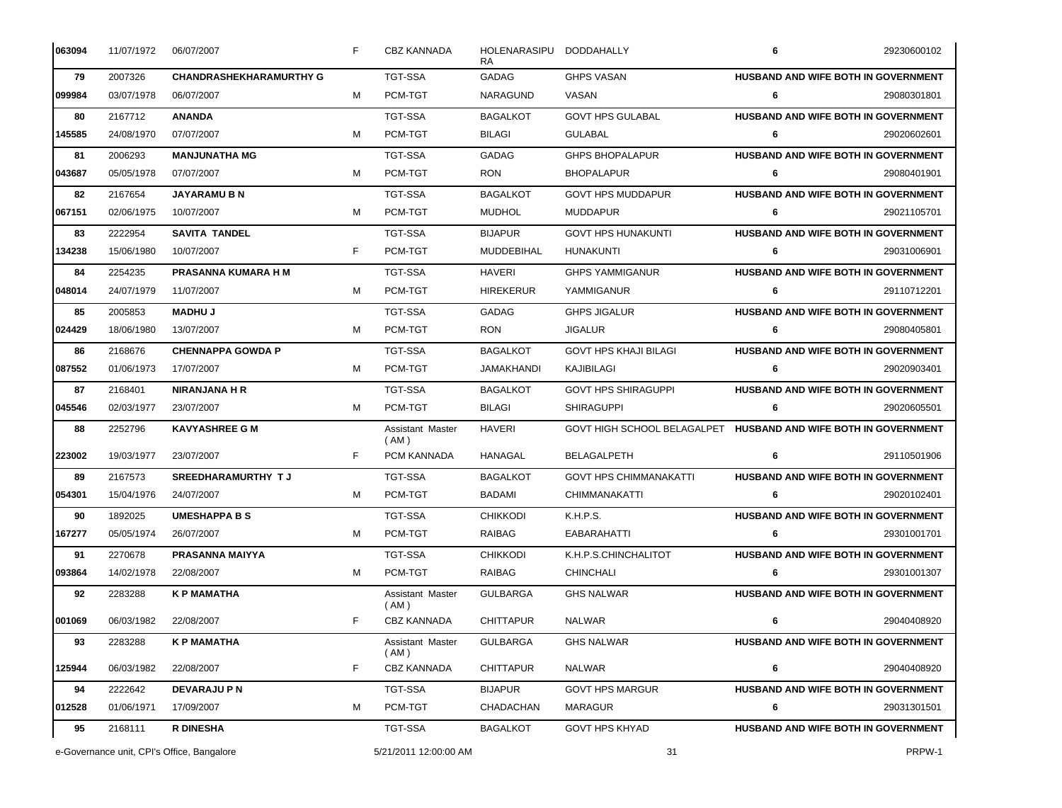| | | | | | | | | |
|---|---|---|---|---|---|---|---|---|
| 063094 | 11/07/1972 | 06/07/2007 | F | CBZ KANNADA | HOLENARASIPURA | DODDAHALLY | 6 | 29230600102 |
| 79 | 2007326 | **CHANDRASHEKHARAMURTHY G** | | TGT-SSA | GADAG | GHPS VASAN | **HUSBAND AND WIFE BOTH IN GOVERNMENT** | |
| 099984 | 03/07/1978 | 06/07/2007 | M | PCM-TGT | NARAGUND | VASAN | 6 | 29080301801 |
| 80 | 2167712 | **ANANDA** | | TGT-SSA | BAGALKOT | GOVT HPS GULABAL | **HUSBAND AND WIFE BOTH IN GOVERNMENT** | |
| 145585 | 24/08/1970 | 07/07/2007 | M | PCM-TGT | BILAGI | GULABAL | 6 | 29020602601 |
| 81 | 2006293 | **MANJUNATHA MG** | | TGT-SSA | GADAG | GHPS BHOPALAPUR | **HUSBAND AND WIFE BOTH IN GOVERNMENT** | |
| 043687 | 05/05/1978 | 07/07/2007 | M | PCM-TGT | RON | BHOPALAPUR | 6 | 29080401901 |
| 82 | 2167654 | **JAYARAMU B N** | | TGT-SSA | BAGALKOT | GOVT HPS MUDDAPUR | **HUSBAND AND WIFE BOTH IN GOVERNMENT** | |
| 067151 | 02/06/1975 | 10/07/2007 | M | PCM-TGT | MUDHOL | MUDDAPUR | 6 | 29021105701 |
| 83 | 2222954 | **SAVITA TANDEL** | | TGT-SSA | BIJAPUR | GOVT HPS HUNAKUNTI | **HUSBAND AND WIFE BOTH IN GOVERNMENT** | |
| 134238 | 15/06/1980 | 10/07/2007 | F | PCM-TGT | MUDDEBIHAL | HUNAKUNTI | 6 | 29031006901 |
| 84 | 2254235 | **PRASANNA KUMARA H M** | | TGT-SSA | HAVERI | GHPS YAMMIGANUR | **HUSBAND AND WIFE BOTH IN GOVERNMENT** | |
| 048014 | 24/07/1979 | 11/07/2007 | M | PCM-TGT | HIREKERUR | YAMMIGANUR | 6 | 29110712201 |
| 85 | 2005853 | **MADHU J** | | TGT-SSA | GADAG | GHPS JIGALUR | **HUSBAND AND WIFE BOTH IN GOVERNMENT** | |
| 024429 | 18/06/1980 | 13/07/2007 | M | PCM-TGT | RON | JIGALUR | 6 | 29080405801 |
| 86 | 2168676 | **CHENNAPPA GOWDA P** | | TGT-SSA | BAGALKOT | GOVT HPS KHAJI BILAGI | **HUSBAND AND WIFE BOTH IN GOVERNMENT** | |
| 087552 | 01/06/1973 | 17/07/2007 | M | PCM-TGT | JAMAKHANDI | KAJIBILAGI | 6 | 29020903401 |
| 87 | 2168401 | **NIRANJANA H R** | | TGT-SSA | BAGALKOT | GOVT HPS SHIRAGUPPI | **HUSBAND AND WIFE BOTH IN GOVERNMENT** | |
| 045546 | 02/03/1977 | 23/07/2007 | M | PCM-TGT | BILAGI | SHIRAGUPPI | 6 | 29020605501 |
| 88 | 2252796 | **KAVYASHREE G M** | | Assistant Master ( AM ) | HAVERI | GOVT HIGH SCHOOL BELAGALPET | **HUSBAND AND WIFE BOTH IN GOVERNMENT** | |
| 223002 | 19/03/1977 | 23/07/2007 | F | PCM KANNADA | HANAGAL | BELAGALPETH | 6 | 29110501906 |
| 89 | 2167573 | **SREEDHARAMURTHY T J** | | TGT-SSA | BAGALKOT | GOVT HPS CHIMMANAKATTI | **HUSBAND AND WIFE BOTH IN GOVERNMENT** | |
| 054301 | 15/04/1976 | 24/07/2007 | M | PCM-TGT | BADAMI | CHIMMANAKATTI | 6 | 29020102401 |
| 90 | 1892025 | **UMESHAPPA B S** | | TGT-SSA | CHIKKODI | K.H.P.S. | **HUSBAND AND WIFE BOTH IN GOVERNMENT** | |
| 167277 | 05/05/1974 | 26/07/2007 | M | PCM-TGT | RAIBAG | EABARAHATTI | 6 | 29301001701 |
| 91 | 2270678 | **PRASANNA MAIYYA** | | TGT-SSA | CHIKKODI | K.H.P.S.CHINCHALITOT | **HUSBAND AND WIFE BOTH IN GOVERNMENT** | |
| 093864 | 14/02/1978 | 22/08/2007 | M | PCM-TGT | RAIBAG | CHINCHALI | 6 | 29301001307 |
| 92 | 2283288 | **K P MAMATHA** | | Assistant Master ( AM ) | GULBARGA | GHS NALWAR | **HUSBAND AND WIFE BOTH IN GOVERNMENT** | |
| 001069 | 06/03/1982 | 22/08/2007 | F | CBZ KANNADA | CHITTAPUR | NALWAR | 6 | 29040408920 |
| 93 | 2283288 | **K P MAMATHA** | | Assistant Master ( AM ) | GULBARGA | GHS NALWAR | **HUSBAND AND WIFE BOTH IN GOVERNMENT** | |
| 125944 | 06/03/1982 | 22/08/2007 | F | CBZ KANNADA | CHITTAPUR | NALWAR | 6 | 29040408920 |
| 94 | 2222642 | **DEVARAJU P N** | | TGT-SSA | BIJAPUR | GOVT HPS MARGUR | **HUSBAND AND WIFE BOTH IN GOVERNMENT** | |
| 012528 | 01/06/1971 | 17/09/2007 | M | PCM-TGT | CHADACHAN | MARAGUR | 6 | 29031301501 |
| 95 | 2168111 | **R DINESHA** | | TGT-SSA | BAGALKOT | GOVT HPS KHYAD | **HUSBAND AND WIFE BOTH IN GOVERNMENT** | |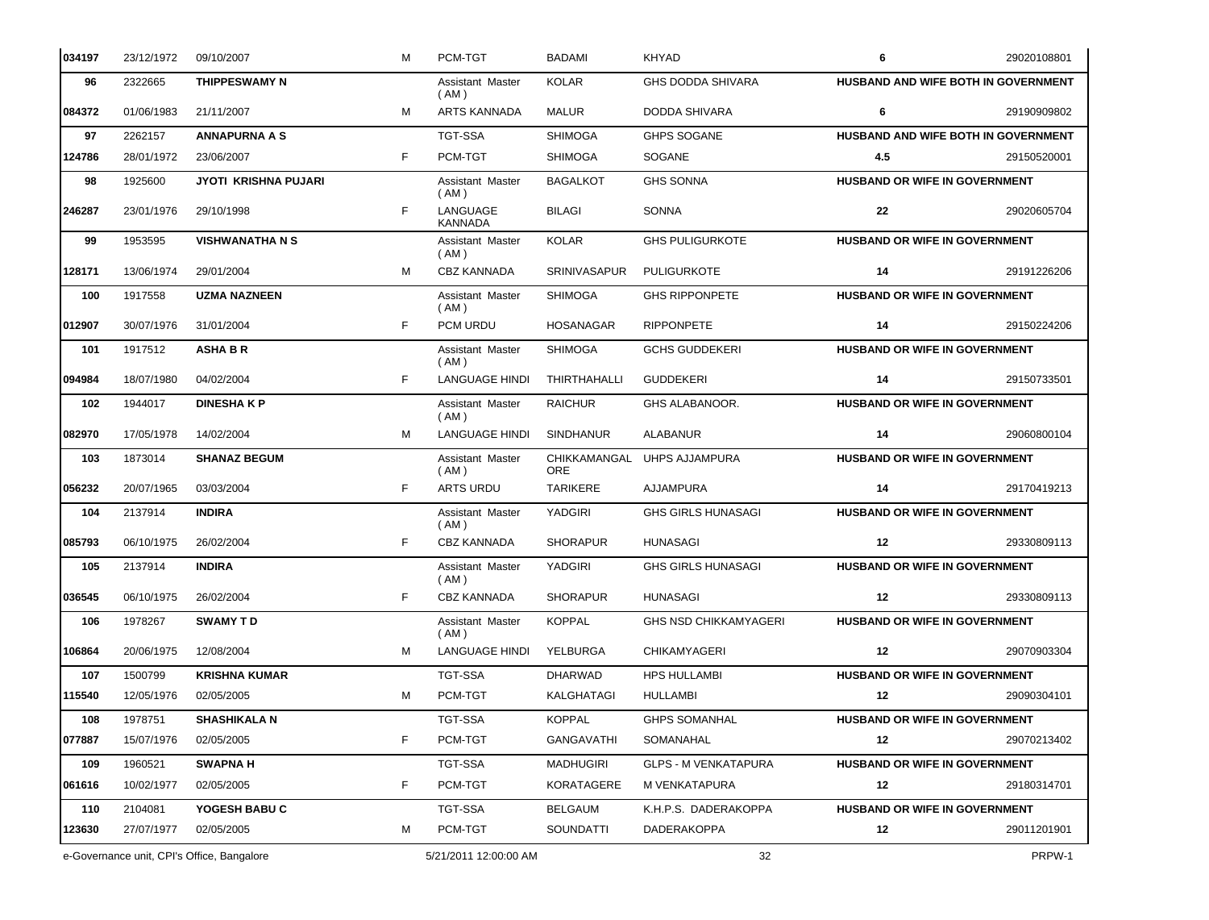| | | | | | | | | |
|---|---|---|---|---|---|---|---|---|
| 034197 | 23/12/1972 | 09/10/2007 | M | PCM-TGT | BADAMI | KHYAD | 6 | 29020108801 |
| 96 | 2322665 | **THIPPESWAMY N** | | Assistant Master ( AM ) | KOLAR | GHS DODDA SHIVARA | **HUSBAND AND WIFE BOTH IN GOVERNMENT** | |
| 084372 | 01/06/1983 | 21/11/2007 | M | ARTS KANNADA | MALUR | DODDA SHIVARA | 6 | 29190909802 |
| 97 | 2262157 | **ANNAPURNA A S** | | TGT-SSA | SHIMOGA | GHPS SOGANE | **HUSBAND AND WIFE BOTH IN GOVERNMENT** | |
| 124786 | 28/01/1972 | 23/06/2007 | F | PCM-TGT | SHIMOGA | SOGANE | 4.5 | 29150520001 |
| 98 | 1925600 | **JYOTI KRISHNA PUJARI** | | Assistant Master ( AM ) | BAGALKOT | GHS SONNA | **HUSBAND OR WIFE IN GOVERNMENT** | |
| 246287 | 23/01/1976 | 29/10/1998 | F | LANGUAGE KANNADA | BILAGI | SONNA | 22 | 29020605704 |
| 99 | 1953595 | **VISHWANATHA N S** | | Assistant Master ( AM ) | KOLAR | GHS PULIGURKOTE | **HUSBAND OR WIFE IN GOVERNMENT** | |
| 128171 | 13/06/1974 | 29/01/2004 | M | CBZ KANNADA | SRINIVASAPUR | PULIGURKOTE | 14 | 29191226206 |
| 100 | 1917558 | **UZMA NAZNEEN** | | Assistant Master ( AM ) | SHIMOGA | GHS RIPPONPETE | **HUSBAND OR WIFE IN GOVERNMENT** | |
| 012907 | 30/07/1976 | 31/01/2004 | F | PCM URDU | HOSANAGAR | RIPPONPETE | 14 | 29150224206 |
| 101 | 1917512 | **ASHA B R** | | Assistant Master ( AM ) | SHIMOGA | GCHS GUDDEKERI | **HUSBAND OR WIFE IN GOVERNMENT** | |
| 094984 | 18/07/1980 | 04/02/2004 | F | LANGUAGE HINDI | THIRTHAHALLI | GUDDEKERI | 14 | 29150733501 |
| 102 | 1944017 | **DINESHA K P** | | Assistant Master ( AM ) | RAICHUR | GHS ALABANOOR. | **HUSBAND OR WIFE IN GOVERNMENT** | |
| 082970 | 17/05/1978 | 14/02/2004 | M | LANGUAGE HINDI | SINDHANUR | ALABANUR | 14 | 29060800104 |
| 103 | 1873014 | **SHANAZ BEGUM** | | Assistant Master ( AM ) | CHIKKAMANGALORE | UHPS AJJAMPURA | **HUSBAND OR WIFE IN GOVERNMENT** | |
| 056232 | 20/07/1965 | 03/03/2004 | F | ARTS URDU | TARIKERE | AJJAMPURA | 14 | 29170419213 |
| 104 | 2137914 | **INDIRA** | | Assistant Master ( AM ) | YADGIRI | GHS GIRLS HUNASAGI | **HUSBAND OR WIFE IN GOVERNMENT** | |
| 085793 | 06/10/1975 | 26/02/2004 | F | CBZ KANNADA | SHORAPUR | HUNASAGI | 12 | 29330809113 |
| 105 | 2137914 | **INDIRA** | | Assistant Master ( AM ) | YADGIRI | GHS GIRLS HUNASAGI | **HUSBAND OR WIFE IN GOVERNMENT** | |
| 036545 | 06/10/1975 | 26/02/2004 | F | CBZ KANNADA | SHORAPUR | HUNASAGI | 12 | 29330809113 |
| 106 | 1978267 | **SWAMY T D** | | Assistant Master ( AM ) | KOPPAL | GHS NSD CHIKKAMYAGERI | **HUSBAND OR WIFE IN GOVERNMENT** | |
| 106864 | 20/06/1975 | 12/08/2004 | M | LANGUAGE HINDI | YELBURGA | CHIKAMYAGERI | 12 | 29070903304 |
| 107 | 1500799 | **KRISHNA KUMAR** | | TGT-SSA | DHARWAD | HPS HULLAMBI | **HUSBAND OR WIFE IN GOVERNMENT** | |
| 115540 | 12/05/1976 | 02/05/2005 | M | PCM-TGT | KALGHATAGI | HULLAMBI | 12 | 29090304101 |
| 108 | 1978751 | **SHASHIKALA N** | | TGT-SSA | KOPPAL | GHPS SOMANHAL | **HUSBAND OR WIFE IN GOVERNMENT** | |
| 077887 | 15/07/1976 | 02/05/2005 | F | PCM-TGT | GANGAVATHI | SOMANAHAL | 12 | 29070213402 |
| 109 | 1960521 | **SWAPNA H** | | TGT-SSA | MADHUGIRI | GLPS - M VENKATAPURA | **HUSBAND OR WIFE IN GOVERNMENT** | |
| 061616 | 10/02/1977 | 02/05/2005 | F | PCM-TGT | KORATAGERE | M VENKATAPURA | 12 | 29180314701 |
| 110 | 2104081 | **YOGESH BABU C** | | TGT-SSA | BELGAUM | K.H.P.S. DADERAKOPPA | **HUSBAND OR WIFE IN GOVERNMENT** | |
| 123630 | 27/07/1977 | 02/05/2005 | M | PCM-TGT | SOUNDATTI | DADERAKOPPA | 12 | 29011201901 |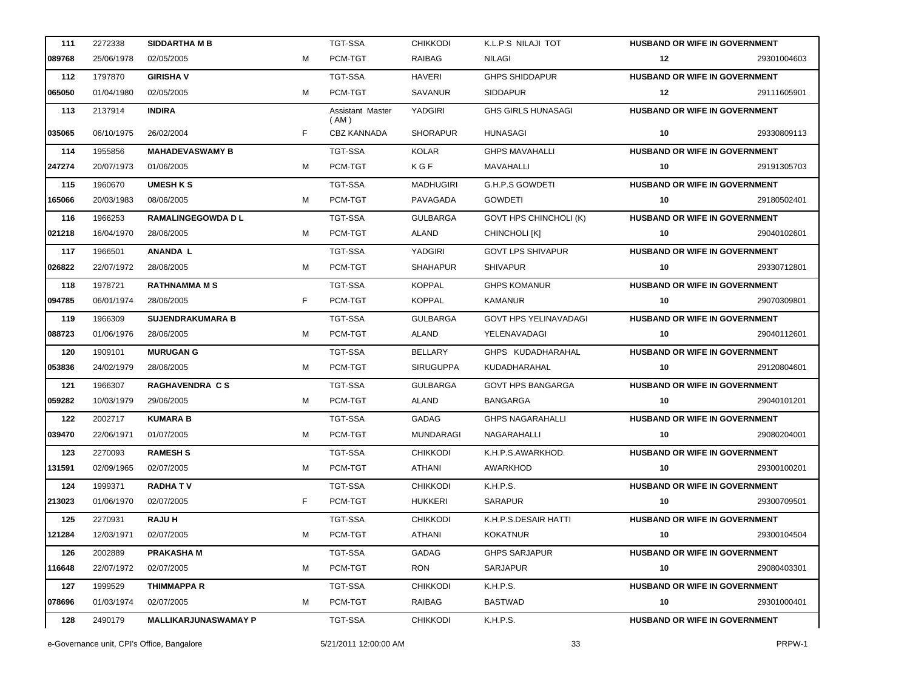| | | | | | | | | |
|---|---|---|---|---|---|---|---|---|
| 111 | 2272338 | **SIDDARTHA M B** | | TGT-SSA | CHIKKODI | K.L.P.S NILAJI TOT | **HUSBAND OR WIFE IN GOVERNMENT** | |
| 089768 | 25/06/1978 | 02/05/2005 | M | PCM-TGT | RAIBAG | NILAGI | 12 | 29301004603 |
| 112 | 1797870 | **GIRISHA V** | | TGT-SSA | HAVERI | GHPS SHIDDAPUR | **HUSBAND OR WIFE IN GOVERNMENT** | |
| 065050 | 01/04/1980 | 02/05/2005 | M | PCM-TGT | SAVANUR | SIDDAPUR | 12 | 29111605901 |
| 113 | 2137914 | **INDIRA** | | Assistant Master ( AM ) | YADGIRI | GHS GIRLS HUNASAGI | **HUSBAND OR WIFE IN GOVERNMENT** | |
| 035065 | 06/10/1975 | 26/02/2004 | F | CBZ KANNADA | SHORAPUR | HUNASAGI | 10 | 29330809113 |
| 114 | 1955856 | **MAHADEVASWAMY B** | | TGT-SSA | KOLAR | GHPS MAVAHALLI | **HUSBAND OR WIFE IN GOVERNMENT** | |
| 247274 | 20/07/1973 | 01/06/2005 | M | PCM-TGT | K G F | MAVAHALLI | 10 | 29191305703 |
| 115 | 1960670 | **UMESH K S** | | TGT-SSA | MADHUGIRI | G.H.P.S GOWDETI | **HUSBAND OR WIFE IN GOVERNMENT** | |
| 165066 | 20/03/1983 | 08/06/2005 | M | PCM-TGT | PAVAGADA | GOWDETI | 10 | 29180502401 |
| 116 | 1966253 | **RAMALINGEGOWDA D L** | | TGT-SSA | GULBARGA | GOVT HPS CHINCHOLI (K) | **HUSBAND OR WIFE IN GOVERNMENT** | |
| 021218 | 16/04/1970 | 28/06/2005 | M | PCM-TGT | ALAND | CHINCHOLI [K] | 10 | 29040102601 |
| 117 | 1966501 | **ANANDA L** | | TGT-SSA | YADGIRI | GOVT LPS SHIVAPUR | **HUSBAND OR WIFE IN GOVERNMENT** | |
| 026822 | 22/07/1972 | 28/06/2005 | M | PCM-TGT | SHAHAPUR | SHIVAPUR | 10 | 29330712801 |
| 118 | 1978721 | **RATHNAMMA M S** | | TGT-SSA | KOPPAL | GHPS KOMANUR | **HUSBAND OR WIFE IN GOVERNMENT** | |
| 094785 | 06/01/1974 | 28/06/2005 | F | PCM-TGT | KOPPAL | KAMANUR | 10 | 29070309801 |
| 119 | 1966309 | **SUJENDRAKUMARA B** | | TGT-SSA | GULBARGA | GOVT HPS YELINAVADAGI | **HUSBAND OR WIFE IN GOVERNMENT** | |
| 088723 | 01/06/1976 | 28/06/2005 | M | PCM-TGT | ALAND | YELENAVADAGI | 10 | 29040112601 |
| 120 | 1909101 | **MURUGAN G** | | TGT-SSA | BELLARY | GHPS KUDADHARAHAL | **HUSBAND OR WIFE IN GOVERNMENT** | |
| 053836 | 24/02/1979 | 28/06/2005 | M | PCM-TGT | SIRUGUPPA | KUDADHARAHAL | 10 | 29120804601 |
| 121 | 1966307 | **RAGHAVENDRA C S** | | TGT-SSA | GULBARGA | GOVT HPS BANGARGA | **HUSBAND OR WIFE IN GOVERNMENT** | |
| 059282 | 10/03/1979 | 29/06/2005 | M | PCM-TGT | ALAND | BANGARGA | 10 | 29040101201 |
| 122 | 2002717 | **KUMARA B** | | TGT-SSA | GADAG | GHPS NAGARAHALLI | **HUSBAND OR WIFE IN GOVERNMENT** | |
| 039470 | 22/06/1971 | 01/07/2005 | M | PCM-TGT | MUNDARAGI | NAGARAHALLI | 10 | 29080204001 |
| 123 | 2270093 | **RAMESH S** | | TGT-SSA | CHIKKODI | K.H.P.S.AWARKHOD. | **HUSBAND OR WIFE IN GOVERNMENT** | |
| 131591 | 02/09/1965 | 02/07/2005 | M | PCM-TGT | ATHANI | AWARKHOD | 10 | 29300100201 |
| 124 | 1999371 | **RADHA T V** | | TGT-SSA | CHIKKODI | K.H.P.S. | **HUSBAND OR WIFE IN GOVERNMENT** | |
| 213023 | 01/06/1970 | 02/07/2005 | F | PCM-TGT | HUKKERI | SARAPUR | 10 | 29300709501 |
| 125 | 2270931 | **RAJU H** | | TGT-SSA | CHIKKODI | K.H.P.S.DESAIR HATTI | **HUSBAND OR WIFE IN GOVERNMENT** | |
| 121284 | 12/03/1971 | 02/07/2005 | M | PCM-TGT | ATHANI | KOKATNUR | 10 | 29300104504 |
| 126 | 2002889 | **PRAKASHA M** | | TGT-SSA | GADAG | GHPS SARJAPUR | **HUSBAND OR WIFE IN GOVERNMENT** | |
| 116648 | 22/07/1972 | 02/07/2005 | M | PCM-TGT | RON | SARJAPUR | 10 | 29080403301 |
| 127 | 1999529 | **THIMMAPPA R** | | TGT-SSA | CHIKKODI | K.H.P.S. | **HUSBAND OR WIFE IN GOVERNMENT** | |
| 078696 | 01/03/1974 | 02/07/2005 | M | PCM-TGT | RAIBAG | BASTWAD | 10 | 29301000401 |
| 128 | 2490179 | **MALLIKARJUNASWAMAY P** | | TGT-SSA | CHIKKODI | K.H.P.S. | **HUSBAND OR WIFE IN GOVERNMENT** | |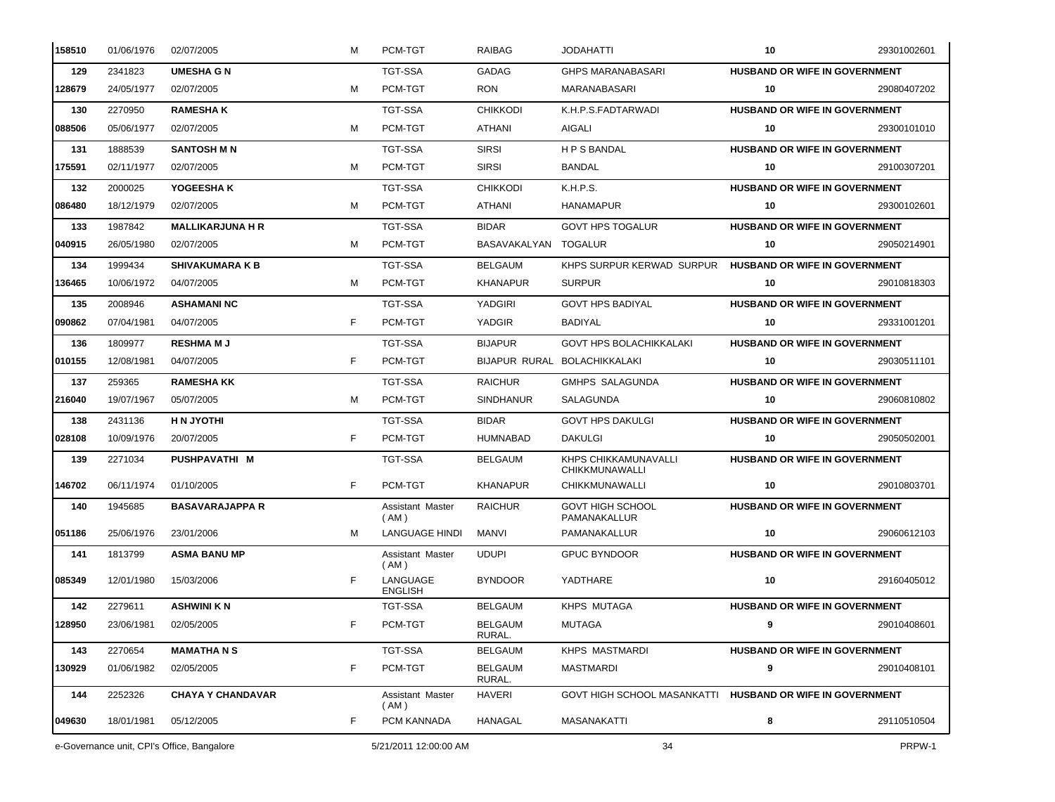| | | | | | | | | |
|---|---|---|---|---|---|---|---|---|
| 158510 | 01/06/1976 | 02/07/2005 | M | PCM-TGT | RAIBAG | JODAHATTI | 10 | 29301002601 |
| 129 | 2341823 | **UMESHA G N** | | TGT-SSA | GADAG | GHPS MARANABASARI | **HUSBAND OR WIFE IN GOVERNMENT** | |
| 128679 | 24/05/1977 | 02/07/2005 | M | PCM-TGT | RON | MARANABASARI | 10 | 29080407202 |
| 130 | 2270950 | **RAMESHA K** | | TGT-SSA | CHIKKODI | K.H.P.S.FADTARWADI | **HUSBAND OR WIFE IN GOVERNMENT** | |
| 088506 | 05/06/1977 | 02/07/2005 | M | PCM-TGT | ATHANI | AIGALI | 10 | 29300101010 |
| 131 | 1888539 | **SANTOSH M N** | | TGT-SSA | SIRSI | H P S BANDAL | **HUSBAND OR WIFE IN GOVERNMENT** | |
| 175591 | 02/11/1977 | 02/07/2005 | M | PCM-TGT | SIRSI | BANDAL | 10 | 29100307201 |
| 132 | 2000025 | **YOGEESHA K** | | TGT-SSA | CHIKKODI | K.H.P.S. | **HUSBAND OR WIFE IN GOVERNMENT** | |
| 086480 | 18/12/1979 | 02/07/2005 | M | PCM-TGT | ATHANI | HANAMAPUR | 10 | 29300102601 |
| 133 | 1987842 | **MALLIKARJUNA H R** | | TGT-SSA | BIDAR | GOVT HPS TOGALUR | **HUSBAND OR WIFE IN GOVERNMENT** | |
| 040915 | 26/05/1980 | 02/07/2005 | M | PCM-TGT | BASAVAKALYAN | TOGALUR | 10 | 29050214901 |
| 134 | 1999434 | **SHIVAKUMARA K B** | | TGT-SSA | BELGAUM | KHPS SURPUR KERWAD SURPUR | **HUSBAND OR WIFE IN GOVERNMENT** | |
| 136465 | 10/06/1972 | 04/07/2005 | M | PCM-TGT | KHANAPUR | SURPUR | 10 | 29010818303 |
| 135 | 2008946 | **ASHAMANI NC** | | TGT-SSA | YADGIRI | GOVT HPS BADIYAL | **HUSBAND OR WIFE IN GOVERNMENT** | |
| 090862 | 07/04/1981 | 04/07/2005 | F | PCM-TGT | YADGIR | BADIYAL | 10 | 29331001201 |
| 136 | 1809977 | **RESHMA M J** | | TGT-SSA | BIJAPUR | GOVT HPS BOLACHIKKALAKI | **HUSBAND OR WIFE IN GOVERNMENT** | |
| 010155 | 12/08/1981 | 04/07/2005 | F | PCM-TGT | BIJAPUR RURAL | BOLACHIKKALAKI | 10 | 29030511101 |
| 137 | 259365 | **RAMESHA KK** | | TGT-SSA | RAICHUR | GMHPS SALAGUNDA | **HUSBAND OR WIFE IN GOVERNMENT** | |
| 216040 | 19/07/1967 | 05/07/2005 | M | PCM-TGT | SINDHANUR | SALAGUNDA | 10 | 29060810802 |
| 138 | 2431136 | **H N JYOTHI** | | TGT-SSA | BIDAR | GOVT HPS DAKULGI | **HUSBAND OR WIFE IN GOVERNMENT** | |
| 028108 | 10/09/1976 | 20/07/2005 | F | PCM-TGT | HUMNABAD | DAKULGI | 10 | 29050502001 |
| 139 | 2271034 | **PUSHPAVATHI M** | | TGT-SSA | BELGAUM | KHPS CHIKKAMUNAVALLI CHIKKMUNAWALLI | **HUSBAND OR WIFE IN GOVERNMENT** | |
| 146702 | 06/11/1974 | 01/10/2005 | F | PCM-TGT | KHANAPUR | CHIKKMUNAWALLI | 10 | 29010803701 |
| 140 | 1945685 | **BASAVARAJAPPA R** | | Assistant Master ( AM ) | RAICHUR | GOVT HIGH SCHOOL PAMANAKALLUR | **HUSBAND OR WIFE IN GOVERNMENT** | |
| 051186 | 25/06/1976 | 23/01/2006 | M | LANGUAGE HINDI | MANVI | PAMANAKALLUR | 10 | 29060612103 |
| 141 | 1813799 | **ASMA BANU MP** | | Assistant Master ( AM ) | UDUPI | GPUC BYNDOOR | **HUSBAND OR WIFE IN GOVERNMENT** | |
| 085349 | 12/01/1980 | 15/03/2006 | F | LANGUAGE ENGLISH | BYNDOOR | YADTHARE | 10 | 29160405012 |
| 142 | 2279611 | **ASHWINI K N** | | TGT-SSA | BELGAUM | KHPS MUTAGA | **HUSBAND OR WIFE IN GOVERNMENT** | |
| 128950 | 23/06/1981 | 02/05/2005 | F | PCM-TGT | BELGAUM RURAL. | MUTAGA | 9 | 29010408601 |
| 143 | 2270654 | **MAMATHA N S** | | TGT-SSA | BELGAUM | KHPS MASTMARDI | **HUSBAND OR WIFE IN GOVERNMENT** | |
| 130929 | 01/06/1982 | 02/05/2005 | F | PCM-TGT | BELGAUM RURAL. | MASTMARDI | 9 | 29010408101 |
| 144 | 2252326 | **CHAYA Y CHANDAVAR** | | Assistant Master ( AM ) | HAVERI | GOVT HIGH SCHOOL MASANKATTI | **HUSBAND OR WIFE IN GOVERNMENT** | |
| 049630 | 18/01/1981 | 05/12/2005 | F | PCM KANNADA | HANAGAL | MASANAKATTI | 8 | 29110510504 |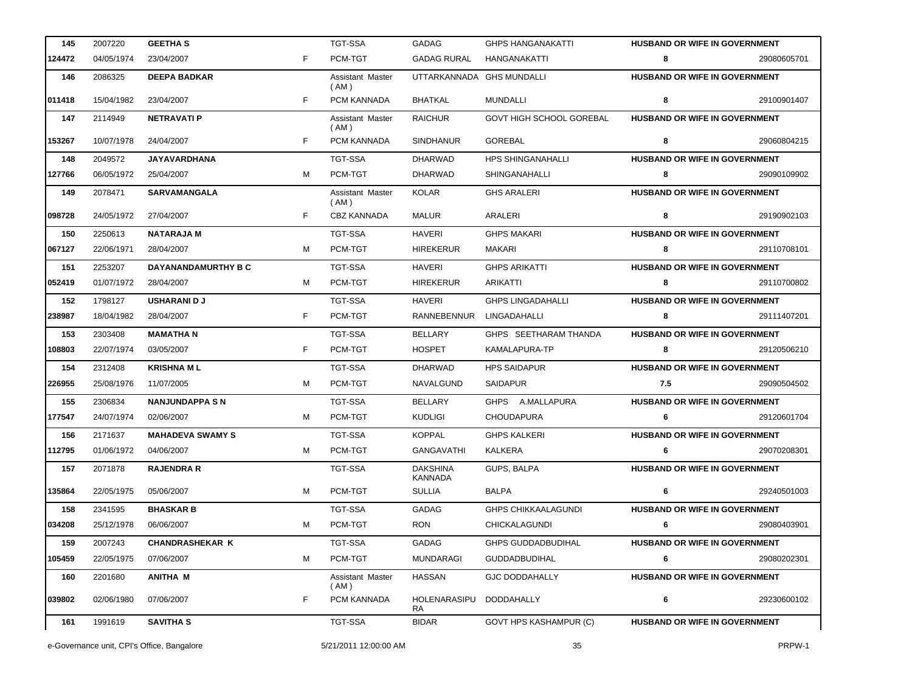| | | | | | | | | |
|---|---|---|---|---|---|---|---|---|
| 145 | 2007220 | **GEETHA S** | | TGT-SSA | GADAG | GHPS HANGANAKATTI | **HUSBAND OR WIFE IN GOVERNMENT** | |
| 124472 | 04/05/1974 | 23/04/2007 | F | PCM-TGT | GADAG RURAL | HANGANAKATTI | **8** | 29080605701 |
| 146 | 2086325 | **DEEPA BADKAR** | | Assistant Master ( AM ) | UTTARKANNADA | GHS MUNDALLI | **HUSBAND OR WIFE IN GOVERNMENT** | |
| 011418 | 15/04/1982 | 23/04/2007 | F | PCM KANNADA | BHATKAL | MUNDALLI | **8** | 29100901407 |
| 147 | 2114949 | **NETRAVATI P** | | Assistant Master ( AM ) | RAICHUR | GOVT HIGH SCHOOL GOREBAL | **HUSBAND OR WIFE IN GOVERNMENT** | |
| 153267 | 10/07/1978 | 24/04/2007 | F | PCM KANNADA | SINDHANUR | GOREBAL | **8** | 29060804215 |
| 148 | 2049572 | **JAYAVARDHANA** | | TGT-SSA | DHARWAD | HPS SHINGANAHALLI | **HUSBAND OR WIFE IN GOVERNMENT** | |
| 127766 | 06/05/1972 | 25/04/2007 | M | PCM-TGT | DHARWAD | SHINGANAHALLI | **8** | 29090109902 |
| 149 | 2078471 | **SARVAMANGALA** | | Assistant Master ( AM ) | KOLAR | GHS ARALERI | **HUSBAND OR WIFE IN GOVERNMENT** | |
| 098728 | 24/05/1972 | 27/04/2007 | F | CBZ KANNADA | MALUR | ARALERI | **8** | 29190902103 |
| 150 | 2250613 | **NATARAJA M** | | TGT-SSA | HAVERI | GHPS MAKARI | **HUSBAND OR WIFE IN GOVERNMENT** | |
| 067127 | 22/06/1971 | 28/04/2007 | M | PCM-TGT | HIREKERUR | MAKARI | **8** | 29110708101 |
| 151 | 2253207 | **DAYANANDAMURTHY B C** | | TGT-SSA | HAVERI | GHPS ARIKATTI | **HUSBAND OR WIFE IN GOVERNMENT** | |
| 052419 | 01/07/1972 | 28/04/2007 | M | PCM-TGT | HIREKERUR | ARIKATTI | **8** | 29110700802 |
| 152 | 1798127 | **USHARANI D J** | | TGT-SSA | HAVERI | GHPS LINGADAHALLI | **HUSBAND OR WIFE IN GOVERNMENT** | |
| 238987 | 18/04/1982 | 28/04/2007 | F | PCM-TGT | RANNEBENNUR | LINGADAHALLI | **8** | 29111407201 |
| 153 | 2303408 | **MAMATHA N** | | TGT-SSA | BELLARY | GHPS SEETHARAM THANDA | **HUSBAND OR WIFE IN GOVERNMENT** | |
| 108803 | 22/07/1974 | 03/05/2007 | F | PCM-TGT | HOSPET | KAMALAPURA-TP | **8** | 29120506210 |
| 154 | 2312408 | **KRISHNA M L** | | TGT-SSA | DHARWAD | HPS SAIDAPUR | **HUSBAND OR WIFE IN GOVERNMENT** | |
| 226955 | 25/08/1976 | 11/07/2005 | M | PCM-TGT | NAVALGUND | SAIDAPUR | **7.5** | 29090504502 |
| 155 | 2306834 | **NANJUNDAPPA S N** | | TGT-SSA | BELLARY | GHPS A.MALLAPURA | **HUSBAND OR WIFE IN GOVERNMENT** | |
| 177547 | 24/07/1974 | 02/06/2007 | M | PCM-TGT | KUDLIGI | CHOUDAPURA | **6** | 29120601704 |
| 156 | 2171637 | **MAHADEVA SWAMY S** | | TGT-SSA | KOPPAL | GHPS KALKERI | **HUSBAND OR WIFE IN GOVERNMENT** | |
| 112795 | 01/06/1972 | 04/06/2007 | M | PCM-TGT | GANGAVATHI | KALKERA | **6** | 29070208301 |
| 157 | 2071878 | **RAJENDRA R** | | TGT-SSA | DAKSHINA KANNADA | GUPS, BALPA | **HUSBAND OR WIFE IN GOVERNMENT** | |
| 135864 | 22/05/1975 | 05/06/2007 | M | PCM-TGT | SULLIA | BALPA | **6** | 29240501003 |
| 158 | 2341595 | **BHASKAR B** | | TGT-SSA | GADAG | GHPS CHIKKAALAGUNDI | **HUSBAND OR WIFE IN GOVERNMENT** | |
| 034208 | 25/12/1978 | 06/06/2007 | M | PCM-TGT | RON | CHICKALAGUNDI | **6** | 29080403901 |
| 159 | 2007243 | **CHANDRASHEKAR K** | | TGT-SSA | GADAG | GHPS GUDDADBUDIHAL | **HUSBAND OR WIFE IN GOVERNMENT** | |
| 105459 | 22/05/1975 | 07/06/2007 | M | PCM-TGT | MUNDARAGI | GUDDADBUDIHAL | **6** | 29080202301 |
| 160 | 2201680 | **ANITHA M** | | Assistant Master ( AM ) | HASSAN | GJC DODDAHALLY | **HUSBAND OR WIFE IN GOVERNMENT** | |
| 039802 | 02/06/1980 | 07/06/2007 | F | PCM KANNADA | HOLENARASIPURA | DODDAHALLY | **6** | 29230600102 |
| 161 | 1991619 | **SAVITHA S** | | TGT-SSA | BIDAR | GOVT HPS KASHAMPUR (C) | **HUSBAND OR WIFE IN GOVERNMENT** | |

e-Governance unit, CPI's Office, Bangalore 5/21/2011 12:00:00 AM PRPW-1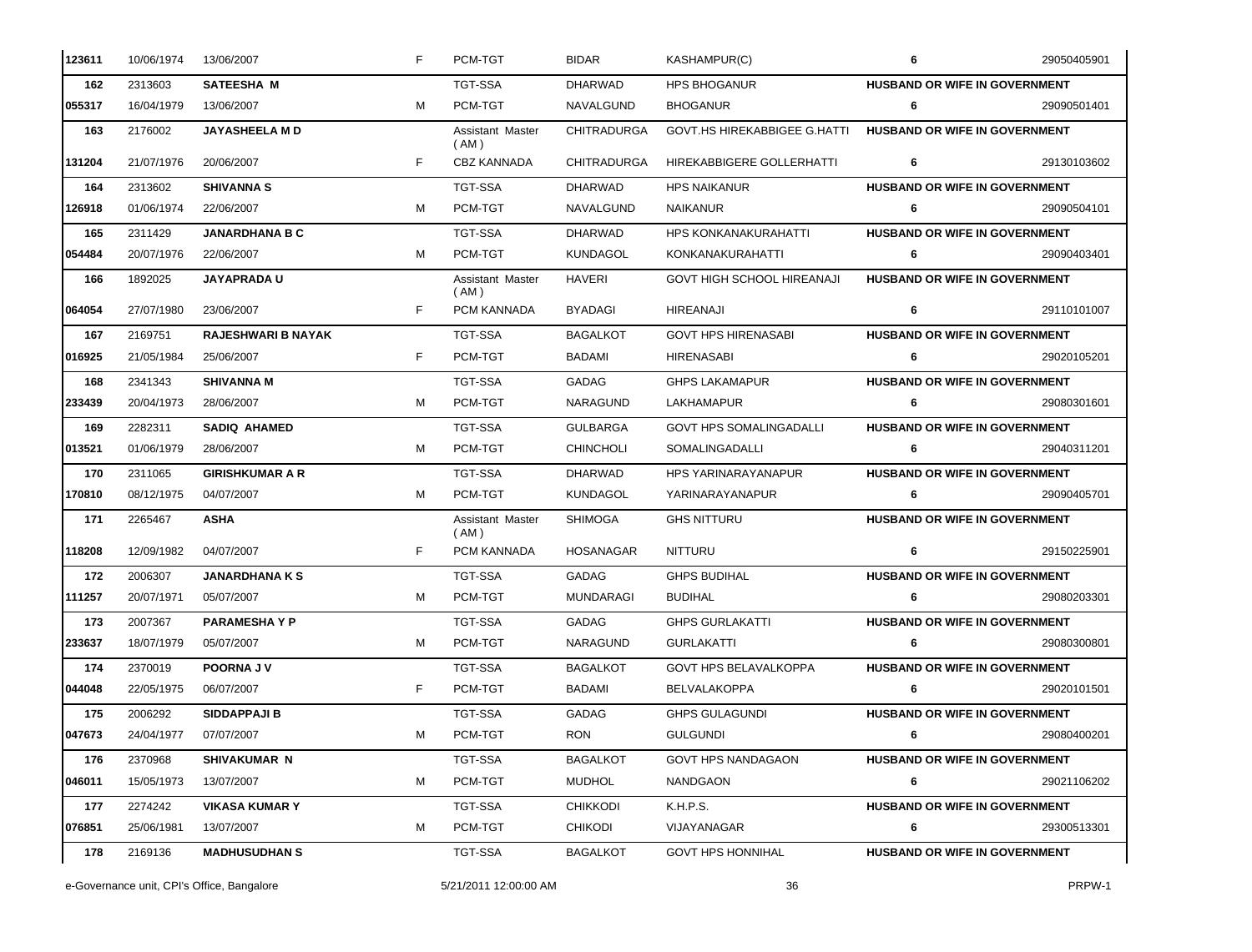| | | | | | | | | |
|---|---|---|---|---|---|---|---|---|
| 123611 | 10/06/1974 | 13/06/2007 | F | PCM-TGT | BIDAR | KASHAMPUR(C) | 6 | 29050405901 |
| 162 | 2313603 | **SATEESHA M** | | TGT-SSA | DHARWAD | HPS BHOGANUR | **HUSBAND OR WIFE IN GOVERNMENT** | |
| 055317 | 16/04/1979 | 13/06/2007 | M | PCM-TGT | NAVALGUND | BHOGANUR | 6 | 29090501401 |
| 163 | 2176002 | **JAYASHEELA M D** | | Assistant Master ( AM ) | CHITRADURGA | GOVT.HS HIREKABBIGEE G.HATTI | **HUSBAND OR WIFE IN GOVERNMENT** | |
| 131204 | 21/07/1976 | 20/06/2007 | F | CBZ KANNADA | CHITRADURGA | HIREKABBIGERE GOLLERHATTI | 6 | 29130103602 |
| 164 | 2313602 | **SHIVANNA S** | | TGT-SSA | DHARWAD | HPS NAIKANUR | **HUSBAND OR WIFE IN GOVERNMENT** | |
| 126918 | 01/06/1974 | 22/06/2007 | M | PCM-TGT | NAVALGUND | NAIKANUR | 6 | 29090504101 |
| 165 | 2311429 | **JANARDHANA B C** | | TGT-SSA | DHARWAD | HPS KONKANAKURAHATTI | **HUSBAND OR WIFE IN GOVERNMENT** | |
| 054484 | 20/07/1976 | 22/06/2007 | M | PCM-TGT | KUNDAGOL | KONKANAKURAHATTI | 6 | 29090403401 |
| 166 | 1892025 | **JAYAPRADA U** | | Assistant Master ( AM ) | HAVERI | GOVT HIGH SCHOOL HIREANAJI | **HUSBAND OR WIFE IN GOVERNMENT** | |
| 064054 | 27/07/1980 | 23/06/2007 | F | PCM KANNADA | BYADAGI | HIREANAJI | 6 | 29110101007 |
| 167 | 2169751 | **RAJESHWARI B NAYAK** | | TGT-SSA | BAGALKOT | GOVT HPS HIRENASABI | **HUSBAND OR WIFE IN GOVERNMENT** | |
| 016925 | 21/05/1984 | 25/06/2007 | F | PCM-TGT | BADAMI | HIRENASABI | 6 | 29020105201 |
| 168 | 2341343 | **SHIVANNA M** | | TGT-SSA | GADAG | GHPS LAKAMAPUR | **HUSBAND OR WIFE IN GOVERNMENT** | |
| 233439 | 20/04/1973 | 28/06/2007 | M | PCM-TGT | NARAGUND | LAKHAMAPUR | 6 | 29080301601 |
| 169 | 2282311 | **SADIQ AHAMED** | | TGT-SSA | GULBARGA | GOVT HPS SOMALINGADALLI | **HUSBAND OR WIFE IN GOVERNMENT** | |
| 013521 | 01/06/1979 | 28/06/2007 | M | PCM-TGT | CHINCHOLI | SOMALINGADALLI | 6 | 29040311201 |
| 170 | 2311065 | **GIRISHKUMAR A R** | | TGT-SSA | DHARWAD | HPS YARINARAYANAPUR | **HUSBAND OR WIFE IN GOVERNMENT** | |
| 170810 | 08/12/1975 | 04/07/2007 | M | PCM-TGT | KUNDAGOL | YARINARAYANAPUR | 6 | 29090405701 |
| 171 | 2265467 | **ASHA** | | Assistant Master ( AM ) | SHIMOGA | GHS NITTURU | **HUSBAND OR WIFE IN GOVERNMENT** | |
| 118208 | 12/09/1982 | 04/07/2007 | F | PCM KANNADA | HOSANAGAR | NITTURU | 6 | 29150225901 |
| 172 | 2006307 | **JANARDHANA K S** | | TGT-SSA | GADAG | GHPS BUDIHAL | **HUSBAND OR WIFE IN GOVERNMENT** | |
| 111257 | 20/07/1971 | 05/07/2007 | M | PCM-TGT | MUNDARAGI | BUDIHAL | 6 | 29080203301 |
| 173 | 2007367 | **PARAMESHA Y P** | | TGT-SSA | GADAG | GHPS GURLAKATTI | **HUSBAND OR WIFE IN GOVERNMENT** | |
| 233637 | 18/07/1979 | 05/07/2007 | M | PCM-TGT | NARAGUND | GURLAKATTI | 6 | 29080300801 |
| 174 | 2370019 | **POORNA J V** | | TGT-SSA | BAGALKOT | GOVT HPS BELAVALKOPPA | **HUSBAND OR WIFE IN GOVERNMENT** | |
| 044048 | 22/05/1975 | 06/07/2007 | F | PCM-TGT | BADAMI | BELVALAKOPPA | 6 | 29020101501 |
| 175 | 2006292 | **SIDDAPPAJI B** | | TGT-SSA | GADAG | GHPS GULAGUNDI | **HUSBAND OR WIFE IN GOVERNMENT** | |
| 047673 | 24/04/1977 | 07/07/2007 | M | PCM-TGT | RON | GULGUNDI | 6 | 29080400201 |
| 176 | 2370968 | **SHIVAKUMAR N** | | TGT-SSA | BAGALKOT | GOVT HPS NANDAGAON | **HUSBAND OR WIFE IN GOVERNMENT** | |
| 046011 | 15/05/1973 | 13/07/2007 | M | PCM-TGT | MUDHOL | NANDGAON | 6 | 29021106202 |
| 177 | 2274242 | **VIKASA KUMAR Y** | | TGT-SSA | CHIKKODI | K.H.P.S. | **HUSBAND OR WIFE IN GOVERNMENT** | |
| 076851 | 25/06/1981 | 13/07/2007 | M | PCM-TGT | CHIKODI | VIJAYANAGAR | 6 | 29300513301 |
| 178 | 2169136 | **MADHUSUDHAN S** | | TGT-SSA | BAGALKOT | GOVT HPS HONNIHAL | **HUSBAND OR WIFE IN GOVERNMENT** | |

e-Governance unit, CPI's Office, Bangalore 5/21/2011 12:00:00 AM PRPW-1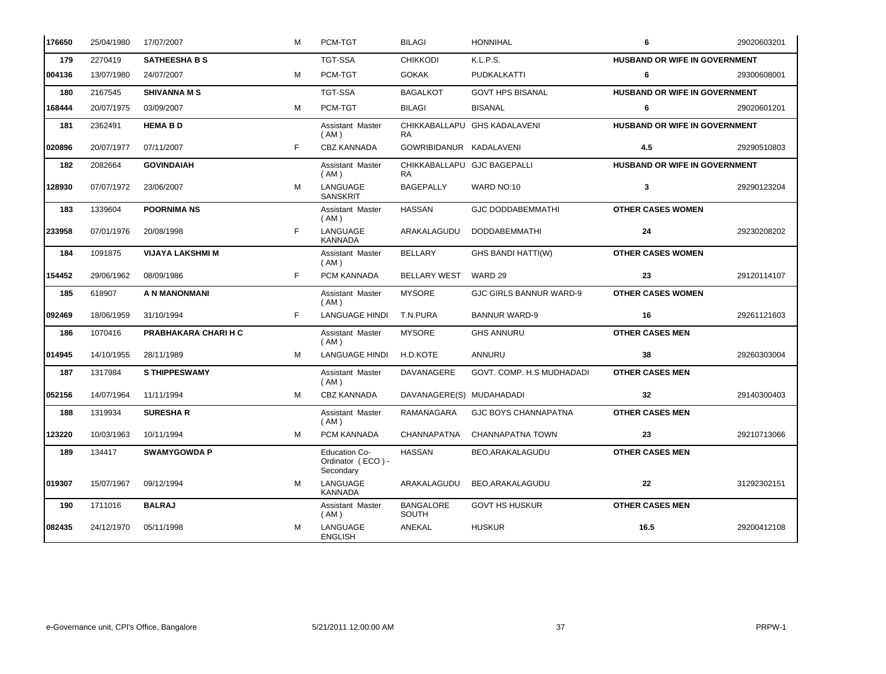| | | | | | | | | |
|---|---|---|---|---|---|---|---|---|
| 176650 | 25/04/1980 | 17/07/2007 | M | PCM-TGT | BILAGI | HONNIHAL | 6 | 29020603201 |
| **179** | 2270419 | **SATHEESHA B S** | | TGT-SSA | CHIKKODI | K.L.P.S. | **HUSBAND OR WIFE IN GOVERNMENT** | |
| 004136 | 13/07/1980 | 24/07/2007 | M | PCM-TGT | GOKAK | PUDKALKATTI | 6 | 29300608001 |
| **180** | 2167545 | **SHIVANNA M S** | | TGT-SSA | BAGALKOT | GOVT HPS BISANAL | **HUSBAND OR WIFE IN GOVERNMENT** | |
| 168444 | 20/07/1975 | 03/09/2007 | M | PCM-TGT | BILAGI | BISANAL | 6 | 29020601201 |
| **181** | 2362491 | **HEMA B D** | | Assistant Master ( AM ) | CHIKKABALLAPURA | GHS KADALAVENI | **HUSBAND OR WIFE IN GOVERNMENT** | |
| 020896 | 20/07/1977 | 07/11/2007 | F | CBZ KANNADA | GOWRIBIDANUR | KADALAVENI | 4.5 | 29290510803 |
| **182** | 2082664 | **GOVINDAIAH** | | Assistant Master ( AM ) | CHIKKABALLAPURA | GJC BAGEPALLI | **HUSBAND OR WIFE IN GOVERNMENT** | |
| 128930 | 07/07/1972 | 23/06/2007 | M | LANGUAGE SANSKRIT | BAGEPALLY | WARD NO:10 | 3 | 29290123204 |
| **183** | 1339604 | **POORNIMA NS** | | Assistant Master ( AM ) | HASSAN | GJC DODDABEMMATHI | **OTHER CASES WOMEN** | |
| 233958 | 07/01/1976 | 20/08/1998 | F | LANGUAGE KANNADA | ARAKALAGUDU | DODDABEMMATHI | 24 | 29230208202 |
| **184** | 1091875 | **VIJAYA LAKSHMI M** | | Assistant Master ( AM ) | BELLARY | GHS BANDI HATTI(W) | **OTHER CASES WOMEN** | |
| 154452 | 29/06/1962 | 08/09/1986 | F | PCM KANNADA | BELLARY WEST | WARD 29 | 23 | 29120114107 |
| **185** | 618907 | **A N MANONMANI** | | Assistant Master ( AM ) | MYSORE | GJC GIRLS BANNUR WARD-9 | **OTHER CASES WOMEN** | |
| 092469 | 18/06/1959 | 31/10/1994 | F | LANGUAGE HINDI | T.N.PURA | BANNUR WARD-9 | 16 | 29261121603 |
| **186** | 1070416 | **PRABHAKARA CHARI H C** | | Assistant Master ( AM ) | MYSORE | GHS ANNURU | **OTHER CASES MEN** | |
| 014945 | 14/10/1955 | 28/11/1989 | M | LANGUAGE HINDI | H.D.KOTE | ANNURU | 38 | 29260303004 |
| **187** | 1317984 | **S THIPPESWAMY** | | Assistant Master ( AM ) | DAVANAGERE | GOVT. COMP. H.S MUDHADADI | **OTHER CASES MEN** | |
| 052156 | 14/07/1964 | 11/11/1994 | M | CBZ KANNADA | DAVANAGERE(S) | MUDAHADADI | 32 | 29140300403 |
| **188** | 1319934 | **SURESHA R** | | Assistant Master ( AM ) | RAMANAGARA | GJC BOYS CHANNAPATNA | **OTHER CASES MEN** | |
| 123220 | 10/03/1963 | 10/11/1994 | M | PCM KANNADA | CHANNAPATNA | CHANNAPATNA TOWN | 23 | 29210713066 |
| **189** | 134417 | **SWAMYGOWDA P** | | Education Co-Ordinator ( ECO ) - Secondary | HASSAN | BEO,ARAKALAGUDU | **OTHER CASES MEN** | |
| 019307 | 15/07/1967 | 09/12/1994 | M | LANGUAGE KANNADA | ARAKALAGUDU | BEO,ARAKALAGUDU | 22 | 31292302151 |
| **190** | 1711016 | **BALRAJ** | | Assistant Master ( AM ) | BANGALORE SOUTH | GOVT HS HUSKUR | **OTHER CASES MEN** | |
| 082435 | 24/12/1970 | 05/11/1998 | M | LANGUAGE ENGLISH | ANEKAL | HUSKUR | 16.5 | 29200412108 |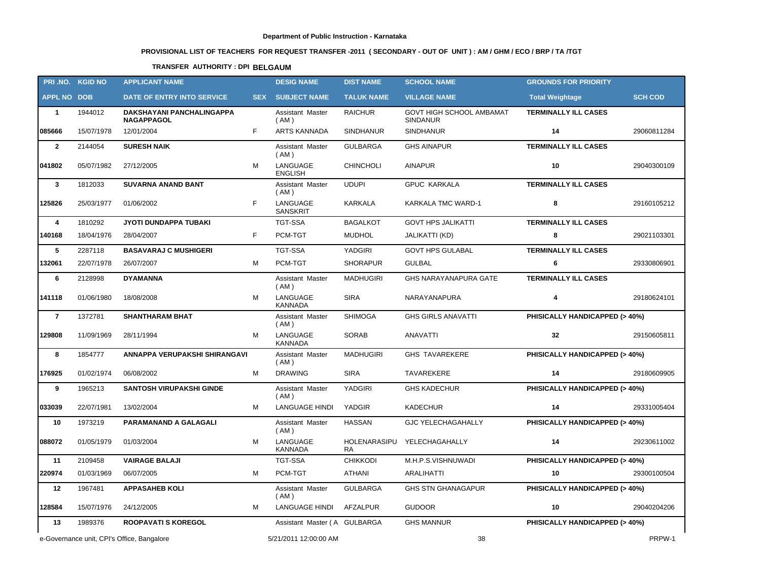**Department of Public Instruction - Karnataka**

**PROVISIONAL LIST OF TEACHERS FOR REQUEST TRANSFER -2011 ( SECONDARY - OUT OF UNIT ) : AM / GHM / ECO / BRP / TA /TGT**

**TRANSFER AUTHORITY : DPI BELGAUM**

| PRI .NO. | KGID NO | APPLICANT NAME | | DESIG NAME | DIST NAME | SCHOOL NAME | GROUNDS FOR PRIORITY | |
|---|---|---|---|---|---|---|---|---|
| APPL NO | DOB | DATE OF ENTRY INTO SERVICE | SEX | SUBJECT NAME | TALUK NAME | VILLAGE NAME | Total Weightage | SCH COD |
| 1 | 1944012 | DAKSHAYANI PANCHALINGAPPA NAGAPPAGOL | | Assistant Master ( AM ) | RAICHUR | GOVT HIGH SCHOOL AMBAMAT SINDANUR | TERMINALLY ILL CASES | |
| 085666 | 15/07/1978 | 12/01/2004 | F | ARTS KANNADA | SINDHANUR | SINDHANUR | 14 | 29060811284 |
| 2 | 2144054 | SURESH NAIK | | Assistant Master ( AM ) | GULBARGA | GHS AINAPUR | TERMINALLY ILL CASES | |
| 041802 | 05/07/1982 | 27/12/2005 | M | LANGUAGE ENGLISH | CHINCHOLI | AINAPUR | 10 | 29040300109 |
| 3 | 1812033 | SUVARNA ANAND BANT | | Assistant Master ( AM ) | UDUPI | GPUC KARKALA | TERMINALLY ILL CASES | |
| 125826 | 25/03/1977 | 01/06/2002 | F | LANGUAGE SANSKRIT | KARKALA | KARKALA TMC WARD-1 | 8 | 29160105212 |
| 4 | 1810292 | JYOTI DUNDAPPA TUBAKI | | TGT-SSA | BAGALKOT | GOVT HPS JALIKATTI | TERMINALLY ILL CASES | |
| 140168 | 18/04/1976 | 28/04/2007 | F | PCM-TGT | MUDHOL | JALIKATTI (KD) | 8 | 29021103301 |
| 5 | 2287118 | BASAVARAJ C MUSHIGERI | | TGT-SSA | YADGIRI | GOVT HPS GULABAL | TERMINALLY ILL CASES | |
| 132061 | 22/07/1978 | 26/07/2007 | M | PCM-TGT | SHORAPUR | GULBAL | 6 | 29330806901 |
| 6 | 2128998 | DYAMANNA | | Assistant Master ( AM ) | MADHUGIRI | GHS NARAYANAPURA GATE | TERMINALLY ILL CASES | |
| 141118 | 01/06/1980 | 18/08/2008 | M | LANGUAGE KANNADA | SIRA | NARAYANAPURA | 4 | 29180624101 |
| 7 | 1372781 | SHANTHARAM BHAT | | Assistant Master ( AM ) | SHIMOGA | GHS GIRLS ANAVATTI | PHISICALLY HANDICAPPED (> 40%) | |
| 129808 | 11/09/1969 | 28/11/1994 | M | LANGUAGE KANNADA | SORAB | ANAVATTI | 32 | 29150605811 |
| 8 | 1854777 | ANNAPPA VERUPAKSHI SHIRANGAVI | | Assistant Master ( AM ) | MADHUGIRI | GHS TAVAREKERE | PHISICALLY HANDICAPPED (> 40%) | |
| 176925 | 01/02/1974 | 06/08/2002 | M | DRAWING | SIRA | TAVAREKERE | 14 | 29180609905 |
| 9 | 1965213 | SANTOSH VIRUPAKSHI GINDE | | Assistant Master ( AM ) | YADGIRI | GHS KADECHUR | PHISICALLY HANDICAPPED (> 40%) | |
| 033039 | 22/07/1981 | 13/02/2004 | M | LANGUAGE HINDI | YADGIR | KADECHUR | 14 | 29331005404 |
| 10 | 1973219 | PARAMANAND A GALAGALI | | Assistant Master ( AM ) | HASSAN | GJC YELECHAGAHALLY | PHISICALLY HANDICAPPED (> 40%) | |
| 088072 | 01/05/1979 | 01/03/2004 | M | LANGUAGE KANNADA | HOLENARASIPURA | YELECHAGAHALLY | 14 | 29230611002 |
| 11 | 2109458 | VAIRAGE BALAJI | | TGT-SSA | CHIKKODI | M.H.P.S.VISHNUWADI | PHISICALLY HANDICAPPED (> 40%) | |
| 220974 | 01/03/1969 | 06/07/2005 | M | PCM-TGT | ATHANI | ARALIHATTI | 10 | 29300100504 |
| 12 | 1967481 | APPASAHEB KOLI | | Assistant Master ( AM ) | GULBARGA | GHS STN GHANAGAPUR | PHISICALLY HANDICAPPED (> 40%) | |
| 128584 | 15/07/1976 | 24/12/2005 | M | LANGUAGE HINDI | AFZALPUR | GUDOOR | 10 | 29040204206 |
| 13 | 1989376 | ROOPAVATI S KOREGOL | | Assistant Master ( A | GULBARGA | GHS MANNUR | PHISICALLY HANDICAPPED (> 40%) | |

e-Governance unit, CPI's Office, Bangalore 5/21/2011 12:00:00 AM PRPW-1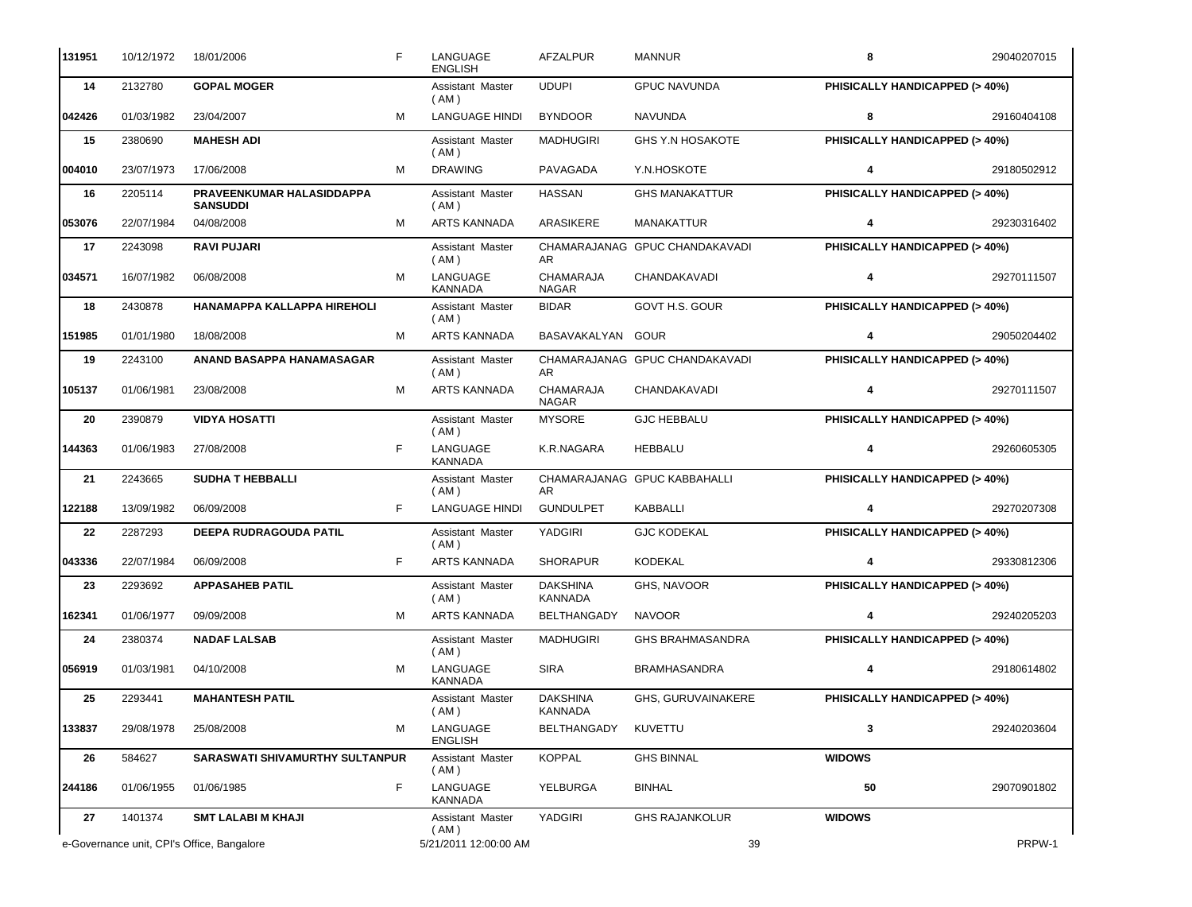| | | | | | | | | |
|---|---|---|---|---|---|---|---|---|
| 131951 | 10/12/1972 | 18/01/2006 | F | LANGUAGE ENGLISH | AFZALPUR | MANNUR | 8 | 29040207015 |
| 14 | 2132780 | **GOPAL MOGER** | | Assistant Master ( AM ) | UDUPI | GPUC NAVUNDA | **PHISICALLY HANDICAPPED (> 40%)** | |
| 042426 | 01/03/1982 | 23/04/2007 | M | LANGUAGE HINDI | BYNDOOR | NAVUNDA | 8 | 29160404108 |
| 15 | 2380690 | **MAHESH ADI** | | Assistant Master ( AM ) | MADHUGIRI | GHS Y.N HOSAKOTE | **PHISICALLY HANDICAPPED (> 40%)** | |
| 004010 | 23/07/1973 | 17/06/2008 | M | DRAWING | PAVAGADA | Y.N.HOSKOTE | 4 | 29180502912 |
| 16 | 2205114 | **PRAVEENKUMAR HALASIDDAPPA SANSUDDI** | | Assistant Master ( AM ) | HASSAN | GHS MANAKATTUR | **PHISICALLY HANDICAPPED (> 40%)** | |
| 053076 | 22/07/1984 | 04/08/2008 | M | ARTS KANNADA | ARASIKERE | MANAKATTUR | 4 | 29230316402 |
| 17 | 2243098 | **RAVI PUJARI** | | Assistant Master ( AM ) | CHAMARAJANAGAR | GPUC CHANDAKAVADI | **PHISICALLY HANDICAPPED (> 40%)** | |
| 034571 | 16/07/1982 | 06/08/2008 | M | LANGUAGE KANNADA | CHAMARAJA NAGAR | CHANDAKAVADI | 4 | 29270111507 |
| 18 | 2430878 | **HANAMAPPA KALLAPPA HIREHOLI** | | Assistant Master ( AM ) | BIDAR | GOVT H.S. GOUR | **PHISICALLY HANDICAPPED (> 40%)** | |
| 151985 | 01/01/1980 | 18/08/2008 | M | ARTS KANNADA | BASAVAKALYAN | GOUR | 4 | 29050204402 |
| 19 | 2243100 | **ANAND BASAPPA HANAMASAGAR** | | Assistant Master ( AM ) | CHAMARAJANAGAR | GPUC CHANDAKAVADI | **PHISICALLY HANDICAPPED (> 40%)** | |
| 105137 | 01/06/1981 | 23/08/2008 | M | ARTS KANNADA | CHAMARAJA NAGAR | CHANDAKAVADI | 4 | 29270111507 |
| 20 | 2390879 | **VIDYA HOSATTI** | | Assistant Master ( AM ) | MYSORE | GJC HEBBALU | **PHISICALLY HANDICAPPED (> 40%)** | |
| 144363 | 01/06/1983 | 27/08/2008 | F | LANGUAGE KANNADA | K.R.NAGARA | HEBBALU | 4 | 29260605305 |
| 21 | 2243665 | **SUDHA T HEBBALLI** | | Assistant Master ( AM ) | CHAMARAJANAGAR | GPUC KABBAHALLI | **PHISICALLY HANDICAPPED (> 40%)** | |
| 122188 | 13/09/1982 | 06/09/2008 | F | LANGUAGE HINDI | GUNDULPET | KABBALLI | 4 | 29270207308 |
| 22 | 2287293 | **DEEPA RUDRAGOUDA PATIL** | | Assistant Master ( AM ) | YADGIRI | GJC KODEKAL | **PHISICALLY HANDICAPPED (> 40%)** | |
| 043336 | 22/07/1984 | 06/09/2008 | F | ARTS KANNADA | SHORAPUR | KODEKAL | 4 | 29330812306 |
| 23 | 2293692 | **APPASAHEB PATIL** | | Assistant Master ( AM ) | DAKSHINA KANNADA | GHS, NAVOOR | **PHISICALLY HANDICAPPED (> 40%)** | |
| 162341 | 01/06/1977 | 09/09/2008 | M | ARTS KANNADA | BELTHANGADY | NAVOOR | 4 | 29240205203 |
| 24 | 2380374 | **NADAF LALSAB** | | Assistant Master ( AM ) | MADHUGIRI | GHS BRAHMASANDRA | **PHISICALLY HANDICAPPED (> 40%)** | |
| 056919 | 01/03/1981 | 04/10/2008 | M | LANGUAGE KANNADA | SIRA | BRAMHASANDRA | 4 | 29180614802 |
| 25 | 2293441 | **MAHANTESH PATIL** | | Assistant Master ( AM ) | DAKSHINA KANNADA | GHS, GURUVAINAKERE | **PHISICALLY HANDICAPPED (> 40%)** | |
| 133837 | 29/08/1978 | 25/08/2008 | M | LANGUAGE ENGLISH | BELTHANGADY | KUVETTU | 3 | 29240203604 |
| 26 | 584627 | **SARASWATI SHIVAMURTHY SULTANPUR** | | Assistant Master ( AM ) | KOPPAL | GHS BINNAL | **WIDOWS** | |
| 244186 | 01/06/1955 | 01/06/1985 | F | LANGUAGE KANNADA | YELBURGA | BINHAL | 50 | 29070901802 |
| 27 | 1401374 | **SMT LALABI M KHAJI** | | Assistant Master ( AM ) | YADGIRI | GHS RAJANKOLUR | **WIDOWS** | |

e-Governance unit, CPI's Office, Bangalore    5/21/2011 12:00:00 AM    PRPW-1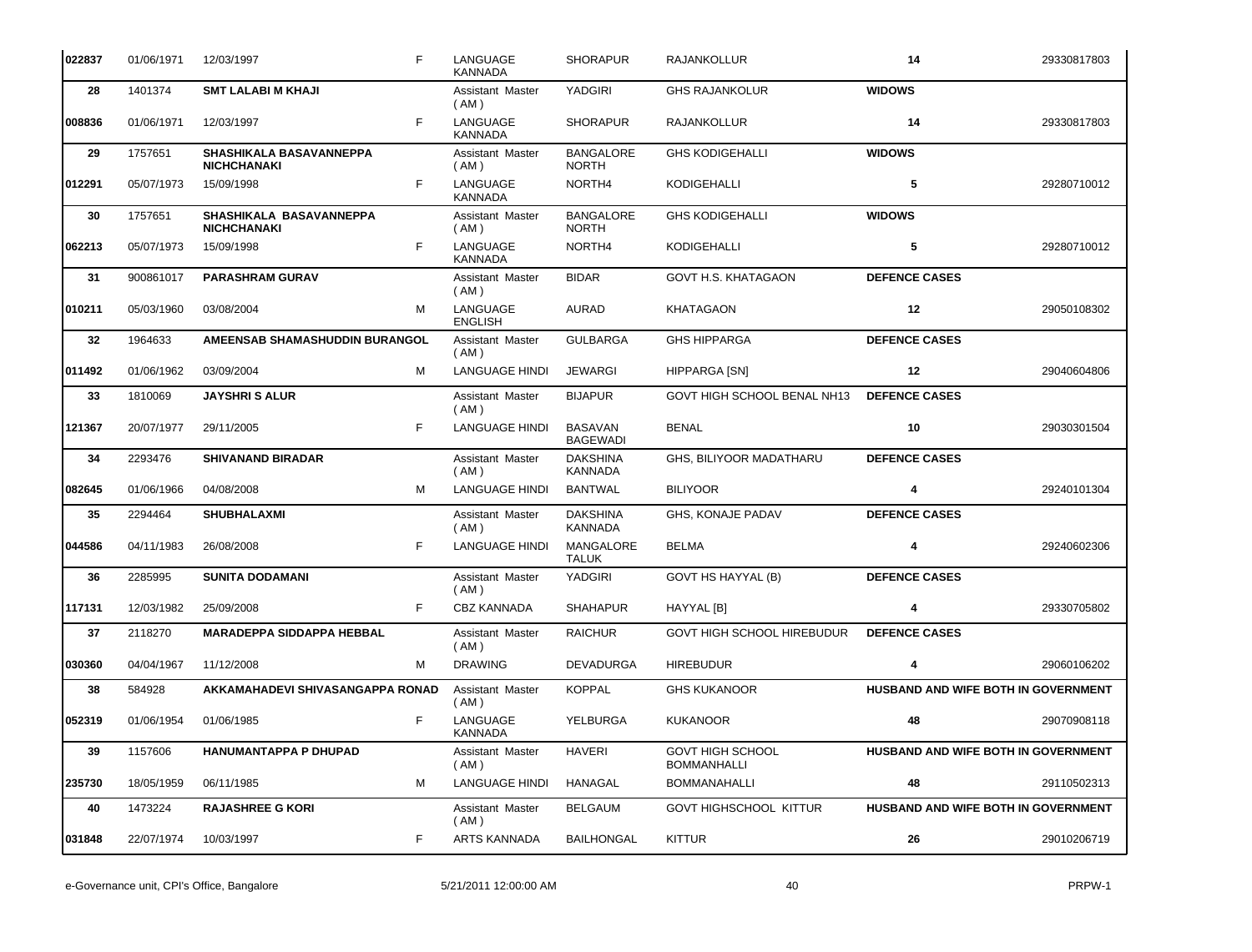| | | | | | | | | |
|---|---|---|---|---|---|---|---|---|
| 022837 | 01/06/1971 | 12/03/1997 | F | LANGUAGE KANNADA | SHORAPUR | RAJANKOLLUR | 14 | 29330817803 |
| **28** | 1401374 | **SMT LALABI M KHAJI** | | Assistant Master ( AM ) | YADGIRI | GHS RAJANKOLUR | **WIDOWS** | |
| 008836 | 01/06/1971 | 12/03/1997 | F | LANGUAGE KANNADA | SHORAPUR | RAJANKOLLUR | 14 | 29330817803 |
| **29** | 1757651 | **SHASHIKALA BASAVANNEPPA NICHCHANAKI** | | Assistant Master ( AM ) | BANGALORE NORTH | GHS KODIGEHALLI | **WIDOWS** | |
| 012291 | 05/07/1973 | 15/09/1998 | F | LANGUAGE KANNADA | NORTH4 | KODIGEHALLI | 5 | 29280710012 |
| **30** | 1757651 | **SHASHIKALA BASAVANNEPPA NICHCHANAKI** | | Assistant Master ( AM ) | BANGALORE NORTH | GHS KODIGEHALLI | **WIDOWS** | |
| 062213 | 05/07/1973 | 15/09/1998 | F | LANGUAGE KANNADA | NORTH4 | KODIGEHALLI | 5 | 29280710012 |
| **31** | 900861017 | **PARASHRAM GURAV** | | Assistant Master ( AM ) | BIDAR | GOVT H.S. KHATAGAON | **DEFENCE CASES** | |
| 010211 | 05/03/1960 | 03/08/2004 | M | LANGUAGE ENGLISH | AURAD | KHATAGAON | 12 | 29050108302 |
| **32** | 1964633 | **AMEENSAB SHAMASHUDDIN BURANGOL** | | Assistant Master ( AM ) | GULBARGA | GHS HIPPARGA | **DEFENCE CASES** | |
| 011492 | 01/06/1962 | 03/09/2004 | M | LANGUAGE HINDI | JEWARGI | HIPPARGA [SN] | 12 | 29040604806 |
| **33** | 1810069 | **JAYSHRI S ALUR** | | Assistant Master ( AM ) | BIJAPUR | GOVT HIGH SCHOOL BENAL NH13 | **DEFENCE CASES** | |
| 121367 | 20/07/1977 | 29/11/2005 | F | LANGUAGE HINDI | BASAVAN BAGEWADI | BENAL | 10 | 29030301504 |
| **34** | 2293476 | **SHIVANAND BIRADAR** | | Assistant Master ( AM ) | DAKSHINA KANNADA | GHS, BILIYOOR MADATHARU | **DEFENCE CASES** | |
| 082645 | 01/06/1966 | 04/08/2008 | M | LANGUAGE HINDI | BANTWAL | BILIYOOR | 4 | 29240101304 |
| **35** | 2294464 | **SHUBHALAXMI** | | Assistant Master ( AM ) | DAKSHINA KANNADA | GHS, KONAJE PADAV | **DEFENCE CASES** | |
| 044586 | 04/11/1983 | 26/08/2008 | F | LANGUAGE HINDI | MANGALORE TALUK | BELMA | 4 | 29240602306 |
| **36** | 2285995 | **SUNITA DODAMANI** | | Assistant Master ( AM ) | YADGIRI | GOVT HS HAYYAL (B) | **DEFENCE CASES** | |
| 117131 | 12/03/1982 | 25/09/2008 | F | CBZ KANNADA | SHAHAPUR | HAYYAL [B] | 4 | 29330705802 |
| **37** | 2118270 | **MARADEPPA SIDDAPPA HEBBAL** | | Assistant Master ( AM ) | RAICHUR | GOVT HIGH SCHOOL HIREBUDUR | **DEFENCE CASES** | |
| 030360 | 04/04/1967 | 11/12/2008 | M | DRAWING | DEVADURGA | HIREBUDUR | 4 | 29060106202 |
| **38** | 584928 | **AKKAMAHADEVI SHIVASANGAPPA RONAD** | | Assistant Master ( AM ) | KOPPAL | GHS KUKANOOR | **HUSBAND AND WIFE BOTH IN GOVERNMENT** | |
| 052319 | 01/06/1954 | 01/06/1985 | F | LANGUAGE KANNADA | YELBURGA | KUKANOOR | 48 | 29070908118 |
| **39** | 1157606 | **HANUMANTAPPA P DHUPAD** | | Assistant Master ( AM ) | HAVERI | GOVT HIGH SCHOOL BOMMANHALLI | **HUSBAND AND WIFE BOTH IN GOVERNMENT** | |
| 235730 | 18/05/1959 | 06/11/1985 | M | LANGUAGE HINDI | HANAGAL | BOMMANAHALLI | 48 | 29110502313 |
| **40** | 1473224 | **RAJASHREE G KORI** | | Assistant Master ( AM ) | BELGAUM | GOVT HIGHSCHOOL KITTUR | **HUSBAND AND WIFE BOTH IN GOVERNMENT** | |
| 031848 | 22/07/1974 | 10/03/1997 | F | ARTS KANNADA | BAILHONGAL | KITTUR | 26 | 29010206719 |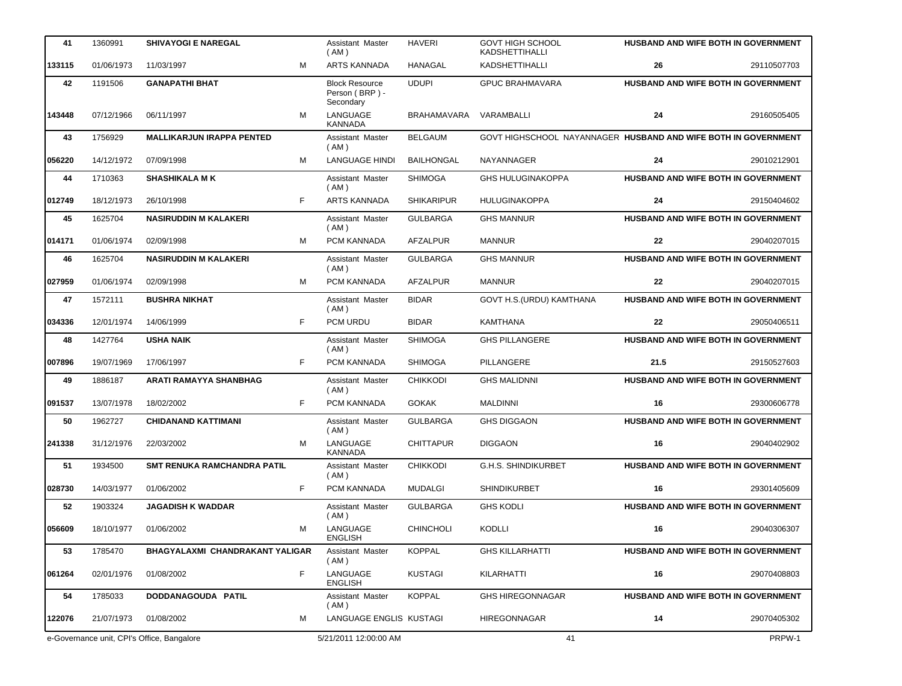| | | | | | | | | |
|---|---|---|---|---|---|---|---|---|
| **41** | 1360991 | **SHIVAYOGI E NAREGAL** | | Assistant Master ( AM ) | HAVERI | GOVT HIGH SCHOOL KADSHETTIHALLI | **HUSBAND AND WIFE BOTH IN GOVERNMENT** | |
| **133115** | 01/06/1973 | 11/03/1997 | M | ARTS KANNADA | HANAGAL | KADSHETTIHALLI | **26** | 29110507703 |
| **42** | 1191506 | **GANAPATHI BHAT** | | Block Resource Person ( BRP ) - Secondary | UDUPI | GPUC BRAHMAVARA | **HUSBAND AND WIFE BOTH IN GOVERNMENT** | |
| **143448** | 07/12/1966 | 06/11/1997 | M | LANGUAGE KANNADA | BRAHAMAVARA | VARAMBALLI | **24** | 29160505405 |
| **43** | 1756929 | **MALLIKARJUN IRAPPA PENTED** | | Assistant Master ( AM ) | BELGAUM | GOVT HIGHSCHOOL NAYANNAGER | **HUSBAND AND WIFE BOTH IN GOVERNMENT** | |
| **056220** | 14/12/1972 | 07/09/1998 | M | LANGUAGE HINDI | BAILHONGAL | NAYANNAGER | **24** | 29010212901 |
| **44** | 1710363 | **SHASHIKALA M K** | | Assistant Master ( AM ) | SHIMOGA | GHS HULUGINAKOPPA | **HUSBAND AND WIFE BOTH IN GOVERNMENT** | |
| **012749** | 18/12/1973 | 26/10/1998 | F | ARTS KANNADA | SHIKARIPUR | HULUGINAKOPPA | **24** | 29150404602 |
| **45** | 1625704 | **NASIRUDDIN M KALAKERI** | | Assistant Master ( AM ) | GULBARGA | GHS MANNUR | **HUSBAND AND WIFE BOTH IN GOVERNMENT** | |
| **014171** | 01/06/1974 | 02/09/1998 | M | PCM KANNADA | AFZALPUR | MANNUR | **22** | 29040207015 |
| **46** | 1625704 | **NASIRUDDIN M KALAKERI** | | Assistant Master ( AM ) | GULBARGA | GHS MANNUR | **HUSBAND AND WIFE BOTH IN GOVERNMENT** | |
| **027959** | 01/06/1974 | 02/09/1998 | M | PCM KANNADA | AFZALPUR | MANNUR | **22** | 29040207015 |
| **47** | 1572111 | **BUSHRA NIKHAT** | | Assistant Master ( AM ) | BIDAR | GOVT H.S.(URDU) KAMTHANA | **HUSBAND AND WIFE BOTH IN GOVERNMENT** | |
| **034336** | 12/01/1974 | 14/06/1999 | F | PCM URDU | BIDAR | KAMTHANA | **22** | 29050406511 |
| **48** | 1427764 | **USHA NAIK** | | Assistant Master ( AM ) | SHIMOGA | GHS PILLANGERE | **HUSBAND AND WIFE BOTH IN GOVERNMENT** | |
| **007896** | 19/07/1969 | 17/06/1997 | F | PCM KANNADA | SHIMOGA | PILLANGERE | **21.5** | 29150527603 |
| **49** | 1886187 | **ARATI RAMAYYA SHANBHAG** | | Assistant Master ( AM ) | CHIKKODI | GHS MALIDNNI | **HUSBAND AND WIFE BOTH IN GOVERNMENT** | |
| **091537** | 13/07/1978 | 18/02/2002 | F | PCM KANNADA | GOKAK | MALDINNI | **16** | 29300606778 |
| **50** | 1962727 | **CHIDANAND KATTIMANI** | | Assistant Master ( AM ) | GULBARGA | GHS DIGGAON | **HUSBAND AND WIFE BOTH IN GOVERNMENT** | |
| **241338** | 31/12/1976 | 22/03/2002 | M | LANGUAGE KANNADA | CHITTAPUR | DIGGAON | **16** | 29040402902 |
| **51** | 1934500 | **SMT RENUKA RAMCHANDRA PATIL** | | Assistant Master ( AM ) | CHIKKODI | G.H.S. SHINDIKURBET | **HUSBAND AND WIFE BOTH IN GOVERNMENT** | |
| **028730** | 14/03/1977 | 01/06/2002 | F | PCM KANNADA | MUDALGI | SHINDIKURBET | **16** | 29301405609 |
| **52** | 1903324 | **JAGADISH K WADDAR** | | Assistant Master ( AM ) | GULBARGA | GHS KODLI | **HUSBAND AND WIFE BOTH IN GOVERNMENT** | |
| **056609** | 18/10/1977 | 01/06/2002 | M | LANGUAGE ENGLISH | CHINCHOLI | KODLLI | **16** | 29040306307 |
| **53** | 1785470 | **BHAGYALAXMI CHANDRAKANT YALIGAR** | | Assistant Master ( AM ) | KOPPAL | GHS KILLARHATTI | **HUSBAND AND WIFE BOTH IN GOVERNMENT** | |
| **061264** | 02/01/1976 | 01/08/2002 | F | LANGUAGE ENGLISH | KUSTAGI | KILARHATTI | **16** | 29070408803 |
| **54** | 1785033 | **DODDANAGOUDA PATIL** | | Assistant Master ( AM ) | KOPPAL | GHS HIREGONNAGAR | **HUSBAND AND WIFE BOTH IN GOVERNMENT** | |
| **122076** | 21/07/1973 | 01/08/2002 | M | LANGUAGE ENGLIS | KUSTAGI | HIREGONNAGAR | **14** | 29070405302 |

e-Governance unit, CPI's Office, Bangalore — 5/21/2011 12:00:00 AM — PRPW-1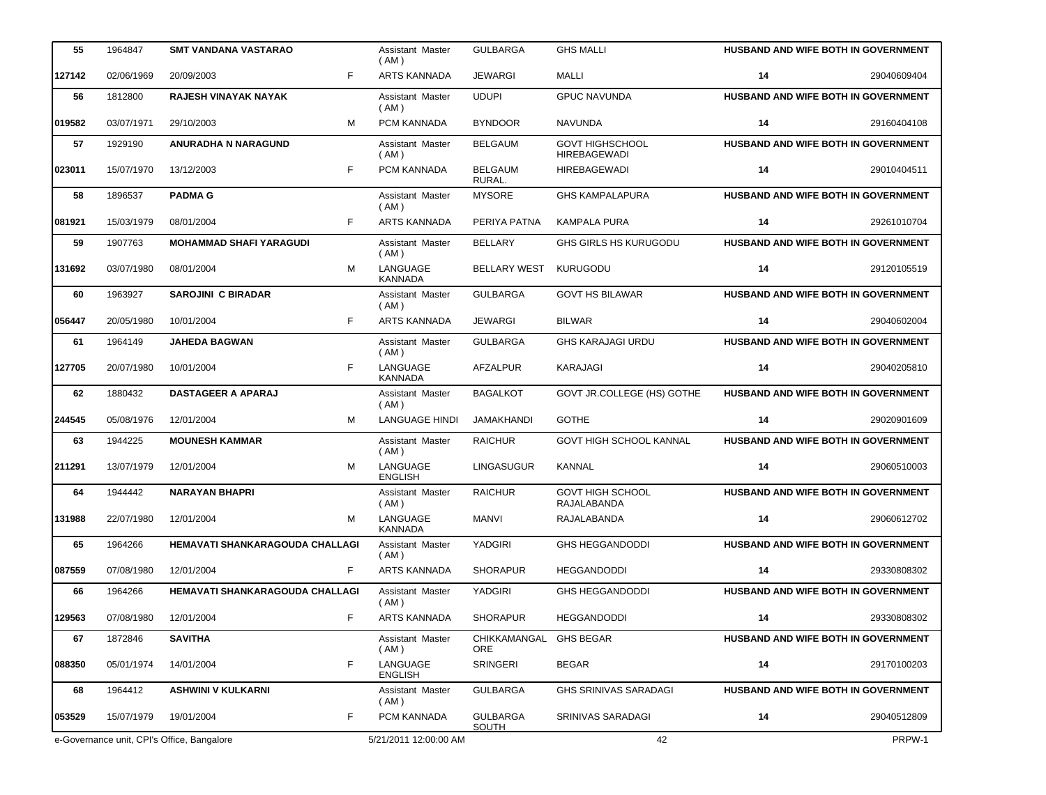| 55 | 1964847 | SMT VANDANA VASTARAO | | Assistant Master ( AM ) | GULBARGA | GHS MALLI | HUSBAND AND WIFE BOTH IN GOVERNMENT | |
|---|---|---|---|---|---|---|---|---|
| 127142 | 02/06/1969 | 20/09/2003 | F | ARTS KANNADA | JEWARGI | MALLI | 14 | 29040609404 |
| 56 | 1812800 | RAJESH VINAYAK NAYAK | | Assistant Master ( AM ) | UDUPI | GPUC NAVUNDA | HUSBAND AND WIFE BOTH IN GOVERNMENT | |
| 019582 | 03/07/1971 | 29/10/2003 | M | PCM KANNADA | BYNDOOR | NAVUNDA | 14 | 29160404108 |
| 57 | 1929190 | ANURADHA N NARAGUND | | Assistant Master ( AM ) | BELGAUM | GOVT HIGHSCHOOL HIREBAGEWADI | HUSBAND AND WIFE BOTH IN GOVERNMENT | |
| 023011 | 15/07/1970 | 13/12/2003 | F | PCM KANNADA | BELGAUM RURAL. | HIREBAGEWADI | 14 | 29010404511 |
| 58 | 1896537 | PADMA G | | Assistant Master ( AM ) | MYSORE | GHS KAMPALAPURA | HUSBAND AND WIFE BOTH IN GOVERNMENT | |
| 081921 | 15/03/1979 | 08/01/2004 | F | ARTS KANNADA | PERIYA PATNA | KAMPALA PURA | 14 | 29261010704 |
| 59 | 1907763 | MOHAMMAD SHAFI YARAGUDI | | Assistant Master ( AM ) | BELLARY | GHS GIRLS HS KURUGODU | HUSBAND AND WIFE BOTH IN GOVERNMENT | |
| 131692 | 03/07/1980 | 08/01/2004 | M | LANGUAGE KANNADA | BELLARY WEST | KURUGODU | 14 | 29120105519 |
| 60 | 1963927 | SAROJINI C BIRADAR | | Assistant Master ( AM ) | GULBARGA | GOVT HS BILAWAR | HUSBAND AND WIFE BOTH IN GOVERNMENT | |
| 056447 | 20/05/1980 | 10/01/2004 | F | ARTS KANNADA | JEWARGI | BILWAR | 14 | 29040602004 |
| 61 | 1964149 | JAHEDA BAGWAN | | Assistant Master ( AM ) | GULBARGA | GHS KARAJAGI URDU | HUSBAND AND WIFE BOTH IN GOVERNMENT | |
| 127705 | 20/07/1980 | 10/01/2004 | F | LANGUAGE KANNADA | AFZALPUR | KARAJAGI | 14 | 29040205810 |
| 62 | 1880432 | DASTAGEER A APARAJ | | Assistant Master ( AM ) | BAGALKOT | GOVT JR.COLLEGE (HS) GOTHE | HUSBAND AND WIFE BOTH IN GOVERNMENT | |
| 244545 | 05/08/1976 | 12/01/2004 | M | LANGUAGE HINDI | JAMAKHANDI | GOTHE | 14 | 29020901609 |
| 63 | 1944225 | MOUNESH KAMMAR | | Assistant Master ( AM ) | RAICHUR | GOVT HIGH SCHOOL KANNAL | HUSBAND AND WIFE BOTH IN GOVERNMENT | |
| 211291 | 13/07/1979 | 12/01/2004 | M | LANGUAGE ENGLISH | LINGASUGUR | KANNAL | 14 | 29060510003 |
| 64 | 1944442 | NARAYAN BHAPRI | | Assistant Master ( AM ) | RAICHUR | GOVT HIGH SCHOOL RAJALABANDA | HUSBAND AND WIFE BOTH IN GOVERNMENT | |
| 131988 | 22/07/1980 | 12/01/2004 | M | LANGUAGE KANNADA | MANVI | RAJALABANDA | 14 | 29060612702 |
| 65 | 1964266 | HEMAVATI SHANKARAGOUDA CHALLAGI | | Assistant Master ( AM ) | YADGIRI | GHS HEGGANDODDI | HUSBAND AND WIFE BOTH IN GOVERNMENT | |
| 087559 | 07/08/1980 | 12/01/2004 | F | ARTS KANNADA | SHORAPUR | HEGGANDODDI | 14 | 29330808302 |
| 66 | 1964266 | HEMAVATI SHANKARAGOUDA CHALLAGI | | Assistant Master ( AM ) | YADGIRI | GHS HEGGANDODDI | HUSBAND AND WIFE BOTH IN GOVERNMENT | |
| 129563 | 07/08/1980 | 12/01/2004 | F | ARTS KANNADA | SHORAPUR | HEGGANDODDI | 14 | 29330808302 |
| 67 | 1872846 | SAVITHA | | Assistant Master ( AM ) | CHIKKAMANGALORE | GHS BEGAR | HUSBAND AND WIFE BOTH IN GOVERNMENT | |
| 088350 | 05/01/1974 | 14/01/2004 | F | LANGUAGE ENGLISH | SRINGERI | BEGAR | 14 | 29170100203 |
| 68 | 1964412 | ASHWINI V KULKARNI | | Assistant Master ( AM ) | GULBARGA | GHS SRINIVAS SARADAGI | HUSBAND AND WIFE BOTH IN GOVERNMENT | |
| 053529 | 15/07/1979 | 19/01/2004 | F | PCM KANNADA | GULBARGA SOUTH | SRINIVAS SARADAGI | 14 | 29040512809 |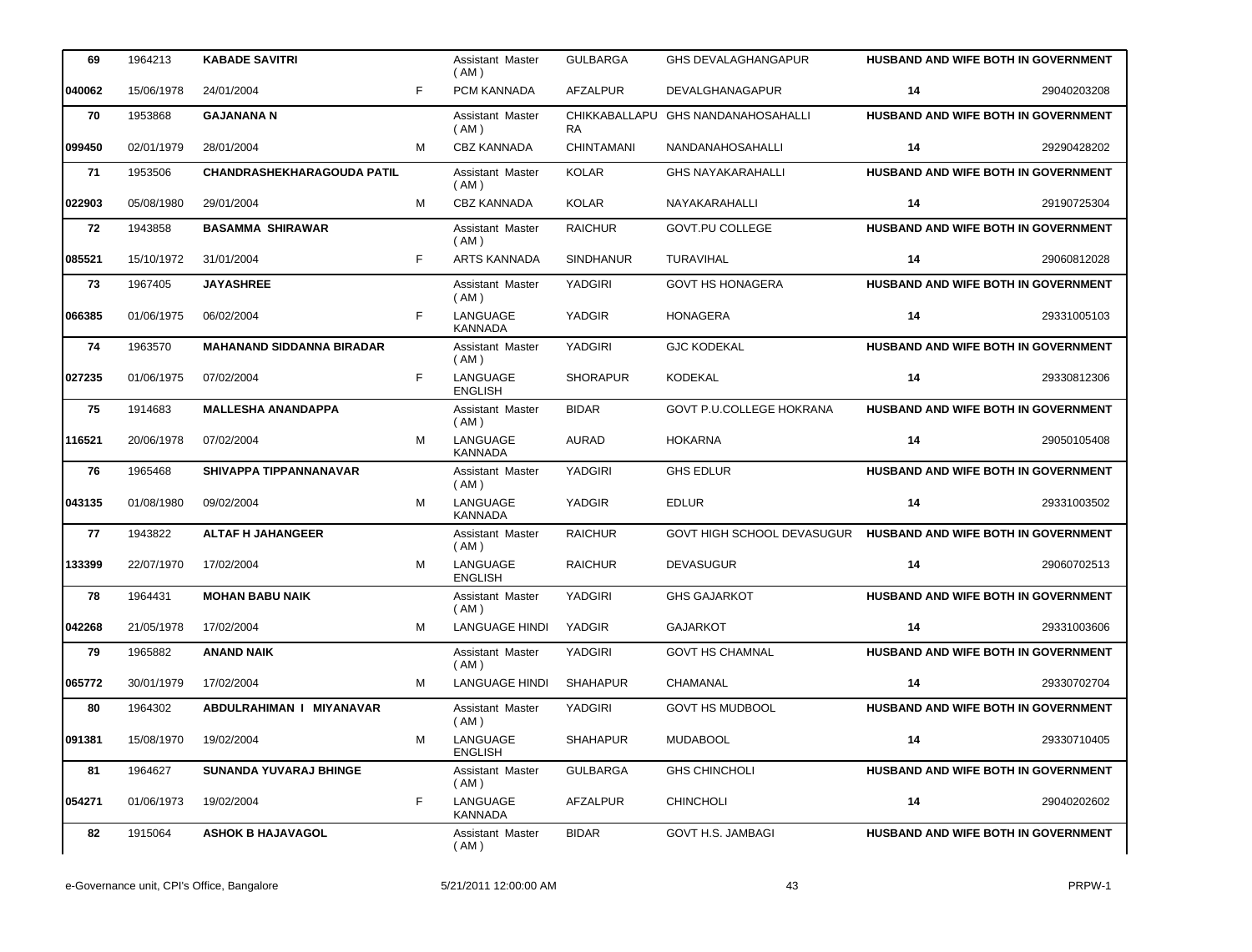| | | | | | | | | |
|---|---|---|---|---|---|---|---|---|
| 69 | 1964213 | **KABADE SAVITRI** | | Assistant Master ( AM ) | GULBARGA | GHS DEVALAGHANGAPUR | **HUSBAND AND WIFE BOTH IN GOVERNMENT** | |
| 040062 | 15/06/1978 | 24/01/2004 | F | PCM KANNADA | AFZALPUR | DEVALGHANAGAPUR | **14** | 29040203208 |
| 70 | 1953868 | **GAJANANA N** | | Assistant Master ( AM ) | CHIKKABALLAPURA | GHS NANDANAHOSAHALLI | **HUSBAND AND WIFE BOTH IN GOVERNMENT** | |
| 099450 | 02/01/1979 | 28/01/2004 | M | CBZ KANNADA | CHINTAMANI | NANDANAHOSAHALLI | **14** | 29290428202 |
| 71 | 1953506 | **CHANDRASHEKHARAGOUDA PATIL** | | Assistant Master ( AM ) | KOLAR | GHS NAYAKARAHALLI | **HUSBAND AND WIFE BOTH IN GOVERNMENT** | |
| 022903 | 05/08/1980 | 29/01/2004 | M | CBZ KANNADA | KOLAR | NAYAKARAHALLI | **14** | 29190725304 |
| 72 | 1943858 | **BASAMMA SHIRAWAR** | | Assistant Master ( AM ) | RAICHUR | GOVT.PU COLLEGE | **HUSBAND AND WIFE BOTH IN GOVERNMENT** | |
| 085521 | 15/10/1972 | 31/01/2004 | F | ARTS KANNADA | SINDHANUR | TURAVIHAL | **14** | 29060812028 |
| 73 | 1967405 | **JAYASHREE** | | Assistant Master ( AM ) | YADGIRI | GOVT HS HONAGERA | **HUSBAND AND WIFE BOTH IN GOVERNMENT** | |
| 066385 | 01/06/1975 | 06/02/2004 | F | LANGUAGE KANNADA | YADGIR | HONAGERA | **14** | 29331005103 |
| 74 | 1963570 | **MAHANAND SIDDANNA BIRADAR** | | Assistant Master ( AM ) | YADGIRI | GJC KODEKAL | **HUSBAND AND WIFE BOTH IN GOVERNMENT** | |
| 027235 | 01/06/1975 | 07/02/2004 | F | LANGUAGE ENGLISH | SHORAPUR | KODEKAL | **14** | 29330812306 |
| 75 | 1914683 | **MALLESHA ANANDAPPA** | | Assistant Master ( AM ) | BIDAR | GOVT P.U.COLLEGE HOKRANA | **HUSBAND AND WIFE BOTH IN GOVERNMENT** | |
| 116521 | 20/06/1978 | 07/02/2004 | M | LANGUAGE KANNADA | AURAD | HOKARNA | **14** | 29050105408 |
| 76 | 1965468 | **SHIVAPPA TIPPANNANAVAR** | | Assistant Master ( AM ) | YADGIRI | GHS EDLUR | **HUSBAND AND WIFE BOTH IN GOVERNMENT** | |
| 043135 | 01/08/1980 | 09/02/2004 | M | LANGUAGE KANNADA | YADGIR | EDLUR | **14** | 29331003502 |
| 77 | 1943822 | **ALTAF H JAHANGEER** | | Assistant Master ( AM ) | RAICHUR | GOVT HIGH SCHOOL DEVASUGUR | **HUSBAND AND WIFE BOTH IN GOVERNMENT** | |
| 133399 | 22/07/1970 | 17/02/2004 | M | LANGUAGE ENGLISH | RAICHUR | DEVASUGUR | **14** | 29060702513 |
| 78 | 1964431 | **MOHAN BABU NAIK** | | Assistant Master ( AM ) | YADGIRI | GHS GAJARKOT | **HUSBAND AND WIFE BOTH IN GOVERNMENT** | |
| 042268 | 21/05/1978 | 17/02/2004 | M | LANGUAGE HINDI | YADGIR | GAJARKOT | **14** | 29331003606 |
| 79 | 1965882 | **ANAND NAIK** | | Assistant Master ( AM ) | YADGIRI | GOVT HS CHAMNAL | **HUSBAND AND WIFE BOTH IN GOVERNMENT** | |
| 065772 | 30/01/1979 | 17/02/2004 | M | LANGUAGE HINDI | SHAHAPUR | CHAMANAL | **14** | 29330702704 |
| 80 | 1964302 | **ABDULRAHIMAN I MIYANAVAR** | | Assistant Master ( AM ) | YADGIRI | GOVT HS MUDBOOL | **HUSBAND AND WIFE BOTH IN GOVERNMENT** | |
| 091381 | 15/08/1970 | 19/02/2004 | M | LANGUAGE ENGLISH | SHAHAPUR | MUDABOOL | **14** | 29330710405 |
| 81 | 1964627 | **SUNANDA YUVARAJ BHINGE** | | Assistant Master ( AM ) | GULBARGA | GHS CHINCHOLI | **HUSBAND AND WIFE BOTH IN GOVERNMENT** | |
| 054271 | 01/06/1973 | 19/02/2004 | F | LANGUAGE KANNADA | AFZALPUR | CHINCHOLI | **14** | 29040202602 |
| 82 | 1915064 | **ASHOK B HAJAVAGOL** | | Assistant Master ( AM ) | BIDAR | GOVT H.S. JAMBAGI | **HUSBAND AND WIFE BOTH IN GOVERNMENT** | |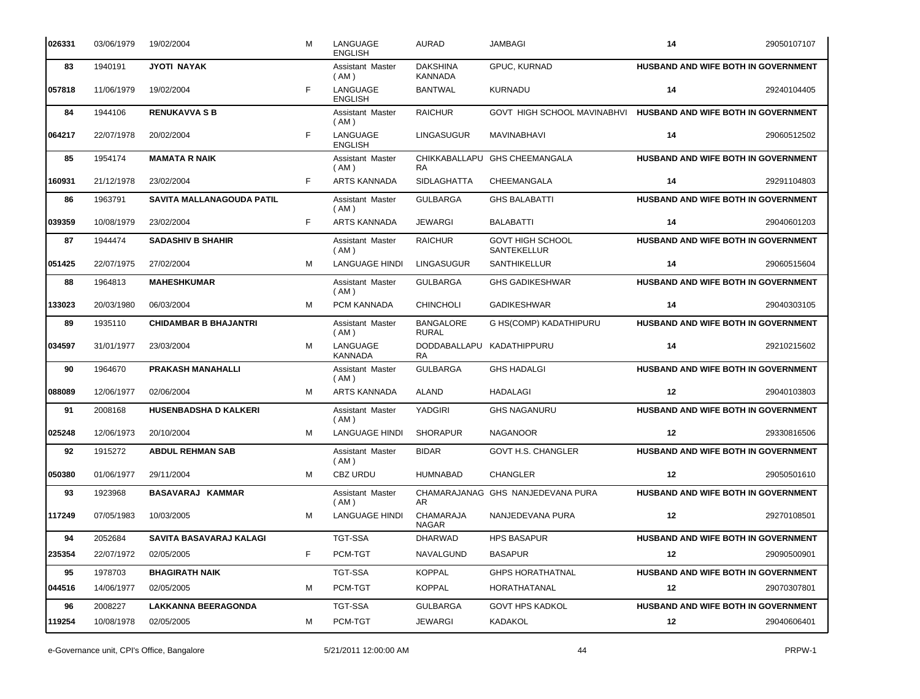| | | | | | | | | |
|---|---|---|---|---|---|---|---|---|
| 026331 | 03/06/1979 | 19/02/2004 | M | LANGUAGE ENGLISH | AURAD | JAMBAGI | 14 | 29050107107 |
| 83 | 1940191 | **JYOTI NAYAK** | | Assistant Master ( AM ) | DAKSHINA KANNADA | GPUC, KURNAD | **HUSBAND AND WIFE BOTH IN GOVERNMENT** | |
| 057818 | 11/06/1979 | 19/02/2004 | F | LANGUAGE ENGLISH | BANTWAL | KURNADU | 14 | 29240104405 |
| 84 | 1944106 | **RENUKAVVA S B** | | Assistant Master ( AM ) | RAICHUR | GOVT HIGH SCHOOL MAVINABHVI | **HUSBAND AND WIFE BOTH IN GOVERNMENT** | |
| 064217 | 22/07/1978 | 20/02/2004 | F | LANGUAGE ENGLISH | LINGASUGUR | MAVINABHAVI | 14 | 29060512502 |
| 85 | 1954174 | **MAMATA R NAIK** | | Assistant Master ( AM ) | CHIKKABALLAPURA | GHS CHEEMANGALA | **HUSBAND AND WIFE BOTH IN GOVERNMENT** | |
| 160931 | 21/12/1978 | 23/02/2004 | F | ARTS KANNADA | SIDLAGHATTA | CHEEMANGALA | 14 | 29291104803 |
| 86 | 1963791 | **SAVITA MALLANAGOUDA PATIL** | | Assistant Master ( AM ) | GULBARGA | GHS BALABATTI | **HUSBAND AND WIFE BOTH IN GOVERNMENT** | |
| 039359 | 10/08/1979 | 23/02/2004 | F | ARTS KANNADA | JEWARGI | BALABATTI | 14 | 29040601203 |
| 87 | 1944474 | **SADASHIV B SHAHIR** | | Assistant Master ( AM ) | RAICHUR | GOVT HIGH SCHOOL SANTEKELLUR | **HUSBAND AND WIFE BOTH IN GOVERNMENT** | |
| 051425 | 22/07/1975 | 27/02/2004 | M | LANGUAGE HINDI | LINGASUGUR | SANTHIKELLUR | 14 | 29060515604 |
| 88 | 1964813 | **MAHESHKUMAR** | | Assistant Master ( AM ) | GULBARGA | GHS GADIKESHWAR | **HUSBAND AND WIFE BOTH IN GOVERNMENT** | |
| 133023 | 20/03/1980 | 06/03/2004 | M | PCM KANNADA | CHINCHOLI | GADIKESHWAR | 14 | 29040303105 |
| 89 | 1935110 | **CHIDAMBAR B BHAJANTRI** | | Assistant Master ( AM ) | BANGALORE RURAL | G HS(COMP) KADATHIPURU | **HUSBAND AND WIFE BOTH IN GOVERNMENT** | |
| 034597 | 31/01/1977 | 23/03/2004 | M | LANGUAGE KANNADA | DODDABALLAPURA | KADATHIPPURU | 14 | 29210215602 |
| 90 | 1964670 | **PRAKASH MANAHALLI** | | Assistant Master ( AM ) | GULBARGA | GHS HADALGI | **HUSBAND AND WIFE BOTH IN GOVERNMENT** | |
| 088089 | 12/06/1977 | 02/06/2004 | M | ARTS KANNADA | ALAND | HADALAGI | 12 | 29040103803 |
| 91 | 2008168 | **HUSENBADSHA D KALKERI** | | Assistant Master ( AM ) | YADGIRI | GHS NAGANURU | **HUSBAND AND WIFE BOTH IN GOVERNMENT** | |
| 025248 | 12/06/1973 | 20/10/2004 | M | LANGUAGE HINDI | SHORAPUR | NAGANOOR | 12 | 29330816506 |
| 92 | 1915272 | **ABDUL REHMAN SAB** | | Assistant Master ( AM ) | BIDAR | GOVT H.S. CHANGLER | **HUSBAND AND WIFE BOTH IN GOVERNMENT** | |
| 050380 | 01/06/1977 | 29/11/2004 | M | CBZ URDU | HUMNABAD | CHANGLER | 12 | 29050501610 |
| 93 | 1923968 | **BASAVARAJ KAMMAR** | | Assistant Master ( AM ) | CHAMARAJANAGAR | GHS NANJEDEVANA PURA | **HUSBAND AND WIFE BOTH IN GOVERNMENT** | |
| 117249 | 07/05/1983 | 10/03/2005 | M | LANGUAGE HINDI | CHAMARAJA NAGAR | NANJEDEVANA PURA | 12 | 29270108501 |
| 94 | 2052684 | **SAVITA BASAVARAJ KALAGI** | | TGT-SSA | DHARWAD | HPS BASAPUR | **HUSBAND AND WIFE BOTH IN GOVERNMENT** | |
| 235354 | 22/07/1972 | 02/05/2005 | F | PCM-TGT | NAVALGUND | BASAPUR | 12 | 29090500901 |
| 95 | 1978703 | **BHAGIRATH NAIK** | | TGT-SSA | KOPPAL | GHPS HORATHATNAL | **HUSBAND AND WIFE BOTH IN GOVERNMENT** | |
| 044516 | 14/06/1977 | 02/05/2005 | M | PCM-TGT | KOPPAL | HORATHATANAL | 12 | 29070307801 |
| 96 | 2008227 | **LAKKANNA BEERAGONDA** | | TGT-SSA | GULBARGA | GOVT HPS KADKOL | **HUSBAND AND WIFE BOTH IN GOVERNMENT** | |
| 119254 | 10/08/1978 | 02/05/2005 | M | PCM-TGT | JEWARGI | KADAKOL | 12 | 29040606401 |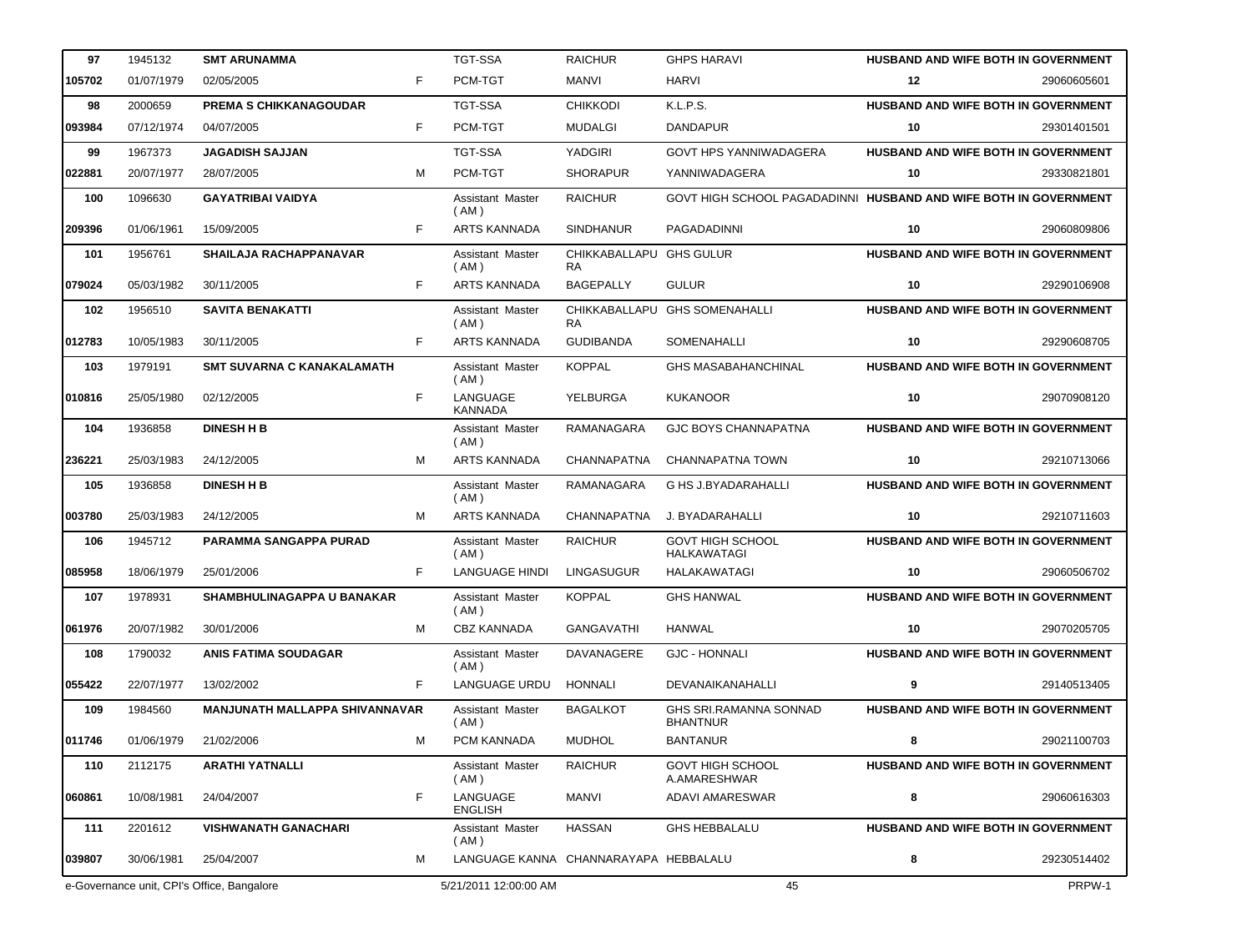| 97 | 1945132 | SMT ARUNAMMA | | TGT-SSA | RAICHUR | GHPS HARAVI | HUSBAND AND WIFE BOTH IN GOVERNMENT | |
|---|---|---|---|---|---|---|---|---|
| 105702 | 01/07/1979 | 02/05/2005 | F | PCM-TGT | MANVI | HARVI | 12 | 29060605601 |
| 98 | 2000659 | PREMA S CHIKKANAGOUDAR | | TGT-SSA | CHIKKODI | K.L.P.S. | HUSBAND AND WIFE BOTH IN GOVERNMENT | |
| 093984 | 07/12/1974 | 04/07/2005 | F | PCM-TGT | MUDALGI | DANDAPUR | 10 | 29301401501 |
| 99 | 1967373 | JAGADISH SAJJAN | | TGT-SSA | YADGIRI | GOVT HPS YANNIWADAGERA | HUSBAND AND WIFE BOTH IN GOVERNMENT | |
| 022881 | 20/07/1977 | 28/07/2005 | M | PCM-TGT | SHORAPUR | YANNIWADAGERA | 10 | 29330821801 |
| 100 | 1096630 | GAYATRIBAI VAIDYA | | Assistant Master ( AM ) | RAICHUR | GOVT HIGH SCHOOL PAGADADINNI | HUSBAND AND WIFE BOTH IN GOVERNMENT | |
| 209396 | 01/06/1961 | 15/09/2005 | F | ARTS KANNADA | SINDHANUR | PAGADADINNI | 10 | 29060809806 |
| 101 | 1956761 | SHAILAJA RACHAPPANAVAR | | Assistant Master ( AM ) | CHIKKABALLAPURA | GHS GULUR | HUSBAND AND WIFE BOTH IN GOVERNMENT | |
| 079024 | 05/03/1982 | 30/11/2005 | F | ARTS KANNADA | BAGEPALLY | GULUR | 10 | 29290106908 |
| 102 | 1956510 | SAVITA BENAKATTI | | Assistant Master ( AM ) | CHIKKABALLAPURA | GHS SOMENAHALLI | HUSBAND AND WIFE BOTH IN GOVERNMENT | |
| 012783 | 10/05/1983 | 30/11/2005 | F | ARTS KANNADA | GUDIBANDA | SOMENAHALLI | 10 | 29290608705 |
| 103 | 1979191 | SMT SUVARNA C KANAKALAMATH | | Assistant Master ( AM ) | KOPPAL | GHS MASABAHANCHINAL | HUSBAND AND WIFE BOTH IN GOVERNMENT | |
| 010816 | 25/05/1980 | 02/12/2005 | F | LANGUAGE KANNADA | YELBURGA | KUKANOOR | 10 | 29070908120 |
| 104 | 1936858 | DINESH H B | | Assistant Master ( AM ) | RAMANAGARA | GJC BOYS CHANNAPATNA | HUSBAND AND WIFE BOTH IN GOVERNMENT | |
| 236221 | 25/03/1983 | 24/12/2005 | M | ARTS KANNADA | CHANNAPATNA | CHANNAPATNA TOWN | 10 | 29210713066 |
| 105 | 1936858 | DINESH H B | | Assistant Master ( AM ) | RAMANAGARA | G HS J.BYADARAHALLI | HUSBAND AND WIFE BOTH IN GOVERNMENT | |
| 003780 | 25/03/1983 | 24/12/2005 | M | ARTS KANNADA | CHANNAPATNA | J. BYADARAHALLI | 10 | 29210711603 |
| 106 | 1945712 | PARAMMA SANGAPPA PURAD | | Assistant Master ( AM ) | RAICHUR | GOVT HIGH SCHOOL HALKAWATAGI | HUSBAND AND WIFE BOTH IN GOVERNMENT | |
| 085958 | 18/06/1979 | 25/01/2006 | F | LANGUAGE HINDI | LINGASUGUR | HALAKAWATAGI | 10 | 29060506702 |
| 107 | 1978931 | SHAMBHULINAGAPPA U BANAKAR | | Assistant Master ( AM ) | KOPPAL | GHS HANWAL | HUSBAND AND WIFE BOTH IN GOVERNMENT | |
| 061976 | 20/07/1982 | 30/01/2006 | M | CBZ KANNADA | GANGAVATHI | HANWAL | 10 | 29070205705 |
| 108 | 1790032 | ANIS FATIMA SOUDAGAR | | Assistant Master ( AM ) | DAVANAGERE | GJC - HONNALI | HUSBAND AND WIFE BOTH IN GOVERNMENT | |
| 055422 | 22/07/1977 | 13/02/2002 | F | LANGUAGE URDU | HONNALI | DEVANAIKANAHALLI | 9 | 29140513405 |
| 109 | 1984560 | MANJUNATH MALLAPPA SHIVANNAVAR | | Assistant Master ( AM ) | BAGALKOT | GHS SRI.RAMANNA SONNAD BHANTNUR | HUSBAND AND WIFE BOTH IN GOVERNMENT | |
| 011746 | 01/06/1979 | 21/02/2006 | M | PCM KANNADA | MUDHOL | BANTANUR | 8 | 29021100703 |
| 110 | 2112175 | ARATHI YATNALLI | | Assistant Master ( AM ) | RAICHUR | GOVT HIGH SCHOOL A.AMARESHWAR | HUSBAND AND WIFE BOTH IN GOVERNMENT | |
| 060861 | 10/08/1981 | 24/04/2007 | F | LANGUAGE ENGLISH | MANVI | ADAVI AMARESWAR | 8 | 29060616303 |
| 111 | 2201612 | VISHWANATH GANACHARI | | Assistant Master ( AM ) | HASSAN | GHS HEBBALALU | HUSBAND AND WIFE BOTH IN GOVERNMENT | |
| 039807 | 30/06/1981 | 25/04/2007 | M | LANGUAGE KANNA | CHANNARAYAPA | HEBBALALU | 8 | 29230514402 |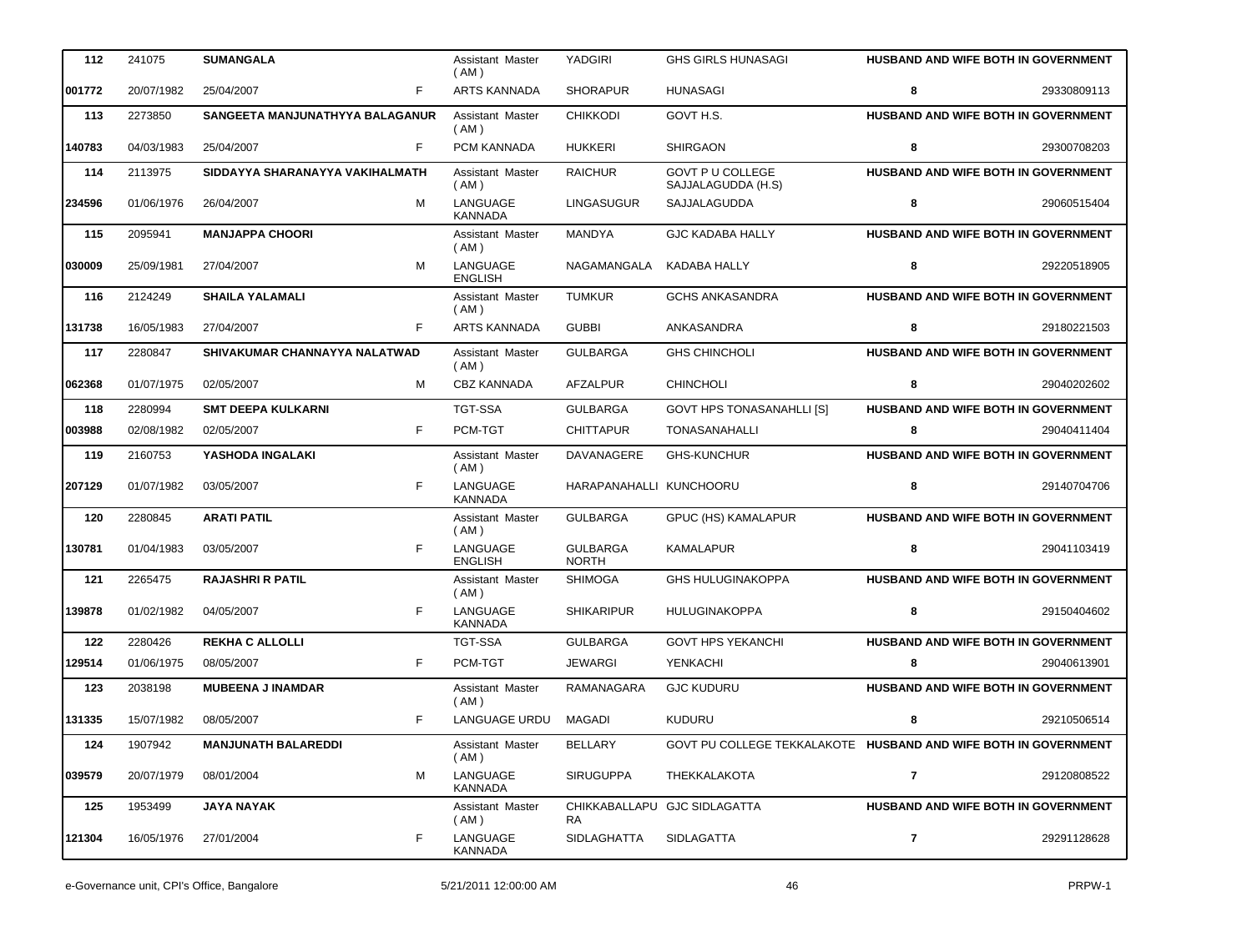| 112 | 241075 | SUMANGALA | | Assistant Master ( AM ) | YADGIRI | GHS GIRLS HUNASAGI | HUSBAND AND WIFE BOTH IN GOVERNMENT | |
|---|---|---|---|---|---|---|---|---|
| 001772 | 20/07/1982 | 25/04/2007 | F | ARTS KANNADA | SHORAPUR | HUNASAGI | 8 | 29330809113 |
| 113 | 2273850 | SANGEETA MANJUNATHYYA BALAGANUR | | Assistant Master ( AM ) | CHIKKODI | GOVT H.S. | HUSBAND AND WIFE BOTH IN GOVERNMENT | |
| 140783 | 04/03/1983 | 25/04/2007 | F | PCM KANNADA | HUKKERI | SHIRGAON | 8 | 29300708203 |
| 114 | 2113975 | SIDDAYYA SHARANAYYA VAKIHALMATH | | Assistant Master ( AM ) | RAICHUR | GOVT P U COLLEGE SAJJALAGUDDA (H.S) | HUSBAND AND WIFE BOTH IN GOVERNMENT | |
| 234596 | 01/06/1976 | 26/04/2007 | M | LANGUAGE KANNADA | LINGASUGUR | SAJJALAGUDDA | 8 | 29060515404 |
| 115 | 2095941 | MANJAPPA CHOORI | | Assistant Master ( AM ) | MANDYA | GJC KADABA HALLY | HUSBAND AND WIFE BOTH IN GOVERNMENT | |
| 030009 | 25/09/1981 | 27/04/2007 | M | LANGUAGE ENGLISH | NAGAMANGALA | KADABA HALLY | 8 | 29220518905 |
| 116 | 2124249 | SHAILA YALAMALI | | Assistant Master ( AM ) | TUMKUR | GCHS ANKASANDRA | HUSBAND AND WIFE BOTH IN GOVERNMENT | |
| 131738 | 16/05/1983 | 27/04/2007 | F | ARTS KANNADA | GUBBI | ANKASANDRA | 8 | 29180221503 |
| 117 | 2280847 | SHIVAKUMAR CHANNAYYA NALATWAD | | Assistant Master ( AM ) | GULBARGA | GHS CHINCHOLI | HUSBAND AND WIFE BOTH IN GOVERNMENT | |
| 062368 | 01/07/1975 | 02/05/2007 | M | CBZ KANNADA | AFZALPUR | CHINCHOLI | 8 | 29040202602 |
| 118 | 2280994 | SMT DEEPA KULKARNI | | TGT-SSA | GULBARGA | GOVT HPS TONASANAHLLI [S] | HUSBAND AND WIFE BOTH IN GOVERNMENT | |
| 003988 | 02/08/1982 | 02/05/2007 | F | PCM-TGT | CHITTAPUR | TONASANAHALLI | 8 | 29040411404 |
| 119 | 2160753 | YASHODA INGALAKI | | Assistant Master ( AM ) | DAVANAGERE | GHS-KUNCHUR | HUSBAND AND WIFE BOTH IN GOVERNMENT | |
| 207129 | 01/07/1982 | 03/05/2007 | F | LANGUAGE KANNADA | HARAPANAHALLI | KUNCHOORU | 8 | 29140704706 |
| 120 | 2280845 | ARATI PATIL | | Assistant Master ( AM ) | GULBARGA | GPUC (HS) KAMALAPUR | HUSBAND AND WIFE BOTH IN GOVERNMENT | |
| 130781 | 01/04/1983 | 03/05/2007 | F | LANGUAGE ENGLISH | GULBARGA NORTH | KAMALAPUR | 8 | 29041103419 |
| 121 | 2265475 | RAJASHRI R PATIL | | Assistant Master ( AM ) | SHIMOGA | GHS HULUGINAKOPPA | HUSBAND AND WIFE BOTH IN GOVERNMENT | |
| 139878 | 01/02/1982 | 04/05/2007 | F | LANGUAGE KANNADA | SHIKARIPUR | HULUGINAKOPPA | 8 | 29150404602 |
| 122 | 2280426 | REKHA C ALLOLLI | | TGT-SSA | GULBARGA | GOVT HPS YEKANCHI | HUSBAND AND WIFE BOTH IN GOVERNMENT | |
| 129514 | 01/06/1975 | 08/05/2007 | F | PCM-TGT | JEWARGI | YENKACHI | 8 | 29040613901 |
| 123 | 2038198 | MUBEENA J INAMDAR | | Assistant Master ( AM ) | RAMANAGARA | GJC KUDURU | HUSBAND AND WIFE BOTH IN GOVERNMENT | |
| 131335 | 15/07/1982 | 08/05/2007 | F | LANGUAGE URDU | MAGADI | KUDURU | 8 | 29210506514 |
| 124 | 1907942 | MANJUNATH BALAREDDI | | Assistant Master ( AM ) | BELLARY | GOVT PU COLLEGE TEKKALAKOTE | HUSBAND AND WIFE BOTH IN GOVERNMENT | |
| 039579 | 20/07/1979 | 08/01/2004 | M | LANGUAGE KANNADA | SIRUGUPPA | THEKKALAKOTA | 7 | 29120808522 |
| 125 | 1953499 | JAYA NAYAK | | Assistant Master ( AM ) | CHIKKABALLAPURA | GJC SIDLAGATTA | HUSBAND AND WIFE BOTH IN GOVERNMENT | |
| 121304 | 16/05/1976 | 27/01/2004 | F | LANGUAGE KANNADA | SIDLAGHATTA | SIDLAGATTA | 7 | 29291128628 |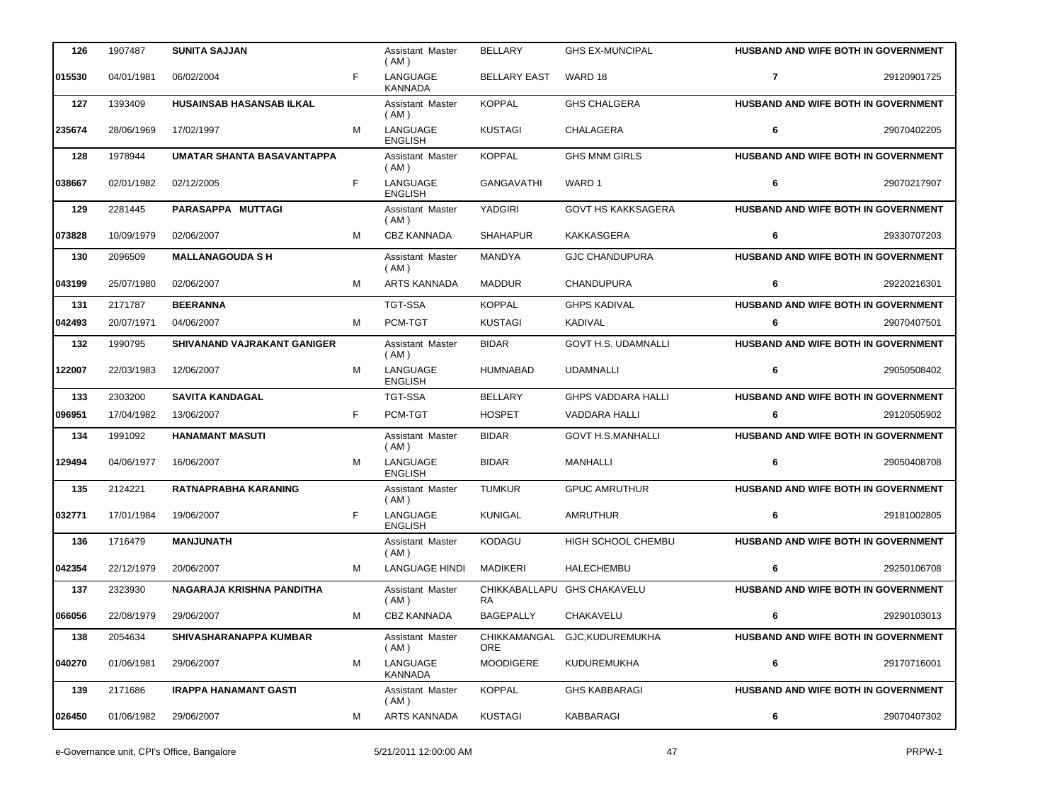| | | | | | | | | |
|---|---|---|---|---|---|---|---|---|
| 126 | 1907487 | **SUNITA SAJJAN** | | Assistant Master ( AM ) | BELLARY | GHS EX-MUNCIPAL | **HUSBAND AND WIFE BOTH IN GOVERNMENT** | |
| **015530** | 04/01/1981 | 06/02/2004 | F | LANGUAGE KANNADA | BELLARY EAST | WARD 18 | **7** | 29120901725 |
| 127 | 1393409 | **HUSAINSAB HASANSAB ILKAL** | | Assistant Master ( AM ) | KOPPAL | GHS CHALGERA | **HUSBAND AND WIFE BOTH IN GOVERNMENT** | |
| **235674** | 28/06/1969 | 17/02/1997 | M | LANGUAGE ENGLISH | KUSTAGI | CHALAGERA | **6** | 29070402205 |
| 128 | 1978944 | **UMATAR SHANTA BASAVANTAPPA** | | Assistant Master ( AM ) | KOPPAL | GHS MNM GIRLS | **HUSBAND AND WIFE BOTH IN GOVERNMENT** | |
| **038667** | 02/01/1982 | 02/12/2005 | F | LANGUAGE ENGLISH | GANGAVATHI | WARD 1 | **6** | 29070217907 |
| 129 | 2281445 | **PARASAPPA MUTTAGI** | | Assistant Master ( AM ) | YADGIRI | GOVT HS KAKKSAGERA | **HUSBAND AND WIFE BOTH IN GOVERNMENT** | |
| **073828** | 10/09/1979 | 02/06/2007 | M | CBZ KANNADA | SHAHAPUR | KAKKASGERA | **6** | 29330707203 |
| 130 | 2096509 | **MALLANAGOUDA S H** | | Assistant Master ( AM ) | MANDYA | GJC CHANDUPURA | **HUSBAND AND WIFE BOTH IN GOVERNMENT** | |
| **043199** | 25/07/1980 | 02/06/2007 | M | ARTS KANNADA | MADDUR | CHANDUPURA | **6** | 29220216301 |
| 131 | 2171787 | **BEERANNA** | | TGT-SSA | KOPPAL | GHPS KADIVAL | **HUSBAND AND WIFE BOTH IN GOVERNMENT** | |
| **042493** | 20/07/1971 | 04/06/2007 | M | PCM-TGT | KUSTAGI | KADIVAL | **6** | 29070407501 |
| 132 | 1990795 | **SHIVANAND VAJRAKANT GANIGER** | | Assistant Master ( AM ) | BIDAR | GOVT H.S. UDAMNALLI | **HUSBAND AND WIFE BOTH IN GOVERNMENT** | |
| **122007** | 22/03/1983 | 12/06/2007 | M | LANGUAGE ENGLISH | HUMNABAD | UDAMNALLI | **6** | 29050508402 |
| 133 | 2303200 | **SAVITA KANDAGAL** | | TGT-SSA | BELLARY | GHPS VADDARA HALLI | **HUSBAND AND WIFE BOTH IN GOVERNMENT** | |
| **096951** | 17/04/1982 | 13/06/2007 | F | PCM-TGT | HOSPET | VADDARA HALLI | **6** | 29120505902 |
| 134 | 1991092 | **HANAMANT MASUTI** | | Assistant Master ( AM ) | BIDAR | GOVT H.S.MANHALLI | **HUSBAND AND WIFE BOTH IN GOVERNMENT** | |
| **129494** | 04/06/1977 | 16/06/2007 | M | LANGUAGE ENGLISH | BIDAR | MANHALLI | **6** | 29050408708 |
| 135 | 2124221 | **RATNAPRABHA KARANING** | | Assistant Master ( AM ) | TUMKUR | GPUC AMRUTHUR | **HUSBAND AND WIFE BOTH IN GOVERNMENT** | |
| **032771** | 17/01/1984 | 19/06/2007 | F | LANGUAGE ENGLISH | KUNIGAL | AMRUTHUR | **6** | 29181002805 |
| 136 | 1716479 | **MANJUNATH** | | Assistant Master ( AM ) | KODAGU | HIGH SCHOOL CHEMBU | **HUSBAND AND WIFE BOTH IN GOVERNMENT** | |
| **042354** | 22/12/1979 | 20/06/2007 | M | LANGUAGE HINDI | MADIKERI | HALECHEMBU | **6** | 29250106708 |
| 137 | 2323930 | **NAGARAJA KRISHNA PANDITHA** | | Assistant Master ( AM ) | CHIKKABALLAPURA | GHS CHAKAVELU | **HUSBAND AND WIFE BOTH IN GOVERNMENT** | |
| **066056** | 22/08/1979 | 29/06/2007 | M | CBZ KANNADA | BAGEPALLY | CHAKAVELU | **6** | 29290103013 |
| 138 | 2054634 | **SHIVASHARANAPPA KUMBAR** | | Assistant Master ( AM ) | CHIKKAMANGALORE | GJC,KUDUREMUKHA | **HUSBAND AND WIFE BOTH IN GOVERNMENT** | |
| **040270** | 01/06/1981 | 29/06/2007 | M | LANGUAGE KANNADA | MOODIGERE | KUDUREMUKHA | **6** | 29170716001 |
| 139 | 2171686 | **IRAPPA HANAMANT GASTI** | | Assistant Master ( AM ) | KOPPAL | GHS KABBARAGI | **HUSBAND AND WIFE BOTH IN GOVERNMENT** | |
| **026450** | 01/06/1982 | 29/06/2007 | M | ARTS KANNADA | KUSTAGI | KABBARAGI | **6** | 29070407302 |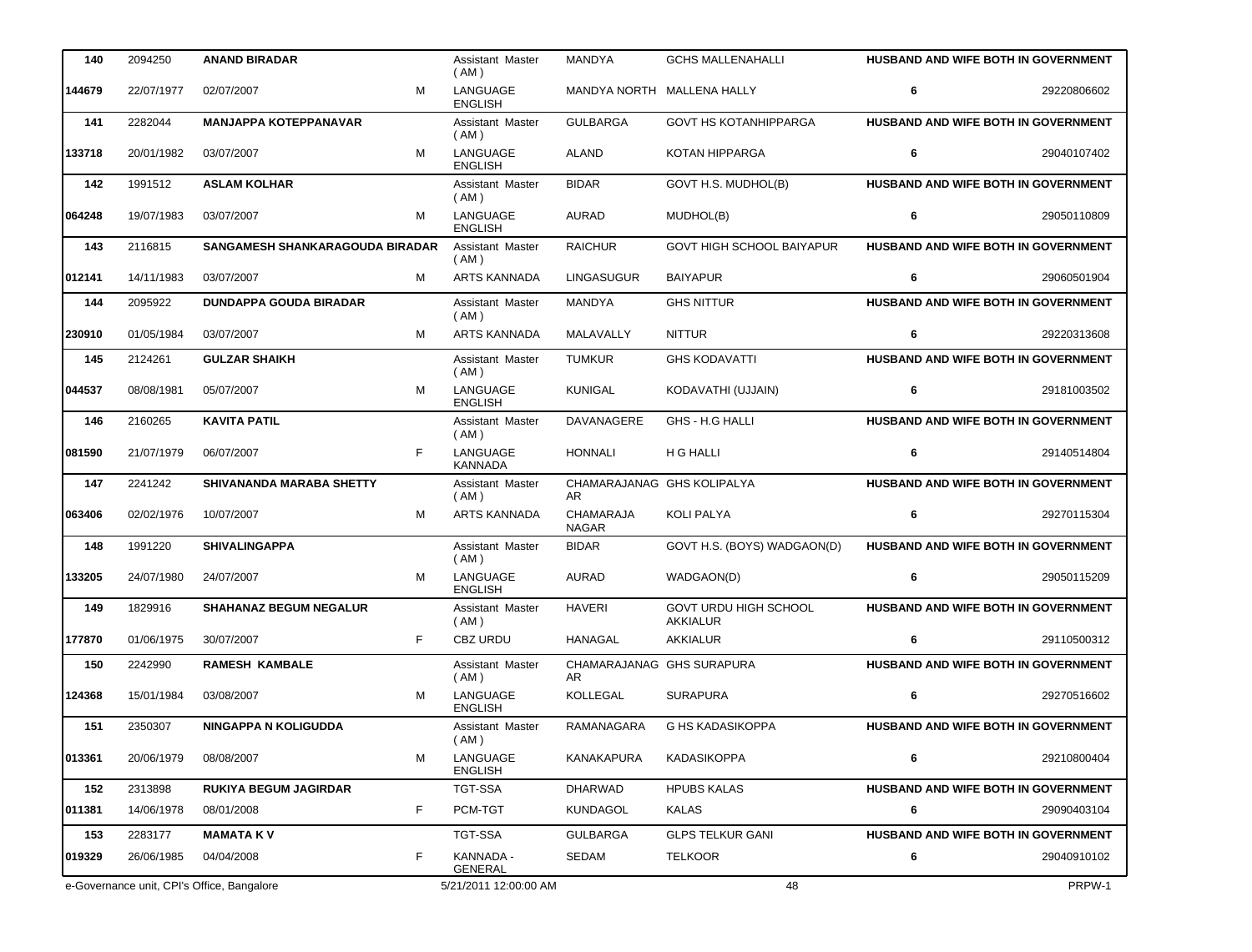| | | | | | | | | |
|---|---|---|---|---|---|---|---|---|
| **140** | 2094250 | **ANAND BIRADAR** | | Assistant Master ( AM ) | MANDYA | GCHS MALLENAHALLI | **HUSBAND AND WIFE BOTH IN GOVERNMENT** | |
| **144679** | 22/07/1977 | 02/07/2007 | M | LANGUAGE ENGLISH | MANDYA NORTH | MALLENA HALLY | **6** | 29220806602 |
| **141** | 2282044 | **MANJAPPA KOTEPPANAVAR** | | Assistant Master ( AM ) | GULBARGA | GOVT HS KOTANHIPPARGA | **HUSBAND AND WIFE BOTH IN GOVERNMENT** | |
| **133718** | 20/01/1982 | 03/07/2007 | M | LANGUAGE ENGLISH | ALAND | KOTAN HIPPARGA | **6** | 29040107402 |
| **142** | 1991512 | **ASLAM KOLHAR** | | Assistant Master ( AM ) | BIDAR | GOVT H.S. MUDHOL(B) | **HUSBAND AND WIFE BOTH IN GOVERNMENT** | |
| **064248** | 19/07/1983 | 03/07/2007 | M | LANGUAGE ENGLISH | AURAD | MUDHOL(B) | **6** | 29050110809 |
| **143** | 2116815 | **SANGAMESH SHANKARAGOUDA BIRADAR** | | Assistant Master ( AM ) | RAICHUR | GOVT HIGH SCHOOL BAIYAPUR | **HUSBAND AND WIFE BOTH IN GOVERNMENT** | |
| **012141** | 14/11/1983 | 03/07/2007 | M | ARTS KANNADA | LINGASUGUR | BAIYAPUR | **6** | 29060501904 |
| **144** | 2095922 | **DUNDAPPA GOUDA BIRADAR** | | Assistant Master ( AM ) | MANDYA | GHS NITTUR | **HUSBAND AND WIFE BOTH IN GOVERNMENT** | |
| **230910** | 01/05/1984 | 03/07/2007 | M | ARTS KANNADA | MALAVALLY | NITTUR | **6** | 29220313608 |
| **145** | 2124261 | **GULZAR SHAIKH** | | Assistant Master ( AM ) | TUMKUR | GHS KODAVATTI | **HUSBAND AND WIFE BOTH IN GOVERNMENT** | |
| **044537** | 08/08/1981 | 05/07/2007 | M | LANGUAGE ENGLISH | KUNIGAL | KODAVATHI (UJJAIN) | **6** | 29181003502 |
| **146** | 2160265 | **KAVITA PATIL** | | Assistant Master ( AM ) | DAVANAGERE | GHS - H.G HALLI | **HUSBAND AND WIFE BOTH IN GOVERNMENT** | |
| **081590** | 21/07/1979 | 06/07/2007 | F | LANGUAGE KANNADA | HONNALI | H G HALLI | **6** | 29140514804 |
| **147** | 2241242 | **SHIVANANDA MARABA SHETTY** | | Assistant Master ( AM ) | CHAMARAJANAGAR | GHS KOLIPALYA | **HUSBAND AND WIFE BOTH IN GOVERNMENT** | |
| **063406** | 02/02/1976 | 10/07/2007 | M | ARTS KANNADA | CHAMARAJA NAGAR | KOLI PALYA | **6** | 29270115304 |
| **148** | 1991220 | **SHIVALINGAPPA** | | Assistant Master ( AM ) | BIDAR | GOVT H.S. (BOYS) WADGAON(D) | **HUSBAND AND WIFE BOTH IN GOVERNMENT** | |
| **133205** | 24/07/1980 | 24/07/2007 | M | LANGUAGE ENGLISH | AURAD | WADGAON(D) | **6** | 29050115209 |
| **149** | 1829916 | **SHAHANAZ BEGUM NEGALUR** | | Assistant Master ( AM ) | HAVERI | GOVT URDU HIGH SCHOOL AKKIALUR | **HUSBAND AND WIFE BOTH IN GOVERNMENT** | |
| **177870** | 01/06/1975 | 30/07/2007 | F | CBZ URDU | HANAGAL | AKKIALUR | **6** | 29110500312 |
| **150** | 2242990 | **RAMESH KAMBALE** | | Assistant Master ( AM ) | CHAMARAJANAGAR | GHS SURAPURA | **HUSBAND AND WIFE BOTH IN GOVERNMENT** | |
| **124368** | 15/01/1984 | 03/08/2007 | M | LANGUAGE ENGLISH | KOLLEGAL | SURAPURA | **6** | 29270516602 |
| **151** | 2350307 | **NINGAPPA N KOLIGUDDA** | | Assistant Master ( AM ) | RAMANAGARA | G HS KADASIKOPPA | **HUSBAND AND WIFE BOTH IN GOVERNMENT** | |
| **013361** | 20/06/1979 | 08/08/2007 | M | LANGUAGE ENGLISH | KANAKAPURA | KADASIKOPPA | **6** | 29210800404 |
| **152** | 2313898 | **RUKIYA BEGUM JAGIRDAR** | | TGT-SSA | DHARWAD | HPUBS KALAS | **HUSBAND AND WIFE BOTH IN GOVERNMENT** | |
| **011381** | 14/06/1978 | 08/01/2008 | F | PCM-TGT | KUNDAGOL | KALAS | **6** | 29090403104 |
| **153** | 2283177 | **MAMATA K V** | | TGT-SSA | GULBARGA | GLPS TELKUR GANI | **HUSBAND AND WIFE BOTH IN GOVERNMENT** | |
| **019329** | 26/06/1985 | 04/04/2008 | F | KANNADA - GENERAL | SEDAM | TELKOOR | **6** | 29040910102 |

e-Governance unit, CPI's Office, Bangalore | 5/21/2011 12:00:00 AM | PRPW-1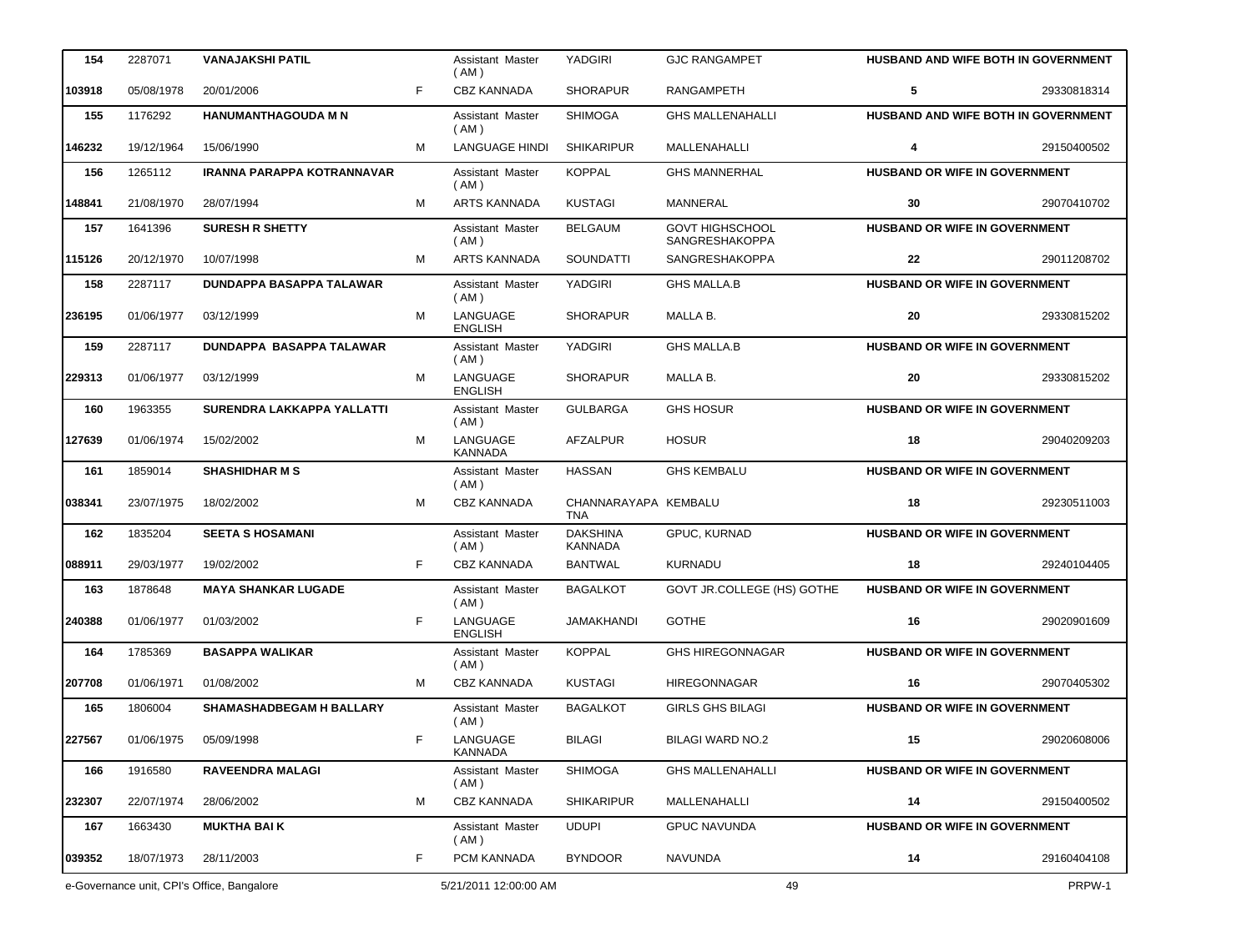| | | | | | | | | |
|---|---|---|---|---|---|---|---|---|
| 154 | 2287071 | VANAJAKSHI PATIL | | Assistant Master ( AM ) | YADGIRI | GJC RANGAMPET | HUSBAND AND WIFE BOTH IN GOVERNMENT | |
| 103918 | 05/08/1978 | 20/01/2006 | F | CBZ KANNADA | SHORAPUR | RANGAMPETH | 5 | 29330818314 |
| 155 | 1176292 | HANUMANTHAGOUDA M N | | Assistant Master ( AM ) | SHIMOGA | GHS MALLENAHALLI | HUSBAND AND WIFE BOTH IN GOVERNMENT | |
| 146232 | 19/12/1964 | 15/06/1990 | M | LANGUAGE HINDI | SHIKARIPUR | MALLENAHALLI | 4 | 29150400502 |
| 156 | 1265112 | IRANNA PARAPPA KOTRANNAVAR | | Assistant Master ( AM ) | KOPPAL | GHS MANNERHAL | HUSBAND OR WIFE IN GOVERNMENT | |
| 148841 | 21/08/1970 | 28/07/1994 | M | ARTS KANNADA | KUSTAGI | MANNERAL | 30 | 29070410702 |
| 157 | 1641396 | SURESH R SHETTY | | Assistant Master ( AM ) | BELGAUM | GOVT HIGHSCHOOL SANGRESHAKOPPA | HUSBAND OR WIFE IN GOVERNMENT | |
| 115126 | 20/12/1970 | 10/07/1998 | M | ARTS KANNADA | SOUNDATTI | SANGRESHAKOPPA | 22 | 29011208702 |
| 158 | 2287117 | DUNDAPPA BASAPPA TALAWAR | | Assistant Master ( AM ) | YADGIRI | GHS MALLA.B | HUSBAND OR WIFE IN GOVERNMENT | |
| 236195 | 01/06/1977 | 03/12/1999 | M | LANGUAGE ENGLISH | SHORAPUR | MALLA B. | 20 | 29330815202 |
| 159 | 2287117 | DUNDAPPA BASAPPA TALAWAR | | Assistant Master ( AM ) | YADGIRI | GHS MALLA.B | HUSBAND OR WIFE IN GOVERNMENT | |
| 229313 | 01/06/1977 | 03/12/1999 | M | LANGUAGE ENGLISH | SHORAPUR | MALLA B. | 20 | 29330815202 |
| 160 | 1963355 | SURENDRA LAKKAPPA YALLATTI | | Assistant Master ( AM ) | GULBARGA | GHS HOSUR | HUSBAND OR WIFE IN GOVERNMENT | |
| 127639 | 01/06/1974 | 15/02/2002 | M | LANGUAGE KANNADA | AFZALPUR | HOSUR | 18 | 29040209203 |
| 161 | 1859014 | SHASHIDHAR M S | | Assistant Master ( AM ) | HASSAN | GHS KEMBALU | HUSBAND OR WIFE IN GOVERNMENT | |
| 038341 | 23/07/1975 | 18/02/2002 | M | CBZ KANNADA | CHANNARAYAPA TNA | KEMBALU | 18 | 29230511003 |
| 162 | 1835204 | SEETA S HOSAMANI | | Assistant Master ( AM ) | DAKSHINA KANNADA | GPUC, KURNAD | HUSBAND OR WIFE IN GOVERNMENT | |
| 088911 | 29/03/1977 | 19/02/2002 | F | CBZ KANNADA | BANTWAL | KURNADU | 18 | 29240104405 |
| 163 | 1878648 | MAYA SHANKAR LUGADE | | Assistant Master ( AM ) | BAGALKOT | GOVT JR.COLLEGE (HS) GOTHE | HUSBAND OR WIFE IN GOVERNMENT | |
| 240388 | 01/06/1977 | 01/03/2002 | F | LANGUAGE ENGLISH | JAMAKHANDI | GOTHE | 16 | 29020901609 |
| 164 | 1785369 | BASAPPA WALIKAR | | Assistant Master ( AM ) | KOPPAL | GHS HIREGONNAGAR | HUSBAND OR WIFE IN GOVERNMENT | |
| 207708 | 01/06/1971 | 01/08/2002 | M | CBZ KANNADA | KUSTAGI | HIREGONNAGAR | 16 | 29070405302 |
| 165 | 1806004 | SHAMASHADBEGAM H BALLARY | | Assistant Master ( AM ) | BAGALKOT | GIRLS GHS BILAGI | HUSBAND OR WIFE IN GOVERNMENT | |
| 227567 | 01/06/1975 | 05/09/1998 | F | LANGUAGE KANNADA | BILAGI | BILAGI WARD NO.2 | 15 | 29020608006 |
| 166 | 1916580 | RAVEENDRA MALAGI | | Assistant Master ( AM ) | SHIMOGA | GHS MALLENAHALLI | HUSBAND OR WIFE IN GOVERNMENT | |
| 232307 | 22/07/1974 | 28/06/2002 | M | CBZ KANNADA | SHIKARIPUR | MALLENAHALLI | 14 | 29150400502 |
| 167 | 1663430 | MUKTHA BAI K | | Assistant Master ( AM ) | UDUPI | GPUC NAVUNDA | HUSBAND OR WIFE IN GOVERNMENT | |
| 039352 | 18/07/1973 | 28/11/2003 | F | PCM KANNADA | BYNDOOR | NAVUNDA | 14 | 29160404108 |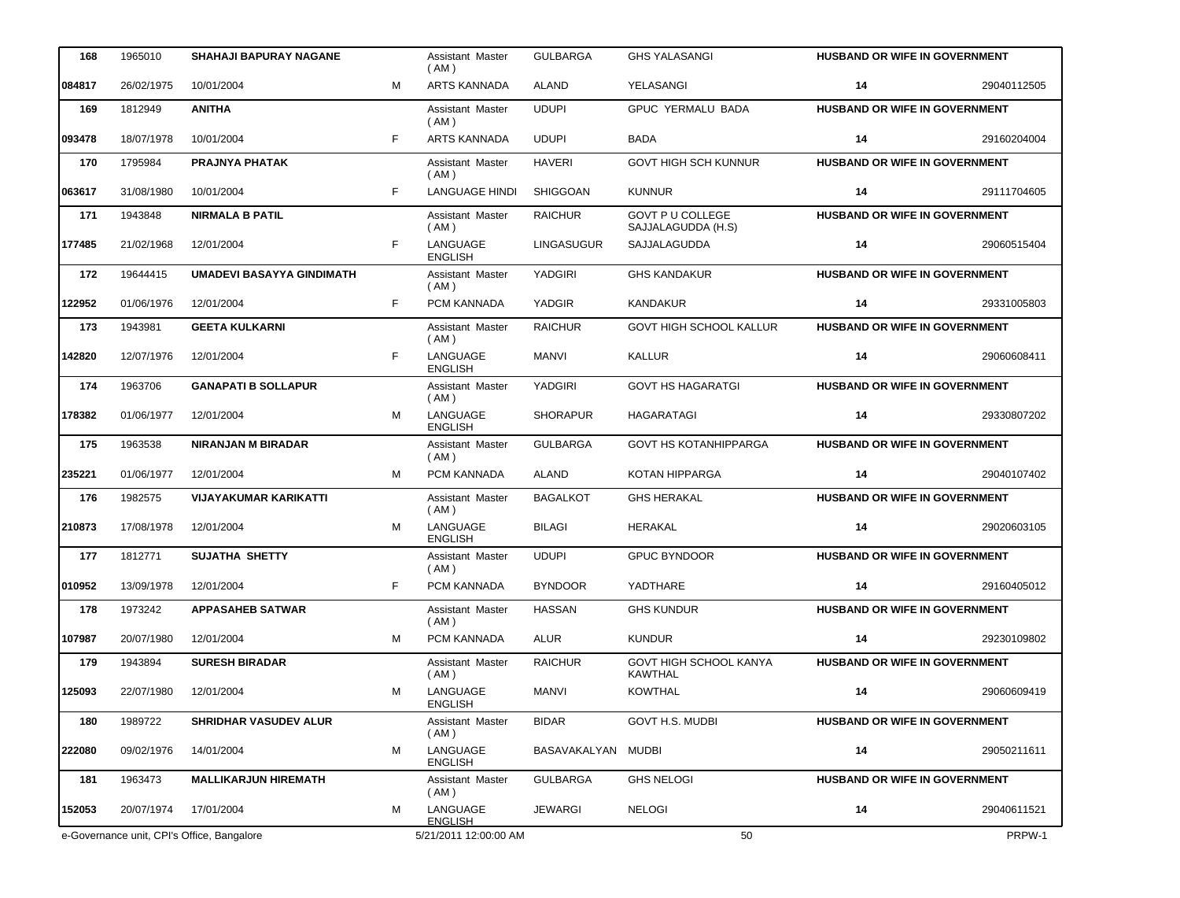| 168 | 1965010 | SHAHAJI BAPURAY NAGANE | | Assistant Master ( AM ) | GULBARGA | GHS YALASANGI | HUSBAND OR WIFE IN GOVERNMENT | |
|---|---|---|---|---|---|---|---|---|
| 084817 | 26/02/1975 | 10/01/2004 | M | ARTS KANNADA | ALAND | YELASANGI | 14 | 29040112505 |
| 169 | 1812949 | ANITHA | | Assistant Master ( AM ) | UDUPI | GPUC YERMALU BADA | HUSBAND OR WIFE IN GOVERNMENT | |
| 093478 | 18/07/1978 | 10/01/2004 | F | ARTS KANNADA | UDUPI | BADA | 14 | 29160204004 |
| 170 | 1795984 | PRAJNYA PHATAK | | Assistant Master ( AM ) | HAVERI | GOVT HIGH SCH KUNNUR | HUSBAND OR WIFE IN GOVERNMENT | |
| 063617 | 31/08/1980 | 10/01/2004 | F | LANGUAGE HINDI | SHIGGOAN | KUNNUR | 14 | 29111704605 |
| 171 | 1943848 | NIRMALA B PATIL | | Assistant Master ( AM ) | RAICHUR | GOVT P U COLLEGE SAJJALAGUDDA (H.S) | HUSBAND OR WIFE IN GOVERNMENT | |
| 177485 | 21/02/1968 | 12/01/2004 | F | LANGUAGE ENGLISH | LINGASUGUR | SAJJALAGUDDA | 14 | 29060515404 |
| 172 | 19644415 | UMADEVI BASAYYA GINDIMATH | | Assistant Master ( AM ) | YADGIRI | GHS KANDAKUR | HUSBAND OR WIFE IN GOVERNMENT | |
| 122952 | 01/06/1976 | 12/01/2004 | F | PCM KANNADA | YADGIR | KANDAKUR | 14 | 29331005803 |
| 173 | 1943981 | GEETA KULKARNI | | Assistant Master ( AM ) | RAICHUR | GOVT HIGH SCHOOL KALLUR | HUSBAND OR WIFE IN GOVERNMENT | |
| 142820 | 12/07/1976 | 12/01/2004 | F | LANGUAGE ENGLISH | MANVI | KALLUR | 14 | 29060608411 |
| 174 | 1963706 | GANAPATI B SOLLAPUR | | Assistant Master ( AM ) | YADGIRI | GOVT HS HAGARATGI | HUSBAND OR WIFE IN GOVERNMENT | |
| 178382 | 01/06/1977 | 12/01/2004 | M | LANGUAGE ENGLISH | SHORAPUR | HAGARATAGI | 14 | 29330807202 |
| 175 | 1963538 | NIRANJAN M BIRADAR | | Assistant Master ( AM ) | GULBARGA | GOVT HS KOTANHIPPARGA | HUSBAND OR WIFE IN GOVERNMENT | |
| 235221 | 01/06/1977 | 12/01/2004 | M | PCM KANNADA | ALAND | KOTAN HIPPARGA | 14 | 29040107402 |
| 176 | 1982575 | VIJAYAKUMAR KARIKATTI | | Assistant Master ( AM ) | BAGALKOT | GHS HERAKAL | HUSBAND OR WIFE IN GOVERNMENT | |
| 210873 | 17/08/1978 | 12/01/2004 | M | LANGUAGE ENGLISH | BILAGI | HERAKAL | 14 | 29020603105 |
| 177 | 1812771 | SUJATHA SHETTY | | Assistant Master ( AM ) | UDUPI | GPUC BYNDOOR | HUSBAND OR WIFE IN GOVERNMENT | |
| 010952 | 13/09/1978 | 12/01/2004 | F | PCM KANNADA | BYNDOOR | YADTHARE | 14 | 29160405012 |
| 178 | 1973242 | APPASAHEB SATWAR | | Assistant Master ( AM ) | HASSAN | GHS KUNDUR | HUSBAND OR WIFE IN GOVERNMENT | |
| 107987 | 20/07/1980 | 12/01/2004 | M | PCM KANNADA | ALUR | KUNDUR | 14 | 29230109802 |
| 179 | 1943894 | SURESH BIRADAR | | Assistant Master ( AM ) | RAICHUR | GOVT HIGH SCHOOL KANYA KAWTHAL | HUSBAND OR WIFE IN GOVERNMENT | |
| 125093 | 22/07/1980 | 12/01/2004 | M | LANGUAGE ENGLISH | MANVI | KOWTHAL | 14 | 29060609419 |
| 180 | 1989722 | SHRIDHAR VASUDEV ALUR | | Assistant Master ( AM ) | BIDAR | GOVT H.S. MUDBI | HUSBAND OR WIFE IN GOVERNMENT | |
| 222080 | 09/02/1976 | 14/01/2004 | M | LANGUAGE ENGLISH | BASAVAKALYAN | MUDBI | 14 | 29050211611 |
| 181 | 1963473 | MALLIKARJUN HIREMATH | | Assistant Master ( AM ) | GULBARGA | GHS NELOGI | HUSBAND OR WIFE IN GOVERNMENT | |
| 152053 | 20/07/1974 | 17/01/2004 | M | LANGUAGE ENGLISH | JEWARGI | NELOGI | 14 | 29040611521 |

e-Governance unit, CPI's Office, Bangalore 5/21/2011 12:00:00 AM PRPW-1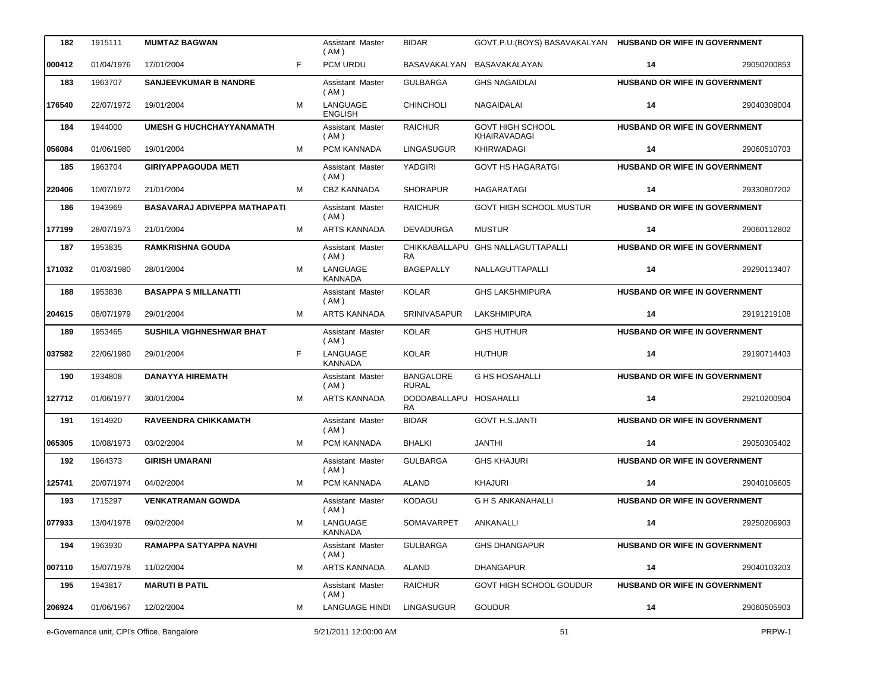| 182 | 1915111 | MUMTAZ BAGWAN | | Assistant Master ( AM ) | BIDAR | GOVT.P.U.(BOYS) BASAVAKALYAN | HUSBAND OR WIFE IN GOVERNMENT | |
|---|---|---|---|---|---|---|---|---|
| 000412 | 01/04/1976 | 17/01/2004 | F | PCM URDU | BASAVAKALYAN | BASAVAKALAYAN | 14 | 29050200853 |
| 183 | 1963707 | SANJEEVKUMAR B NANDRE | | Assistant Master ( AM ) | GULBARGA | GHS NAGAIDLAI | HUSBAND OR WIFE IN GOVERNMENT | |
| 176540 | 22/07/1972 | 19/01/2004 | M | LANGUAGE ENGLISH | CHINCHOLI | NAGAIDALAI | 14 | 29040308004 |
| 184 | 1944000 | UMESH G HUCHCHAYYANAMATH | | Assistant Master ( AM ) | RAICHUR | GOVT HIGH SCHOOL KHAIRAVADAGI | HUSBAND OR WIFE IN GOVERNMENT | |
| 056084 | 01/06/1980 | 19/01/2004 | M | PCM KANNADA | LINGASUGUR | KHIRWADAGI | 14 | 29060510703 |
| 185 | 1963704 | GIRIYAPPAGOUDA METI | | Assistant Master ( AM ) | YADGIRI | GOVT HS HAGARATGI | HUSBAND OR WIFE IN GOVERNMENT | |
| 220406 | 10/07/1972 | 21/01/2004 | M | CBZ KANNADA | SHORAPUR | HAGARATAGI | 14 | 29330807202 |
| 186 | 1943969 | BASAVARAJ ADIVEPPA MATHAPATI | | Assistant Master ( AM ) | RAICHUR | GOVT HIGH SCHOOL MUSTUR | HUSBAND OR WIFE IN GOVERNMENT | |
| 177199 | 28/07/1973 | 21/01/2004 | M | ARTS KANNADA | DEVADURGA | MUSTUR | 14 | 29060112802 |
| 187 | 1953835 | RAMKRISHNA GOUDA | | Assistant Master ( AM ) | CHIKKABALLAPURA | GHS NALLAGUTTAPALLI | HUSBAND OR WIFE IN GOVERNMENT | |
| 171032 | 01/03/1980 | 28/01/2004 | M | LANGUAGE KANNADA | BAGEPALLY | NALLAGUTTAPALLI | 14 | 29290113407 |
| 188 | 1953838 | BASAPPA S MILLANATTI | | Assistant Master ( AM ) | KOLAR | GHS LAKSHMIPURA | HUSBAND OR WIFE IN GOVERNMENT | |
| 204615 | 08/07/1979 | 29/01/2004 | M | ARTS KANNADA | SRINIVASAPUR | LAKSHMIPURA | 14 | 29191219108 |
| 189 | 1953465 | SUSHILA VIGHNESHWAR BHAT | | Assistant Master ( AM ) | KOLAR | GHS HUTHUR | HUSBAND OR WIFE IN GOVERNMENT | |
| 037582 | 22/06/1980 | 29/01/2004 | F | LANGUAGE KANNADA | KOLAR | HUTHUR | 14 | 29190714403 |
| 190 | 1934808 | DANAYYA HIREMATH | | Assistant Master ( AM ) | BANGALORE RURAL | G HS HOSAHALLI | HUSBAND OR WIFE IN GOVERNMENT | |
| 127712 | 01/06/1977 | 30/01/2004 | M | ARTS KANNADA | DODDABALLAPURA | HOSAHALLI | 14 | 29210200904 |
| 191 | 1914920 | RAVEENDRA CHIKKAMATH | | Assistant Master ( AM ) | BIDAR | GOVT H.S.JANTI | HUSBAND OR WIFE IN GOVERNMENT | |
| 065305 | 10/08/1973 | 03/02/2004 | M | PCM KANNADA | BHALKI | JANTHI | 14 | 29050305402 |
| 192 | 1964373 | GIRISH UMARANI | | Assistant Master ( AM ) | GULBARGA | GHS KHAJURI | HUSBAND OR WIFE IN GOVERNMENT | |
| 125741 | 20/07/1974 | 04/02/2004 | M | PCM KANNADA | ALAND | KHAJURI | 14 | 29040106605 |
| 193 | 1715297 | VENKATRAMAN GOWDA | | Assistant Master ( AM ) | KODAGU | G H S ANKANAHALLI | HUSBAND OR WIFE IN GOVERNMENT | |
| 077933 | 13/04/1978 | 09/02/2004 | M | LANGUAGE KANNADA | SOMAVARPET | ANKANALLI | 14 | 29250206903 |
| 194 | 1963930 | RAMAPPA SATYAPPA NAVHI | | Assistant Master ( AM ) | GULBARGA | GHS DHANGAPUR | HUSBAND OR WIFE IN GOVERNMENT | |
| 007110 | 15/07/1978 | 11/02/2004 | M | ARTS KANNADA | ALAND | DHANGAPUR | 14 | 29040103203 |
| 195 | 1943817 | MARUTI B PATIL | | Assistant Master ( AM ) | RAICHUR | GOVT HIGH SCHOOL GOUDUR | HUSBAND OR WIFE IN GOVERNMENT | |
| 206924 | 01/06/1967 | 12/02/2004 | M | LANGUAGE HINDI | LINGASUGUR | GOUDUR | 14 | 29060505903 |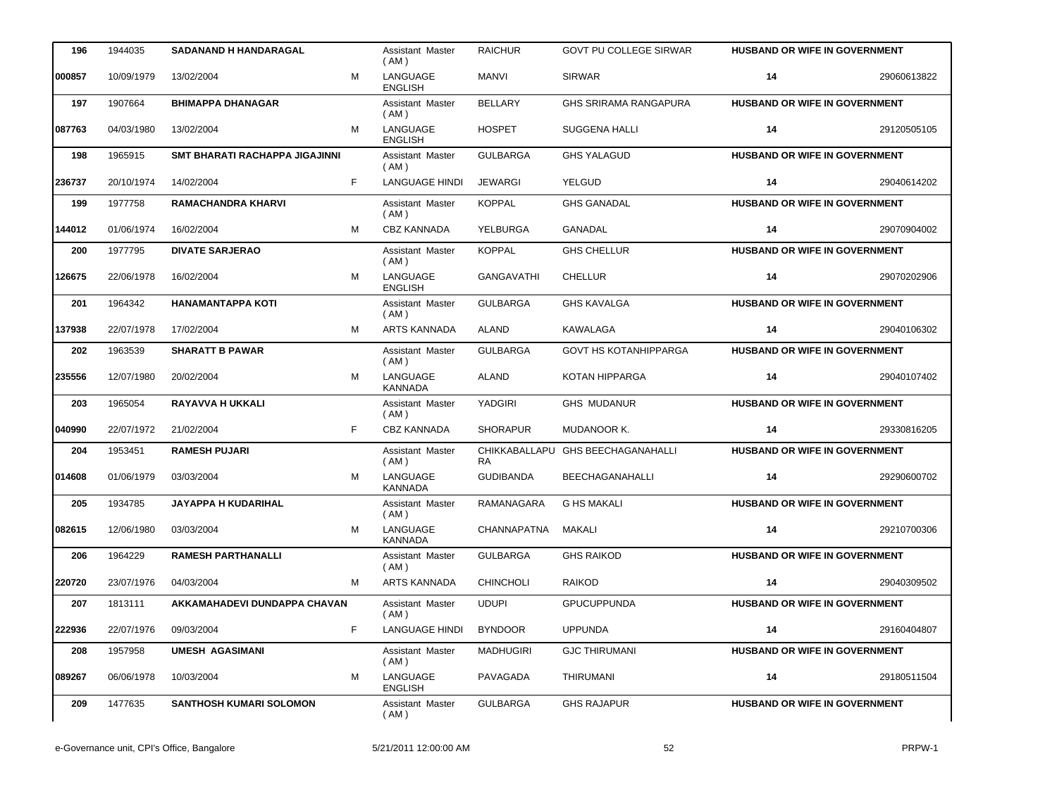| 196 | 1944035 | SADANAND H HANDARAGAL | | Assistant Master ( AM ) | RAICHUR | GOVT PU COLLEGE SIRWAR | HUSBAND OR WIFE IN GOVERNMENT | |
|---|---|---|---|---|---|---|---|---|
| 000857 | 10/09/1979 | 13/02/2004 | M | LANGUAGE ENGLISH | MANVI | SIRWAR | 14 | 29060613822 |
| 197 | 1907664 | BHIMAPPA DHANAGAR | | Assistant Master ( AM ) | BELLARY | GHS SRIRAMA RANGAPURA | HUSBAND OR WIFE IN GOVERNMENT | |
| 087763 | 04/03/1980 | 13/02/2004 | M | LANGUAGE ENGLISH | HOSPET | SUGGENA HALLI | 14 | 29120505105 |
| 198 | 1965915 | SMT BHARATI RACHAPPA JIGAJINNI | | Assistant Master ( AM ) | GULBARGA | GHS YALAGUD | HUSBAND OR WIFE IN GOVERNMENT | |
| 236737 | 20/10/1974 | 14/02/2004 | F | LANGUAGE HINDI | JEWARGI | YELGUD | 14 | 29040614202 |
| 199 | 1977758 | RAMACHANDRA KHARVI | | Assistant Master ( AM ) | KOPPAL | GHS GANADAL | HUSBAND OR WIFE IN GOVERNMENT | |
| 144012 | 01/06/1974 | 16/02/2004 | M | CBZ KANNADA | YELBURGA | GANADAL | 14 | 29070904002 |
| 200 | 1977795 | DIVATE SARJERAO | | Assistant Master ( AM ) | KOPPAL | GHS CHELLUR | HUSBAND OR WIFE IN GOVERNMENT | |
| 126675 | 22/06/1978 | 16/02/2004 | M | LANGUAGE ENGLISH | GANGAVATHI | CHELLUR | 14 | 29070202906 |
| 201 | 1964342 | HANAMANTAPPA KOTI | | Assistant Master ( AM ) | GULBARGA | GHS KAVALGA | HUSBAND OR WIFE IN GOVERNMENT | |
| 137938 | 22/07/1978 | 17/02/2004 | M | ARTS KANNADA | ALAND | KAWALAGA | 14 | 29040106302 |
| 202 | 1963539 | SHARATT B PAWAR | | Assistant Master ( AM ) | GULBARGA | GOVT HS KOTANHIPPARGA | HUSBAND OR WIFE IN GOVERNMENT | |
| 235556 | 12/07/1980 | 20/02/2004 | M | LANGUAGE KANNADA | ALAND | KOTAN HIPPARGA | 14 | 29040107402 |
| 203 | 1965054 | RAYAVVA H UKKALI | | Assistant Master ( AM ) | YADGIRI | GHS MUDANUR | HUSBAND OR WIFE IN GOVERNMENT | |
| 040990 | 22/07/1972 | 21/02/2004 | F | CBZ KANNADA | SHORAPUR | MUDANOOR K. | 14 | 29330816205 |
| 204 | 1953451 | RAMESH PUJARI | | Assistant Master ( AM ) | CHIKKABALLAPURA | GHS BEECHAGANAHALLI | HUSBAND OR WIFE IN GOVERNMENT | |
| 014608 | 01/06/1979 | 03/03/2004 | M | LANGUAGE KANNADA | GUDIBANDA | BEECHAGANAHALLI | 14 | 29290600702 |
| 205 | 1934785 | JAYAPPA H KUDARIHAL | | Assistant Master ( AM ) | RAMANAGARA | G HS MAKALI | HUSBAND OR WIFE IN GOVERNMENT | |
| 082615 | 12/06/1980 | 03/03/2004 | M | LANGUAGE KANNADA | CHANNAPATNA | MAKALI | 14 | 29210700306 |
| 206 | 1964229 | RAMESH PARTHANALLI | | Assistant Master ( AM ) | GULBARGA | GHS RAIKOD | HUSBAND OR WIFE IN GOVERNMENT | |
| 220720 | 23/07/1976 | 04/03/2004 | M | ARTS KANNADA | CHINCHOLI | RAIKOD | 14 | 29040309502 |
| 207 | 1813111 | AKKAMAHADEVI DUNDAPPA CHAVAN | | Assistant Master ( AM ) | UDUPI | GPUCUPPUNDA | HUSBAND OR WIFE IN GOVERNMENT | |
| 222936 | 22/07/1976 | 09/03/2004 | F | LANGUAGE HINDI | BYNDOOR | UPPUNDA | 14 | 29160404807 |
| 208 | 1957958 | UMESH AGASIMANI | | Assistant Master ( AM ) | MADHUGIRI | GJC THIRUMANI | HUSBAND OR WIFE IN GOVERNMENT | |
| 089267 | 06/06/1978 | 10/03/2004 | M | LANGUAGE ENGLISH | PAVAGADA | THIRUMANI | 14 | 29180511504 |
| 209 | 1477635 | SANTHOSH KUMARI SOLOMON | | Assistant Master ( AM ) | GULBARGA | GHS RAJAPUR | HUSBAND OR WIFE IN GOVERNMENT | |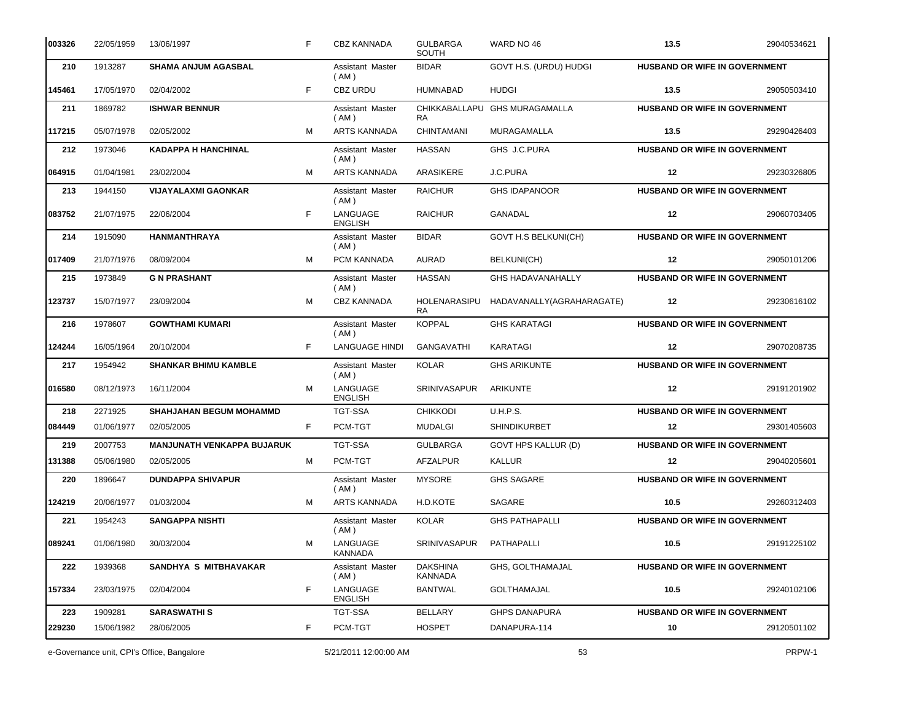| | | | | | | | | |
|---|---|---|---|---|---|---|---|---|
| 003326 | 22/05/1959 | 13/06/1997 | F | CBZ KANNADA | GULBARGA SOUTH | WARD NO 46 | **13.5** | 29040534621 |
| **210** | 1913287 | **SHAMA ANJUM AGASBAL** | | Assistant Master ( AM ) | BIDAR | GOVT H.S. (URDU) HUDGI | **HUSBAND OR WIFE IN GOVERNMENT** | |
| 145461 | 17/05/1970 | 02/04/2002 | F | CBZ URDU | HUMNABAD | HUDGI | **13.5** | 29050503410 |
| **211** | 1869782 | **ISHWAR BENNUR** | | Assistant Master ( AM ) | CHIKKABALLAPURA | GHS MURAGAMALLA | **HUSBAND OR WIFE IN GOVERNMENT** | |
| 117215 | 05/07/1978 | 02/05/2002 | M | ARTS KANNADA | CHINTAMANI | MURAGAMALLA | **13.5** | 29290426403 |
| **212** | 1973046 | **KADAPPA H HANCHINAL** | | Assistant Master ( AM ) | HASSAN | GHS J.C.PURA | **HUSBAND OR WIFE IN GOVERNMENT** | |
| 064915 | 01/04/1981 | 23/02/2004 | M | ARTS KANNADA | ARASIKERE | J.C.PURA | **12** | 29230326805 |
| **213** | 1944150 | **VIJAYALAXMI GAONKAR** | | Assistant Master ( AM ) | RAICHUR | GHS IDAPANOOR | **HUSBAND OR WIFE IN GOVERNMENT** | |
| 083752 | 21/07/1975 | 22/06/2004 | F | LANGUAGE ENGLISH | RAICHUR | GANADAL | **12** | 29060703405 |
| **214** | 1915090 | **HANMANTHRAYA** | | Assistant Master ( AM ) | BIDAR | GOVT H.S BELKUNI(CH) | **HUSBAND OR WIFE IN GOVERNMENT** | |
| 017409 | 21/07/1976 | 08/09/2004 | M | PCM KANNADA | AURAD | BELKUNI(CH) | **12** | 29050101206 |
| **215** | 1973849 | **G N PRASHANT** | | Assistant Master ( AM ) | HASSAN | GHS HADAVANAHALLY | **HUSBAND OR WIFE IN GOVERNMENT** | |
| 123737 | 15/07/1977 | 23/09/2004 | M | CBZ KANNADA | HOLENARASIPURA | HADAVANALLY(AGRAHARAGATE) | **12** | 29230616102 |
| **216** | 1978607 | **GOWTHAMI KUMARI** | | Assistant Master ( AM ) | KOPPAL | GHS KARATAGI | **HUSBAND OR WIFE IN GOVERNMENT** | |
| 124244 | 16/05/1964 | 20/10/2004 | F | LANGUAGE HINDI | GANGAVATHI | KARATAGI | **12** | 29070208735 |
| **217** | 1954942 | **SHANKAR BHIMU KAMBLE** | | Assistant Master ( AM ) | KOLAR | GHS ARIKUNTE | **HUSBAND OR WIFE IN GOVERNMENT** | |
| 016580 | 08/12/1973 | 16/11/2004 | M | LANGUAGE ENGLISH | SRINIVASAPUR | ARIKUNTE | **12** | 29191201902 |
| **218** | 2271925 | **SHAHJAHAN BEGUM MOHAMMD** | | TGT-SSA | CHIKKODI | U.H.P.S. | **HUSBAND OR WIFE IN GOVERNMENT** | |
| 084449 | 01/06/1977 | 02/05/2005 | F | PCM-TGT | MUDALGI | SHINDIKURBET | **12** | 29301405603 |
| **219** | 2007753 | **MANJUNATH VENKAPPA BUJARUK** | | TGT-SSA | GULBARGA | GOVT HPS KALLUR (D) | **HUSBAND OR WIFE IN GOVERNMENT** | |
| 131388 | 05/06/1980 | 02/05/2005 | M | PCM-TGT | AFZALPUR | KALLUR | **12** | 29040205601 |
| **220** | 1896647 | **DUNDAPPA SHIVAPUR** | | Assistant Master ( AM ) | MYSORE | GHS SAGARE | **HUSBAND OR WIFE IN GOVERNMENT** | |
| 124219 | 20/06/1977 | 01/03/2004 | M | ARTS KANNADA | H.D.KOTE | SAGARE | **10.5** | 29260312403 |
| **221** | 1954243 | **SANGAPPA NISHTI** | | Assistant Master ( AM ) | KOLAR | GHS PATHAPALLI | **HUSBAND OR WIFE IN GOVERNMENT** | |
| 089241 | 01/06/1980 | 30/03/2004 | M | LANGUAGE KANNADA | SRINIVASAPUR | PATHAPALLI | **10.5** | 29191225102 |
| **222** | 1939368 | **SANDHYA S MITBHAVAKAR** | | Assistant Master ( AM ) | DAKSHINA KANNADA | GHS, GOLTHAMAJAL | **HUSBAND OR WIFE IN GOVERNMENT** | |
| 157334 | 23/03/1975 | 02/04/2004 | F | LANGUAGE ENGLISH | BANTWAL | GOLTHAMAJAL | **10.5** | 29240102106 |
| **223** | 1909281 | **SARASWATHI S** | | TGT-SSA | BELLARY | GHPS DANAPURA | **HUSBAND OR WIFE IN GOVERNMENT** | |
| 229230 | 15/06/1982 | 28/06/2005 | F | PCM-TGT | HOSPET | DANAPURA-114 | **10** | 29120501102 |

e-Governance unit, CPI's Office, Bangalore | 5/21/2011 12:00:00 AM | PRPW-1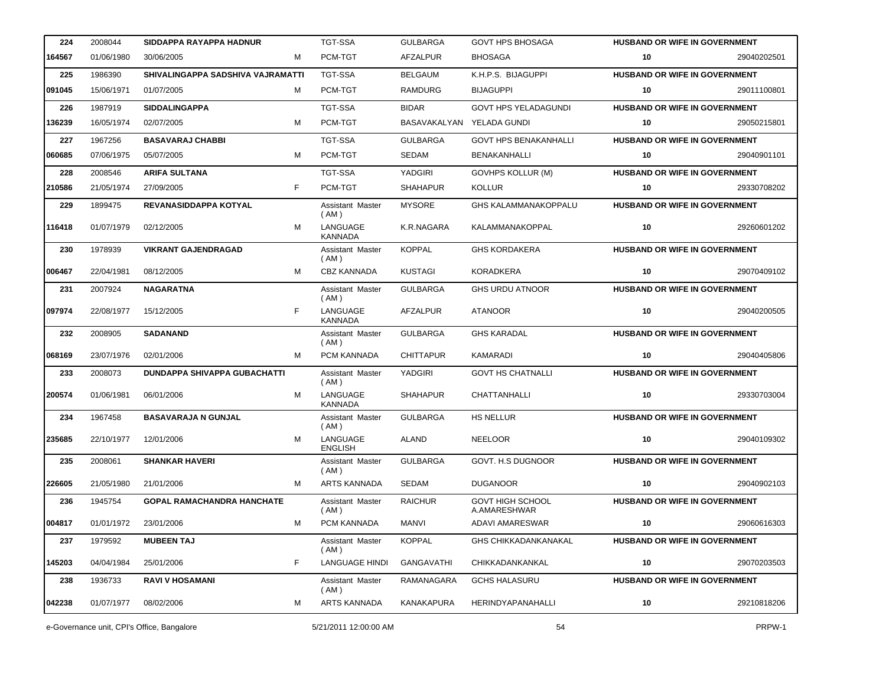| | | | | | | | | | |
|---|---|---|---|---|---|---|---|---|---|
| 224 | 2008044 | SIDDAPPA RAYAPPA HADNUR | | TGT-SSA | GULBARGA | GOVT HPS BHOSAGA | HUSBAND OR WIFE IN GOVERNMENT | | |
| 164567 | 01/06/1980 | 30/06/2005 | M | PCM-TGT | AFZALPUR | BHOSAGA | 10 | 29040202501 | |
| 225 | 1986390 | SHIVALINGAPPA SADSHIVA VAJRAMATTI | | TGT-SSA | BELGAUM | K.H.P.S. BIJAGUPPI | HUSBAND OR WIFE IN GOVERNMENT | | |
| 091045 | 15/06/1971 | 01/07/2005 | M | PCM-TGT | RAMDURG | BIJAGUPPI | 10 | 29011100801 | |
| 226 | 1987919 | SIDDALINGAPPA | | TGT-SSA | BIDAR | GOVT HPS YELADAGUNDI | HUSBAND OR WIFE IN GOVERNMENT | | |
| 136239 | 16/05/1974 | 02/07/2005 | M | PCM-TGT | BASAVAKALYAN | YELADA GUNDI | 10 | 29050215801 | |
| 227 | 1967256 | BASAVARAJ CHABBI | | TGT-SSA | GULBARGA | GOVT HPS BENAKANHALLI | HUSBAND OR WIFE IN GOVERNMENT | | |
| 060685 | 07/06/1975 | 05/07/2005 | M | PCM-TGT | SEDAM | BENAKANHALLI | 10 | 29040901101 | |
| 228 | 2008546 | ARIFA SULTANA | | TGT-SSA | YADGIRI | GOVHPS KOLLUR (M) | HUSBAND OR WIFE IN GOVERNMENT | | |
| 210586 | 21/05/1974 | 27/09/2005 | F | PCM-TGT | SHAHAPUR | KOLLUR | 10 | 29330708202 | |
| 229 | 1899475 | REVANASIDDAPPA KOTYAL | | Assistant Master ( AM ) | MYSORE | GHS KALAMMANAKOPPALU | HUSBAND OR WIFE IN GOVERNMENT | | |
| 116418 | 01/07/1979 | 02/12/2005 | M | LANGUAGE KANNADA | K.R.NAGARA | KALAMMANAKOPPAL | 10 | 29260601202 | |
| 230 | 1978939 | VIKRANT GAJENDRAGAD | | Assistant Master ( AM ) | KOPPAL | GHS KORDAKERA | HUSBAND OR WIFE IN GOVERNMENT | | |
| 006467 | 22/04/1981 | 08/12/2005 | M | CBZ KANNADA | KUSTAGI | KORADKERA | 10 | 29070409102 | |
| 231 | 2007924 | NAGARATNA | | Assistant Master ( AM ) | GULBARGA | GHS URDU ATNOOR | HUSBAND OR WIFE IN GOVERNMENT | | |
| 097974 | 22/08/1977 | 15/12/2005 | F | LANGUAGE KANNADA | AFZALPUR | ATANOOR | 10 | 29040200505 | |
| 232 | 2008905 | SADANAND | | Assistant Master ( AM ) | GULBARGA | GHS KARADAL | HUSBAND OR WIFE IN GOVERNMENT | | |
| 068169 | 23/07/1976 | 02/01/2006 | M | PCM KANNADA | CHITTAPUR | KAMARADI | 10 | 29040405806 | |
| 233 | 2008073 | DUNDAPPA SHIVAPPA GUBACHATTI | | Assistant Master ( AM ) | YADGIRI | GOVT HS CHATNALLI | HUSBAND OR WIFE IN GOVERNMENT | | |
| 200574 | 01/06/1981 | 06/01/2006 | M | LANGUAGE KANNADA | SHAHAPUR | CHATTANHALLI | 10 | 29330703004 | |
| 234 | 1967458 | BASAVARAJA N GUNJAL | | Assistant Master ( AM ) | GULBARGA | HS NELLUR | HUSBAND OR WIFE IN GOVERNMENT | | |
| 235685 | 22/10/1977 | 12/01/2006 | M | LANGUAGE ENGLISH | ALAND | NEELOOR | 10 | 29040109302 | |
| 235 | 2008061 | SHANKAR HAVERI | | Assistant Master ( AM ) | GULBARGA | GOVT. H.S DUGNOOR | HUSBAND OR WIFE IN GOVERNMENT | | |
| 226605 | 21/05/1980 | 21/01/2006 | M | ARTS KANNADA | SEDAM | DUGANOOR | 10 | 29040902103 | |
| 236 | 1945754 | GOPAL RAMACHANDRA HANCHATE | | Assistant Master ( AM ) | RAICHUR | GOVT HIGH SCHOOL A.AMARESHWAR | HUSBAND OR WIFE IN GOVERNMENT | | |
| 004817 | 01/01/1972 | 23/01/2006 | M | PCM KANNADA | MANVI | ADAVI AMARESWAR | 10 | 29060616303 | |
| 237 | 1979592 | MUBEEN TAJ | | Assistant Master ( AM ) | KOPPAL | GHS CHIKKADANKANAKAL | HUSBAND OR WIFE IN GOVERNMENT | | |
| 145203 | 04/04/1984 | 25/01/2006 | F | LANGUAGE HINDI | GANGAVATHI | CHIKKADANKANKAL | 10 | 29070203503 | |
| 238 | 1936733 | RAVI V HOSAMANI | | Assistant Master ( AM ) | RAMANAGARA | GCHS HALASURU | HUSBAND OR WIFE IN GOVERNMENT | | |
| 042238 | 01/07/1977 | 08/02/2006 | M | ARTS KANNADA | KANAKAPURA | HERINDYAPANAHALLI | 10 | 29210818206 | |

e-Governance unit, CPI's Office, Bangalore    5/21/2011 12:00:00 AM    PRPW-1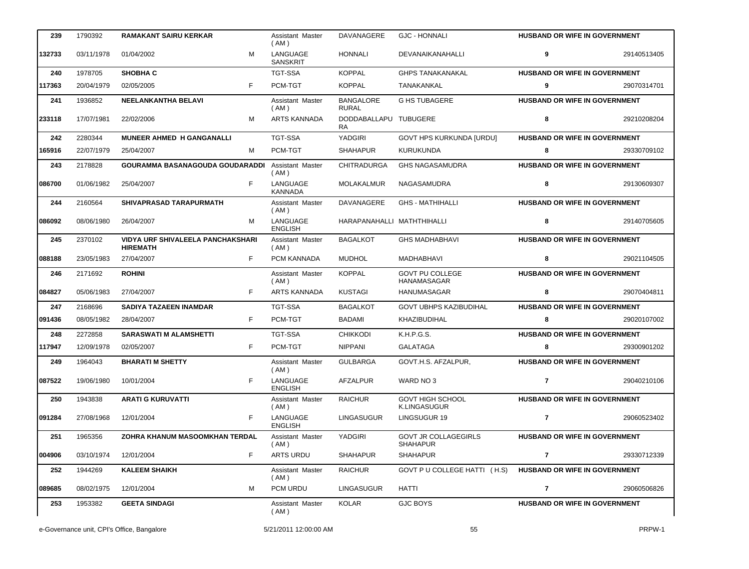| | | | | | | | | |
|---|---|---|---|---|---|---|---|---|
| 239 | 1790392 | **RAMAKANT SAIRU KERKAR** | | Assistant Master ( AM ) | DAVANAGERE | GJC - HONNALI | **HUSBAND OR WIFE IN GOVERNMENT** | |
| 132733 | 03/11/1978 | 01/04/2002 | M | LANGUAGE SANSKRIT | HONNALI | DEVANAIKANAHALLI | **9** | 29140513405 |
| 240 | 1978705 | **SHOBHA C** | | TGT-SSA | KOPPAL | GHPS TANAKANAKAL | **HUSBAND OR WIFE IN GOVERNMENT** | |
| 117363 | 20/04/1979 | 02/05/2005 | F | PCM-TGT | KOPPAL | TANAKANKAL | **9** | 29070314701 |
| 241 | 1936852 | **NEELANKANTHA BELAVI** | | Assistant Master ( AM ) | BANGALORE RURAL | G HS TUBAGERE | **HUSBAND OR WIFE IN GOVERNMENT** | |
| 233118 | 17/07/1981 | 22/02/2006 | M | ARTS KANNADA | DODDABALLAPURA | TUBUGERE | **8** | 29210208204 |
| 242 | 2280344 | **MUNEER AHMED H GANGANALLI** | | TGT-SSA | YADGIRI | GOVT HPS KURKUNDA [URDU] | **HUSBAND OR WIFE IN GOVERNMENT** | |
| 165916 | 22/07/1979 | 25/04/2007 | M | PCM-TGT | SHAHAPUR | KURUKUNDA | **8** | 29330709102 |
| 243 | 2178828 | **GOURAMMA BASANAGOUDA GOUDARADDI** | | Assistant Master ( AM ) | CHITRADURGA | GHS NAGASAMUDRA | **HUSBAND OR WIFE IN GOVERNMENT** | |
| 086700 | 01/06/1982 | 25/04/2007 | F | LANGUAGE KANNADA | MOLAKALMUR | NAGASAMUDRA | **8** | 29130609307 |
| 244 | 2160564 | **SHIVAPRASAD TARAPURMATH** | | Assistant Master ( AM ) | DAVANAGERE | GHS - MATHIHALLI | **HUSBAND OR WIFE IN GOVERNMENT** | |
| 086092 | 08/06/1980 | 26/04/2007 | M | LANGUAGE ENGLISH | HARAPANAHALLI | MATHTHIHALLI | **8** | 29140705605 |
| 245 | 2370102 | **VIDYA URF SHIVALEELA PANCHAKSHARI HIREMATH** | | Assistant Master ( AM ) | BAGALKOT | GHS MADHABHAVI | **HUSBAND OR WIFE IN GOVERNMENT** | |
| 088188 | 23/05/1983 | 27/04/2007 | F | PCM KANNADA | MUDHOL | MADHABHAVI | **8** | 29021104505 |
| 246 | 2171692 | **ROHINI** | | Assistant Master ( AM ) | KOPPAL | GOVT PU COLLEGE HANAMASAGAR | **HUSBAND OR WIFE IN GOVERNMENT** | |
| 084827 | 05/06/1983 | 27/04/2007 | F | ARTS KANNADA | KUSTAGI | HANUMASAGAR | **8** | 29070404811 |
| 247 | 2168696 | **SADIYA TAZAEEN INAMDAR** | | TGT-SSA | BAGALKOT | GOVT UBHPS KAZIBUDIHAL | **HUSBAND OR WIFE IN GOVERNMENT** | |
| 091436 | 08/05/1982 | 28/04/2007 | F | PCM-TGT | BADAMI | KHAZIBUDIHAL | **8** | 29020107002 |
| 248 | 2272858 | **SARASWATI M ALAMSHETTI** | | TGT-SSA | CHIKKODI | K.H.P.G.S. | **HUSBAND OR WIFE IN GOVERNMENT** | |
| 117947 | 12/09/1978 | 02/05/2007 | F | PCM-TGT | NIPPANI | GALATAGA | **8** | 29300901202 |
| 249 | 1964043 | **BHARATI M SHETTY** | | Assistant Master ( AM ) | GULBARGA | GOVT.H.S. AFZALPUR, | **HUSBAND OR WIFE IN GOVERNMENT** | |
| 087522 | 19/06/1980 | 10/01/2004 | F | LANGUAGE ENGLISH | AFZALPUR | WARD NO 3 | **7** | 29040210106 |
| 250 | 1943838 | **ARATI G KURUVATTI** | | Assistant Master ( AM ) | RAICHUR | GOVT HIGH SCHOOL K.LINGASUGUR | **HUSBAND OR WIFE IN GOVERNMENT** | |
| 091284 | 27/08/1968 | 12/01/2004 | F | LANGUAGE ENGLISH | LINGASUGUR | LINGSUGUR 19 | **7** | 29060523402 |
| 251 | 1965356 | **ZOHRA KHANUM MASOOMKHAN TERDAL** | | Assistant Master ( AM ) | YADGIRI | GOVT JR COLLAGEGIRLS SHAHAPUR | **HUSBAND OR WIFE IN GOVERNMENT** | |
| 004906 | 03/10/1974 | 12/01/2004 | F | ARTS URDU | SHAHAPUR | SHAHAPUR | **7** | 29330712339 |
| 252 | 1944269 | **KALEEM SHAIKH** | | Assistant Master ( AM ) | RAICHUR | GOVT P U COLLEGE HATTI (H.S) | **HUSBAND OR WIFE IN GOVERNMENT** | |
| 089685 | 08/02/1975 | 12/01/2004 | M | PCM URDU | LINGASUGUR | HATTI | **7** | 29060506826 |
| 253 | 1953382 | **GEETA SINDAGI** | | Assistant Master ( AM ) | KOLAR | GJC BOYS | **HUSBAND OR WIFE IN GOVERNMENT** | |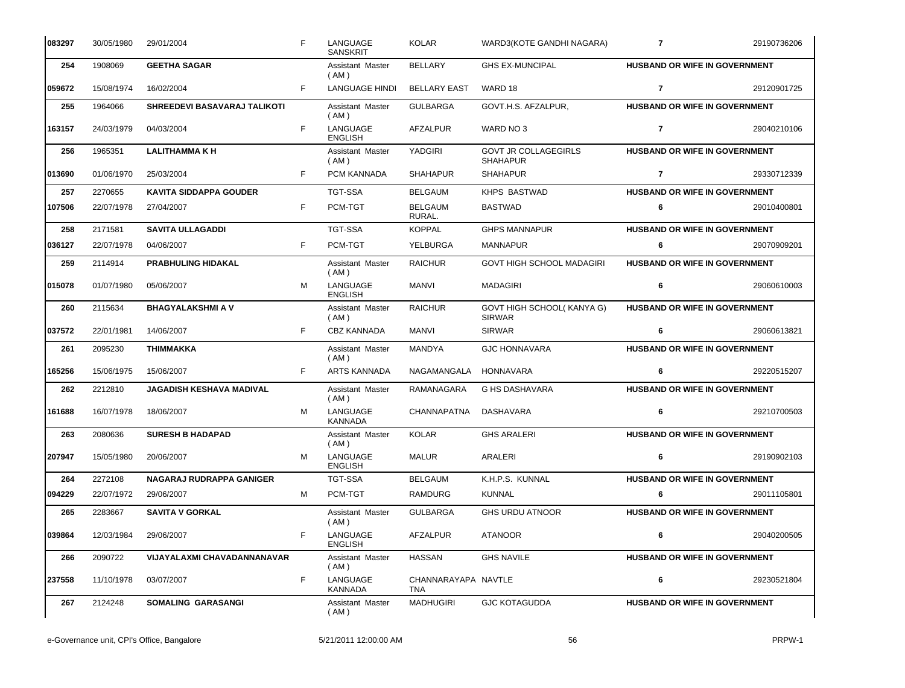| | | | | | | | | |
|---|---|---|---|---|---|---|---|---|
| 083297 | 30/05/1980 | 29/01/2004 | F | LANGUAGE SANSKRIT | KOLAR | WARD3(KOTE GANDHI NAGARA) | 7 | 29190736206 |
| **254** | 1908069 | **GEETHA SAGAR** | | Assistant Master ( AM ) | BELLARY | GHS EX-MUNCIPAL | **HUSBAND OR WIFE IN GOVERNMENT** | |
| 059672 | 15/08/1974 | 16/02/2004 | F | LANGUAGE HINDI | BELLARY EAST | WARD 18 | 7 | 29120901725 |
| **255** | 1964066 | **SHREEDEVI BASAVARAJ TALIKOTI** | | Assistant Master ( AM ) | GULBARGA | GOVT.H.S. AFZALPUR, | **HUSBAND OR WIFE IN GOVERNMENT** | |
| 163157 | 24/03/1979 | 04/03/2004 | F | LANGUAGE ENGLISH | AFZALPUR | WARD NO 3 | 7 | 29040210106 |
| **256** | 1965351 | **LALITHAMMA K H** | | Assistant Master ( AM ) | YADGIRI | GOVT JR COLLAGEGIRLS SHAHAPUR | **HUSBAND OR WIFE IN GOVERNMENT** | |
| 013690 | 01/06/1970 | 25/03/2004 | F | PCM KANNADA | SHAHAPUR | SHAHAPUR | 7 | 29330712339 |
| **257** | 2270655 | **KAVITA SIDDAPPA GOUDER** | | TGT-SSA | BELGAUM | KHPS BASTWAD | **HUSBAND OR WIFE IN GOVERNMENT** | |
| 107506 | 22/07/1978 | 27/04/2007 | F | PCM-TGT | BELGAUM RURAL. | BASTWAD | 6 | 29010400801 |
| **258** | 2171581 | **SAVITA ULLAGADDI** | | TGT-SSA | KOPPAL | GHPS MANNAPUR | **HUSBAND OR WIFE IN GOVERNMENT** | |
| 036127 | 22/07/1978 | 04/06/2007 | F | PCM-TGT | YELBURGA | MANNAPUR | 6 | 29070909201 |
| **259** | 2114914 | **PRABHULING HIDAKAL** | | Assistant Master ( AM ) | RAICHUR | GOVT HIGH SCHOOL MADAGIRI | **HUSBAND OR WIFE IN GOVERNMENT** | |
| 015078 | 01/07/1980 | 05/06/2007 | M | LANGUAGE ENGLISH | MANVI | MADAGIRI | 6 | 29060610003 |
| **260** | 2115634 | **BHAGYALAKSHMI A V** | | Assistant Master ( AM ) | RAICHUR | GOVT HIGH SCHOOL( KANYA G) SIRWAR | **HUSBAND OR WIFE IN GOVERNMENT** | |
| 037572 | 22/01/1981 | 14/06/2007 | F | CBZ KANNADA | MANVI | SIRWAR | 6 | 29060613821 |
| **261** | 2095230 | **THIMMAKKA** | | Assistant Master ( AM ) | MANDYA | GJC HONNAVARA | **HUSBAND OR WIFE IN GOVERNMENT** | |
| 165256 | 15/06/1975 | 15/06/2007 | F | ARTS KANNADA | NAGAMANGALA | HONNAVARA | 6 | 29220515207 |
| **262** | 2212810 | **JAGADISH KESHAVA MADIVAL** | | Assistant Master ( AM ) | RAMANAGARA | G HS DASHAVARA | **HUSBAND OR WIFE IN GOVERNMENT** | |
| 161688 | 16/07/1978 | 18/06/2007 | M | LANGUAGE KANNADA | CHANNAPATNA | DASHAVARA | 6 | 29210700503 |
| **263** | 2080636 | **SURESH B HADAPAD** | | Assistant Master ( AM ) | KOLAR | GHS ARALERI | **HUSBAND OR WIFE IN GOVERNMENT** | |
| 207947 | 15/05/1980 | 20/06/2007 | M | LANGUAGE ENGLISH | MALUR | ARALERI | 6 | 29190902103 |
| **264** | 2272108 | **NAGARAJ RUDRAPPA GANIGER** | | TGT-SSA | BELGAUM | K.H.P.S. KUNNAL | **HUSBAND OR WIFE IN GOVERNMENT** | |
| 094229 | 22/07/1972 | 29/06/2007 | M | PCM-TGT | RAMDURG | KUNNAL | 6 | 29011105801 |
| **265** | 2283667 | **SAVITA V GORKAL** | | Assistant Master ( AM ) | GULBARGA | GHS URDU ATNOOR | **HUSBAND OR WIFE IN GOVERNMENT** | |
| 039864 | 12/03/1984 | 29/06/2007 | F | LANGUAGE ENGLISH | AFZALPUR | ATANOOR | 6 | 29040200505 |
| **266** | 2090722 | **VIJAYALAXMI CHAVADANNANAVAR** | | Assistant Master ( AM ) | HASSAN | GHS NAVILE | **HUSBAND OR WIFE IN GOVERNMENT** | |
| 237558 | 11/10/1978 | 03/07/2007 | F | LANGUAGE KANNADA | CHANNARAYAPA TNA | NAVTLE | 6 | 29230521804 |
| **267** | 2124248 | **SOMALING GARASANGI** | | Assistant Master ( AM ) | MADHUGIRI | GJC KOTAGUDDA | **HUSBAND OR WIFE IN GOVERNMENT** | |

e-Governance unit, CPI's Office, Bangalore | 5/21/2011 12:00:00 AM | PRPW-1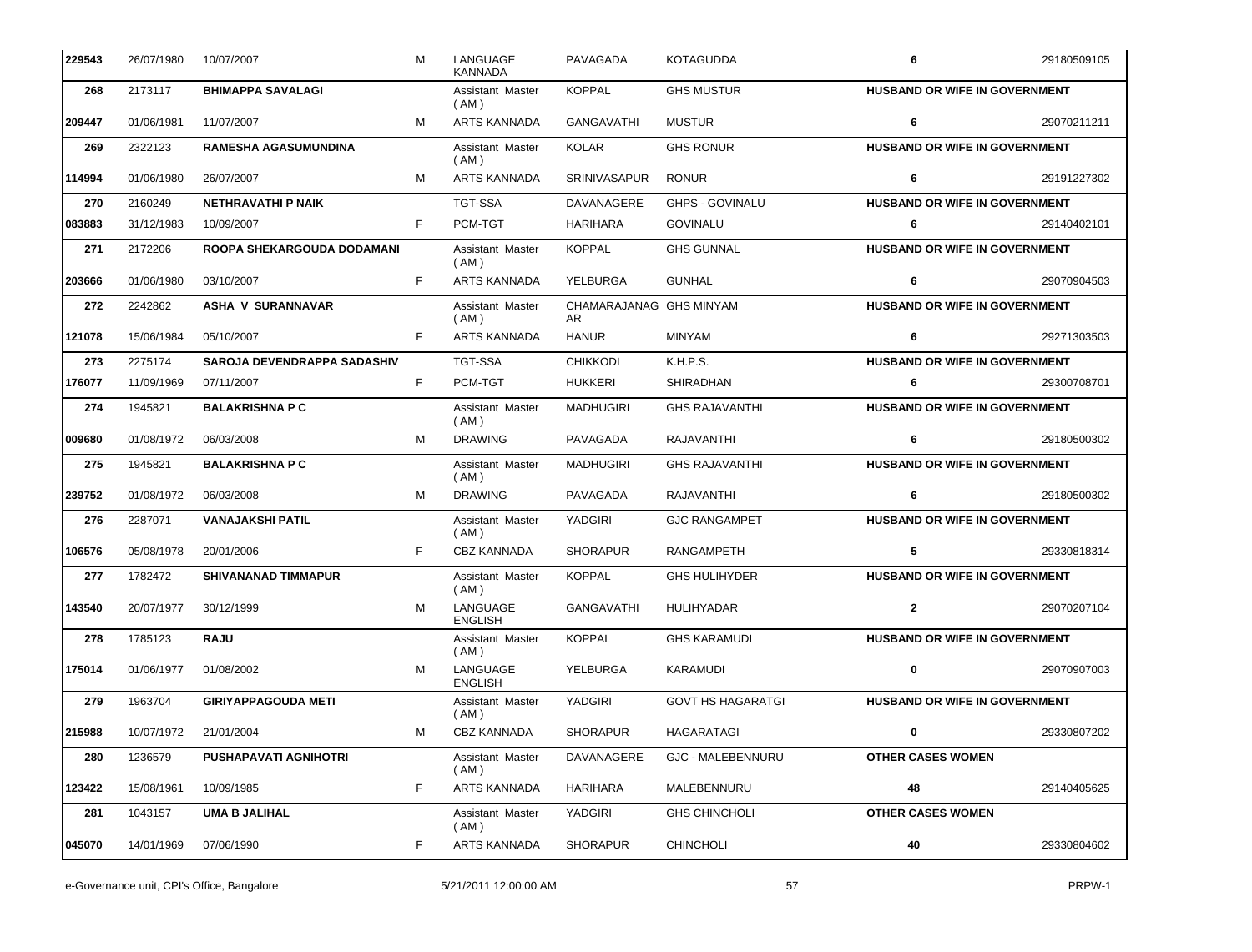| | | | | | | | | |
|---|---|---|---|---|---|---|---|---|
| 229543 | 26/07/1980 | 10/07/2007 | M | LANGUAGE KANNADA | PAVAGADA | KOTAGUDDA | 6 | 29180509105 |
| **268** | 2173117 | **BHIMAPPA SAVALAGI** | | Assistant Master ( AM ) | KOPPAL | GHS MUSTUR | **HUSBAND OR WIFE IN GOVERNMENT** | |
| 209447 | 01/06/1981 | 11/07/2007 | M | ARTS KANNADA | GANGAVATHI | MUSTUR | **6** | 29070211211 |
| **269** | 2322123 | **RAMESHA AGASUMUNDINA** | | Assistant Master ( AM ) | KOLAR | GHS RONUR | **HUSBAND OR WIFE IN GOVERNMENT** | |
| 114994 | 01/06/1980 | 26/07/2007 | M | ARTS KANNADA | SRINIVASAPUR | RONUR | **6** | 29191227302 |
| **270** | 2160249 | **NETHRAVATHI P NAIK** | | TGT-SSA | DAVANAGERE | GHPS - GOVINALU | **HUSBAND OR WIFE IN GOVERNMENT** | |
| 083883 | 31/12/1983 | 10/09/2007 | F | PCM-TGT | HARIHARA | GOVINALU | **6** | 29140402101 |
| **271** | 2172206 | **ROOPA SHEKARGOUDA DODAMANI** | | Assistant Master ( AM ) | KOPPAL | GHS GUNNAL | **HUSBAND OR WIFE IN GOVERNMENT** | |
| 203666 | 01/06/1980 | 03/10/2007 | F | ARTS KANNADA | YELBURGA | GUNHAL | **6** | 29070904503 |
| **272** | 2242862 | **ASHA V SURANNAVAR** | | Assistant Master ( AM ) | CHAMARAJANAGAR | GHS MINYAM | **HUSBAND OR WIFE IN GOVERNMENT** | |
| 121078 | 15/06/1984 | 05/10/2007 | F | ARTS KANNADA | HANUR | MINYAM | **6** | 29271303503 |
| **273** | 2275174 | **SAROJA DEVENDRAPPA SADASHIV** | | TGT-SSA | CHIKKODI | K.H.P.S. | **HUSBAND OR WIFE IN GOVERNMENT** | |
| 176077 | 11/09/1969 | 07/11/2007 | F | PCM-TGT | HUKKERI | SHIRADHAN | **6** | 29300708701 |
| **274** | 1945821 | **BALAKRISHNA P C** | | Assistant Master ( AM ) | MADHUGIRI | GHS RAJAVANTHI | **HUSBAND OR WIFE IN GOVERNMENT** | |
| 009680 | 01/08/1972 | 06/03/2008 | M | DRAWING | PAVAGADA | RAJAVANTHI | **6** | 29180500302 |
| **275** | 1945821 | **BALAKRISHNA P C** | | Assistant Master ( AM ) | MADHUGIRI | GHS RAJAVANTHI | **HUSBAND OR WIFE IN GOVERNMENT** | |
| 239752 | 01/08/1972 | 06/03/2008 | M | DRAWING | PAVAGADA | RAJAVANTHI | **6** | 29180500302 |
| **276** | 2287071 | **VANAJAKSHI PATIL** | | Assistant Master ( AM ) | YADGIRI | GJC RANGAMPET | **HUSBAND OR WIFE IN GOVERNMENT** | |
| 106576 | 05/08/1978 | 20/01/2006 | F | CBZ KANNADA | SHORAPUR | RANGAMPETH | **5** | 29330818314 |
| **277** | 1782472 | **SHIVANANAD TIMMAPUR** | | Assistant Master ( AM ) | KOPPAL | GHS HULIHYDER | **HUSBAND OR WIFE IN GOVERNMENT** | |
| 143540 | 20/07/1977 | 30/12/1999 | M | LANGUAGE ENGLISH | GANGAVATHI | HULIHYADAR | **2** | 29070207104 |
| **278** | 1785123 | **RAJU** | | Assistant Master ( AM ) | KOPPAL | GHS KARAMUDI | **HUSBAND OR WIFE IN GOVERNMENT** | |
| 175014 | 01/06/1977 | 01/08/2002 | M | LANGUAGE ENGLISH | YELBURGA | KARAMUDI | **0** | 29070907003 |
| **279** | 1963704 | **GIRIYAPPAGOUDA METI** | | Assistant Master ( AM ) | YADGIRI | GOVT HS HAGARATGI | **HUSBAND OR WIFE IN GOVERNMENT** | |
| 215988 | 10/07/1972 | 21/01/2004 | M | CBZ KANNADA | SHORAPUR | HAGARATAGI | **0** | 29330807202 |
| **280** | 1236579 | **PUSHAPAVATI AGNIHOTRI** | | Assistant Master ( AM ) | DAVANAGERE | GJC - MALEBENNURU | **OTHER CASES WOMEN** | |
| 123422 | 15/08/1961 | 10/09/1985 | F | ARTS KANNADA | HARIHARA | MALEBENNURU | **48** | 29140405625 |
| **281** | 1043157 | **UMA B JALIHAL** | | Assistant Master ( AM ) | YADGIRI | GHS CHINCHOLI | **OTHER CASES WOMEN** | |
| 045070 | 14/01/1969 | 07/06/1990 | F | ARTS KANNADA | SHORAPUR | CHINCHOLI | **40** | 29330804602 |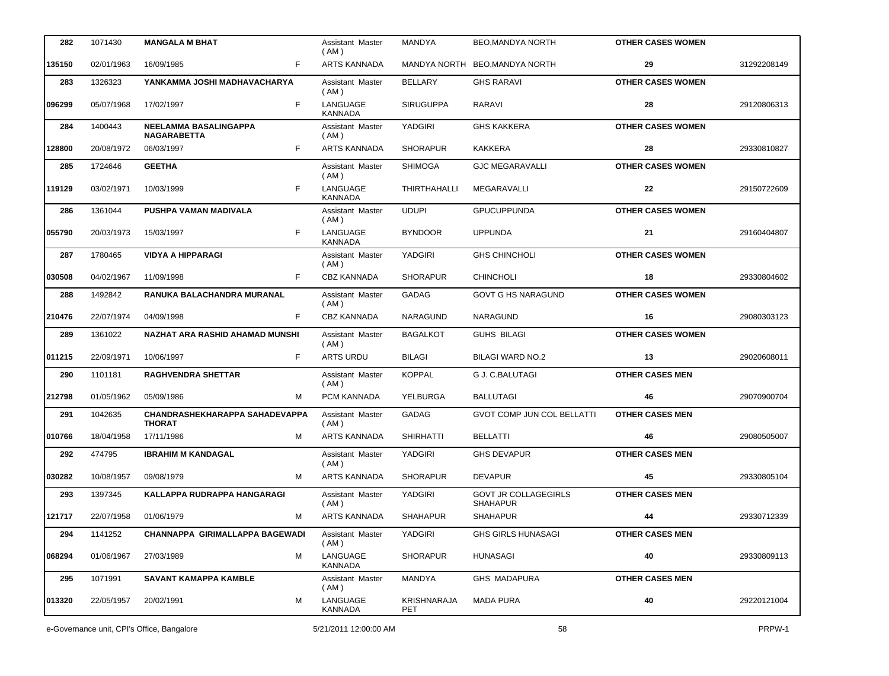| | | | | | | | | |
|---|---|---|---|---|---|---|---|---|
| 282 | 1071430 | **MANGALA M BHAT** | | Assistant Master ( AM ) | MANDYA | BEO,MANDYA NORTH | **OTHER CASES WOMEN** | |
| 135150 | 02/01/1963 | 16/09/1985 | F | ARTS KANNADA | MANDYA NORTH | BEO,MANDYA NORTH | **29** | 31292208149 |
| 283 | 1326323 | **YANKAMMA JOSHI MADHAVACHARYA** | | Assistant Master ( AM ) | BELLARY | GHS RARAVI | **OTHER CASES WOMEN** | |
| 096299 | 05/07/1968 | 17/02/1997 | F | LANGUAGE KANNADA | SIRUGUPPA | RARAVI | **28** | 29120806313 |
| 284 | 1400443 | **NEELAMMA BASALINGAPPA NAGARABETTA** | | Assistant Master ( AM ) | YADGIRI | GHS KAKKERA | **OTHER CASES WOMEN** | |
| 128800 | 20/08/1972 | 06/03/1997 | F | ARTS KANNADA | SHORAPUR | KAKKERA | **28** | 29330810827 |
| 285 | 1724646 | **GEETHA** | | Assistant Master ( AM ) | SHIMOGA | GJC MEGARAVALLI | **OTHER CASES WOMEN** | |
| 119129 | 03/02/1971 | 10/03/1999 | F | LANGUAGE KANNADA | THIRTHAHALLI | MEGARAVALLI | **22** | 29150722609 |
| 286 | 1361044 | **PUSHPA VAMAN MADIVALA** | | Assistant Master ( AM ) | UDUPI | GPUCUPPUNDA | **OTHER CASES WOMEN** | |
| 055790 | 20/03/1973 | 15/03/1997 | F | LANGUAGE KANNADA | BYNDOOR | UPPUNDA | **21** | 29160404807 |
| 287 | 1780465 | **VIDYA A HIPPARAGI** | | Assistant Master ( AM ) | YADGIRI | GHS CHINCHOLI | **OTHER CASES WOMEN** | |
| 030508 | 04/02/1967 | 11/09/1998 | F | CBZ KANNADA | SHORAPUR | CHINCHOLI | **18** | 29330804602 |
| 288 | 1492842 | **RANUKA BALACHANDRA MURANAL** | | Assistant Master ( AM ) | GADAG | GOVT G HS NARAGUND | **OTHER CASES WOMEN** | |
| 210476 | 22/07/1974 | 04/09/1998 | F | CBZ KANNADA | NARAGUND | NARAGUND | **16** | 29080303123 |
| 289 | 1361022 | **NAZHAT ARA RASHID AHAMAD MUNSHI** | | Assistant Master ( AM ) | BAGALKOT | GUHS BILAGI | **OTHER CASES WOMEN** | |
| 011215 | 22/09/1971 | 10/06/1997 | F | ARTS URDU | BILAGI | BILAGI WARD NO.2 | **13** | 29020608011 |
| 290 | 1101181 | **RAGHVENDRA SHETTAR** | | Assistant Master ( AM ) | KOPPAL | G J. C.BALUTAGI | **OTHER CASES MEN** | |
| 212798 | 01/05/1962 | 05/09/1986 | M | PCM KANNADA | YELBURGA | BALLUTAGI | **46** | 29070900704 |
| 291 | 1042635 | **CHANDRASHEKHARAPPA SAHADEVAPPA THORAT** | | Assistant Master ( AM ) | GADAG | GVOT COMP JUN COL BELLATTI | **OTHER CASES MEN** | |
| 010766 | 18/04/1958 | 17/11/1986 | M | ARTS KANNADA | SHIRHATTI | BELLATTI | **46** | 29080505007 |
| 292 | 474795 | **IBRAHIM M KANDAGAL** | | Assistant Master ( AM ) | YADGIRI | GHS DEVAPUR | **OTHER CASES MEN** | |
| 030282 | 10/08/1957 | 09/08/1979 | M | ARTS KANNADA | SHORAPUR | DEVAPUR | **45** | 29330805104 |
| 293 | 1397345 | **KALLAPPA RUDRAPPA HANGARAGI** | | Assistant Master ( AM ) | YADGIRI | GOVT JR COLLAGEGIRLS SHAHAPUR | **OTHER CASES MEN** | |
| 121717 | 22/07/1958 | 01/06/1979 | M | ARTS KANNADA | SHAHAPUR | SHAHAPUR | **44** | 29330712339 |
| 294 | 1141252 | **CHANNAPPA GIRIMALLAPPA BAGEWADI** | | Assistant Master ( AM ) | YADGIRI | GHS GIRLS HUNASAGI | **OTHER CASES MEN** | |
| 068294 | 01/06/1967 | 27/03/1989 | M | LANGUAGE KANNADA | SHORAPUR | HUNASAGI | **40** | 29330809113 |
| 295 | 1071991 | **SAVANT KAMAPPA KAMBLE** | | Assistant Master ( AM ) | MANDYA | GHS MADAPURA | **OTHER CASES MEN** | |
| 013320 | 22/05/1957 | 20/02/1991 | M | LANGUAGE KANNADA | KRISHNARAJA PET | MADA PURA | **40** | 29220121004 |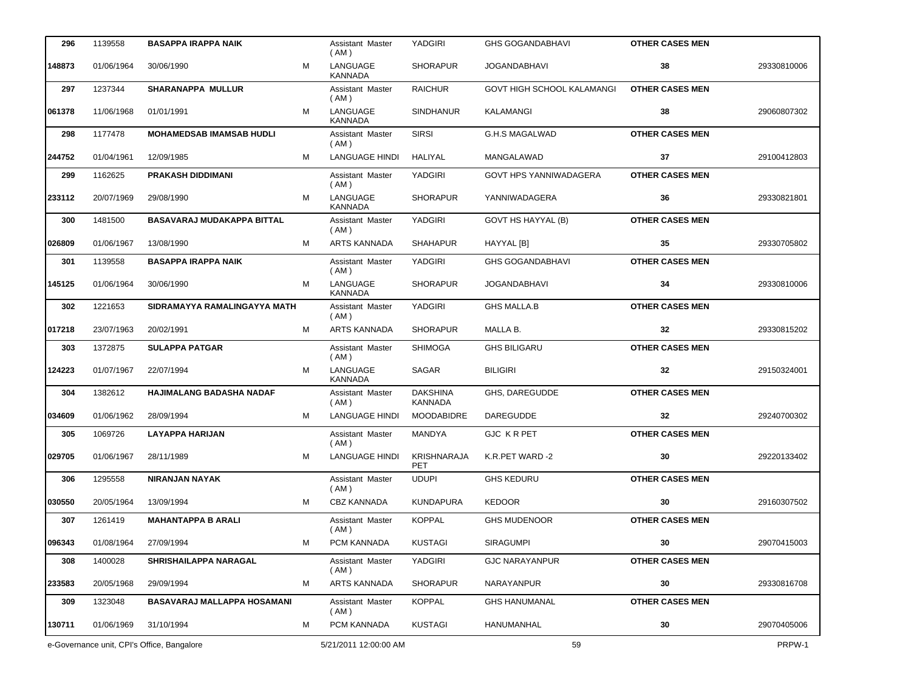| | | | | | | | | |
|---|---|---|---|---|---|---|---|---|
| **296** | 1139558 | **BASAPPA IRAPPA NAIK** | | Assistant Master ( AM ) | YADGIRI | GHS GOGANDABHAVI | **OTHER CASES MEN** | |
| **148873** | 01/06/1964 | 30/06/1990 | M | LANGUAGE KANNADA | SHORAPUR | JOGANDABHAVI | **38** | 29330810006 |
| **297** | 1237344 | **SHARANAPPA MULLUR** | | Assistant Master ( AM ) | RAICHUR | GOVT HIGH SCHOOL KALAMANGI | **OTHER CASES MEN** | |
| **061378** | 11/06/1968 | 01/01/1991 | M | LANGUAGE KANNADA | SINDHANUR | KALAMANGI | **38** | 29060807302 |
| **298** | 1177478 | **MOHAMEDSAB IMAMSAB HUDLI** | | Assistant Master ( AM ) | SIRSI | G.H.S MAGALWAD | **OTHER CASES MEN** | |
| **244752** | 01/04/1961 | 12/09/1985 | M | LANGUAGE HINDI | HALIYAL | MANGALAWAD | **37** | 29100412803 |
| **299** | 1162625 | **PRAKASH DIDDIMANI** | | Assistant Master ( AM ) | YADGIRI | GOVT HPS YANNIWADAGERA | **OTHER CASES MEN** | |
| **233112** | 20/07/1969 | 29/08/1990 | M | LANGUAGE KANNADA | SHORAPUR | YANNIWADAGERA | **36** | 29330821801 |
| **300** | 1481500 | **BASAVARAJ MUDAKAPPA BITTAL** | | Assistant Master ( AM ) | YADGIRI | GOVT HS HAYYAL (B) | **OTHER CASES MEN** | |
| **026809** | 01/06/1967 | 13/08/1990 | M | ARTS KANNADA | SHAHAPUR | HAYYAL [B] | **35** | 29330705802 |
| **301** | 1139558 | **BASAPPA IRAPPA NAIK** | | Assistant Master ( AM ) | YADGIRI | GHS GOGANDABHAVI | **OTHER CASES MEN** | |
| **145125** | 01/06/1964 | 30/06/1990 | M | LANGUAGE KANNADA | SHORAPUR | JOGANDABHAVI | **34** | 29330810006 |
| **302** | 1221653 | **SIDRAMAYYA RAMALINGAYYA MATH** | | Assistant Master ( AM ) | YADGIRI | GHS MALLA.B | **OTHER CASES MEN** | |
| **017218** | 23/07/1963 | 20/02/1991 | M | ARTS KANNADA | SHORAPUR | MALLA B. | **32** | 29330815202 |
| **303** | 1372875 | **SULAPPA PATGAR** | | Assistant Master ( AM ) | SHIMOGA | GHS BILIGARU | **OTHER CASES MEN** | |
| **124223** | 01/07/1967 | 22/07/1994 | M | LANGUAGE KANNADA | SAGAR | BILIGIRI | **32** | 29150324001 |
| **304** | 1382612 | **HAJIMALANG BADASHA NADAF** | | Assistant Master ( AM ) | DAKSHINA KANNADA | GHS, DAREGUDDE | **OTHER CASES MEN** | |
| **034609** | 01/06/1962 | 28/09/1994 | M | LANGUAGE HINDI | MOODABIDRE | DAREGUDDE | **32** | 29240700302 |
| **305** | 1069726 | **LAYAPPA HARIJAN** | | Assistant Master ( AM ) | MANDYA | GJC K R PET | **OTHER CASES MEN** | |
| **029705** | 01/06/1967 | 28/11/1989 | M | LANGUAGE HINDI | KRISHNARAJA PET | K.R.PET WARD -2 | **30** | 29220133402 |
| **306** | 1295558 | **NIRANJAN NAYAK** | | Assistant Master ( AM ) | UDUPI | GHS KEDURU | **OTHER CASES MEN** | |
| **030550** | 20/05/1964 | 13/09/1994 | M | CBZ KANNADA | KUNDAPURA | KEDOOR | **30** | 29160307502 |
| **307** | 1261419 | **MAHANTAPPA B ARALI** | | Assistant Master ( AM ) | KOPPAL | GHS MUDENOOR | **OTHER CASES MEN** | |
| **096343** | 01/08/1964 | 27/09/1994 | M | PCM KANNADA | KUSTAGI | SIRAGUMPI | **30** | 29070415003 |
| **308** | 1400028 | **SHRISHAILAPPA NARAGAL** | | Assistant Master ( AM ) | YADGIRI | GJC NARAYANPUR | **OTHER CASES MEN** | |
| **233583** | 20/05/1968 | 29/09/1994 | M | ARTS KANNADA | SHORAPUR | NARAYANPUR | **30** | 29330816708 |
| **309** | 1323048 | **BASAVARAJ MALLAPPA HOSAMANI** | | Assistant Master ( AM ) | KOPPAL | GHS HANUMANAL | **OTHER CASES MEN** | |
| **130711** | 01/06/1969 | 31/10/1994 | M | PCM KANNADA | KUSTAGI | HANUMANHAL | **30** | 29070405006 |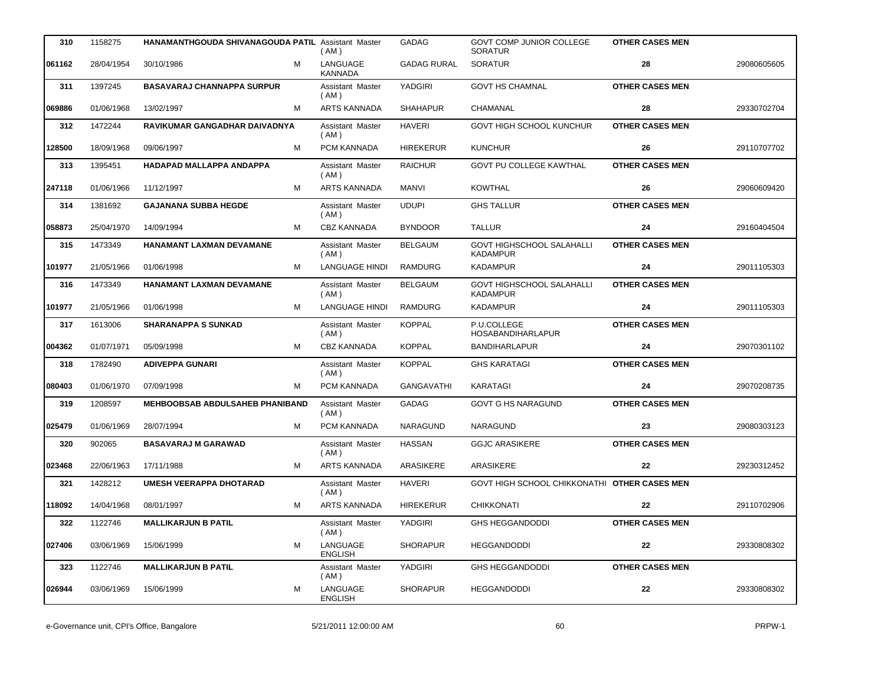| 310 | 1158275 | HANAMANTHGOUDA SHIVANAGOUDA PATIL |  | Assistant Master ( AM ) | GADAG | GOVT COMP JUNIOR COLLEGE SORATUR | OTHER CASES MEN |  |
|---|---|---|---|---|---|---|---|---|
| 061162 | 28/04/1954 | 30/10/1986 | M | LANGUAGE KANNADA | GADAG RURAL | SORATUR | 28 | 29080605605 |
| 311 | 1397245 | BASAVARAJ CHANNAPPA SURPUR |  | Assistant Master ( AM ) | YADGIRI | GOVT HS CHAMNAL | OTHER CASES MEN |  |
| 069886 | 01/06/1968 | 13/02/1997 | M | ARTS KANNADA | SHAHAPUR | CHAMANAL | 28 | 29330702704 |
| 312 | 1472244 | RAVIKUMAR GANGADHAR DAIVADNYA |  | Assistant Master ( AM ) | HAVERI | GOVT HIGH SCHOOL KUNCHUR | OTHER CASES MEN |  |
| 128500 | 18/09/1968 | 09/06/1997 | M | PCM KANNADA | HIREKERUR | KUNCHUR | 26 | 29110707702 |
| 313 | 1395451 | HADAPAD MALLAPPA ANDAPPA |  | Assistant Master ( AM ) | RAICHUR | GOVT PU COLLEGE KAWTHAL | OTHER CASES MEN |  |
| 247118 | 01/06/1966 | 11/12/1997 | M | ARTS KANNADA | MANVI | KOWTHAL | 26 | 29060609420 |
| 314 | 1381692 | GAJANANA SUBBA HEGDE |  | Assistant Master ( AM ) | UDUPI | GHS TALLUR | OTHER CASES MEN |  |
| 058873 | 25/04/1970 | 14/09/1994 | M | CBZ KANNADA | BYNDOOR | TALLUR | 24 | 29160404504 |
| 315 | 1473349 | HANAMANT LAXMAN DEVAMANE |  | Assistant Master ( AM ) | BELGAUM | GOVT HIGHSCHOOL SALAHALLI KADAMPUR | OTHER CASES MEN |  |
| 101977 | 21/05/1966 | 01/06/1998 | M | LANGUAGE HINDI | RAMDURG | KADAMPUR | 24 | 29011105303 |
| 316 | 1473349 | HANAMANT LAXMAN DEVAMANE |  | Assistant Master ( AM ) | BELGAUM | GOVT HIGHSCHOOL SALAHALLI KADAMPUR | OTHER CASES MEN |  |
| 101977 | 21/05/1966 | 01/06/1998 | M | LANGUAGE HINDI | RAMDURG | KADAMPUR | 24 | 29011105303 |
| 317 | 1613006 | SHARANAPPA S SUNKAD |  | Assistant Master ( AM ) | KOPPAL | P.U.COLLEGE HOSABANDIHARLAPUR | OTHER CASES MEN |  |
| 004362 | 01/07/1971 | 05/09/1998 | M | CBZ KANNADA | KOPPAL | BANDIHARLAPUR | 24 | 29070301102 |
| 318 | 1782490 | ADIVEPPA GUNARI |  | Assistant Master ( AM ) | KOPPAL | GHS KARATAGI | OTHER CASES MEN |  |
| 080403 | 01/06/1970 | 07/09/1998 | M | PCM KANNADA | GANGAVATHI | KARATAGI | 24 | 29070208735 |
| 319 | 1208597 | MEHBOOBSAB ABDULSAHEB PHANIBAND |  | Assistant Master ( AM ) | GADAG | GOVT G HS NARAGUND | OTHER CASES MEN |  |
| 025479 | 01/06/1969 | 28/07/1994 | M | PCM KANNADA | NARAGUND | NARAGUND | 23 | 29080303123 |
| 320 | 902065 | BASAVARAJ M GARAWAD |  | Assistant Master ( AM ) | HASSAN | GGJC ARASIKERE | OTHER CASES MEN |  |
| 023468 | 22/06/1963 | 17/11/1988 | M | ARTS KANNADA | ARASIKERE | ARASIKERE | 22 | 29230312452 |
| 321 | 1428212 | UMESH VEERAPPA DHOTARAD |  | Assistant Master ( AM ) | HAVERI | GOVT HIGH SCHOOL CHIKKONATHI | OTHER CASES MEN |  |
| 118092 | 14/04/1968 | 08/01/1997 | M | ARTS KANNADA | HIREKERUR | CHIKKONATI | 22 | 29110702906 |
| 322 | 1122746 | MALLIKARJUN B PATIL |  | Assistant Master ( AM ) | YADGIRI | GHS HEGGANDODDI | OTHER CASES MEN |  |
| 027406 | 03/06/1969 | 15/06/1999 | M | LANGUAGE ENGLISH | SHORAPUR | HEGGANDODDI | 22 | 29330808302 |
| 323 | 1122746 | MALLIKARJUN B PATIL |  | Assistant Master ( AM ) | YADGIRI | GHS HEGGANDODDI | OTHER CASES MEN |  |
| 026944 | 03/06/1969 | 15/06/1999 | M | LANGUAGE ENGLISH | SHORAPUR | HEGGANDODDI | 22 | 29330808302 |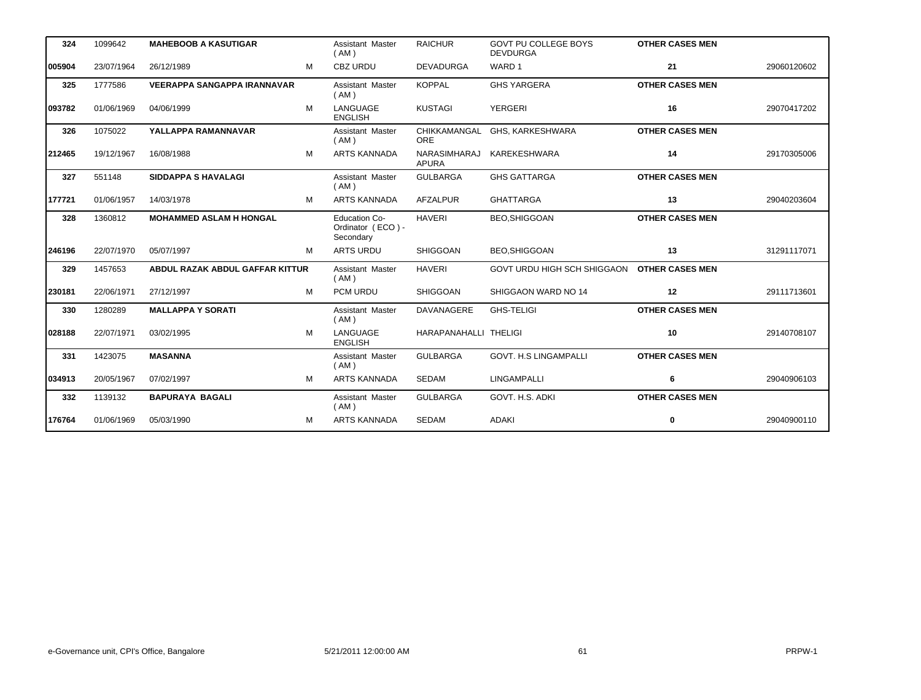| | | | | | | | | |
|---|---|---|---|---|---|---|---|---|
| **324** | 1099642 | **MAHEBOOB A KASUTIGAR** | | Assistant Master ( AM ) | RAICHUR | GOVT PU COLLEGE BOYS DEVDURGA | **OTHER CASES MEN** | |
| **005904** | 23/07/1964 | 26/12/1989 | M | CBZ URDU | DEVADURGA | WARD 1 | **21** | 29060120602 |
| **325** | 1777586 | **VEERAPPA SANGAPPA IRANNAVAR** | | Assistant Master ( AM ) | KOPPAL | GHS YARGERA | **OTHER CASES MEN** | |
| **093782** | 01/06/1969 | 04/06/1999 | M | LANGUAGE ENGLISH | KUSTAGI | YERGERI | **16** | 29070417202 |
| **326** | 1075022 | **YALLAPPA RAMANNAVAR** | | Assistant Master ( AM ) | CHIKKAMANGALORE | GHS, KARKESHWARA | **OTHER CASES MEN** | |
| **212465** | 19/12/1967 | 16/08/1988 | M | ARTS KANNADA | NARASIMHARAJAPURA | KAREKESHWARA | **14** | 29170305006 |
| **327** | 551148 | **SIDDAPPA S HAVALAGI** | | Assistant Master ( AM ) | GULBARGA | GHS GATTARGA | **OTHER CASES MEN** | |
| **177721** | 01/06/1957 | 14/03/1978 | M | ARTS KANNADA | AFZALPUR | GHATTARGA | **13** | 29040203604 |
| **328** | 1360812 | **MOHAMMED ASLAM H HONGAL** | | Education Co-Ordinator ( ECO ) - Secondary | HAVERI | BEO,SHIGGOAN | **OTHER CASES MEN** | |
| **246196** | 22/07/1970 | 05/07/1997 | M | ARTS URDU | SHIGGOAN | BEO,SHIGGOAN | **13** | 31291117071 |
| **329** | 1457653 | **ABDUL RAZAK ABDUL GAFFAR KITTUR** | | Assistant Master ( AM ) | HAVERI | GOVT URDU HIGH SCH SHIGGAON | **OTHER CASES MEN** | |
| **230181** | 22/06/1971 | 27/12/1997 | M | PCM URDU | SHIGGOAN | SHIGGAON WARD NO 14 | **12** | 29111713601 |
| **330** | 1280289 | **MALLAPPA Y SORATI** | | Assistant Master ( AM ) | DAVANAGERE | GHS-TELIGI | **OTHER CASES MEN** | |
| **028188** | 22/07/1971 | 03/02/1995 | M | LANGUAGE ENGLISH | HARAPANAHALLI | THELIGI | **10** | 29140708107 |
| **331** | 1423075 | **MASANNA** | | Assistant Master ( AM ) | GULBARGA | GOVT. H.S LINGAMPALLI | **OTHER CASES MEN** | |
| **034913** | 20/05/1967 | 07/02/1997 | M | ARTS KANNADA | SEDAM | LINGAMPALLI | **6** | 29040906103 |
| **332** | 1139132 | **BAPURAYA BAGALI** | | Assistant Master ( AM ) | GULBARGA | GOVT. H.S. ADKI | **OTHER CASES MEN** | |
| **176764** | 01/06/1969 | 05/03/1990 | M | ARTS KANNADA | SEDAM | ADAKI | **0** | 29040900110 |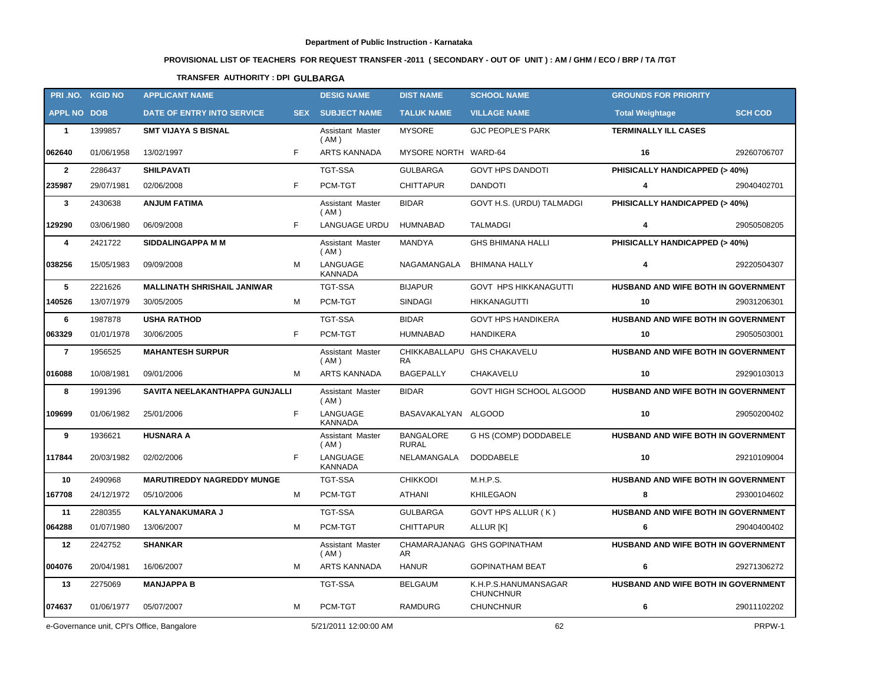**Department of Public Instruction - Karnataka**

**PROVISIONAL LIST OF TEACHERS FOR REQUEST TRANSFER -2011 ( SECONDARY - OUT OF UNIT ) : AM / GHM / ECO / BRP / TA /TGT**

**TRANSFER AUTHORITY : DPI GULBARGA**

| PRI .NO. | KGID NO | APPLICANT NAME | | DESIG NAME | DIST NAME | SCHOOL NAME | GROUNDS FOR PRIORITY | |
|---|---|---|---|---|---|---|---|---|
| APPL NO | DOB | DATE OF ENTRY INTO SERVICE | SEX | SUBJECT NAME | TALUK NAME | VILLAGE NAME | Total Weightage | SCH COD |
| 1 | 1399857 | SMT VIJAYA S BISNAL | | Assistant Master ( AM ) | MYSORE | GJC PEOPLE'S PARK | TERMINALLY ILL CASES | |
| 062640 | 01/06/1958 | 13/02/1997 | F | ARTS KANNADA | MYSORE NORTH | WARD-64 | 16 | 29260706707 |
| 2 | 2286437 | SHILPAVATI | | TGT-SSA | GULBARGA | GOVT HPS DANDOTI | PHISICALLY HANDICAPPED (> 40%) | |
| 235987 | 29/07/1981 | 02/06/2008 | F | PCM-TGT | CHITTAPUR | DANDOTI | 4 | 29040402701 |
| 3 | 2430638 | ANJUM FATIMA | | Assistant Master ( AM ) | BIDAR | GOVT H.S. (URDU) TALMADGI | PHISICALLY HANDICAPPED (> 40%) | |
| 129290 | 03/06/1980 | 06/09/2008 | F | LANGUAGE URDU | HUMNABAD | TALMADGI | 4 | 29050508205 |
| 4 | 2421722 | SIDDALINGAPPA M M | | Assistant Master ( AM ) | MANDYA | GHS BHIMANA HALLI | PHISICALLY HANDICAPPED (> 40%) | |
| 038256 | 15/05/1983 | 09/09/2008 | M | LANGUAGE KANNADA | NAGAMANGALA | BHIMANA HALLY | 4 | 29220504307 |
| 5 | 2221626 | MALLINATH SHRISHAIL JANIWAR | | TGT-SSA | BIJAPUR | GOVT HPS HIKKANAGUTTI | HUSBAND AND WIFE BOTH IN GOVERNMENT | |
| 140526 | 13/07/1979 | 30/05/2005 | M | PCM-TGT | SINDAGI | HIKKANAGUTTI | 10 | 29031206301 |
| 6 | 1987878 | USHA RATHOD | | TGT-SSA | BIDAR | GOVT HPS HANDIKERA | HUSBAND AND WIFE BOTH IN GOVERNMENT | |
| 063329 | 01/01/1978 | 30/06/2005 | F | PCM-TGT | HUMNABAD | HANDIKERA | 10 | 29050503001 |
| 7 | 1956525 | MAHANTESH SURPUR | | Assistant Master ( AM ) | CHIKKABALLAPURA | GHS CHAKAVELU | HUSBAND AND WIFE BOTH IN GOVERNMENT | |
| 016088 | 10/08/1981 | 09/01/2006 | M | ARTS KANNADA | BAGEPALLY | CHAKAVELU | 10 | 29290103013 |
| 8 | 1991396 | SAVITA NEELAKANTHAPPA GUNJALLI | | Assistant Master ( AM ) | BIDAR | GOVT HIGH SCHOOL ALGOOD | HUSBAND AND WIFE BOTH IN GOVERNMENT | |
| 109699 | 01/06/1982 | 25/01/2006 | F | LANGUAGE KANNADA | BASAVAKALYAN | ALGOOD | 10 | 29050200402 |
| 9 | 1936621 | HUSNARA A | | Assistant Master ( AM ) | BANGALORE RURAL | G HS (COMP) DODDABELE | HUSBAND AND WIFE BOTH IN GOVERNMENT | |
| 117844 | 20/03/1982 | 02/02/2006 | F | LANGUAGE KANNADA | NELAMANGALA | DODDABELE | 10 | 29210109004 |
| 10 | 2490968 | MARUTIREDDY NAGREDDY MUNGE | | TGT-SSA | CHIKKODI | M.H.P.S. | HUSBAND AND WIFE BOTH IN GOVERNMENT | |
| 167708 | 24/12/1972 | 05/10/2006 | M | PCM-TGT | ATHANI | KHILEGAON | 8 | 29300104602 |
| 11 | 2280355 | KALYANAKUMARA J | | TGT-SSA | GULBARGA | GOVT HPS ALLUR ( K ) | HUSBAND AND WIFE BOTH IN GOVERNMENT | |
| 064288 | 01/07/1980 | 13/06/2007 | M | PCM-TGT | CHITTAPUR | ALLUR [K] | 6 | 29040400402 |
| 12 | 2242752 | SHANKAR | | Assistant Master ( AM ) | CHAMARAJANAGAR | GHS GOPINATHAM | HUSBAND AND WIFE BOTH IN GOVERNMENT | |
| 004076 | 20/04/1981 | 16/06/2007 | M | ARTS KANNADA | HANUR | GOPINATHAM BEAT | 6 | 29271306272 |
| 13 | 2275069 | MANJAPPA B | | TGT-SSA | BELGAUM | K.H.P.S.HANUMANSAGAR CHUNCHNUR | HUSBAND AND WIFE BOTH IN GOVERNMENT | |
| 074637 | 01/06/1977 | 05/07/2007 | M | PCM-TGT | RAMDURG | CHUNCHNUR | 6 | 29011102202 |

e-Governance unit, CPI's Office, Bangalore | 5/21/2011 12:00:00 AM | PRPW-1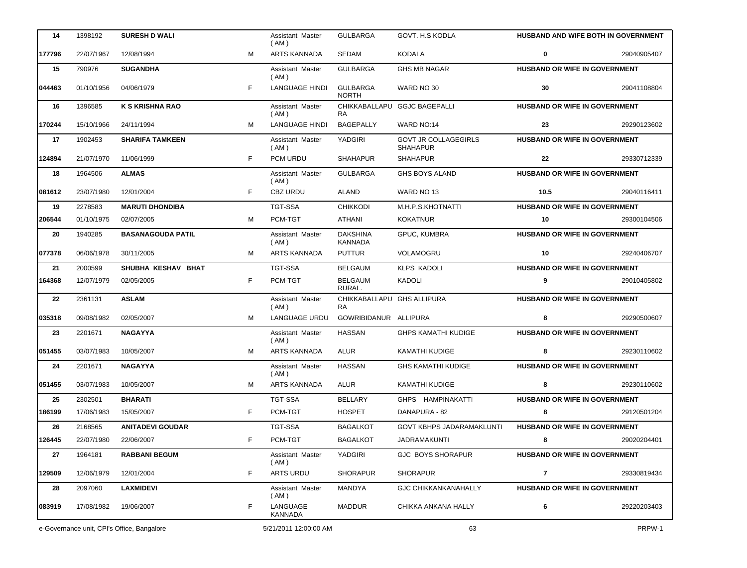| 14 | 1398192 | **SURESH D WALI** | | Assistant Master ( AM ) | GULBARGA | GOVT. H.S KODLA | **HUSBAND AND WIFE BOTH IN GOVERNMENT** | |
|---|---|---|---|---|---|---|---|---|
| **177796** | 22/07/1967 | 12/08/1994 | M | ARTS KANNADA | SEDAM | KODALA | **0** | 29040905407 |
| **15** | 790976 | **SUGANDHA** | | Assistant Master ( AM ) | GULBARGA | GHS MB NAGAR | **HUSBAND OR WIFE IN GOVERNMENT** | |
| **044463** | 01/10/1956 | 04/06/1979 | F | LANGUAGE HINDI | GULBARGA NORTH | WARD NO 30 | **30** | 29041108804 |
| **16** | 1396585 | **K S KRISHNA RAO** | | Assistant Master ( AM ) | CHIKKABALLAPURA | GGJC BAGEPALLI | **HUSBAND OR WIFE IN GOVERNMENT** | |
| **170244** | 15/10/1966 | 24/11/1994 | M | LANGUAGE HINDI | BAGEPALLY | WARD NO:14 | **23** | 29290123602 |
| **17** | 1902453 | **SHARIFA TAMKEEN** | | Assistant Master ( AM ) | YADGIRI | GOVT JR COLLAGEGIRLS SHAHAPUR | **HUSBAND OR WIFE IN GOVERNMENT** | |
| **124894** | 21/07/1970 | 11/06/1999 | F | PCM URDU | SHAHAPUR | SHAHAPUR | **22** | 29330712339 |
| **18** | 1964506 | **ALMAS** | | Assistant Master ( AM ) | GULBARGA | GHS BOYS ALAND | **HUSBAND OR WIFE IN GOVERNMENT** | |
| **081612** | 23/07/1980 | 12/01/2004 | F | CBZ URDU | ALAND | WARD NO 13 | **10.5** | 29040116411 |
| **19** | 2278583 | **MARUTI DHONDIBA** | | TGT-SSA | CHIKKODI | M.H.P.S.KHOTNATTI | **HUSBAND OR WIFE IN GOVERNMENT** | |
| **206544** | 01/10/1975 | 02/07/2005 | M | PCM-TGT | ATHANI | KOKATNUR | **10** | 29300104506 |
| **20** | 1940285 | **BASANAGOUDA PATIL** | | Assistant Master ( AM ) | DAKSHINA KANNADA | GPUC, KUMBRA | **HUSBAND OR WIFE IN GOVERNMENT** | |
| **077378** | 06/06/1978 | 30/11/2005 | M | ARTS KANNADA | PUTTUR | VOLAMOGRU | **10** | 29240406707 |
| **21** | 2000599 | **SHUBHA KESHAV BHAT** | | TGT-SSA | BELGAUM | KLPS KADOLI | **HUSBAND OR WIFE IN GOVERNMENT** | |
| **164368** | 12/07/1979 | 02/05/2005 | F | PCM-TGT | BELGAUM RURAL. | KADOLI | **9** | 29010405802 |
| **22** | 2361131 | **ASLAM** | | Assistant Master ( AM ) | CHIKKABALLAPURA | GHS ALLIPURA | **HUSBAND OR WIFE IN GOVERNMENT** | |
| **035318** | 09/08/1982 | 02/05/2007 | M | LANGUAGE URDU | GOWRIBIDANUR | ALLIPURA | **8** | 29290500607 |
| **23** | 2201671 | **NAGAYYA** | | Assistant Master ( AM ) | HASSAN | GHPS KAMATHI KUDIGE | **HUSBAND OR WIFE IN GOVERNMENT** | |
| **051455** | 03/07/1983 | 10/05/2007 | M | ARTS KANNADA | ALUR | KAMATHI KUDIGE | **8** | 29230110602 |
| **24** | 2201671 | **NAGAYYA** | | Assistant Master ( AM ) | HASSAN | GHS KAMATHI KUDIGE | **HUSBAND OR WIFE IN GOVERNMENT** | |
| **051455** | 03/07/1983 | 10/05/2007 | M | ARTS KANNADA | ALUR | KAMATHI KUDIGE | **8** | 29230110602 |
| **25** | 2302501 | **BHARATI** | | TGT-SSA | BELLARY | GHPS HAMPINAKATTI | **HUSBAND OR WIFE IN GOVERNMENT** | |
| **186199** | 17/06/1983 | 15/05/2007 | F | PCM-TGT | HOSPET | DANAPURA - 82 | **8** | 29120501204 |
| **26** | 2168565 | **ANITADEVI GOUDAR** | | TGT-SSA | BAGALKOT | GOVT KBHPS JADARAMAKLUNTI | **HUSBAND OR WIFE IN GOVERNMENT** | |
| **126445** | 22/07/1980 | 22/06/2007 | F | PCM-TGT | BAGALKOT | JADRAMAKUNTI | **8** | 29020204401 |
| **27** | 1964181 | **RABBANI BEGUM** | | Assistant Master ( AM ) | YADGIRI | GJC BOYS SHORAPUR | **HUSBAND OR WIFE IN GOVERNMENT** | |
| **129509** | 12/06/1979 | 12/01/2004 | F | ARTS URDU | SHORAPUR | SHORAPUR | **7** | 29330819434 |
| **28** | 2097060 | **LAXMIDEVI** | | Assistant Master ( AM ) | MANDYA | GJC CHIKKANKANAHALLY | **HUSBAND OR WIFE IN GOVERNMENT** | |
| **083919** | 17/08/1982 | 19/06/2007 | F | LANGUAGE KANNADA | MADDUR | CHIKKA ANKANA HALLY | **6** | 29220203403 |

e-Governance unit, CPI's Office, Bangalore — 5/21/2011 12:00:00 AM — PRPW-1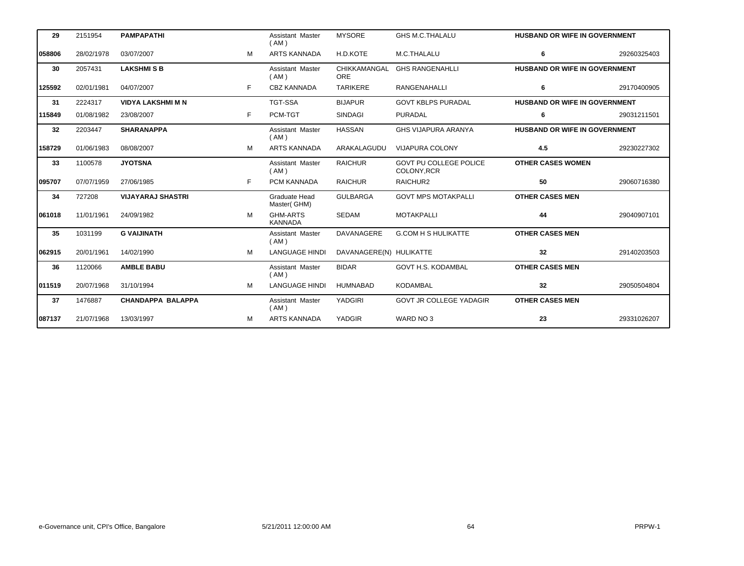| | | | | | | | | |
|---|---|---|---|---|---|---|---|---|
| 29 | 2151954 | **PAMPAPATHI** | | Assistant Master ( AM ) | MYSORE | GHS M.C.THALALU | **HUSBAND OR WIFE IN GOVERNMENT** | |
| 058806 | 28/02/1978 | 03/07/2007 | M | ARTS KANNADA | H.D.KOTE | M.C.THALALU | **6** | 29260325403 |
| 30 | 2057431 | **LAKSHMI S B** | | Assistant Master ( AM ) | CHIKKAMANGALORE | GHS RANGENAHLLI | **HUSBAND OR WIFE IN GOVERNMENT** | |
| 125592 | 02/01/1981 | 04/07/2007 | F | CBZ KANNADA | TARIKERE | RANGENAHALLI | **6** | 29170400905 |
| 31 | 2224317 | **VIDYA LAKSHMI M N** | | TGT-SSA | BIJAPUR | GOVT KBLPS PURADAL | **HUSBAND OR WIFE IN GOVERNMENT** | |
| 115849 | 01/08/1982 | 23/08/2007 | F | PCM-TGT | SINDAGI | PURADAL | **6** | 29031211501 |
| 32 | 2203447 | **SHARANAPPA** | | Assistant Master ( AM ) | HASSAN | GHS VIJAPURA ARANYA | **HUSBAND OR WIFE IN GOVERNMENT** | |
| 158729 | 01/06/1983 | 08/08/2007 | M | ARTS KANNADA | ARAKALAGUDU | VIJAPURA COLONY | **4.5** | 29230227302 |
| 33 | 1100578 | **JYOTSNA** | | Assistant Master ( AM ) | RAICHUR | GOVT PU COLLEGE POLICE COLONY,RCR | **OTHER CASES WOMEN** | |
| 095707 | 07/07/1959 | 27/06/1985 | F | PCM KANNADA | RAICHUR | RAICHUR2 | **50** | 29060716380 |
| 34 | 727208 | **VIJAYARAJ SHASTRI** | | Graduate Head Master( GHM) | GULBARGA | GOVT MPS MOTAKPALLI | **OTHER CASES MEN** | |
| 061018 | 11/01/1961 | 24/09/1982 | M | GHM-ARTS KANNADA | SEDAM | MOTAKPALLI | **44** | 29040907101 |
| 35 | 1031199 | **G VAIJINATH** | | Assistant Master ( AM ) | DAVANAGERE | G.COM H S HULIKATTE | **OTHER CASES MEN** | |
| 062915 | 20/01/1961 | 14/02/1990 | M | LANGUAGE HINDI | DAVANAGERE(N) | HULIKATTE | **32** | 29140203503 |
| 36 | 1120066 | **AMBLE BABU** | | Assistant Master ( AM ) | BIDAR | GOVT H.S. KODAMBAL | **OTHER CASES MEN** | |
| 011519 | 20/07/1968 | 31/10/1994 | M | LANGUAGE HINDI | HUMNABAD | KODAMBAL | **32** | 29050504804 |
| 37 | 1476887 | **CHANDAPPA BALAPPA** | | Assistant Master ( AM ) | YADGIRI | GOVT JR COLLEGE YADAGIR | **OTHER CASES MEN** | |
| 087137 | 21/07/1968 | 13/03/1997 | M | ARTS KANNADA | YADGIR | WARD NO 3 | **23** | 29331026207 |